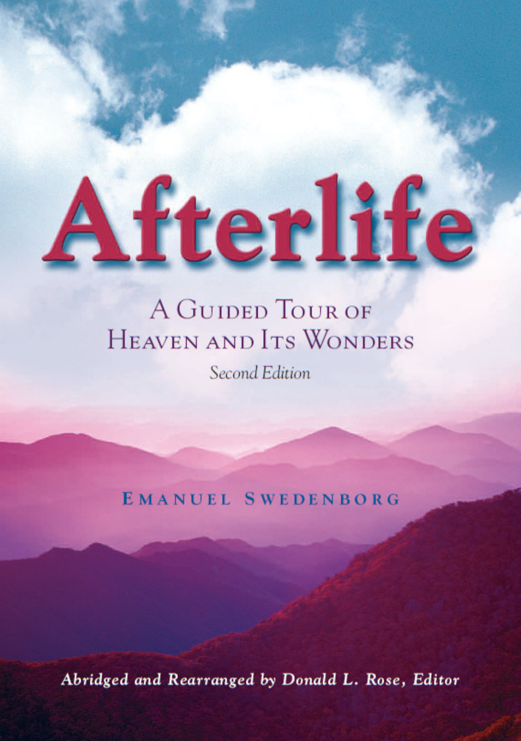# Afterlife

## A Guided Tour of Heaven and Its Wonders

*Second Edition*

**Emanuel Swedenborg**

***Abridged and Rearranged by Donald L. Rose, Editor***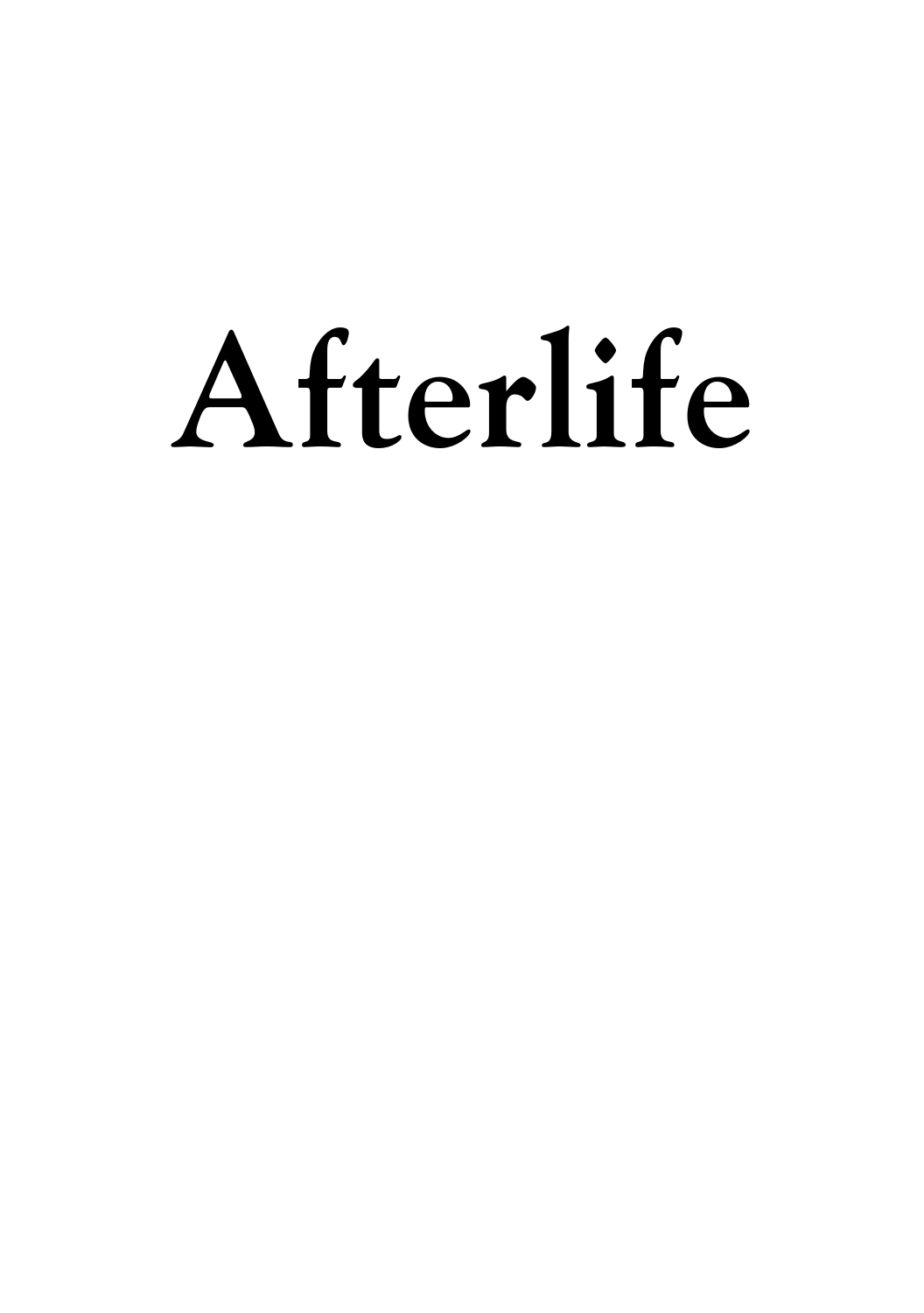# Afterlife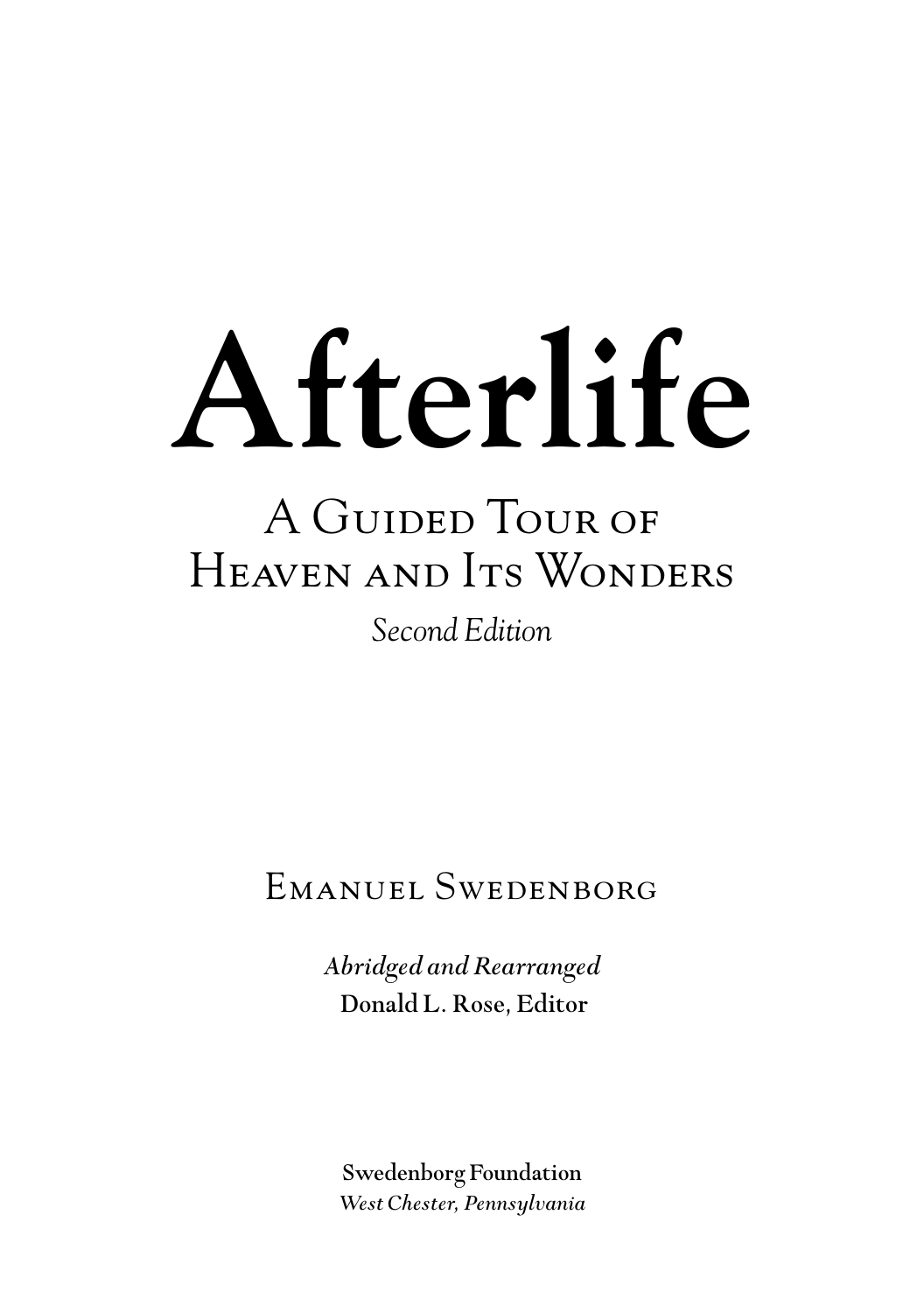# Afterlife

## A Guided Tour of Heaven and Its Wonders

*Second Edition*

Emanuel Swedenborg

*Abridged and Rearranged*
**Donald L. Rose, Editor**

**Swedenborg Foundation**
*West Chester, Pennsylvania*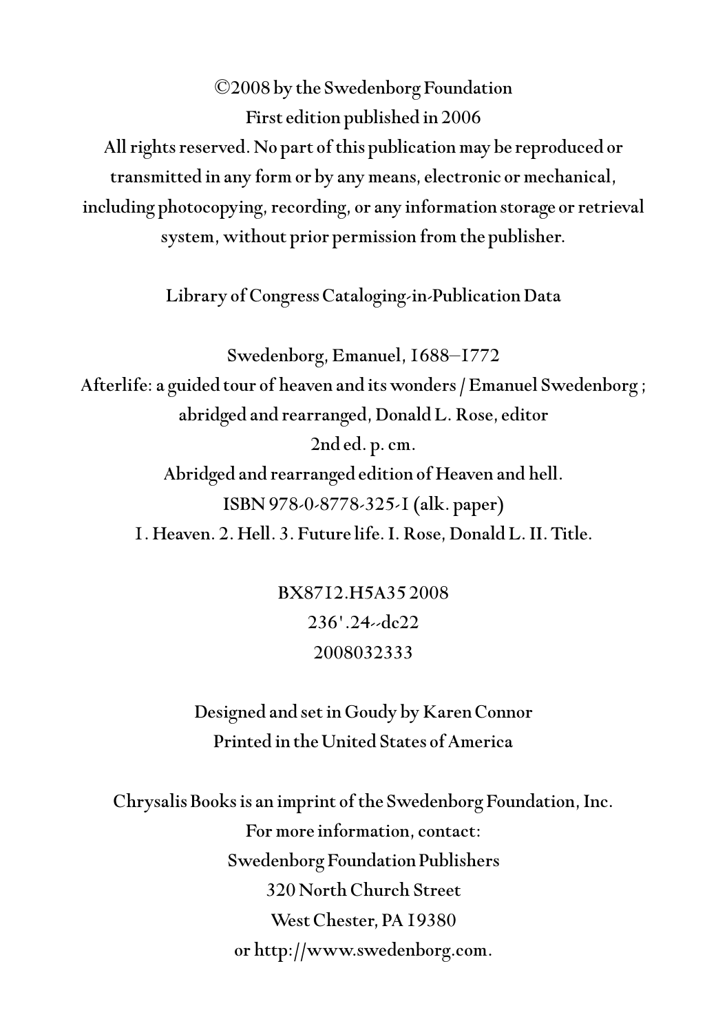©2008 by the Swedenborg Foundation
First edition published in 2006
All rights reserved. No part of this publication may be reproduced or transmitted in any form or by any means, electronic or mechanical, including photocopying, recording, or any information storage or retrieval system, without prior permission from the publisher.

Library of Congress Cataloging-in-Publication Data

Swedenborg, Emanuel, 1688–1772
Afterlife: a guided tour of heaven and its wonders / Emanuel Swedenborg ; abridged and rearranged, Donald L. Rose, editor
2nd ed. p. cm.
Abridged and rearranged edition of Heaven and hell.
ISBN 978-0-8778-325-1 (alk. paper)
1. Heaven. 2. Hell. 3. Future life. I. Rose, Donald L. II. Title.

BX8712.H5A35 2008
236'.24--dc22
2008032333

Designed and set in Goudy by Karen Connor
Printed in the United States of America

Chrysalis Books is an imprint of the Swedenborg Foundation, Inc.
For more information, contact:
Swedenborg Foundation Publishers
320 North Church Street
West Chester, PA 19380
or http://www.swedenborg.com.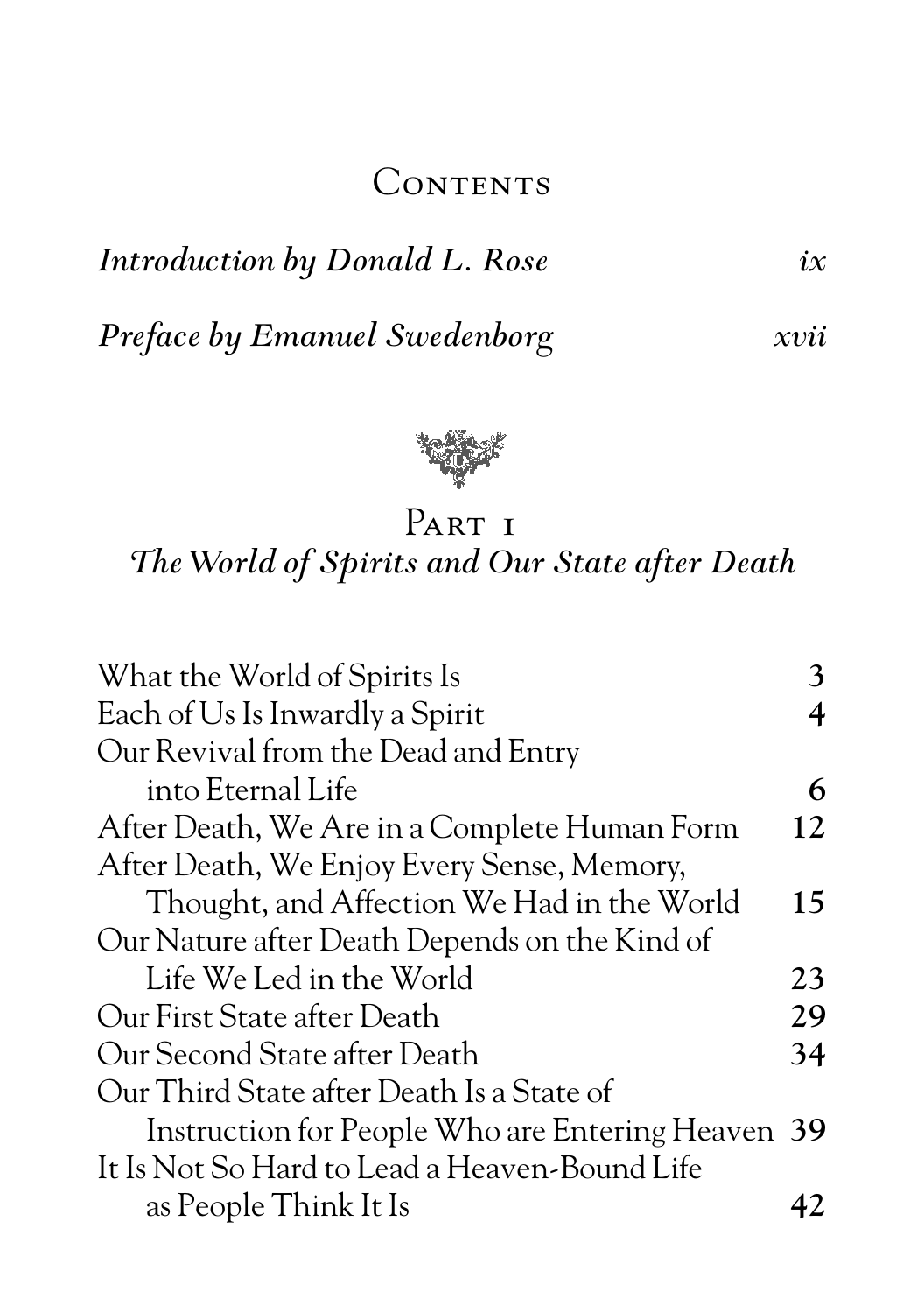# Contents

*Introduction by Donald L. Rose* ix

*Preface by Emanuel Swedenborg* xvii

## Part 1
### *The World of Spirits and Our State after Death*

| | |
|---|---|
| What the World of Spirits Is | 3 |
| Each of Us Is Inwardly a Spirit | 4 |
| Our Revival from the Dead and Entry into Eternal Life | 6 |
| After Death, We Are in a Complete Human Form | 12 |
| After Death, We Enjoy Every Sense, Memory, Thought, and Affection We Had in the World | 15 |
| Our Nature after Death Depends on the Kind of Life We Led in the World | 23 |
| Our First State after Death | 29 |
| Our Second State after Death | 34 |
| Our Third State after Death Is a State of Instruction for People Who are Entering Heaven | 39 |
| It Is Not So Hard to Lead a Heaven-Bound Life as People Think It Is | 42 |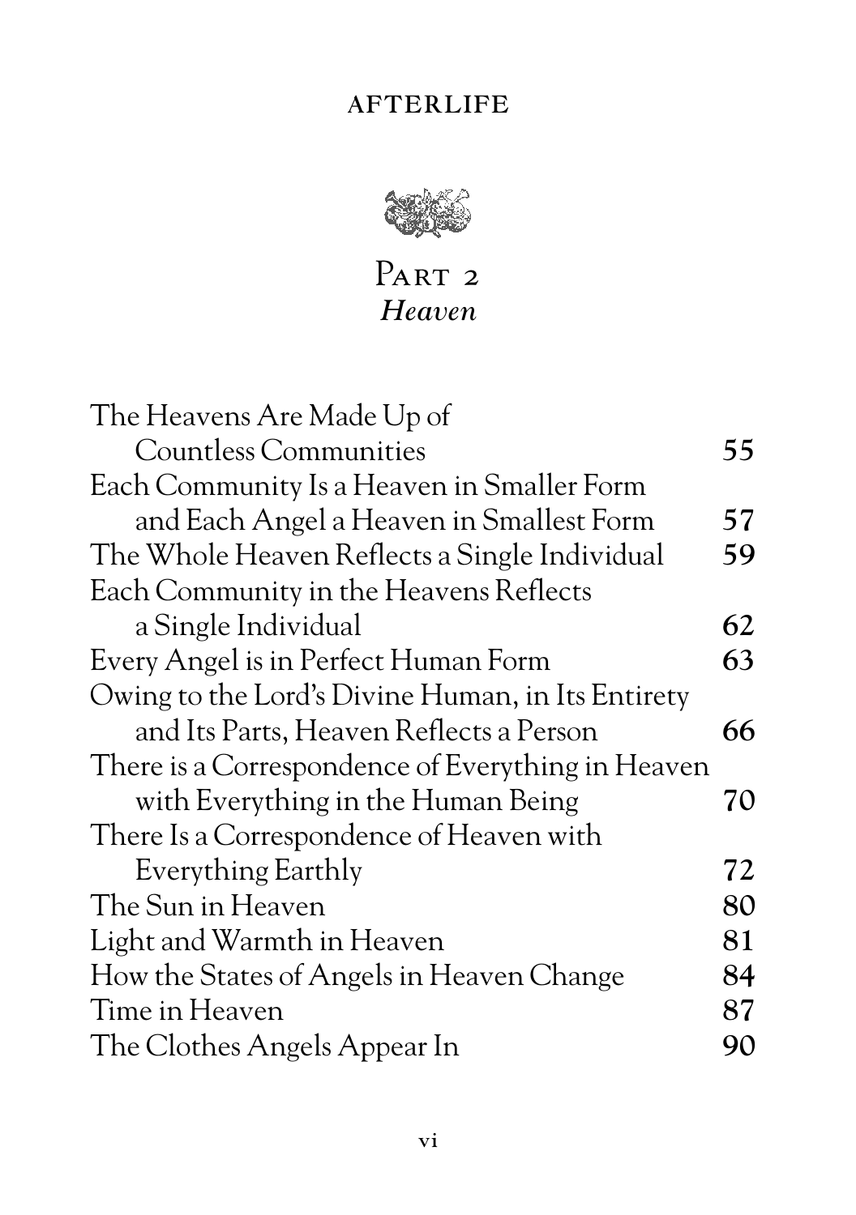## Part 2
### *Heaven*

| | |
|---|---|
| The Heavens Are Made Up of Countless Communities | **55** |
| Each Community Is a Heaven in Smaller Form and Each Angel a Heaven in Smallest Form | **57** |
| The Whole Heaven Reflects a Single Individual | **59** |
| Each Community in the Heavens Reflects a Single Individual | **62** |
| Every Angel is in Perfect Human Form | **63** |
| Owing to the Lord's Divine Human, in Its Entirety and Its Parts, Heaven Reflects a Person | **66** |
| There is a Correspondence of Everything in Heaven with Everything in the Human Being | **70** |
| There Is a Correspondence of Heaven with Everything Earthly | **72** |
| The Sun in Heaven | **80** |
| Light and Warmth in Heaven | **81** |
| How the States of Angels in Heaven Change | **84** |
| Time in Heaven | **87** |
| The Clothes Angels Appear In | **90** |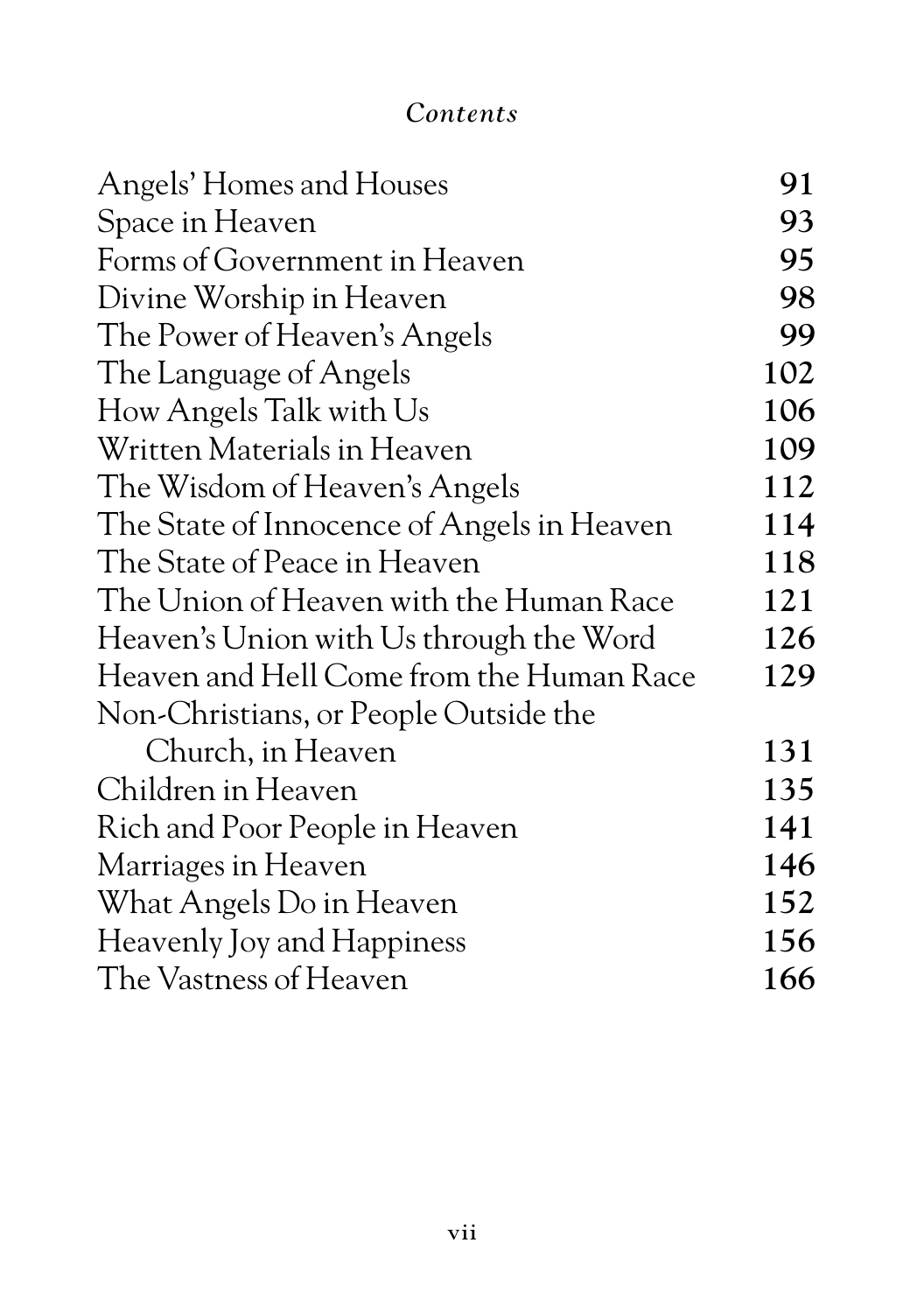*Contents*

| | |
|---|---|
| Angels' Homes and Houses | 91 |
| Space in Heaven | 93 |
| Forms of Government in Heaven | 95 |
| Divine Worship in Heaven | 98 |
| The Power of Heaven's Angels | 99 |
| The Language of Angels | 102 |
| How Angels Talk with Us | 106 |
| Written Materials in Heaven | 109 |
| The Wisdom of Heaven's Angels | 112 |
| The State of Innocence of Angels in Heaven | 114 |
| The State of Peace in Heaven | 118 |
| The Union of Heaven with the Human Race | 121 |
| Heaven's Union with Us through the Word | 126 |
| Heaven and Hell Come from the Human Race | 129 |
| Non-Christians, or People Outside the Church, in Heaven | 131 |
| Children in Heaven | 135 |
| Rich and Poor People in Heaven | 141 |
| Marriages in Heaven | 146 |
| What Angels Do in Heaven | 152 |
| Heavenly Joy and Happiness | 156 |
| The Vastness of Heaven | 166 |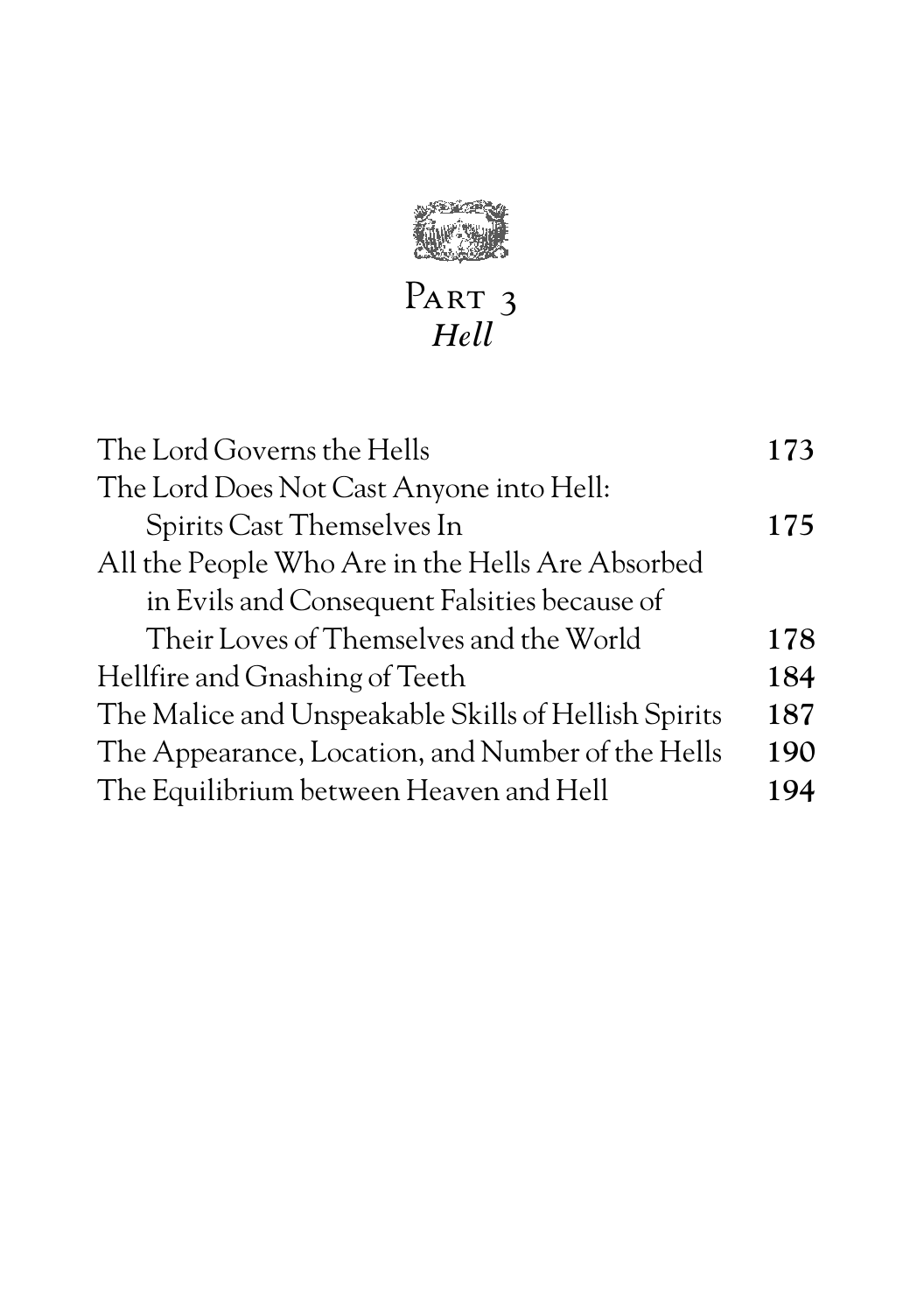# Part 3
## *Hell*

| | |
|---|---|
| The Lord Governs the Hells | **173** |
| The Lord Does Not Cast Anyone into Hell: Spirits Cast Themselves In | **175** |
| All the People Who Are in the Hells Are Absorbed in Evils and Consequent Falsities because of Their Loves of Themselves and the World | **178** |
| Hellfire and Gnashing of Teeth | **184** |
| The Malice and Unspeakable Skills of Hellish Spirits | **187** |
| The Appearance, Location, and Number of the Hells | **190** |
| The Equilibrium between Heaven and Hell | **194** |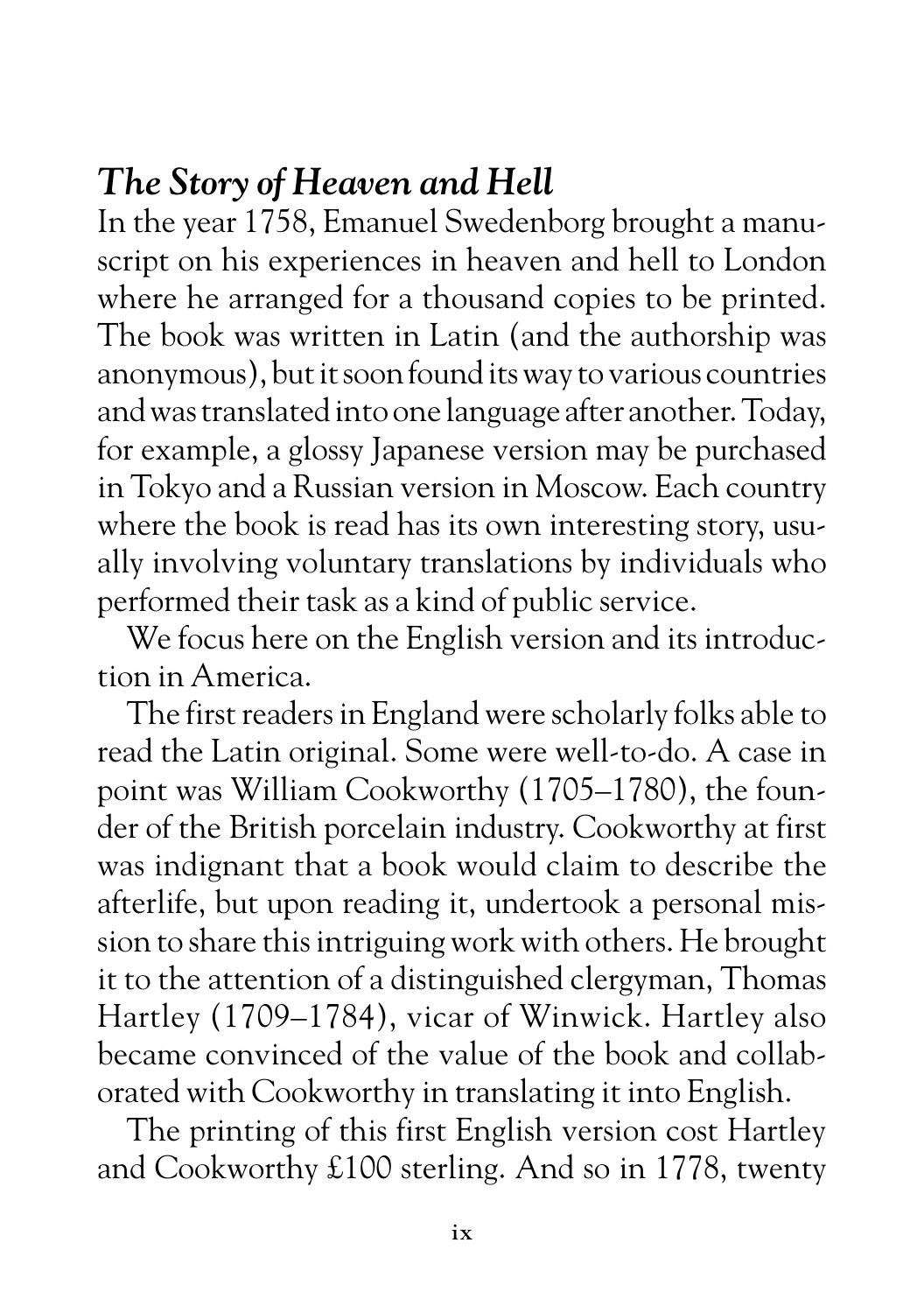## *The Story of Heaven and Hell*

In the year 1758, Emanuel Swedenborg brought a manuscript on his experiences in heaven and hell to London where he arranged for a thousand copies to be printed. The book was written in Latin (and the authorship was anonymous), but it soon found its way to various countries and was translated into one language after another. Today, for example, a glossy Japanese version may be purchased in Tokyo and a Russian version in Moscow. Each country where the book is read has its own interesting story, usually involving voluntary translations by individuals who performed their task as a kind of public service.

We focus here on the English version and its introduction in America.

The first readers in England were scholarly folks able to read the Latin original. Some were well-to-do. A case in point was William Cookworthy (1705–1780), the founder of the British porcelain industry. Cookworthy at first was indignant that a book would claim to describe the afterlife, but upon reading it, undertook a personal mission to share this intriguing work with others. He brought it to the attention of a distinguished clergyman, Thomas Hartley (1709–1784), vicar of Winwick. Hartley also became convinced of the value of the book and collaborated with Cookworthy in translating it into English.

The printing of this first English version cost Hartley and Cookworthy £100 sterling. And so in 1778, twenty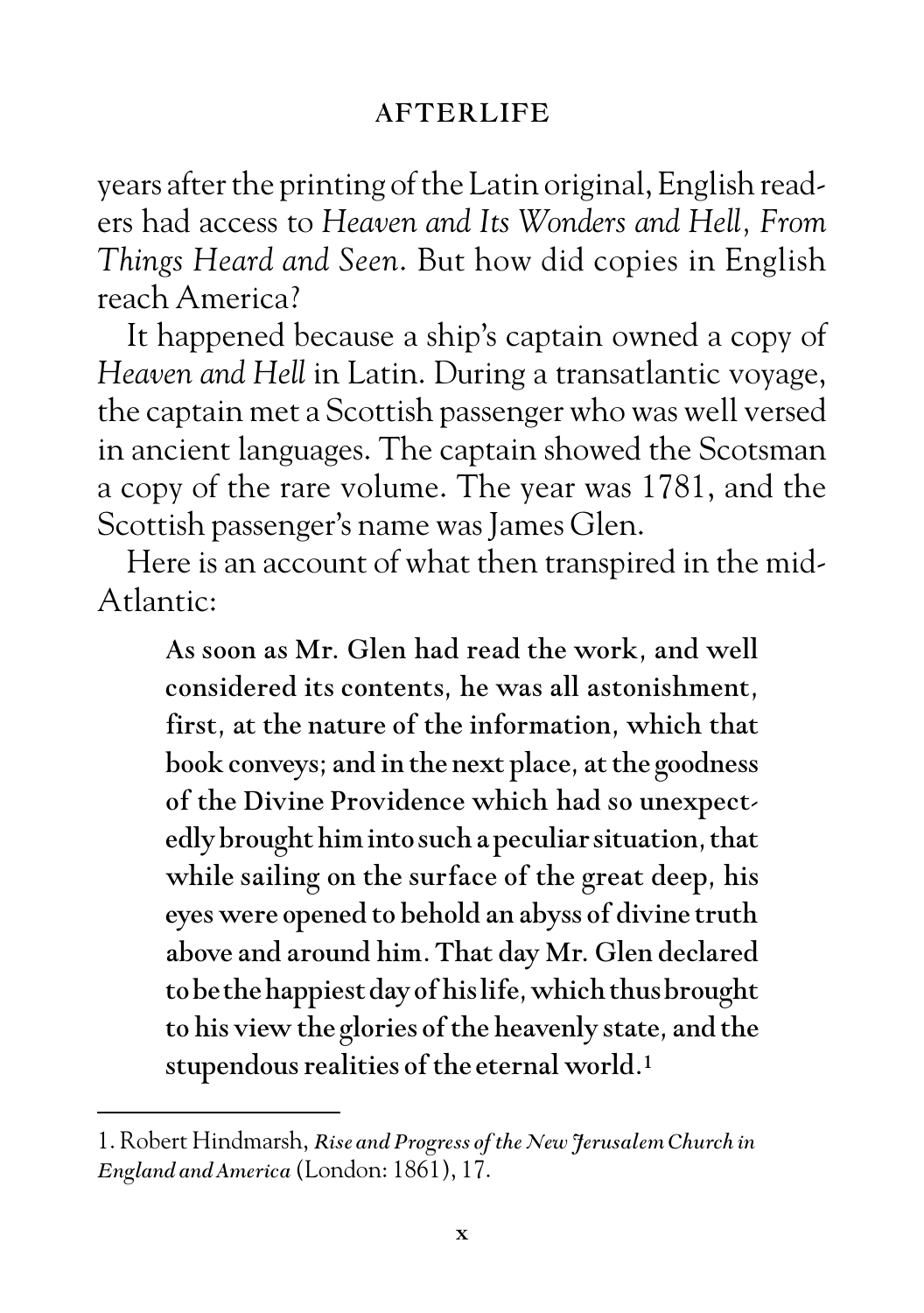years after the printing of the Latin original, English readers had access to *Heaven and Its Wonders and Hell, From Things Heard and Seen*. But how did copies in English reach America?

It happened because a ship's captain owned a copy of *Heaven and Hell* in Latin. During a transatlantic voyage, the captain met a Scottish passenger who was well versed in ancient languages. The captain showed the Scotsman a copy of the rare volume. The year was 1781, and the Scottish passenger's name was James Glen.

Here is an account of what then transpired in the mid-Atlantic:

> **As soon as Mr. Glen had read the work, and well considered its contents, he was all astonishment, first, at the nature of the information, which that book conveys; and in the next place, at the goodness of the Divine Providence which had so unexpectedly brought him into such a peculiar situation, that while sailing on the surface of the great deep, his eyes were opened to behold an abyss of divine truth above and around him. That day Mr. Glen declared to be the happiest day of his life, which thus brought to his view the glories of the heavenly state, and the stupendous realities of the eternal world.**[1]

---

1. Robert Hindmarsh, *Rise and Progress of the New Jerusalem Church in England and America* (London: 1861), 17.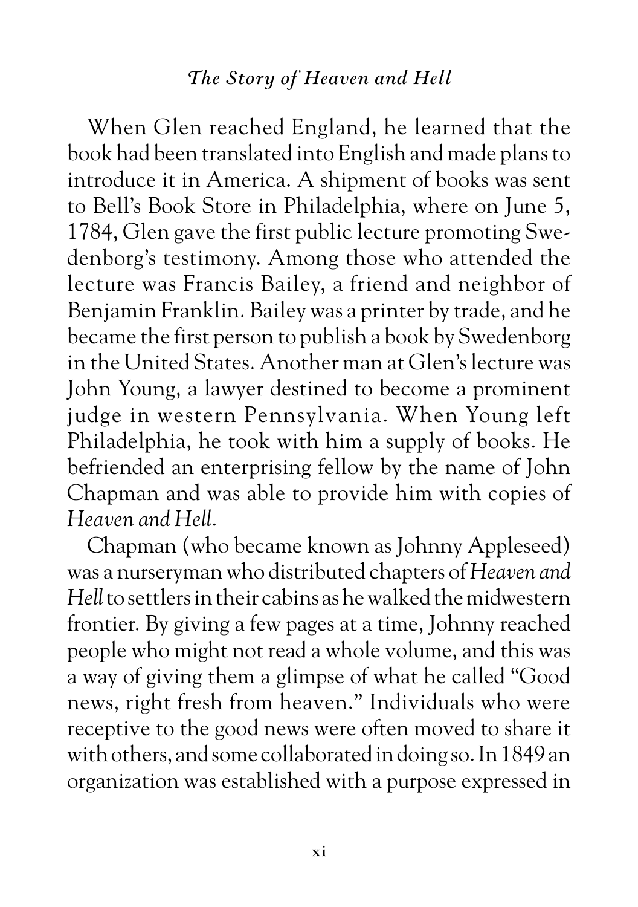When Glen reached England, he learned that the book had been translated into English and made plans to introduce it in America. A shipment of books was sent to Bell's Book Store in Philadelphia, where on June 5, 1784, Glen gave the first public lecture promoting Swedenborg's testimony. Among those who attended the lecture was Francis Bailey, a friend and neighbor of Benjamin Franklin. Bailey was a printer by trade, and he became the first person to publish a book by Swedenborg in the United States. Another man at Glen's lecture was John Young, a lawyer destined to become a prominent judge in western Pennsylvania. When Young left Philadelphia, he took with him a supply of books. He befriended an enterprising fellow by the name of John Chapman and was able to provide him with copies of *Heaven and Hell*.

Chapman (who became known as Johnny Appleseed) was a nurseryman who distributed chapters of *Heaven and Hell* to settlers in their cabins as he walked the midwestern frontier. By giving a few pages at a time, Johnny reached people who might not read a whole volume, and this was a way of giving them a glimpse of what he called "Good news, right fresh from heaven." Individuals who were receptive to the good news were often moved to share it with others, and some collaborated in doing so. In 1849 an organization was established with a purpose expressed in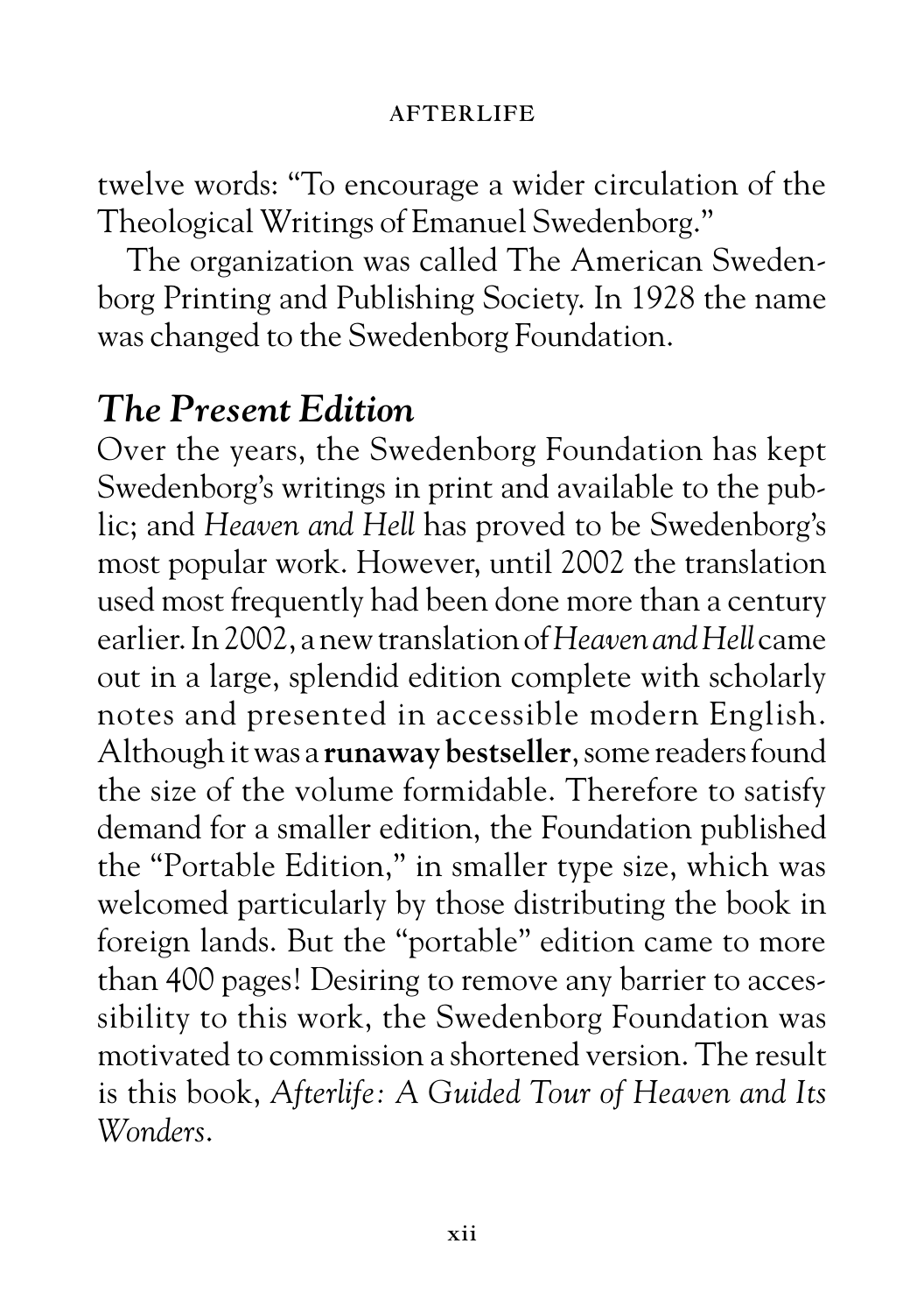twelve words: "To encourage a wider circulation of the Theological Writings of Emanuel Swedenborg."

The organization was called The American Swedenborg Printing and Publishing Society. In 1928 the name was changed to the Swedenborg Foundation.

## *The Present Edition*

Over the years, the Swedenborg Foundation has kept Swedenborg's writings in print and available to the public; and *Heaven and Hell* has proved to be Swedenborg's most popular work. However, until 2002 the translation used most frequently had been done more than a century earlier. In 2002, a new translation of *Heaven and Hell* came out in a large, splendid edition complete with scholarly notes and presented in accessible modern English. Although it was a **runaway bestseller**, some readers found the size of the volume formidable. Therefore to satisfy demand for a smaller edition, the Foundation published the "Portable Edition," in smaller type size, which was welcomed particularly by those distributing the book in foreign lands. But the "portable" edition came to more than 400 pages! Desiring to remove any barrier to accessibility to this work, the Swedenborg Foundation was motivated to commission a shortened version. The result is this book, *Afterlife: A Guided Tour of Heaven and Its Wonders*.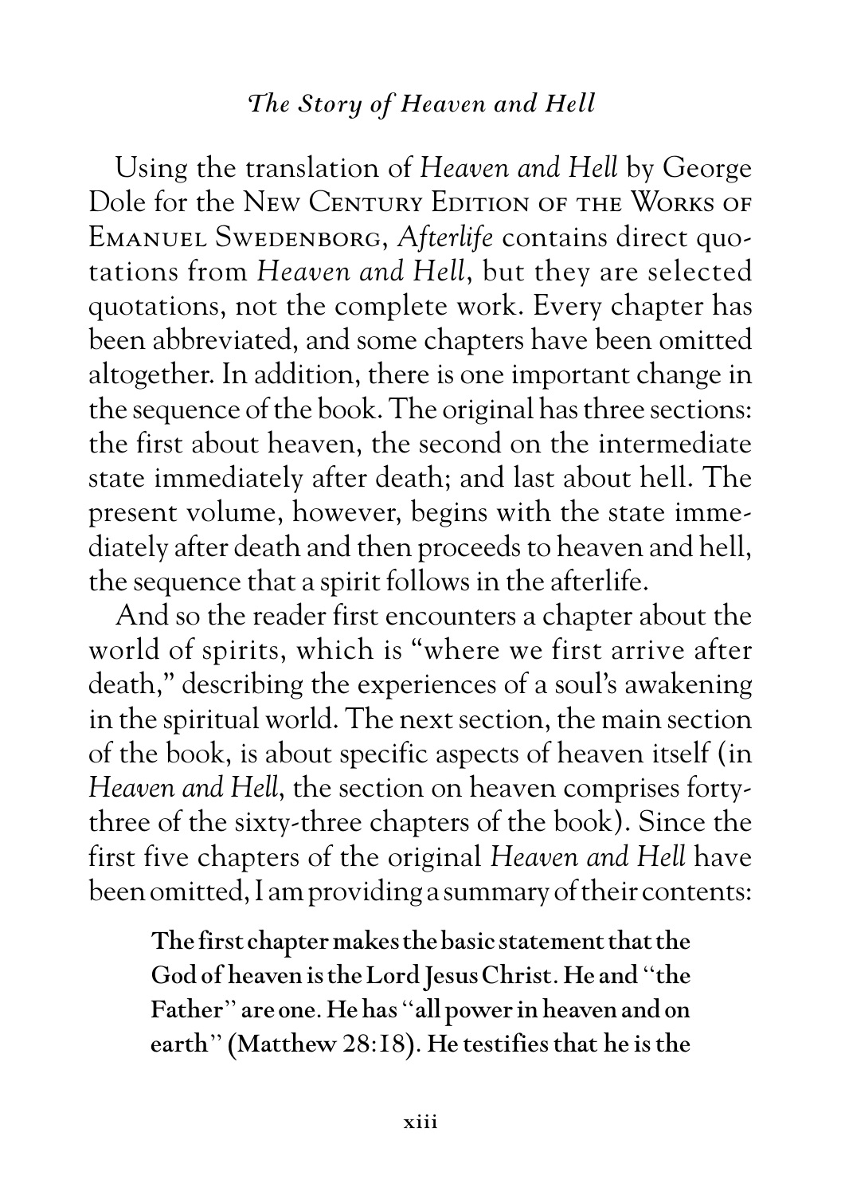Using the translation of *Heaven and Hell* by George Dole for the New Century Edition of the Works of Emanuel Swedenborg, *Afterlife* contains direct quotations from *Heaven and Hell*, but they are selected quotations, not the complete work. Every chapter has been abbreviated, and some chapters have been omitted altogether. In addition, there is one important change in the sequence of the book. The original has three sections: the first about heaven, the second on the intermediate state immediately after death; and last about hell. The present volume, however, begins with the state immediately after death and then proceeds to heaven and hell, the sequence that a spirit follows in the afterlife.

And so the reader first encounters a chapter about the world of spirits, which is "where we first arrive after death," describing the experiences of a soul's awakening in the spiritual world. The next section, the main section of the book, is about specific aspects of heaven itself (in *Heaven and Hell*, the section on heaven comprises forty-three of the sixty-three chapters of the book). Since the first five chapters of the original *Heaven and Hell* have been omitted, I am providing a summary of their contents:

> **The first chapter makes the basic statement that the God of heaven is the Lord Jesus Christ. He and "the Father" are one. He has "all power in heaven and on earth" (Matthew 28:18). He testifies that he is the**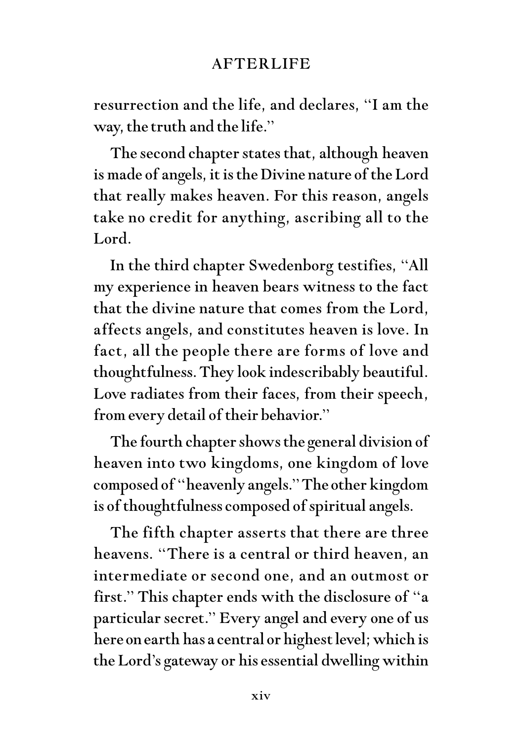resurrection and the life, and declares, "I am the way, the truth and the life."

The second chapter states that, although heaven is made of angels, it is the Divine nature of the Lord that really makes heaven. For this reason, angels take no credit for anything, ascribing all to the Lord.

In the third chapter Swedenborg testifies, "All my experience in heaven bears witness to the fact that the divine nature that comes from the Lord, affects angels, and constitutes heaven is love. In fact, all the people there are forms of love and thoughtfulness. They look indescribably beautiful. Love radiates from their faces, from their speech, from every detail of their behavior."

The fourth chapter shows the general division of heaven into two kingdoms, one kingdom of love composed of "heavenly angels." The other kingdom is of thoughtfulness composed of spiritual angels.

The fifth chapter asserts that there are three heavens. "There is a central or third heaven, an intermediate or second one, and an outmost or first." This chapter ends with the disclosure of "a particular secret." Every angel and every one of us here on earth has a central or highest level; which is the Lord's gateway or his essential dwelling within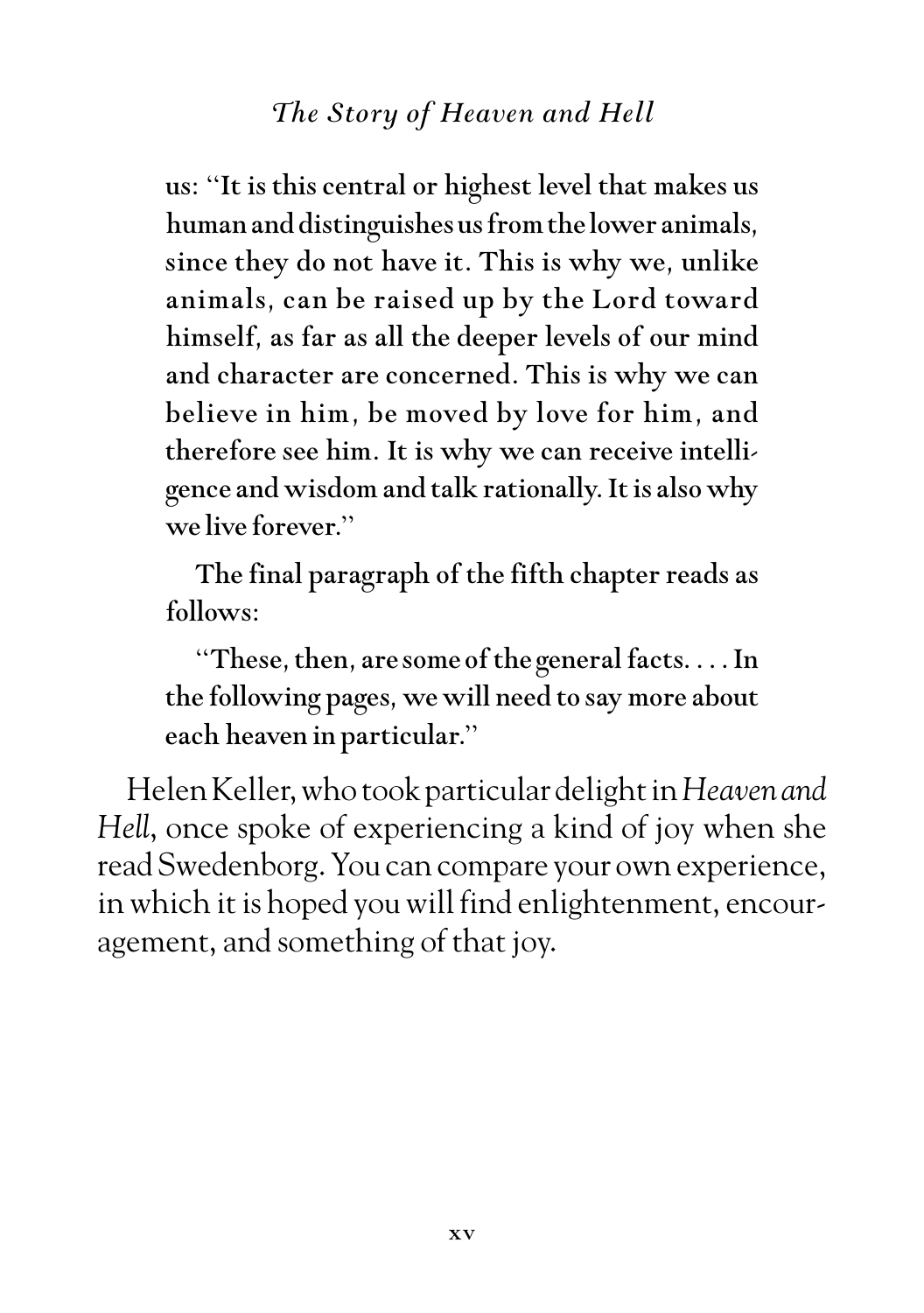us: "It is this central or highest level that makes us human and distinguishes us from the lower animals, since they do not have it. This is why we, unlike animals, can be raised up by the Lord toward himself, as far as all the deeper levels of our mind and character are concerned. This is why we can believe in him, be moved by love for him, and therefore see him. It is why we can receive intelligence and wisdom and talk rationally. It is also why we live forever."

The final paragraph of the fifth chapter reads as follows:

"These, then, are some of the general facts. . . . In the following pages, we will need to say more about each heaven in particular."

Helen Keller, who took particular delight in *Heaven and Hell*, once spoke of experiencing a kind of joy when she read Swedenborg. You can compare your own experience, in which it is hoped you will find enlightenment, encouragement, and something of that joy.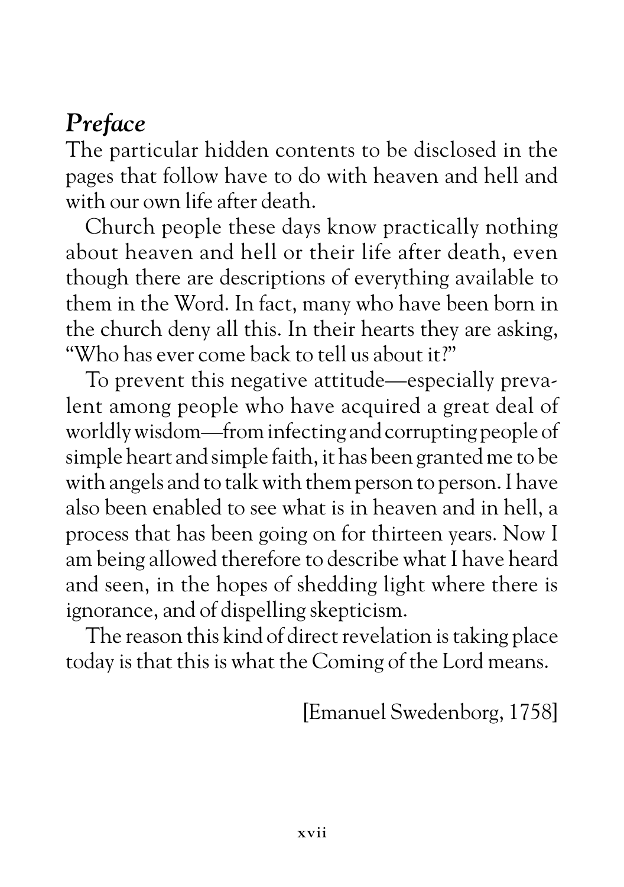## *Preface*

The particular hidden contents to be disclosed in the pages that follow have to do with heaven and hell and with our own life after death.

Church people these days know practically nothing about heaven and hell or their life after death, even though there are descriptions of everything available to them in the Word. In fact, many who have been born in the church deny all this. In their hearts they are asking, "Who has ever come back to tell us about it?"

To prevent this negative attitude—especially prevalent among people who have acquired a great deal of worldly wisdom—from infecting and corrupting people of simple heart and simple faith, it has been granted me to be with angels and to talk with them person to person. I have also been enabled to see what is in heaven and in hell, a process that has been going on for thirteen years. Now I am being allowed therefore to describe what I have heard and seen, in the hopes of shedding light where there is ignorance, and of dispelling skepticism.

The reason this kind of direct revelation is taking place today is that this is what the Coming of the Lord means.

[Emanuel Swedenborg, 1758]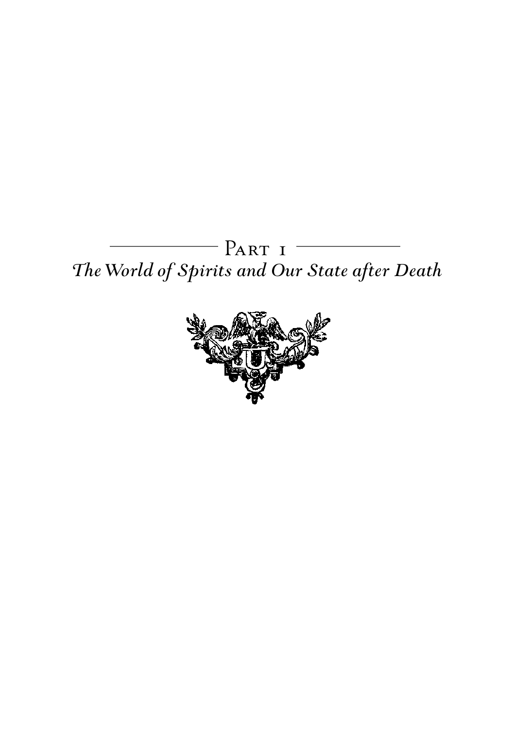# Part 1

## *The World of Spirits and Our State after Death*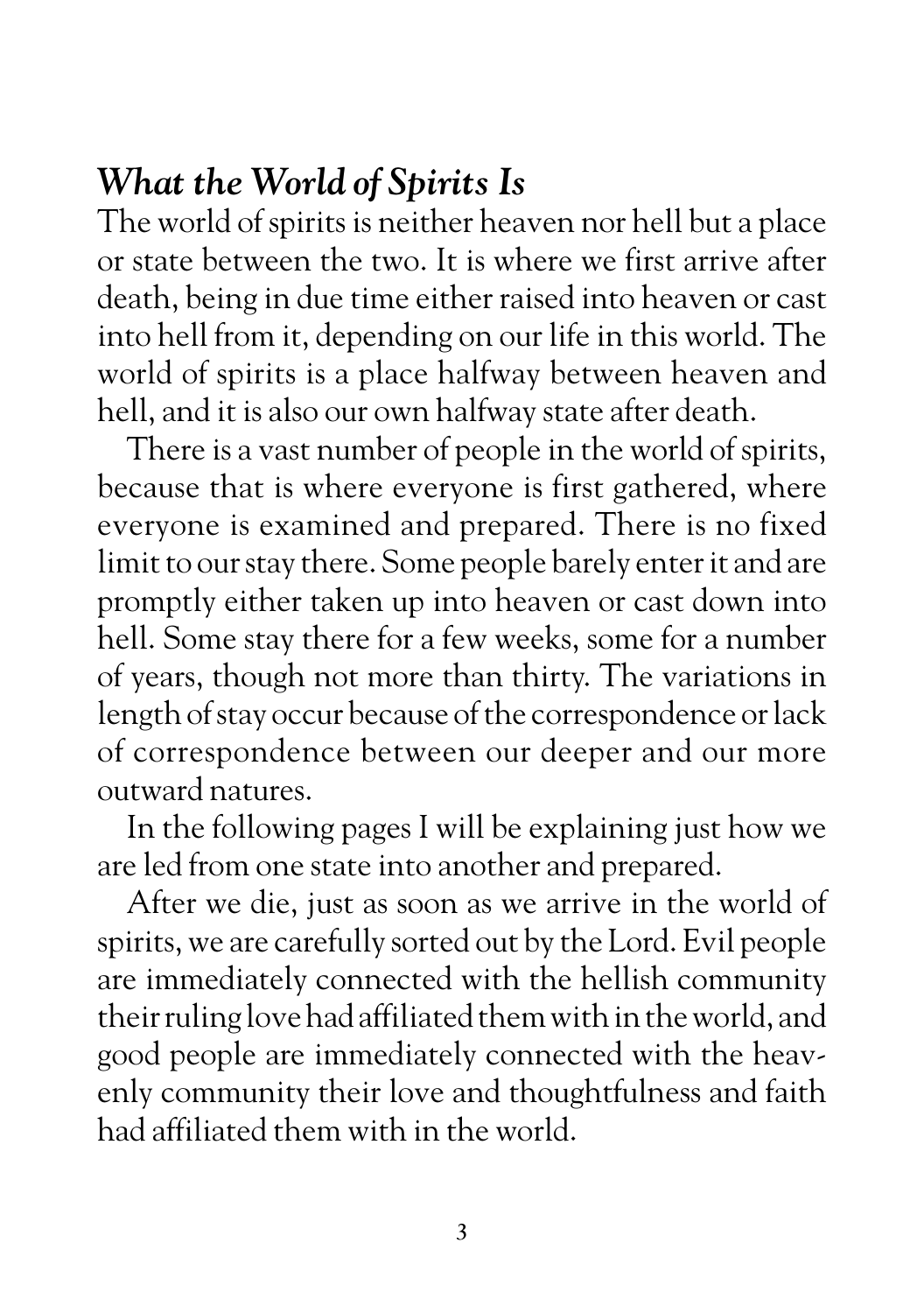## *What the World of Spirits Is*

The world of spirits is neither heaven nor hell but a place or state between the two. It is where we first arrive after death, being in due time either raised into heaven or cast into hell from it, depending on our life in this world. The world of spirits is a place halfway between heaven and hell, and it is also our own halfway state after death.

There is a vast number of people in the world of spirits, because that is where everyone is first gathered, where everyone is examined and prepared. There is no fixed limit to our stay there. Some people barely enter it and are promptly either taken up into heaven or cast down into hell. Some stay there for a few weeks, some for a number of years, though not more than thirty. The variations in length of stay occur because of the correspondence or lack of correspondence between our deeper and our more outward natures.

In the following pages I will be explaining just how we are led from one state into another and prepared.

After we die, just as soon as we arrive in the world of spirits, we are carefully sorted out by the Lord. Evil people are immediately connected with the hellish community their ruling love had affiliated them with in the world, and good people are immediately connected with the heavenly community their love and thoughtfulness and faith had affiliated them with in the world.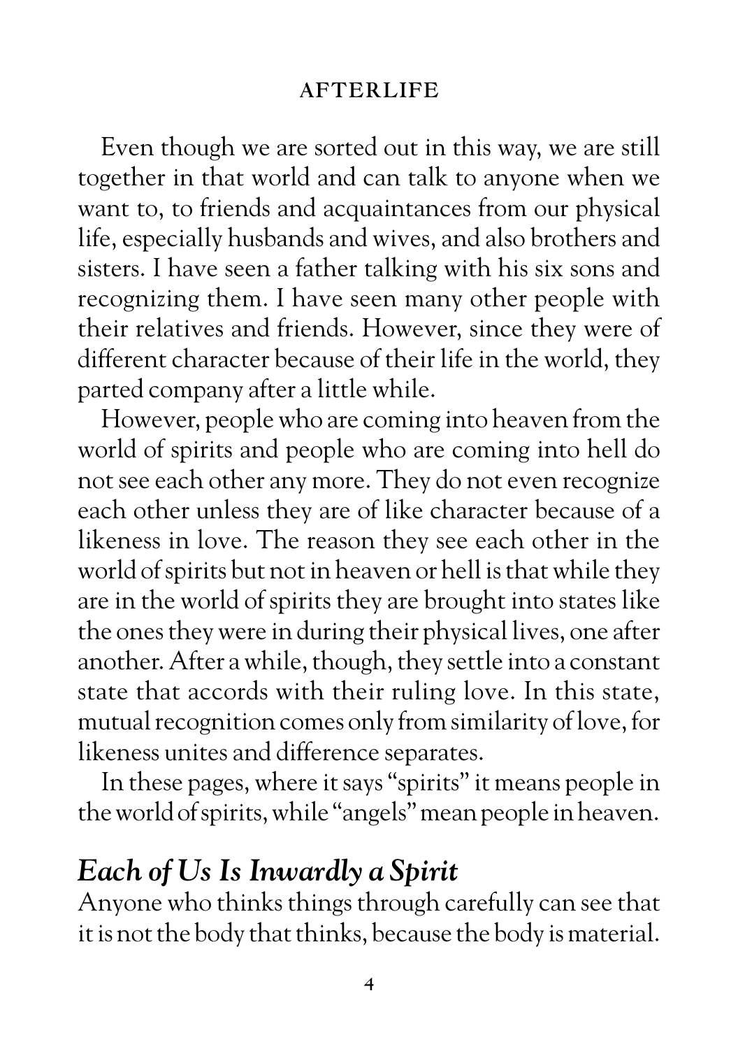Even though we are sorted out in this way, we are still together in that world and can talk to anyone when we want to, to friends and acquaintances from our physical life, especially husbands and wives, and also brothers and sisters. I have seen a father talking with his six sons and recognizing them. I have seen many other people with their relatives and friends. However, since they were of different character because of their life in the world, they parted company after a little while.

However, people who are coming into heaven from the world of spirits and people who are coming into hell do not see each other any more. They do not even recognize each other unless they are of like character because of a likeness in love. The reason they see each other in the world of spirits but not in heaven or hell is that while they are in the world of spirits they are brought into states like the ones they were in during their physical lives, one after another. After a while, though, they settle into a constant state that accords with their ruling love. In this state, mutual recognition comes only from similarity of love, for likeness unites and difference separates.

In these pages, where it says "spirits" it means people in the world of spirits, while "angels" mean people in heaven.

## *Each of Us Is Inwardly a Spirit*

Anyone who thinks things through carefully can see that it is not the body that thinks, because the body is material.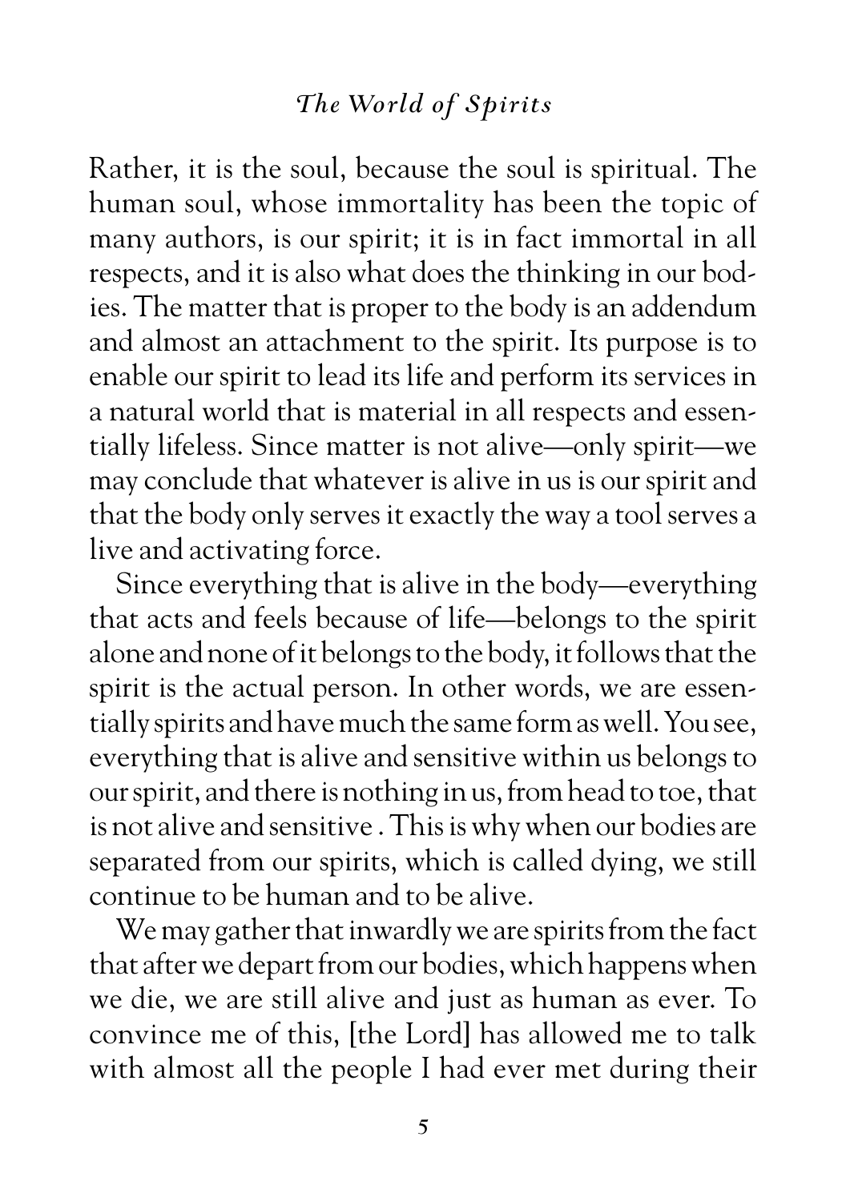Rather, it is the soul, because the soul is spiritual. The human soul, whose immortality has been the topic of many authors, is our spirit; it is in fact immortal in all respects, and it is also what does the thinking in our bodies. The matter that is proper to the body is an addendum and almost an attachment to the spirit. Its purpose is to enable our spirit to lead its life and perform its services in a natural world that is material in all respects and essentially lifeless. Since matter is not alive—only spirit—we may conclude that whatever is alive in us is our spirit and that the body only serves it exactly the way a tool serves a live and activating force.

Since everything that is alive in the body—everything that acts and feels because of life—belongs to the spirit alone and none of it belongs to the body, it follows that the spirit is the actual person. In other words, we are essentially spirits and have much the same form as well. You see, everything that is alive and sensitive within us belongs to our spirit, and there is nothing in us, from head to toe, that is not alive and sensitive . This is why when our bodies are separated from our spirits, which is called dying, we still continue to be human and to be alive.

We may gather that inwardly we are spirits from the fact that after we depart from our bodies, which happens when we die, we are still alive and just as human as ever. To convince me of this, [the Lord] has allowed me to talk with almost all the people I had ever met during their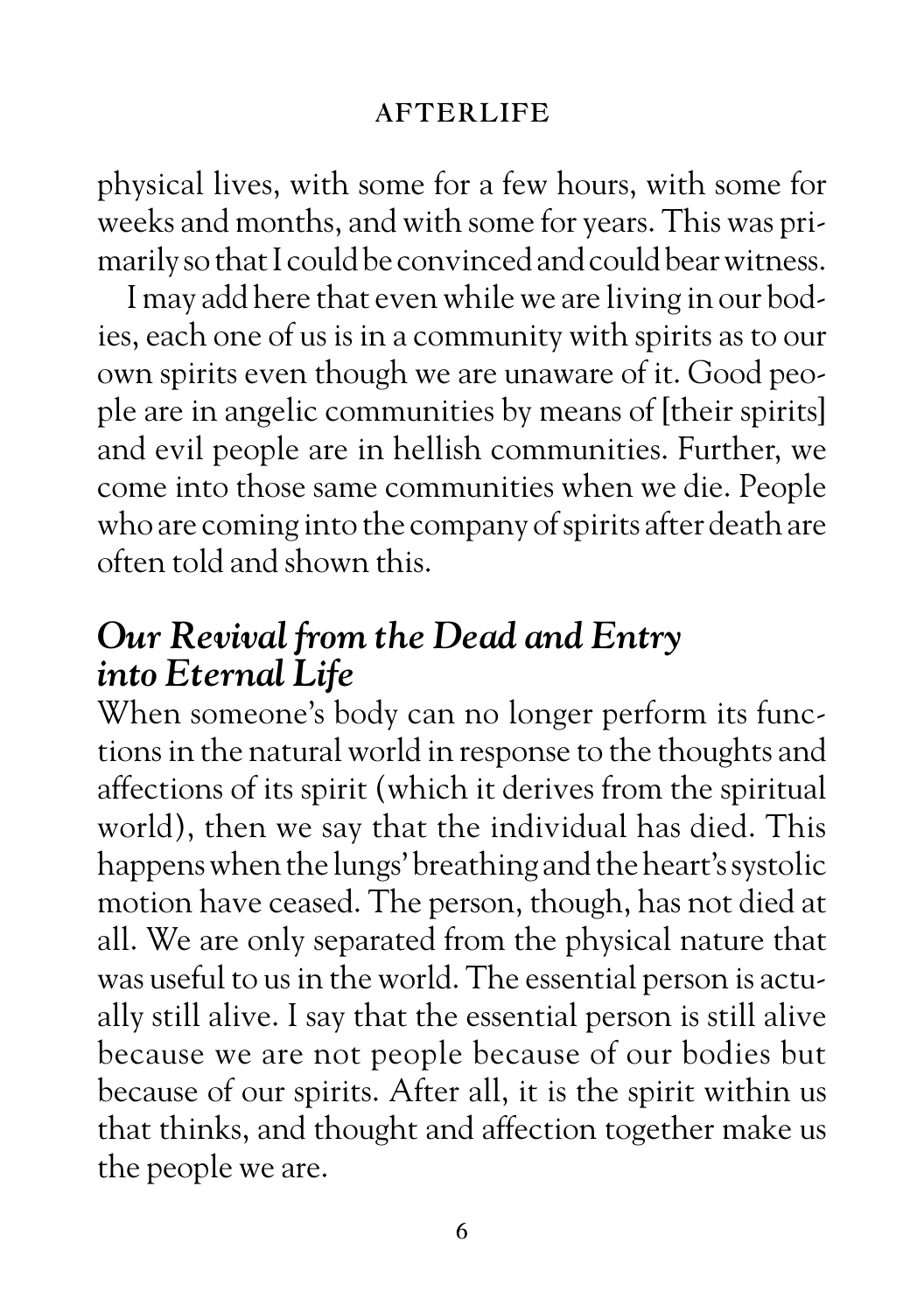physical lives, with some for a few hours, with some for weeks and months, and with some for years. This was primarily so that I could be convinced and could bear witness.

I may add here that even while we are living in our bodies, each one of us is in a community with spirits as to our own spirits even though we are unaware of it. Good people are in angelic communities by means of [their spirits] and evil people are in hellish communities. Further, we come into those same communities when we die. People who are coming into the company of spirits after death are often told and shown this.

## *Our Revival from the Dead and Entry into Eternal Life*

When someone's body can no longer perform its functions in the natural world in response to the thoughts and affections of its spirit (which it derives from the spiritual world), then we say that the individual has died. This happens when the lungs' breathing and the heart's systolic motion have ceased. The person, though, has not died at all. We are only separated from the physical nature that was useful to us in the world. The essential person is actually still alive. I say that the essential person is still alive because we are not people because of our bodies but because of our spirits. After all, it is the spirit within us that thinks, and thought and affection together make us the people we are.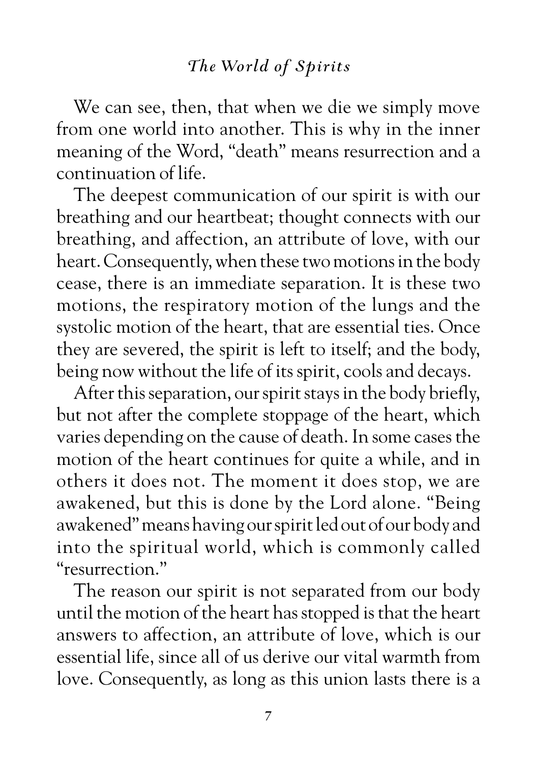We can see, then, that when we die we simply move from one world into another. This is why in the inner meaning of the Word, "death" means resurrection and a continuation of life.

The deepest communication of our spirit is with our breathing and our heartbeat; thought connects with our breathing, and affection, an attribute of love, with our heart. Consequently, when these two motions in the body cease, there is an immediate separation. It is these two motions, the respiratory motion of the lungs and the systolic motion of the heart, that are essential ties. Once they are severed, the spirit is left to itself; and the body, being now without the life of its spirit, cools and decays.

After this separation, our spirit stays in the body briefly, but not after the complete stoppage of the heart, which varies depending on the cause of death. In some cases the motion of the heart continues for quite a while, and in others it does not. The moment it does stop, we are awakened, but this is done by the Lord alone. "Being awakened" means having our spirit led out of our body and into the spiritual world, which is commonly called "resurrection."

The reason our spirit is not separated from our body until the motion of the heart has stopped is that the heart answers to affection, an attribute of love, which is our essential life, since all of us derive our vital warmth from love. Consequently, as long as this union lasts there is a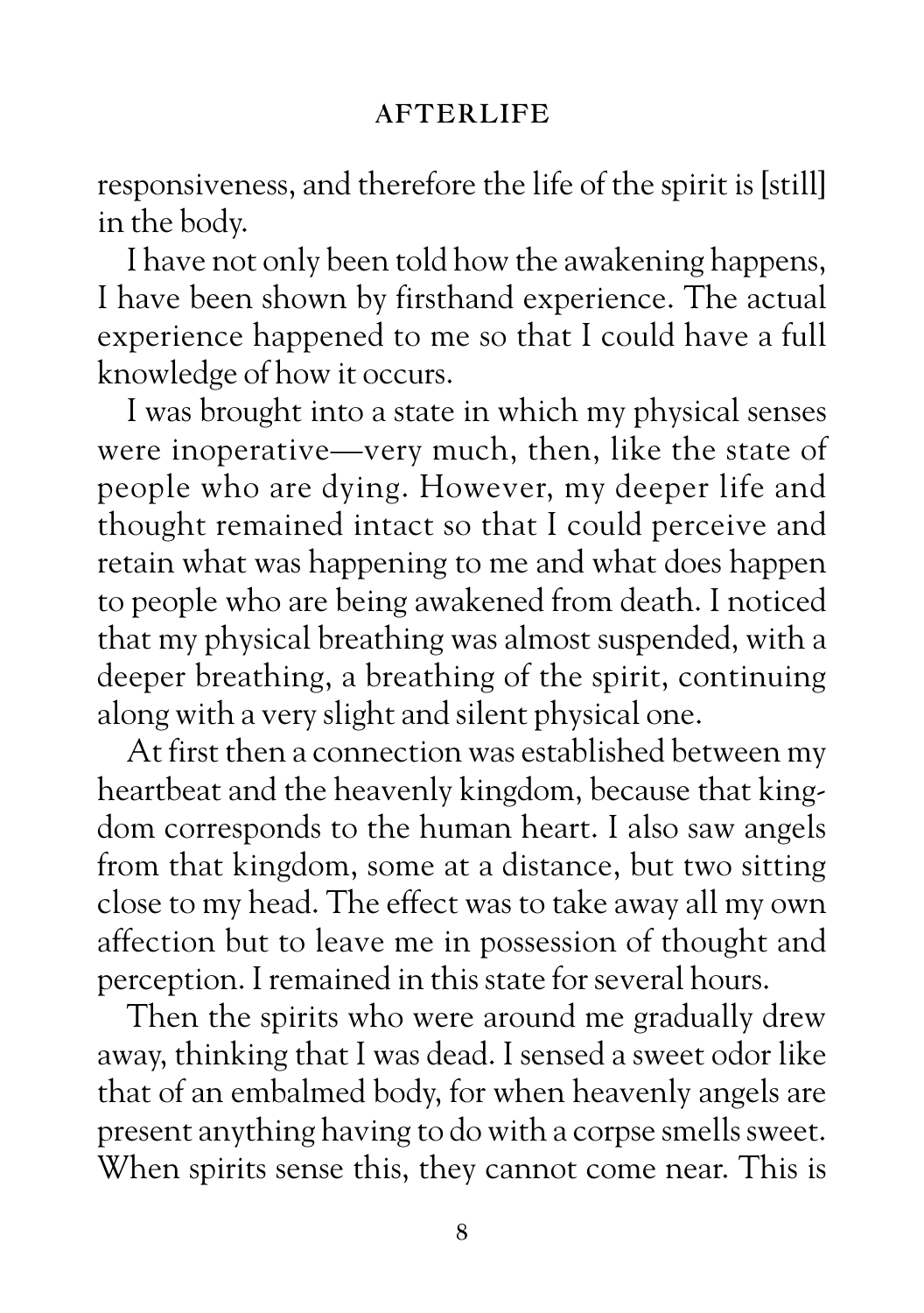responsiveness, and therefore the life of the spirit is [still] in the body.

I have not only been told how the awakening happens, I have been shown by firsthand experience. The actual experience happened to me so that I could have a full knowledge of how it occurs.

I was brought into a state in which my physical senses were inoperative—very much, then, like the state of people who are dying. However, my deeper life and thought remained intact so that I could perceive and retain what was happening to me and what does happen to people who are being awakened from death. I noticed that my physical breathing was almost suspended, with a deeper breathing, a breathing of the spirit, continuing along with a very slight and silent physical one.

At first then a connection was established between my heartbeat and the heavenly kingdom, because that kingdom corresponds to the human heart. I also saw angels from that kingdom, some at a distance, but two sitting close to my head. The effect was to take away all my own affection but to leave me in possession of thought and perception. I remained in this state for several hours.

Then the spirits who were around me gradually drew away, thinking that I was dead. I sensed a sweet odor like that of an embalmed body, for when heavenly angels are present anything having to do with a corpse smells sweet. When spirits sense this, they cannot come near. This is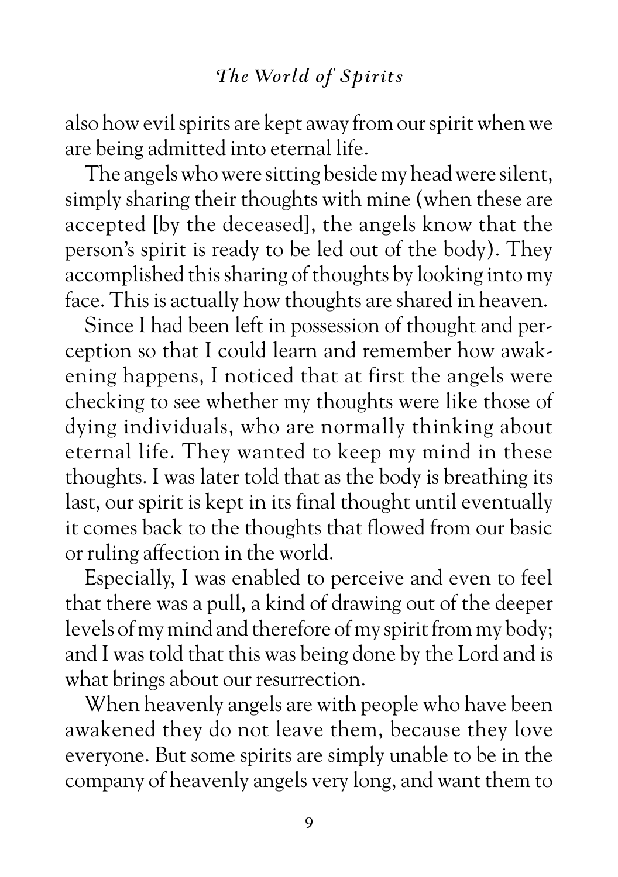also how evil spirits are kept away from our spirit when we are being admitted into eternal life.

The angels who were sitting beside my head were silent, simply sharing their thoughts with mine (when these are accepted [by the deceased], the angels know that the person's spirit is ready to be led out of the body). They accomplished this sharing of thoughts by looking into my face. This is actually how thoughts are shared in heaven.

Since I had been left in possession of thought and perception so that I could learn and remember how awakening happens, I noticed that at first the angels were checking to see whether my thoughts were like those of dying individuals, who are normally thinking about eternal life. They wanted to keep my mind in these thoughts. I was later told that as the body is breathing its last, our spirit is kept in its final thought until eventually it comes back to the thoughts that flowed from our basic or ruling affection in the world.

Especially, I was enabled to perceive and even to feel that there was a pull, a kind of drawing out of the deeper levels of my mind and therefore of my spirit from my body; and I was told that this was being done by the Lord and is what brings about our resurrection.

When heavenly angels are with people who have been awakened they do not leave them, because they love everyone. But some spirits are simply unable to be in the company of heavenly angels very long, and want them to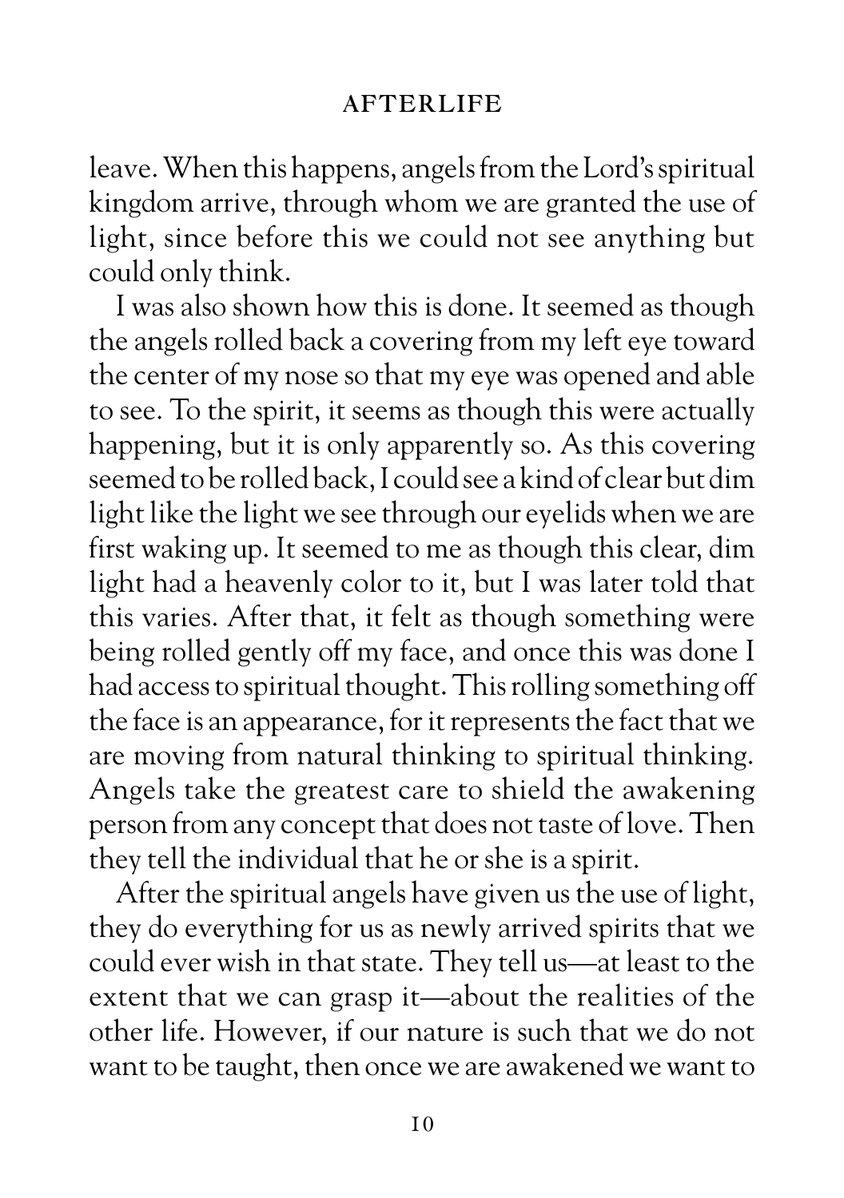leave. When this happens, angels from the Lord's spiritual kingdom arrive, through whom we are granted the use of light, since before this we could not see anything but could only think.

I was also shown how this is done. It seemed as though the angels rolled back a covering from my left eye toward the center of my nose so that my eye was opened and able to see. To the spirit, it seems as though this were actually happening, but it is only apparently so. As this covering seemed to be rolled back, I could see a kind of clear but dim light like the light we see through our eyelids when we are first waking up. It seemed to me as though this clear, dim light had a heavenly color to it, but I was later told that this varies. After that, it felt as though something were being rolled gently off my face, and once this was done I had access to spiritual thought. This rolling something off the face is an appearance, for it represents the fact that we are moving from natural thinking to spiritual thinking. Angels take the greatest care to shield the awakening person from any concept that does not taste of love. Then they tell the individual that he or she is a spirit.

After the spiritual angels have given us the use of light, they do everything for us as newly arrived spirits that we could ever wish in that state. They tell us—at least to the extent that we can grasp it—about the realities of the other life. However, if our nature is such that we do not want to be taught, then once we are awakened we want to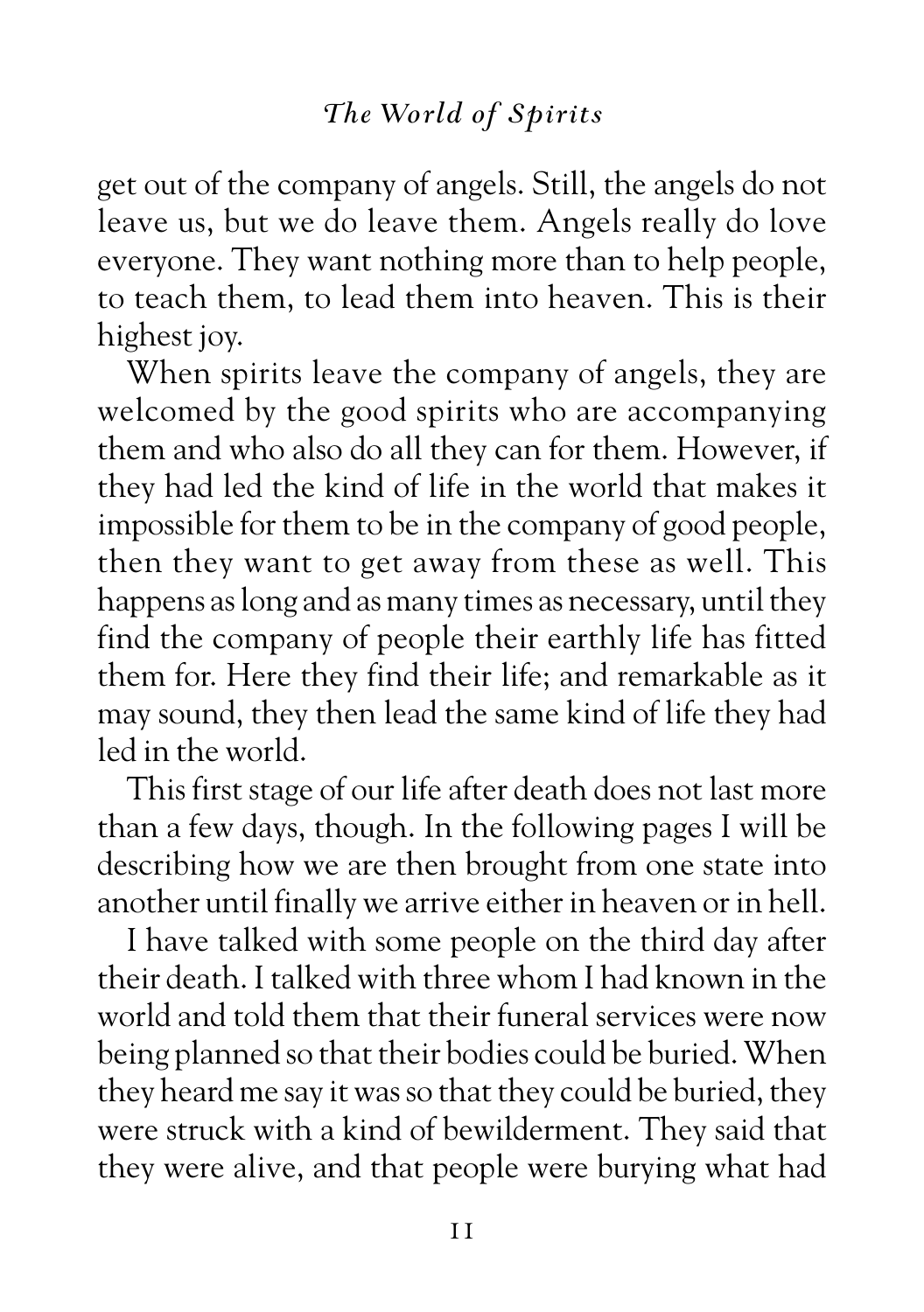get out of the company of angels. Still, the angels do not leave us, but we do leave them. Angels really do love everyone. They want nothing more than to help people, to teach them, to lead them into heaven. This is their highest joy.

When spirits leave the company of angels, they are welcomed by the good spirits who are accompanying them and who also do all they can for them. However, if they had led the kind of life in the world that makes it impossible for them to be in the company of good people, then they want to get away from these as well. This happens as long and as many times as necessary, until they find the company of people their earthly life has fitted them for. Here they find their life; and remarkable as it may sound, they then lead the same kind of life they had led in the world.

This first stage of our life after death does not last more than a few days, though. In the following pages I will be describing how we are then brought from one state into another until finally we arrive either in heaven or in hell.

I have talked with some people on the third day after their death. I talked with three whom I had known in the world and told them that their funeral services were now being planned so that their bodies could be buried. When they heard me say it was so that they could be buried, they were struck with a kind of bewilderment. They said that they were alive, and that people were burying what had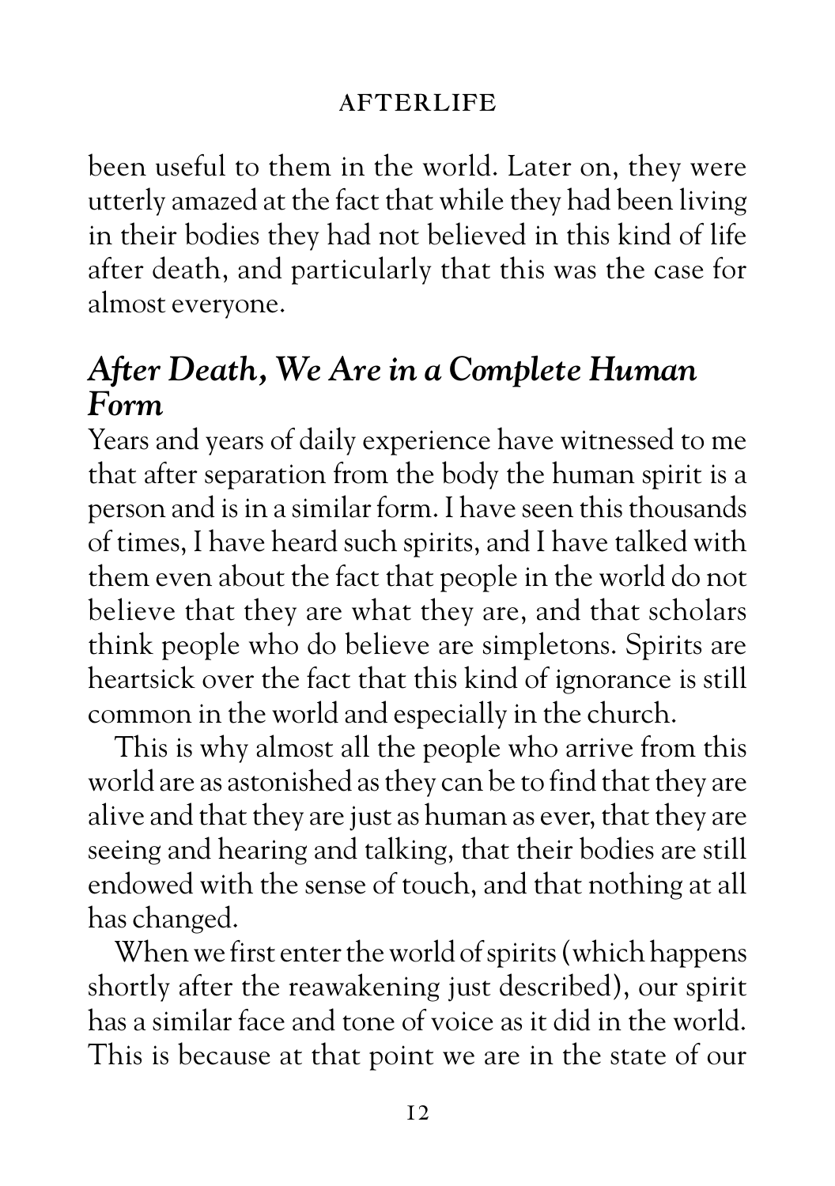been useful to them in the world. Later on, they were utterly amazed at the fact that while they had been living in their bodies they had not believed in this kind of life after death, and particularly that this was the case for almost everyone.

## *After Death, We Are in a Complete Human Form*

Years and years of daily experience have witnessed to me that after separation from the body the human spirit is a person and is in a similar form. I have seen this thousands of times, I have heard such spirits, and I have talked with them even about the fact that people in the world do not believe that they are what they are, and that scholars think people who do believe are simpletons. Spirits are heartsick over the fact that this kind of ignorance is still common in the world and especially in the church.

This is why almost all the people who arrive from this world are as astonished as they can be to find that they are alive and that they are just as human as ever, that they are seeing and hearing and talking, that their bodies are still endowed with the sense of touch, and that nothing at all has changed.

When we first enter the world of spirits (which happens shortly after the reawakening just described), our spirit has a similar face and tone of voice as it did in the world. This is because at that point we are in the state of our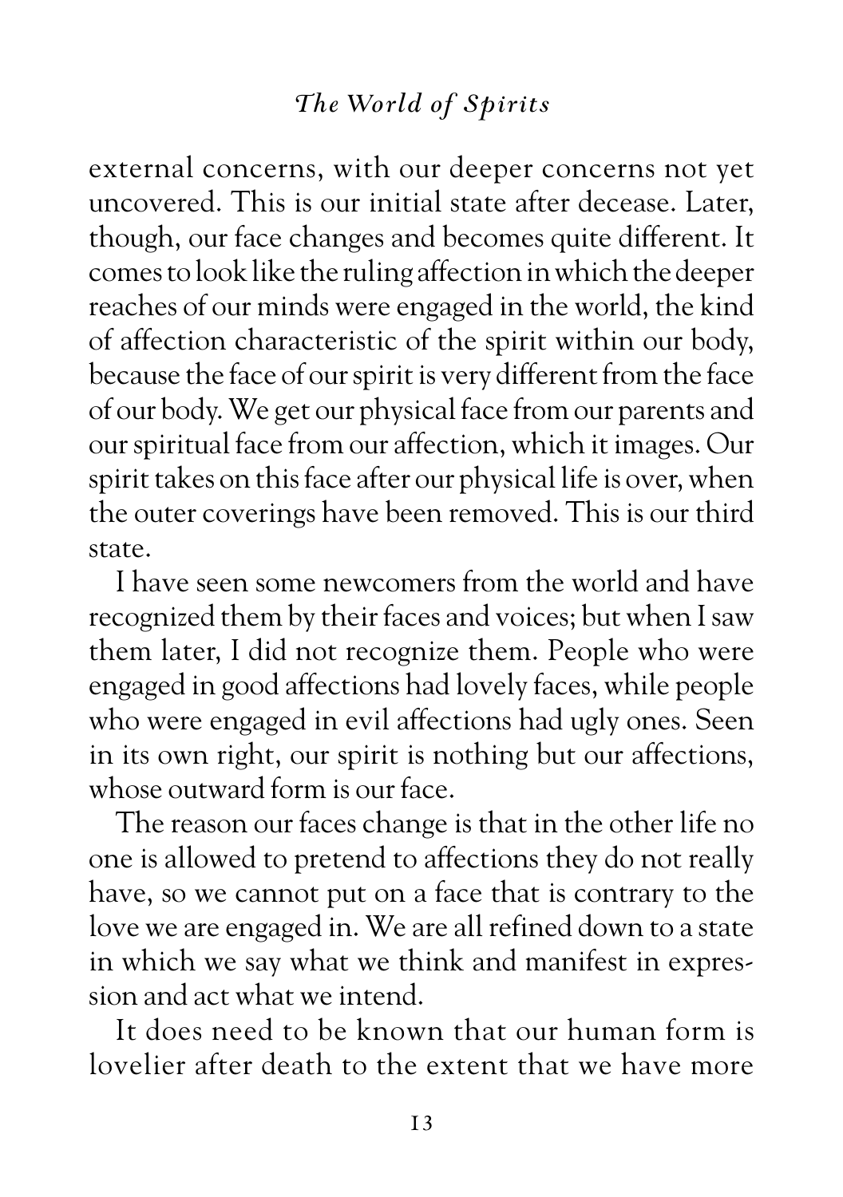external concerns, with our deeper concerns not yet uncovered. This is our initial state after decease. Later, though, our face changes and becomes quite different. It comes to look like the ruling affection in which the deeper reaches of our minds were engaged in the world, the kind of affection characteristic of the spirit within our body, because the face of our spirit is very different from the face of our body. We get our physical face from our parents and our spiritual face from our affection, which it images. Our spirit takes on this face after our physical life is over, when the outer coverings have been removed. This is our third state.

I have seen some newcomers from the world and have recognized them by their faces and voices; but when I saw them later, I did not recognize them. People who were engaged in good affections had lovely faces, while people who were engaged in evil affections had ugly ones. Seen in its own right, our spirit is nothing but our affections, whose outward form is our face.

The reason our faces change is that in the other life no one is allowed to pretend to affections they do not really have, so we cannot put on a face that is contrary to the love we are engaged in. We are all refined down to a state in which we say what we think and manifest in expression and act what we intend.

It does need to be known that our human form is lovelier after death to the extent that we have more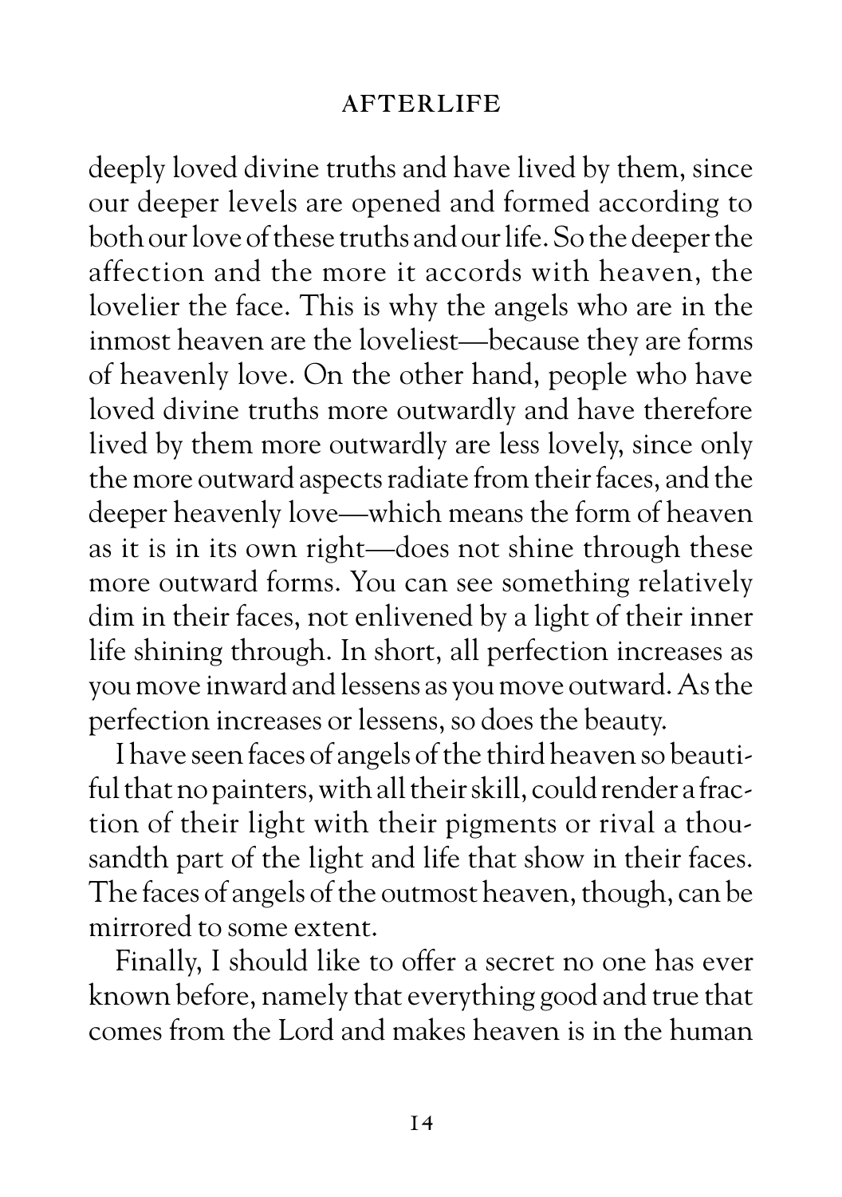deeply loved divine truths and have lived by them, since our deeper levels are opened and formed according to both our love of these truths and our life. So the deeper the affection and the more it accords with heaven, the lovelier the face. This is why the angels who are in the inmost heaven are the loveliest—because they are forms of heavenly love. On the other hand, people who have loved divine truths more outwardly and have therefore lived by them more outwardly are less lovely, since only the more outward aspects radiate from their faces, and the deeper heavenly love—which means the form of heaven as it is in its own right—does not shine through these more outward forms. You can see something relatively dim in their faces, not enlivened by a light of their inner life shining through. In short, all perfection increases as you move inward and lessens as you move outward. As the perfection increases or lessens, so does the beauty.

I have seen faces of angels of the third heaven so beautiful that no painters, with all their skill, could render a fraction of their light with their pigments or rival a thousandth part of the light and life that show in their faces. The faces of angels of the outmost heaven, though, can be mirrored to some extent.

Finally, I should like to offer a secret no one has ever known before, namely that everything good and true that comes from the Lord and makes heaven is in the human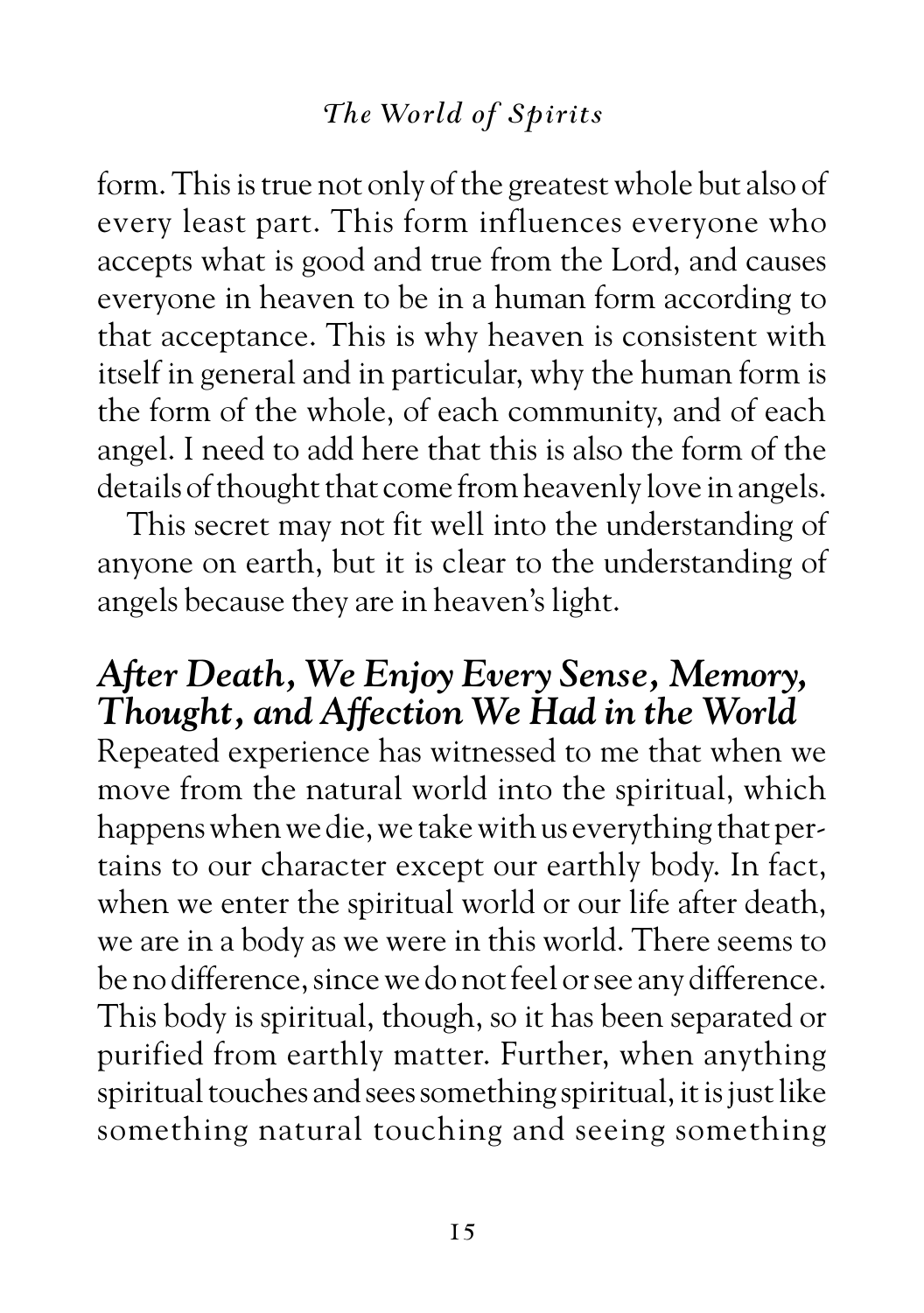form. This is true not only of the greatest whole but also of every least part. This form influences everyone who accepts what is good and true from the Lord, and causes everyone in heaven to be in a human form according to that acceptance. This is why heaven is consistent with itself in general and in particular, why the human form is the form of the whole, of each community, and of each angel. I need to add here that this is also the form of the details of thought that come from heavenly love in angels.

This secret may not fit well into the understanding of anyone on earth, but it is clear to the understanding of angels because they are in heaven's light.

## *After Death, We Enjoy Every Sense, Memory, Thought, and Affection We Had in the World*

Repeated experience has witnessed to me that when we move from the natural world into the spiritual, which happens when we die, we take with us everything that pertains to our character except our earthly body. In fact, when we enter the spiritual world or our life after death, we are in a body as we were in this world. There seems to be no difference, since we do not feel or see any difference. This body is spiritual, though, so it has been separated or purified from earthly matter. Further, when anything spiritual touches and sees something spiritual, it is just like something natural touching and seeing something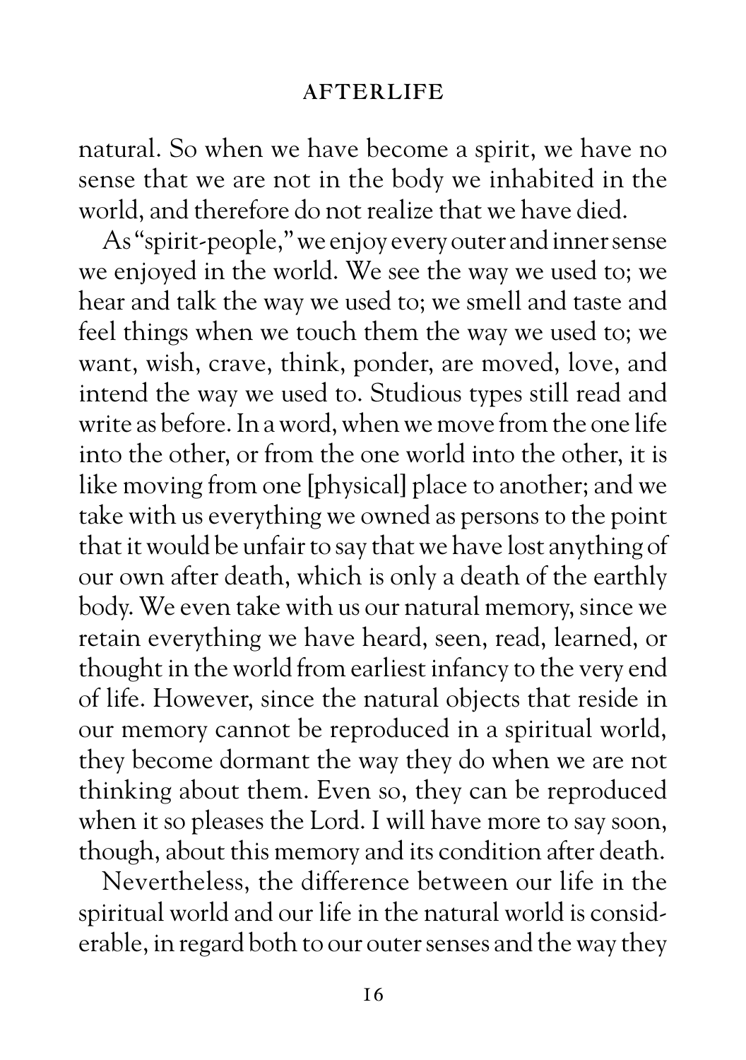natural. So when we have become a spirit, we have no sense that we are not in the body we inhabited in the world, and therefore do not realize that we have died.

As "spirit-people," we enjoy every outer and inner sense we enjoyed in the world. We see the way we used to; we hear and talk the way we used to; we smell and taste and feel things when we touch them the way we used to; we want, wish, crave, think, ponder, are moved, love, and intend the way we used to. Studious types still read and write as before. In a word, when we move from the one life into the other, or from the one world into the other, it is like moving from one [physical] place to another; and we take with us everything we owned as persons to the point that it would be unfair to say that we have lost anything of our own after death, which is only a death of the earthly body. We even take with us our natural memory, since we retain everything we have heard, seen, read, learned, or thought in the world from earliest infancy to the very end of life. However, since the natural objects that reside in our memory cannot be reproduced in a spiritual world, they become dormant the way they do when we are not thinking about them. Even so, they can be reproduced when it so pleases the Lord. I will have more to say soon, though, about this memory and its condition after death.

Nevertheless, the difference between our life in the spiritual world and our life in the natural world is considerable, in regard both to our outer senses and the way they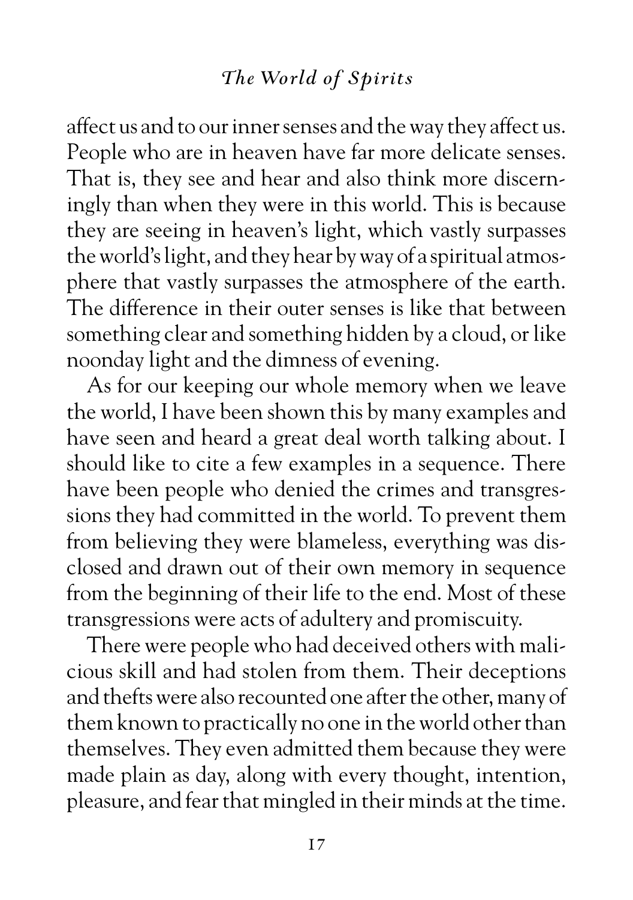affect us and to our inner senses and the way they affect us. People who are in heaven have far more delicate senses. That is, they see and hear and also think more discerningly than when they were in this world. This is because they are seeing in heaven's light, which vastly surpasses the world's light, and they hear by way of a spiritual atmosphere that vastly surpasses the atmosphere of the earth. The difference in their outer senses is like that between something clear and something hidden by a cloud, or like noonday light and the dimness of evening.

As for our keeping our whole memory when we leave the world, I have been shown this by many examples and have seen and heard a great deal worth talking about. I should like to cite a few examples in a sequence. There have been people who denied the crimes and transgressions they had committed in the world. To prevent them from believing they were blameless, everything was disclosed and drawn out of their own memory in sequence from the beginning of their life to the end. Most of these transgressions were acts of adultery and promiscuity.

There were people who had deceived others with malicious skill and had stolen from them. Their deceptions and thefts were also recounted one after the other, many of them known to practically no one in the world other than themselves. They even admitted them because they were made plain as day, along with every thought, intention, pleasure, and fear that mingled in their minds at the time.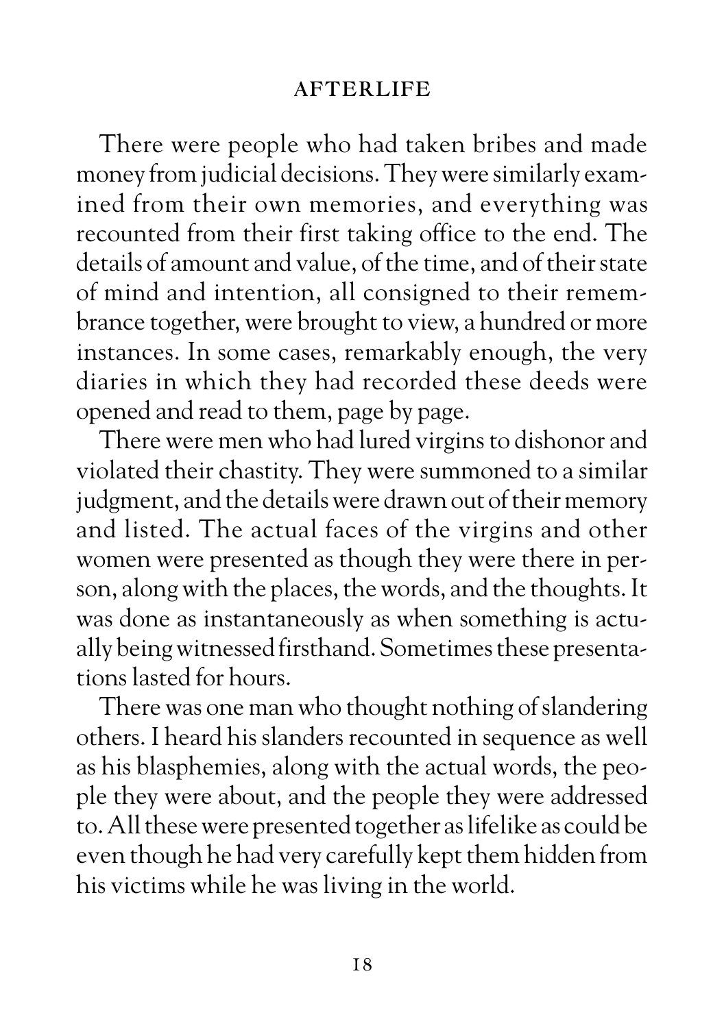There were people who had taken bribes and made money from judicial decisions. They were similarly examined from their own memories, and everything was recounted from their first taking office to the end. The details of amount and value, of the time, and of their state of mind and intention, all consigned to their remembrance together, were brought to view, a hundred or more instances. In some cases, remarkably enough, the very diaries in which they had recorded these deeds were opened and read to them, page by page.

There were men who had lured virgins to dishonor and violated their chastity. They were summoned to a similar judgment, and the details were drawn out of their memory and listed. The actual faces of the virgins and other women were presented as though they were there in person, along with the places, the words, and the thoughts. It was done as instantaneously as when something is actually being witnessed firsthand. Sometimes these presentations lasted for hours.

There was one man who thought nothing of slandering others. I heard his slanders recounted in sequence as well as his blasphemies, along with the actual words, the people they were about, and the people they were addressed to. All these were presented together as lifelike as could be even though he had very carefully kept them hidden from his victims while he was living in the world.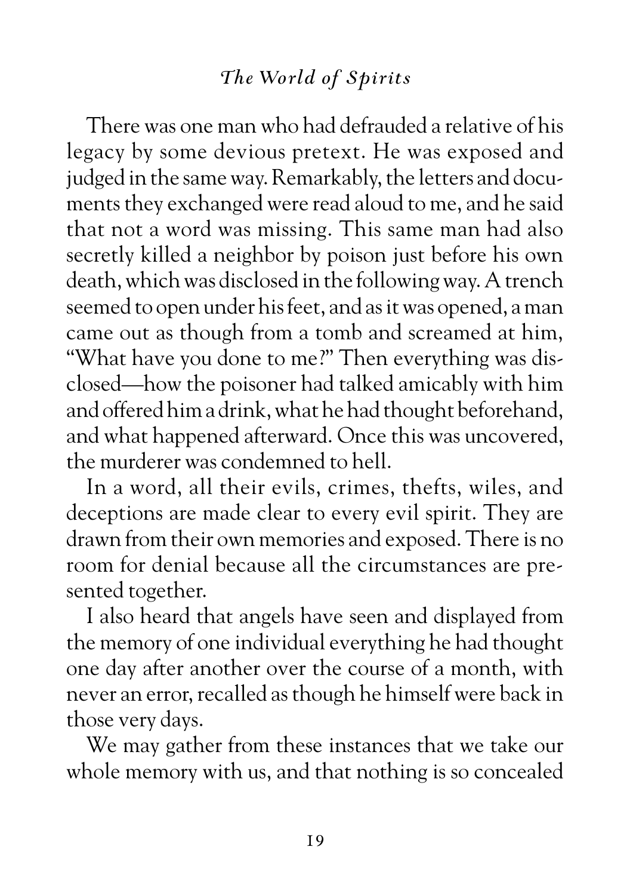There was one man who had defrauded a relative of his legacy by some devious pretext. He was exposed and judged in the same way. Remarkably, the letters and documents they exchanged were read aloud to me, and he said that not a word was missing. This same man had also secretly killed a neighbor by poison just before his own death, which was disclosed in the following way. A trench seemed to open under his feet, and as it was opened, a man came out as though from a tomb and screamed at him, "What have you done to me?" Then everything was disclosed—how the poisoner had talked amicably with him and offered him a drink, what he had thought beforehand, and what happened afterward. Once this was uncovered, the murderer was condemned to hell.

In a word, all their evils, crimes, thefts, wiles, and deceptions are made clear to every evil spirit. They are drawn from their own memories and exposed. There is no room for denial because all the circumstances are presented together.

I also heard that angels have seen and displayed from the memory of one individual everything he had thought one day after another over the course of a month, with never an error, recalled as though he himself were back in those very days.

We may gather from these instances that we take our whole memory with us, and that nothing is so concealed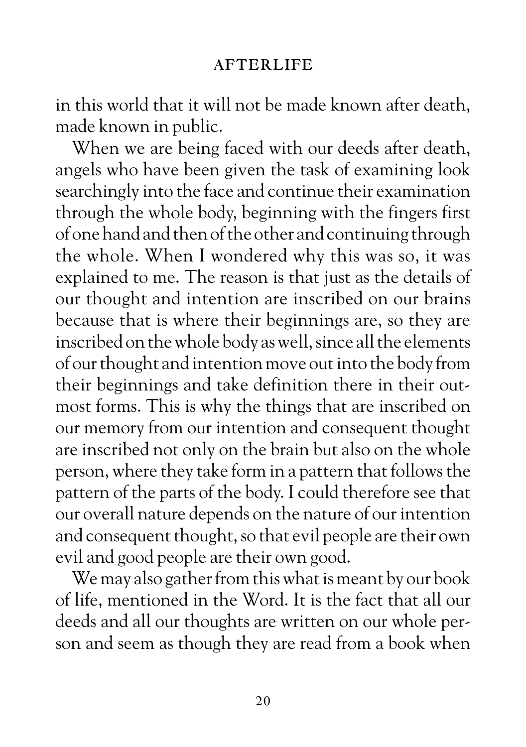in this world that it will not be made known after death, made known in public.

When we are being faced with our deeds after death, angels who have been given the task of examining look searchingly into the face and continue their examination through the whole body, beginning with the fingers first of one hand and then of the other and continuing through the whole. When I wondered why this was so, it was explained to me. The reason is that just as the details of our thought and intention are inscribed on our brains because that is where their beginnings are, so they are inscribed on the whole body as well, since all the elements of our thought and intention move out into the body from their beginnings and take definition there in their outmost forms. This is why the things that are inscribed on our memory from our intention and consequent thought are inscribed not only on the brain but also on the whole person, where they take form in a pattern that follows the pattern of the parts of the body. I could therefore see that our overall nature depends on the nature of our intention and consequent thought, so that evil people are their own evil and good people are their own good.

We may also gather from this what is meant by our book of life, mentioned in the Word. It is the fact that all our deeds and all our thoughts are written on our whole person and seem as though they are read from a book when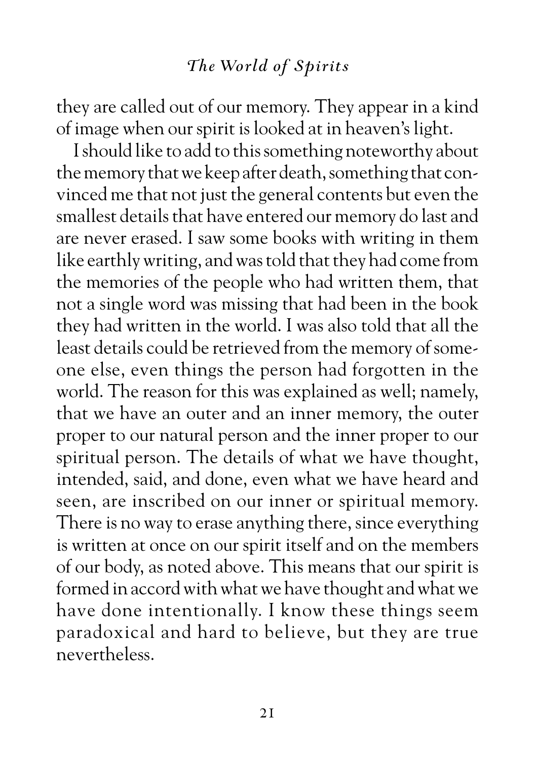they are called out of our memory. They appear in a kind of image when our spirit is looked at in heaven's light.

I should like to add to this something noteworthy about the memory that we keep after death, something that convinced me that not just the general contents but even the smallest details that have entered our memory do last and are never erased. I saw some books with writing in them like earthly writing, and was told that they had come from the memories of the people who had written them, that not a single word was missing that had been in the book they had written in the world. I was also told that all the least details could be retrieved from the memory of someone else, even things the person had forgotten in the world. The reason for this was explained as well; namely, that we have an outer and an inner memory, the outer proper to our natural person and the inner proper to our spiritual person. The details of what we have thought, intended, said, and done, even what we have heard and seen, are inscribed on our inner or spiritual memory. There is no way to erase anything there, since everything is written at once on our spirit itself and on the members of our body, as noted above. This means that our spirit is formed in accord with what we have thought and what we have done intentionally. I know these things seem paradoxical and hard to believe, but they are true nevertheless.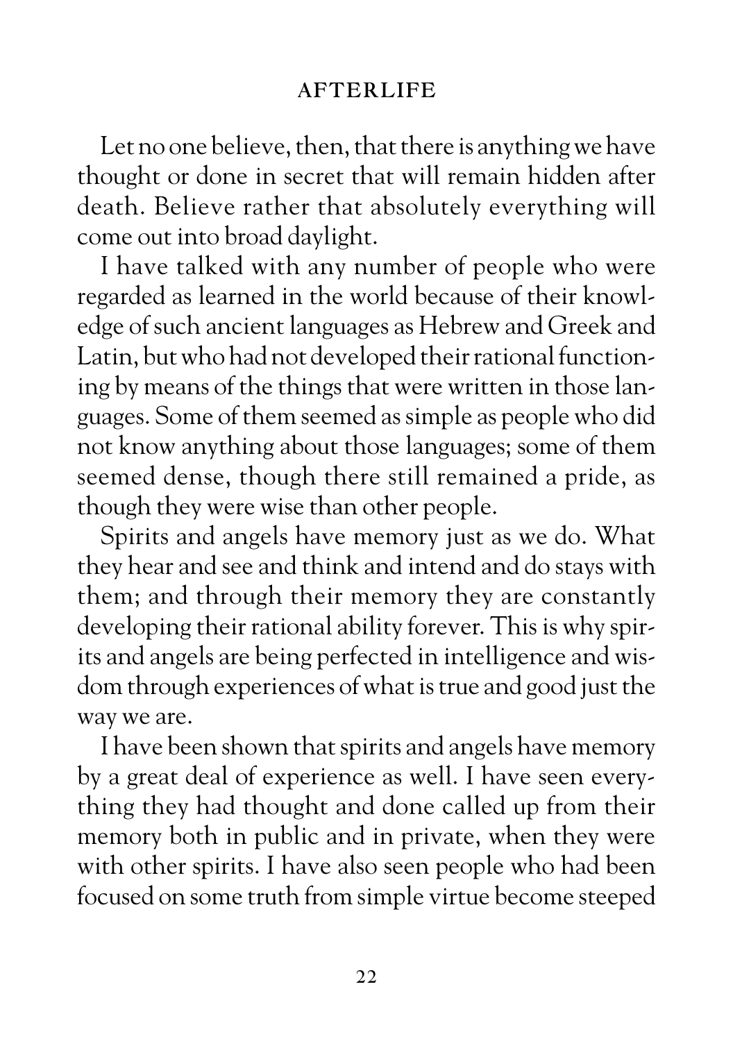Let no one believe, then, that there is anything we have thought or done in secret that will remain hidden after death. Believe rather that absolutely everything will come out into broad daylight.

I have talked with any number of people who were regarded as learned in the world because of their knowledge of such ancient languages as Hebrew and Greek and Latin, but who had not developed their rational functioning by means of the things that were written in those languages. Some of them seemed as simple as people who did not know anything about those languages; some of them seemed dense, though there still remained a pride, as though they were wise than other people.

Spirits and angels have memory just as we do. What they hear and see and think and intend and do stays with them; and through their memory they are constantly developing their rational ability forever. This is why spirits and angels are being perfected in intelligence and wisdom through experiences of what is true and good just the way we are.

I have been shown that spirits and angels have memory by a great deal of experience as well. I have seen everything they had thought and done called up from their memory both in public and in private, when they were with other spirits. I have also seen people who had been focused on some truth from simple virtue become steeped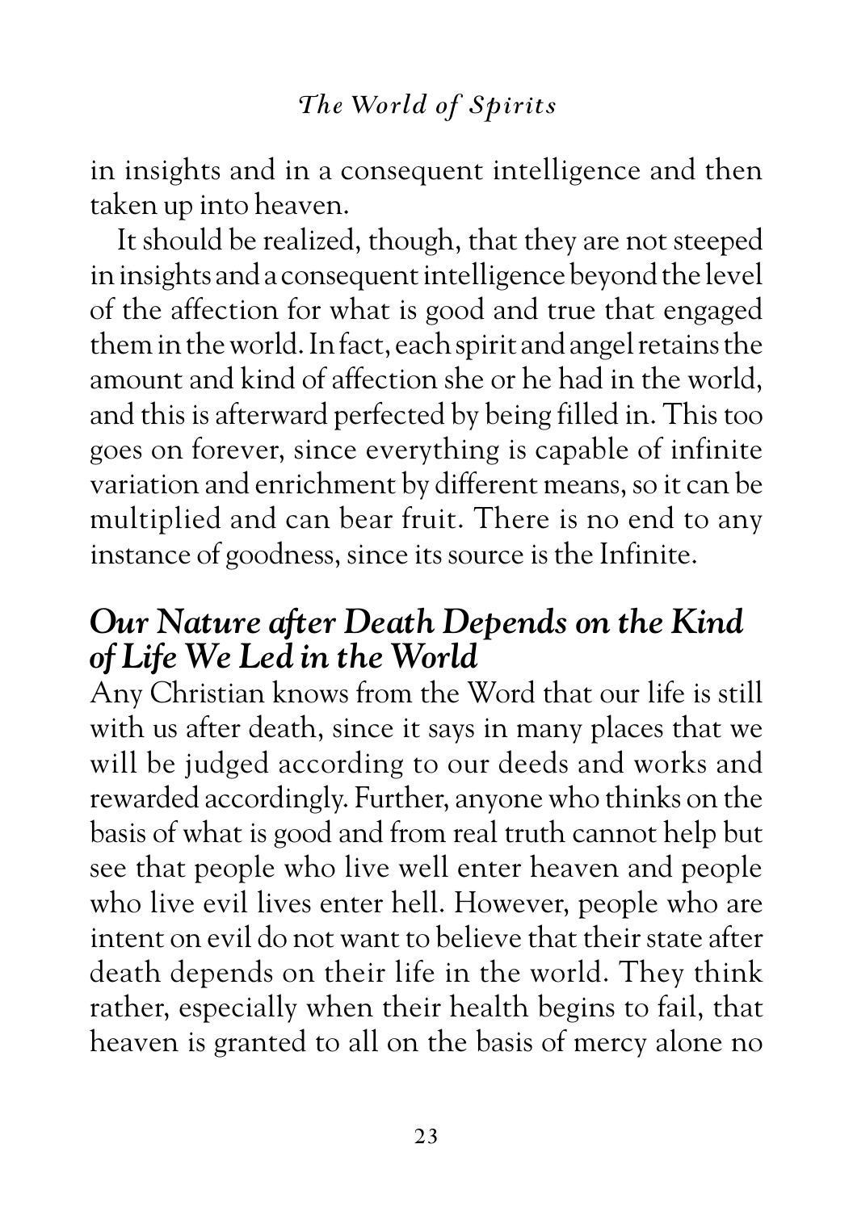in insights and in a consequent intelligence and then taken up into heaven.

It should be realized, though, that they are not steeped in insights and a consequent intelligence beyond the level of the affection for what is good and true that engaged them in the world. In fact, each spirit and angel retains the amount and kind of affection she or he had in the world, and this is afterward perfected by being filled in. This too goes on forever, since everything is capable of infinite variation and enrichment by different means, so it can be multiplied and can bear fruit. There is no end to any instance of goodness, since its source is the Infinite.

## *Our Nature after Death Depends on the Kind of Life We Led in the World*

Any Christian knows from the Word that our life is still with us after death, since it says in many places that we will be judged according to our deeds and works and rewarded accordingly. Further, anyone who thinks on the basis of what is good and from real truth cannot help but see that people who live well enter heaven and people who live evil lives enter hell. However, people who are intent on evil do not want to believe that their state after death depends on their life in the world. They think rather, especially when their health begins to fail, that heaven is granted to all on the basis of mercy alone no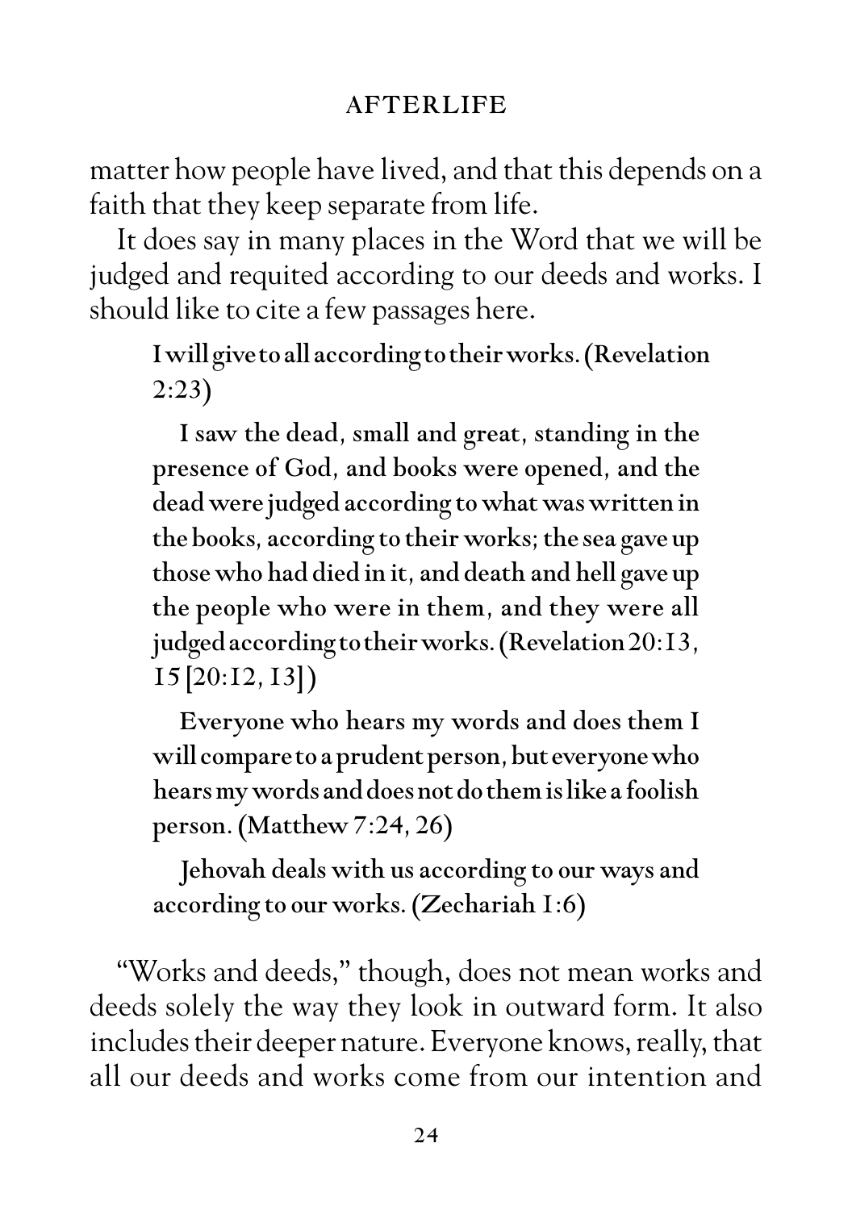matter how people have lived, and that this depends on a faith that they keep separate from life.

It does say in many places in the Word that we will be judged and requited according to our deeds and works. I should like to cite a few passages here.

> I will give to all according to their works. (Revelation 2:23)
>
> I saw the dead, small and great, standing in the presence of God, and books were opened, and the dead were judged according to what was written in the books, according to their works; the sea gave up those who had died in it, and death and hell gave up the people who were in them, and they were all judged according to their works. (Revelation 20:13, 15 [20:12, 13])
>
> Everyone who hears my words and does them I will compare to a prudent person, but everyone who hears my words and does not do them is like a foolish person. (Matthew 7:24, 26)
>
> Jehovah deals with us according to our ways and according to our works. (Zechariah 1:6)

"Works and deeds," though, does not mean works and deeds solely the way they look in outward form. It also includes their deeper nature. Everyone knows, really, that all our deeds and works come from our intention and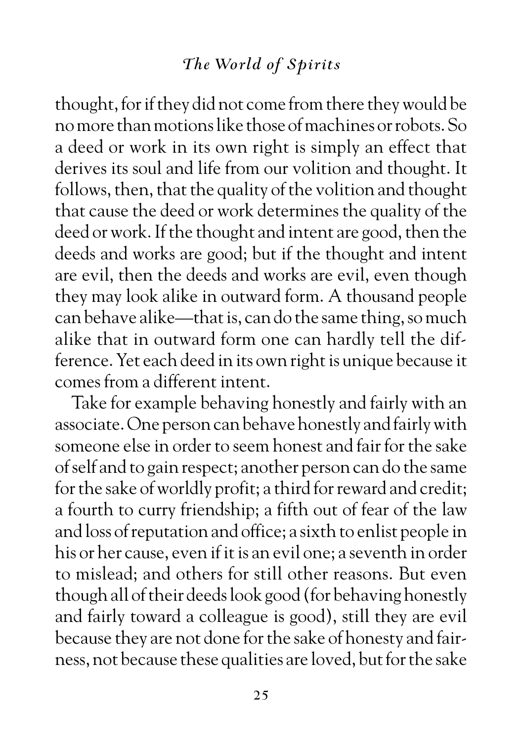thought, for if they did not come from there they would be no more than motions like those of machines or robots. So a deed or work in its own right is simply an effect that derives its soul and life from our volition and thought. It follows, then, that the quality of the volition and thought that cause the deed or work determines the quality of the deed or work. If the thought and intent are good, then the deeds and works are good; but if the thought and intent are evil, then the deeds and works are evil, even though they may look alike in outward form. A thousand people can behave alike—that is, can do the same thing, so much alike that in outward form one can hardly tell the difference. Yet each deed in its own right is unique because it comes from a different intent.

Take for example behaving honestly and fairly with an associate. One person can behave honestly and fairly with someone else in order to seem honest and fair for the sake of self and to gain respect; another person can do the same for the sake of worldly profit; a third for reward and credit; a fourth to curry friendship; a fifth out of fear of the law and loss of reputation and office; a sixth to enlist people in his or her cause, even if it is an evil one; a seventh in order to mislead; and others for still other reasons. But even though all of their deeds look good (for behaving honestly and fairly toward a colleague is good), still they are evil because they are not done for the sake of honesty and fairness, not because these qualities are loved, but for the sake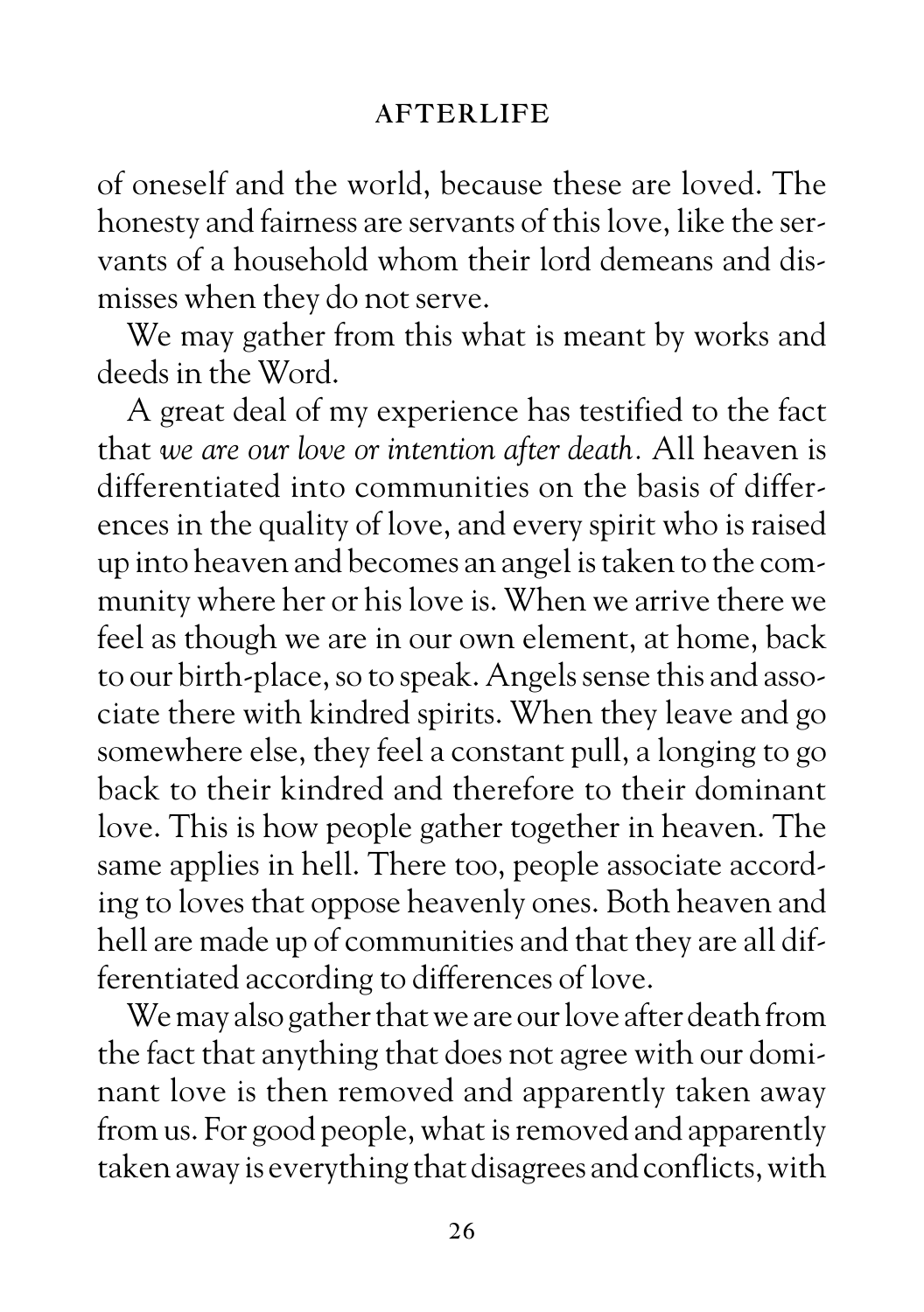of oneself and the world, because these are loved. The honesty and fairness are servants of this love, like the servants of a household whom their lord demeans and dismisses when they do not serve.

We may gather from this what is meant by works and deeds in the Word.

A great deal of my experience has testified to the fact that *we are our love or intention after death.* All heaven is differentiated into communities on the basis of differences in the quality of love, and every spirit who is raised up into heaven and becomes an angel is taken to the community where her or his love is. When we arrive there we feel as though we are in our own element, at home, back to our birth-place, so to speak. Angels sense this and associate there with kindred spirits. When they leave and go somewhere else, they feel a constant pull, a longing to go back to their kindred and therefore to their dominant love. This is how people gather together in heaven. The same applies in hell. There too, people associate according to loves that oppose heavenly ones. Both heaven and hell are made up of communities and that they are all differentiated according to differences of love.

We may also gather that we are our love after death from the fact that anything that does not agree with our dominant love is then removed and apparently taken away from us. For good people, what is removed and apparently taken away is everything that disagrees and conflicts, with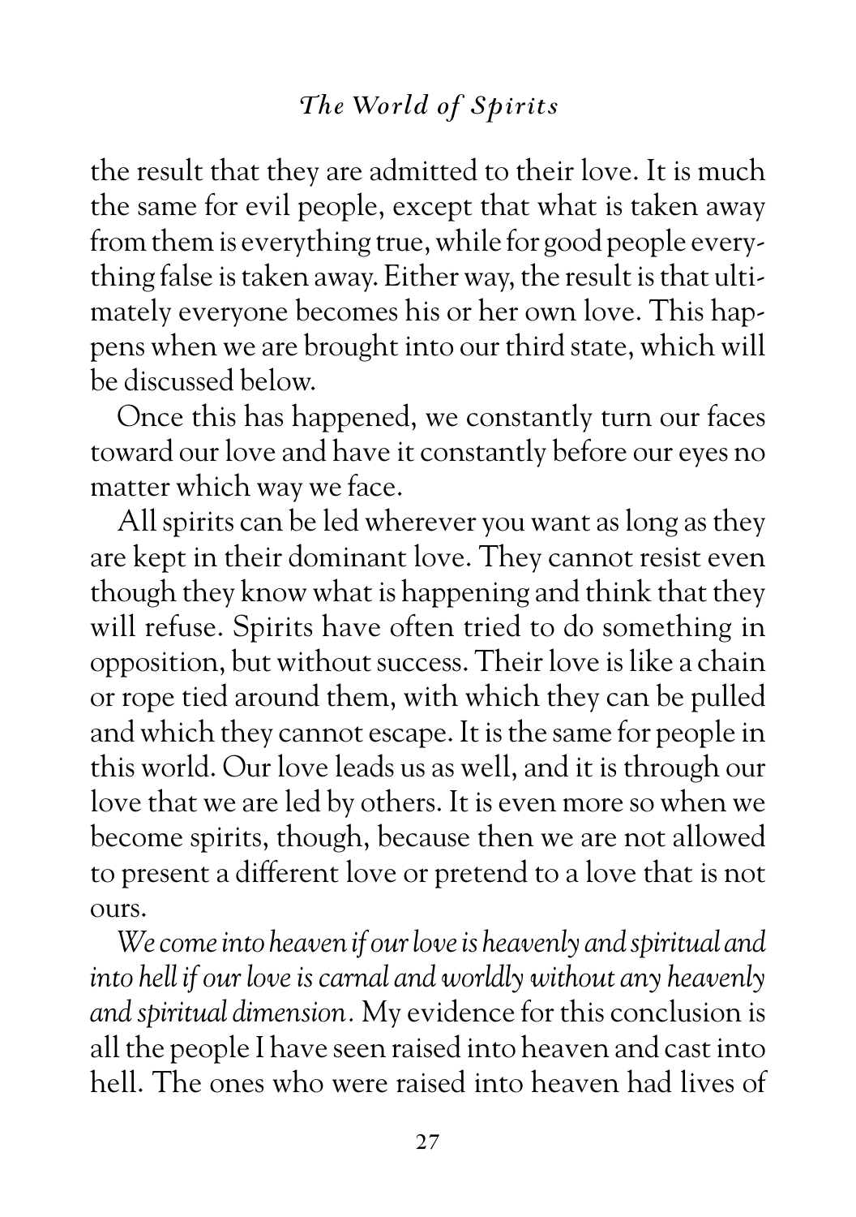the result that they are admitted to their love. It is much the same for evil people, except that what is taken away from them is everything true, while for good people everything false is taken away. Either way, the result is that ultimately everyone becomes his or her own love. This happens when we are brought into our third state, which will be discussed below.

Once this has happened, we constantly turn our faces toward our love and have it constantly before our eyes no matter which way we face.

All spirits can be led wherever you want as long as they are kept in their dominant love. They cannot resist even though they know what is happening and think that they will refuse. Spirits have often tried to do something in opposition, but without success. Their love is like a chain or rope tied around them, with which they can be pulled and which they cannot escape. It is the same for people in this world. Our love leads us as well, and it is through our love that we are led by others. It is even more so when we become spirits, though, because then we are not allowed to present a different love or pretend to a love that is not ours.

*We come into heaven if our love is heavenly and spiritual and into hell if our love is carnal and worldly without any heavenly and spiritual dimension.* My evidence for this conclusion is all the people I have seen raised into heaven and cast into hell. The ones who were raised into heaven had lives of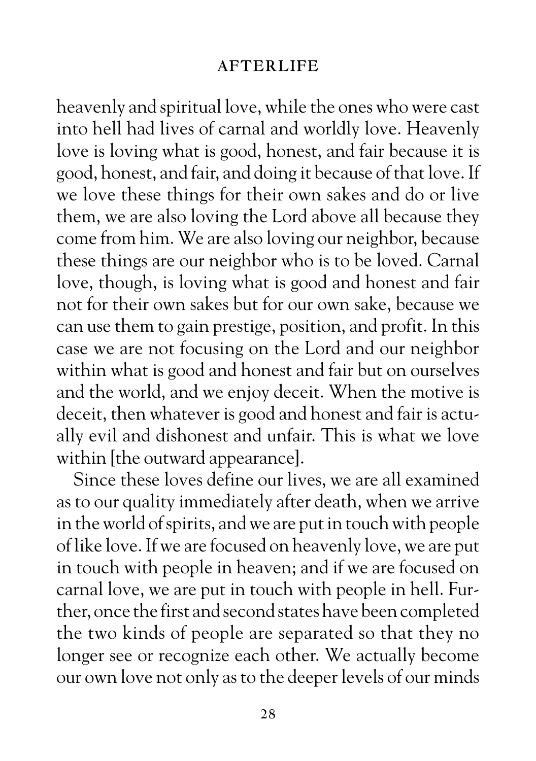heavenly and spiritual love, while the ones who were cast into hell had lives of carnal and worldly love. Heavenly love is loving what is good, honest, and fair because it is good, honest, and fair, and doing it because of that love. If we love these things for their own sakes and do or live them, we are also loving the Lord above all because they come from him. We are also loving our neighbor, because these things are our neighbor who is to be loved. Carnal love, though, is loving what is good and honest and fair not for their own sakes but for our own sake, because we can use them to gain prestige, position, and profit. In this case we are not focusing on the Lord and our neighbor within what is good and honest and fair but on ourselves and the world, and we enjoy deceit. When the motive is deceit, then whatever is good and honest and fair is actually evil and dishonest and unfair. This is what we love within [the outward appearance].

Since these loves define our lives, we are all examined as to our quality immediately after death, when we arrive in the world of spirits, and we are put in touch with people of like love. If we are focused on heavenly love, we are put in touch with people in heaven; and if we are focused on carnal love, we are put in touch with people in hell. Further, once the first and second states have been completed the two kinds of people are separated so that they no longer see or recognize each other. We actually become our own love not only as to the deeper levels of our minds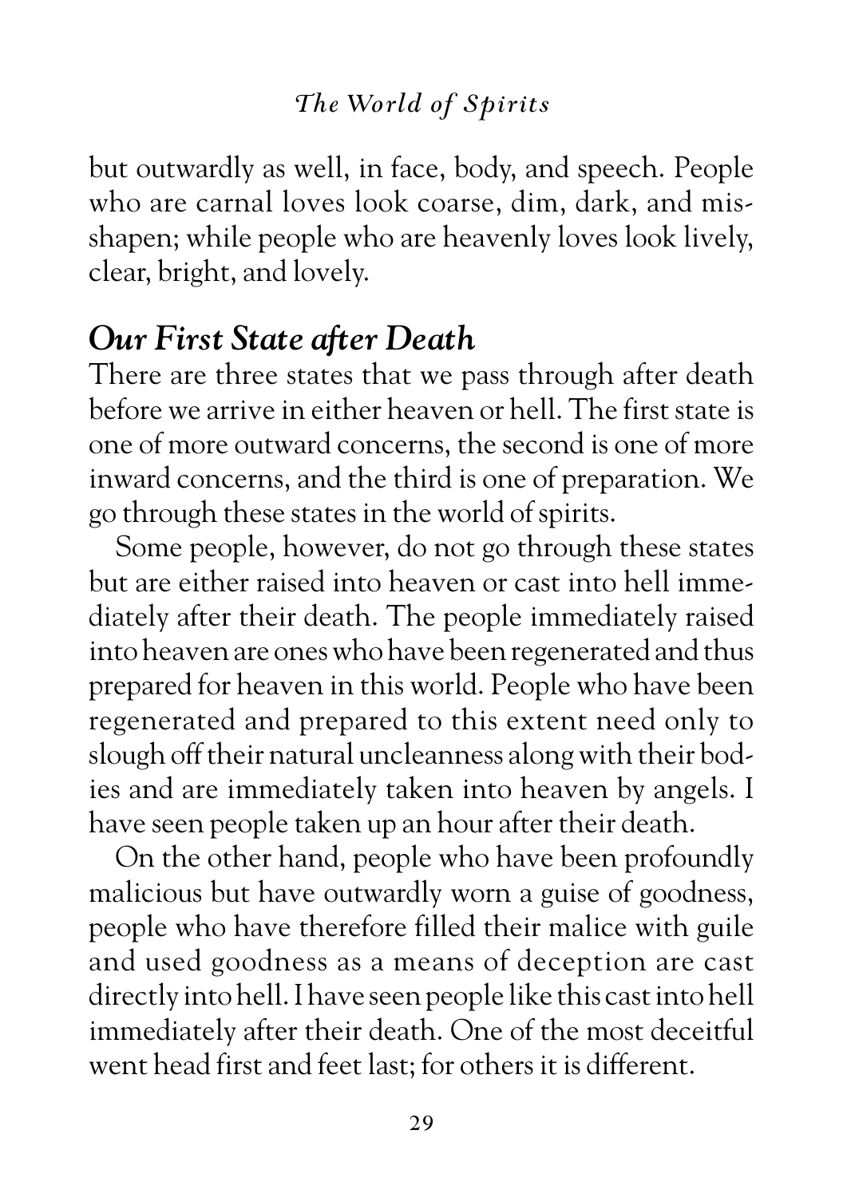but outwardly as well, in face, body, and speech. People who are carnal loves look coarse, dim, dark, and misshapen; while people who are heavenly loves look lively, clear, bright, and lovely.

## *Our First State after Death*

There are three states that we pass through after death before we arrive in either heaven or hell. The first state is one of more outward concerns, the second is one of more inward concerns, and the third is one of preparation. We go through these states in the world of spirits.

Some people, however, do not go through these states but are either raised into heaven or cast into hell immediately after their death. The people immediately raised into heaven are ones who have been regenerated and thus prepared for heaven in this world. People who have been regenerated and prepared to this extent need only to slough off their natural uncleanness along with their bodies and are immediately taken into heaven by angels. I have seen people taken up an hour after their death.

On the other hand, people who have been profoundly malicious but have outwardly worn a guise of goodness, people who have therefore filled their malice with guile and used goodness as a means of deception are cast directly into hell. I have seen people like this cast into hell immediately after their death. One of the most deceitful went head first and feet last; for others it is different.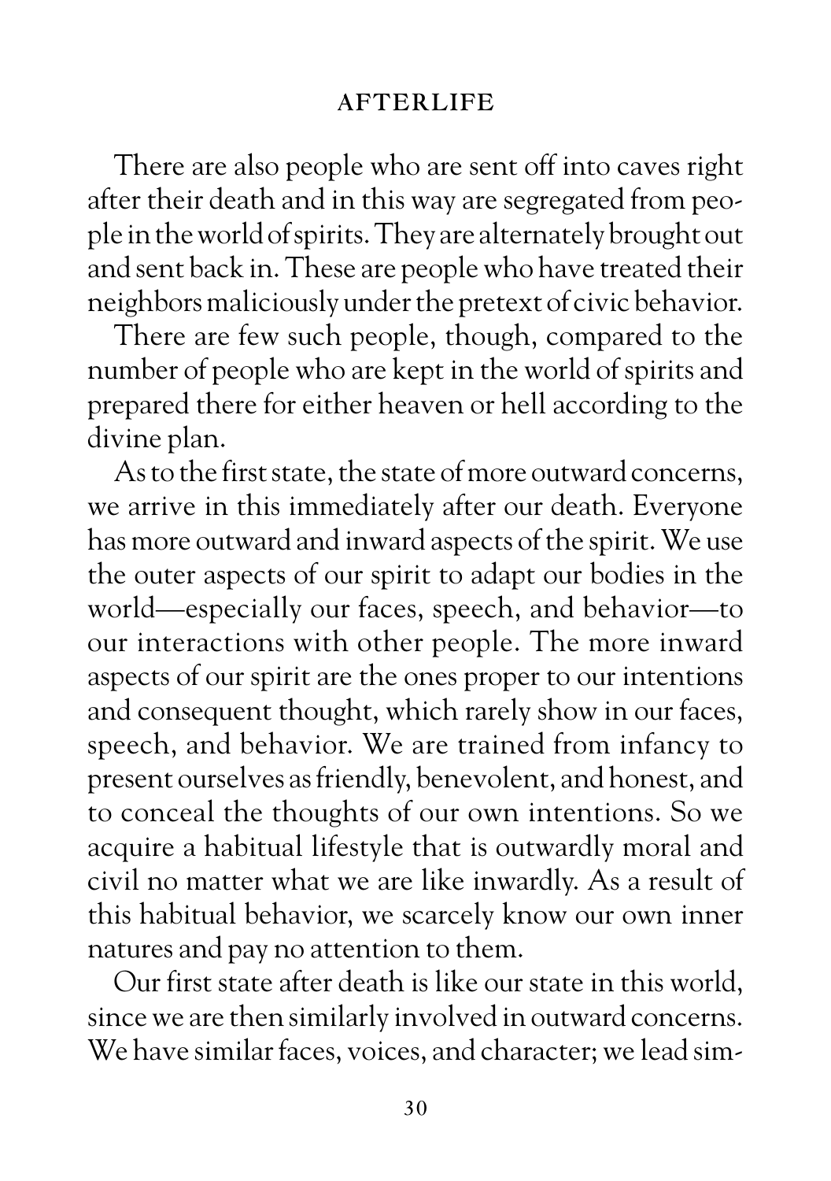There are also people who are sent off into caves right after their death and in this way are segregated from people in the world of spirits. They are alternately brought out and sent back in. These are people who have treated their neighbors maliciously under the pretext of civic behavior.

There are few such people, though, compared to the number of people who are kept in the world of spirits and prepared there for either heaven or hell according to the divine plan.

As to the first state, the state of more outward concerns, we arrive in this immediately after our death. Everyone has more outward and inward aspects of the spirit. We use the outer aspects of our spirit to adapt our bodies in the world—especially our faces, speech, and behavior—to our interactions with other people. The more inward aspects of our spirit are the ones proper to our intentions and consequent thought, which rarely show in our faces, speech, and behavior. We are trained from infancy to present ourselves as friendly, benevolent, and honest, and to conceal the thoughts of our own intentions. So we acquire a habitual lifestyle that is outwardly moral and civil no matter what we are like inwardly. As a result of this habitual behavior, we scarcely know our own inner natures and pay no attention to them.

Our first state after death is like our state in this world, since we are then similarly involved in outward concerns. We have similar faces, voices, and character; we lead sim-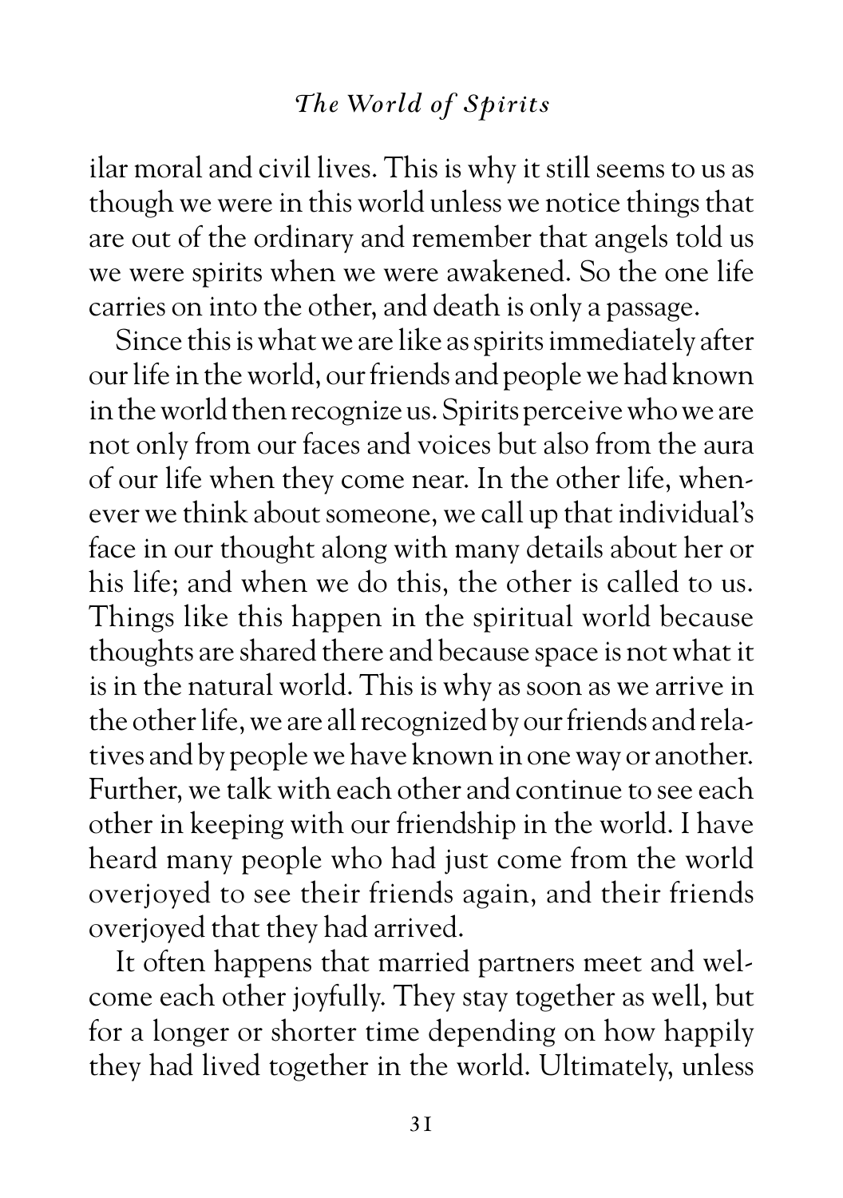ilar moral and civil lives. This is why it still seems to us as though we were in this world unless we notice things that are out of the ordinary and remember that angels told us we were spirits when we were awakened. So the one life carries on into the other, and death is only a passage.

Since this is what we are like as spirits immediately after our life in the world, our friends and people we had known in the world then recognize us. Spirits perceive who we are not only from our faces and voices but also from the aura of our life when they come near. In the other life, whenever we think about someone, we call up that individual's face in our thought along with many details about her or his life; and when we do this, the other is called to us. Things like this happen in the spiritual world because thoughts are shared there and because space is not what it is in the natural world. This is why as soon as we arrive in the other life, we are all recognized by our friends and relatives and by people we have known in one way or another. Further, we talk with each other and continue to see each other in keeping with our friendship in the world. I have heard many people who had just come from the world overjoyed to see their friends again, and their friends overjoyed that they had arrived.

It often happens that married partners meet and welcome each other joyfully. They stay together as well, but for a longer or shorter time depending on how happily they had lived together in the world. Ultimately, unless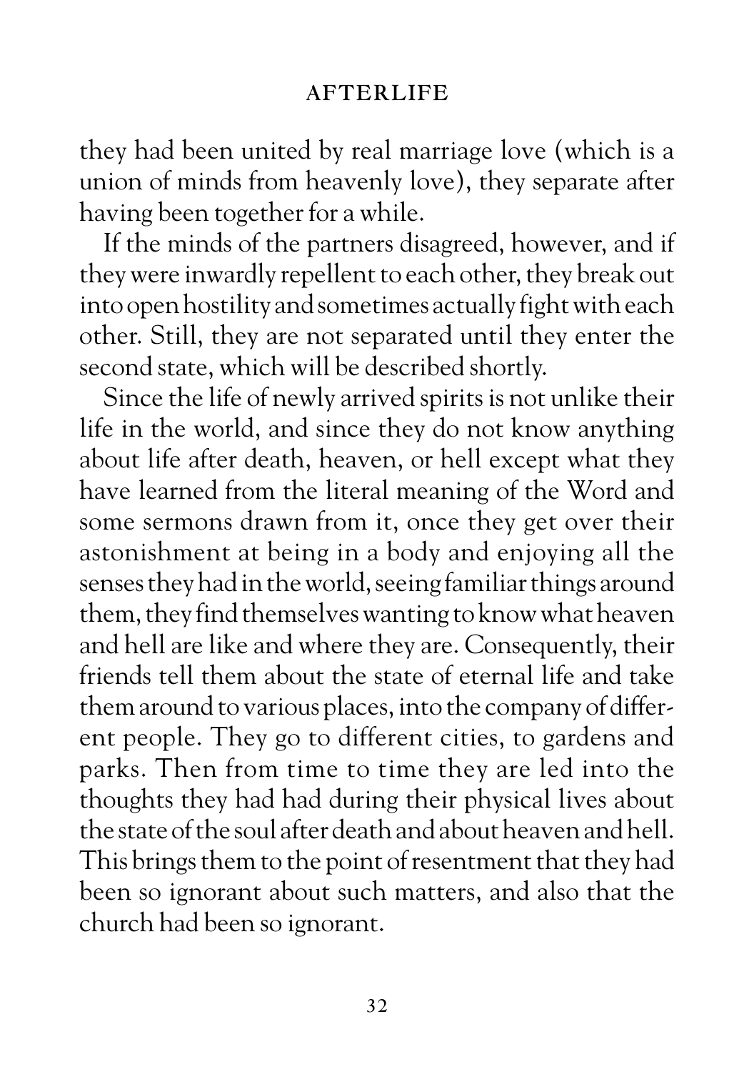they had been united by real marriage love (which is a union of minds from heavenly love), they separate after having been together for a while.

If the minds of the partners disagreed, however, and if they were inwardly repellent to each other, they break out into open hostility and sometimes actually fight with each other. Still, they are not separated until they enter the second state, which will be described shortly.

Since the life of newly arrived spirits is not unlike their life in the world, and since they do not know anything about life after death, heaven, or hell except what they have learned from the literal meaning of the Word and some sermons drawn from it, once they get over their astonishment at being in a body and enjoying all the senses they had in the world, seeing familiar things around them, they find themselves wanting to know what heaven and hell are like and where they are. Consequently, their friends tell them about the state of eternal life and take them around to various places, into the company of different people. They go to different cities, to gardens and parks. Then from time to time they are led into the thoughts they had had during their physical lives about the state of the soul after death and about heaven and hell. This brings them to the point of resentment that they had been so ignorant about such matters, and also that the church had been so ignorant.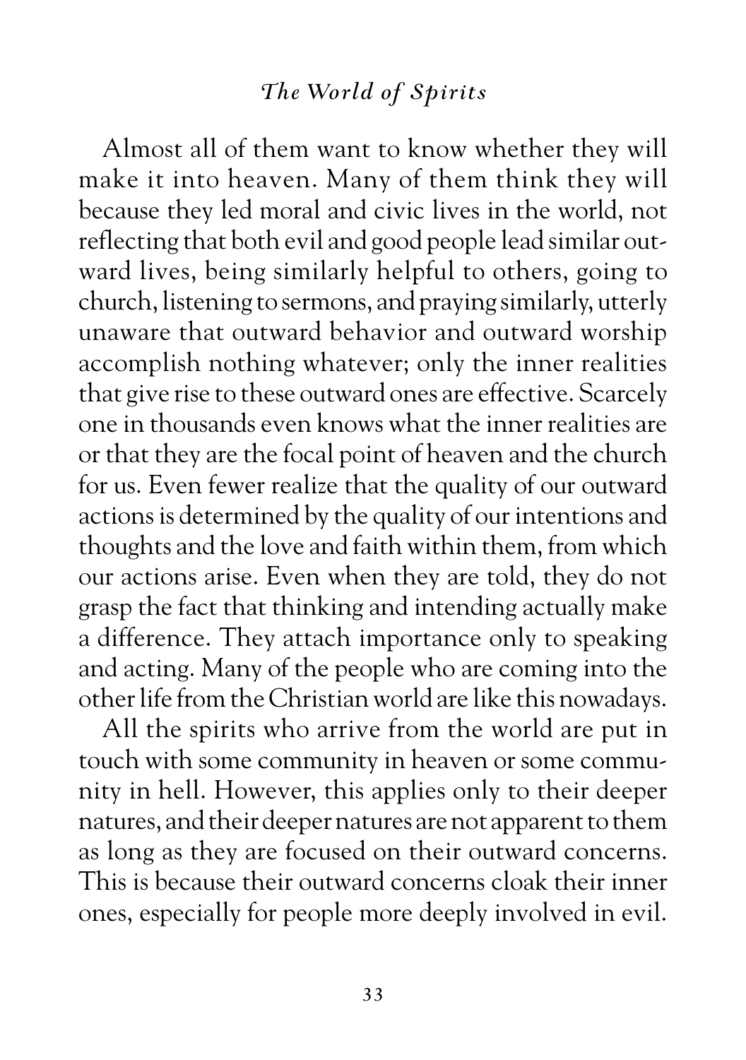Almost all of them want to know whether they will make it into heaven. Many of them think they will because they led moral and civic lives in the world, not reflecting that both evil and good people lead similar outward lives, being similarly helpful to others, going to church, listening to sermons, and praying similarly, utterly unaware that outward behavior and outward worship accomplish nothing whatever; only the inner realities that give rise to these outward ones are effective. Scarcely one in thousands even knows what the inner realities are or that they are the focal point of heaven and the church for us. Even fewer realize that the quality of our outward actions is determined by the quality of our intentions and thoughts and the love and faith within them, from which our actions arise. Even when they are told, they do not grasp the fact that thinking and intending actually make a difference. They attach importance only to speaking and acting. Many of the people who are coming into the other life from the Christian world are like this nowadays.

All the spirits who arrive from the world are put in touch with some community in heaven or some community in hell. However, this applies only to their deeper natures, and their deeper natures are not apparent to them as long as they are focused on their outward concerns. This is because their outward concerns cloak their inner ones, especially for people more deeply involved in evil.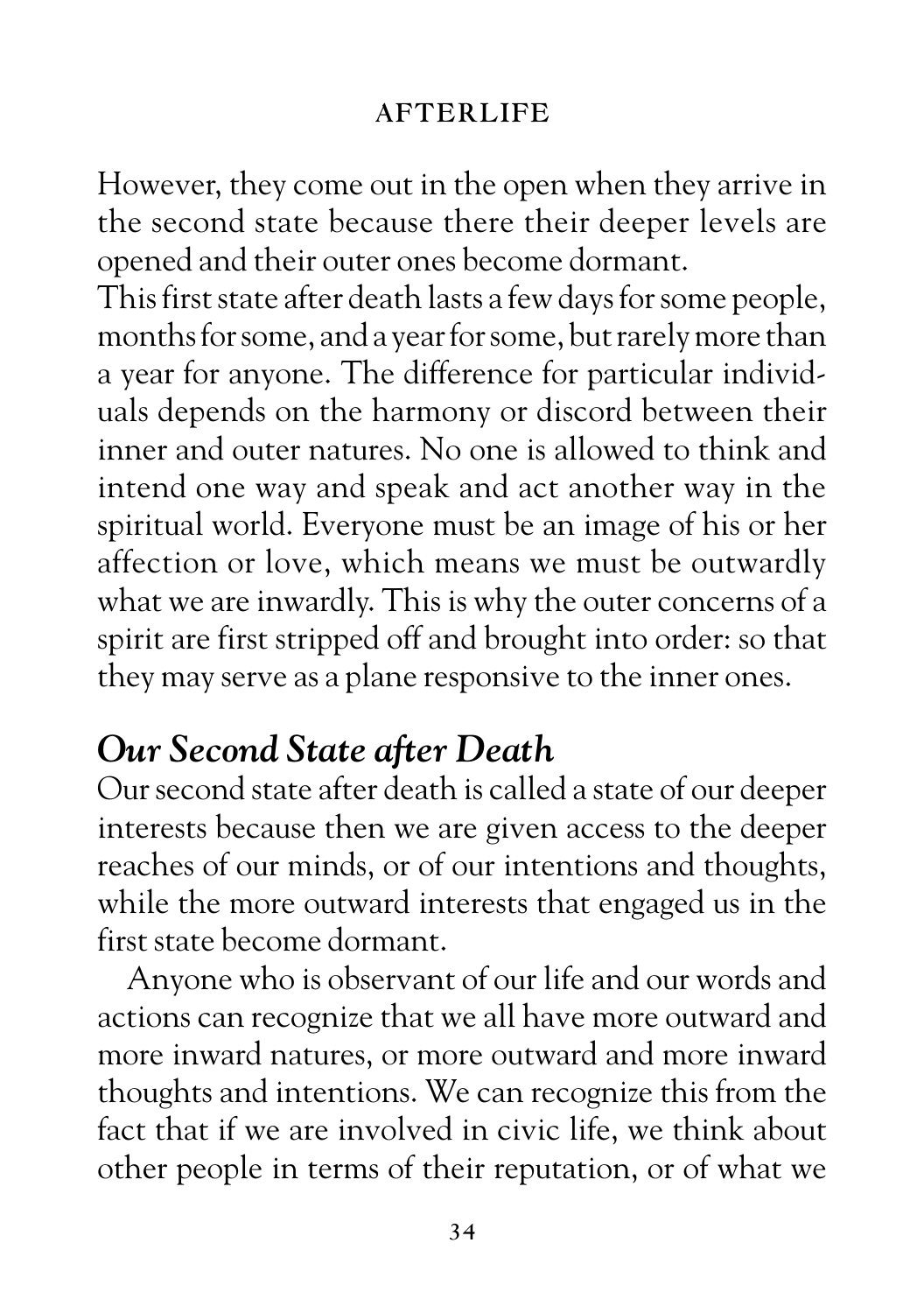However, they come out in the open when they arrive in the second state because there their deeper levels are opened and their outer ones become dormant.

This first state after death lasts a few days for some people, months for some, and a year for some, but rarely more than a year for anyone. The difference for particular individuals depends on the harmony or discord between their inner and outer natures. No one is allowed to think and intend one way and speak and act another way in the spiritual world. Everyone must be an image of his or her affection or love, which means we must be outwardly what we are inwardly. This is why the outer concerns of a spirit are first stripped off and brought into order: so that they may serve as a plane responsive to the inner ones.

## *Our Second State after Death*

Our second state after death is called a state of our deeper interests because then we are given access to the deeper reaches of our minds, or of our intentions and thoughts, while the more outward interests that engaged us in the first state become dormant.

Anyone who is observant of our life and our words and actions can recognize that we all have more outward and more inward natures, or more outward and more inward thoughts and intentions. We can recognize this from the fact that if we are involved in civic life, we think about other people in terms of their reputation, or of what we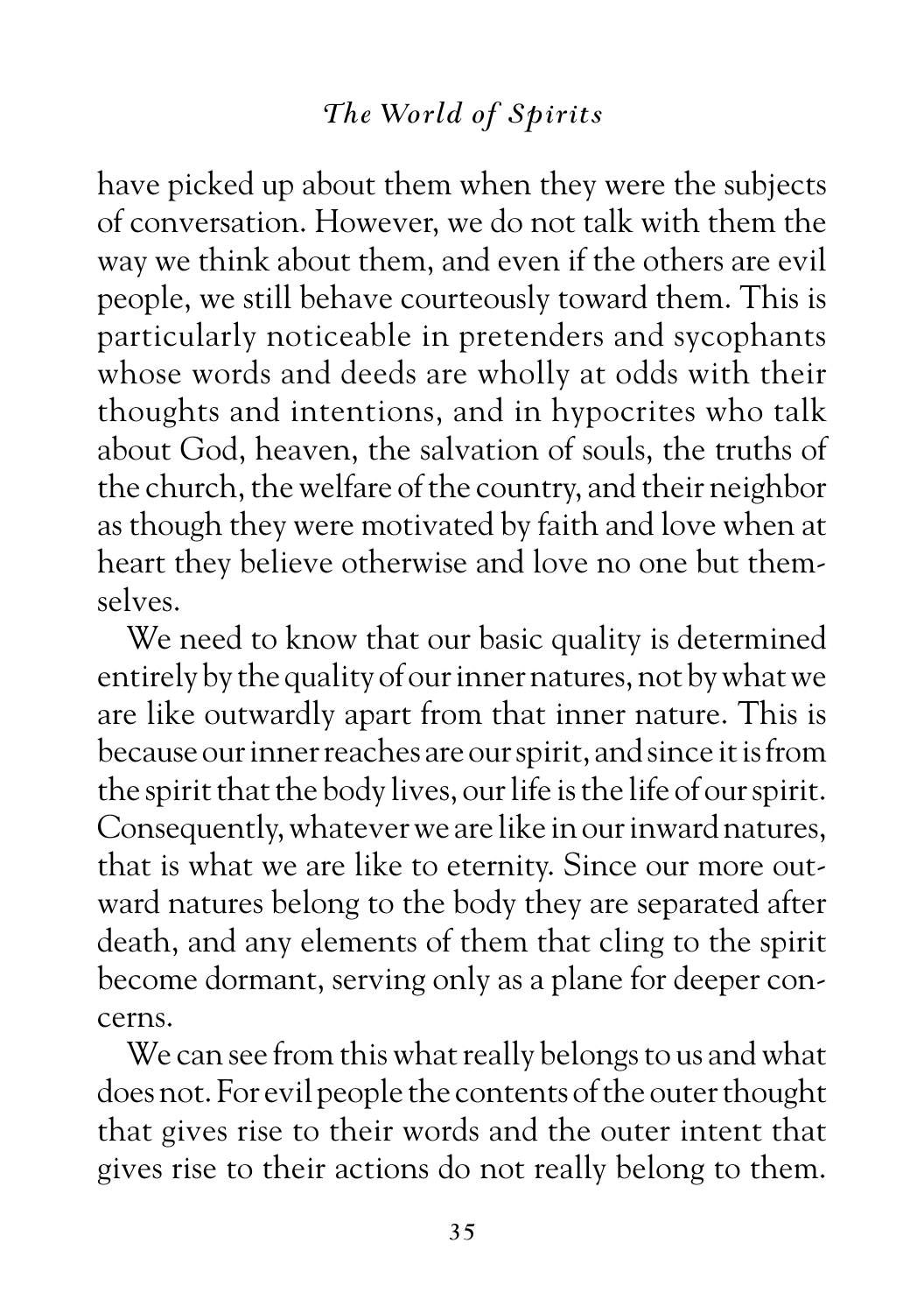have picked up about them when they were the subjects of conversation. However, we do not talk with them the way we think about them, and even if the others are evil people, we still behave courteously toward them. This is particularly noticeable in pretenders and sycophants whose words and deeds are wholly at odds with their thoughts and intentions, and in hypocrites who talk about God, heaven, the salvation of souls, the truths of the church, the welfare of the country, and their neighbor as though they were motivated by faith and love when at heart they believe otherwise and love no one but themselves.

We need to know that our basic quality is determined entirely by the quality of our inner natures, not by what we are like outwardly apart from that inner nature. This is because our inner reaches are our spirit, and since it is from the spirit that the body lives, our life is the life of our spirit. Consequently, whatever we are like in our inward natures, that is what we are like to eternity. Since our more outward natures belong to the body they are separated after death, and any elements of them that cling to the spirit become dormant, serving only as a plane for deeper concerns.

We can see from this what really belongs to us and what does not. For evil people the contents of the outer thought that gives rise to their words and the outer intent that gives rise to their actions do not really belong to them.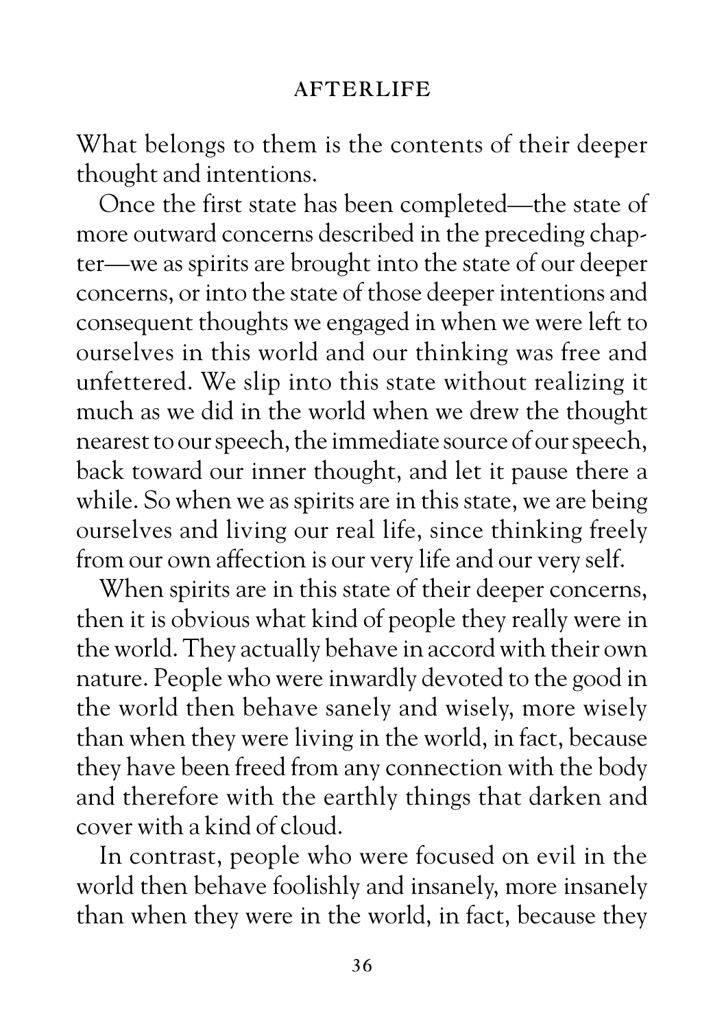What belongs to them is the contents of their deeper thought and intentions.

Once the first state has been completed—the state of more outward concerns described in the preceding chapter—we as spirits are brought into the state of our deeper concerns, or into the state of those deeper intentions and consequent thoughts we engaged in when we were left to ourselves in this world and our thinking was free and unfettered. We slip into this state without realizing it much as we did in the world when we drew the thought nearest to our speech, the immediate source of our speech, back toward our inner thought, and let it pause there a while. So when we as spirits are in this state, we are being ourselves and living our real life, since thinking freely from our own affection is our very life and our very self.

When spirits are in this state of their deeper concerns, then it is obvious what kind of people they really were in the world. They actually behave in accord with their own nature. People who were inwardly devoted to the good in the world then behave sanely and wisely, more wisely than when they were living in the world, in fact, because they have been freed from any connection with the body and therefore with the earthly things that darken and cover with a kind of cloud.

In contrast, people who were focused on evil in the world then behave foolishly and insanely, more insanely than when they were in the world, in fact, because they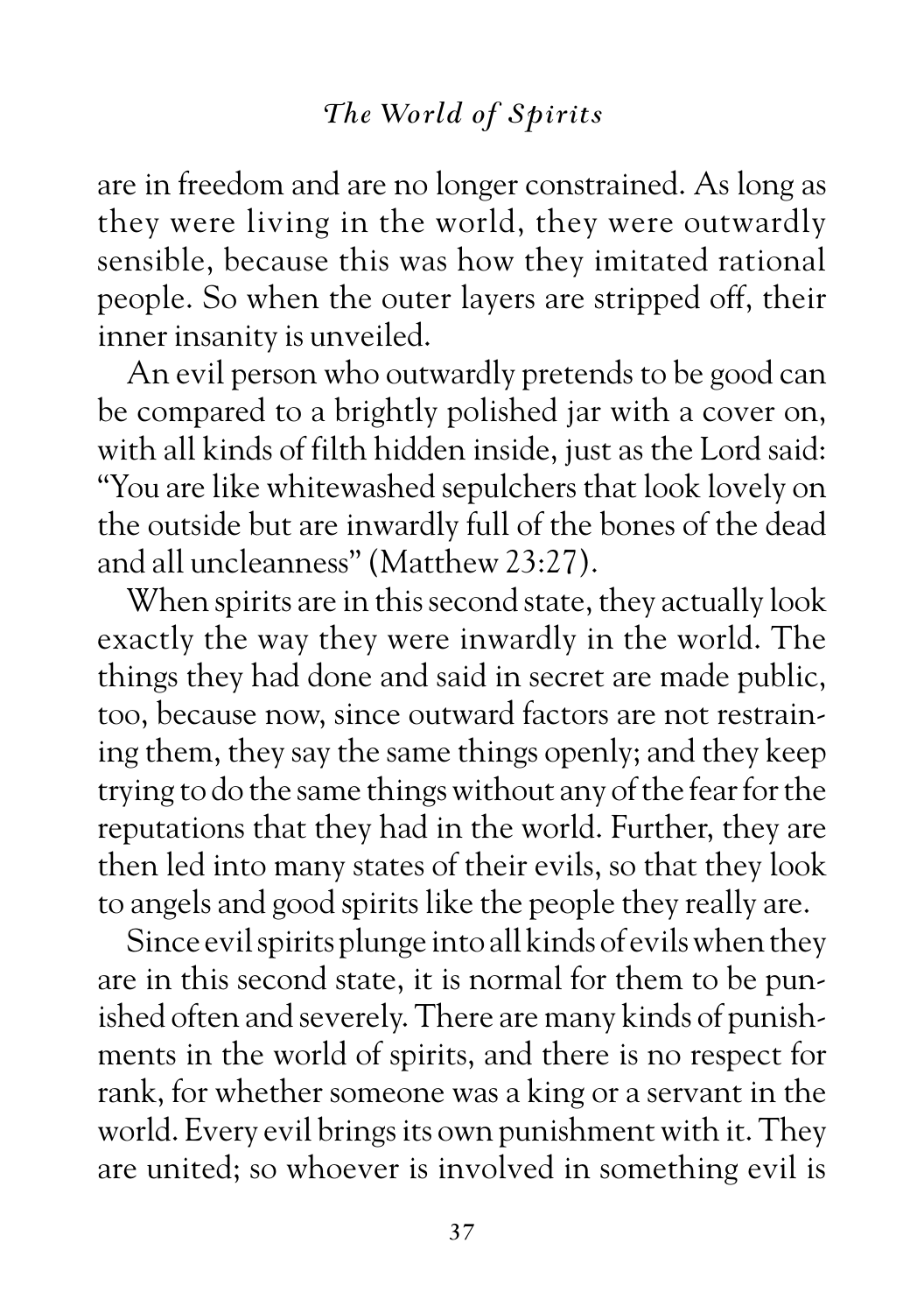are in freedom and are no longer constrained. As long as they were living in the world, they were outwardly sensible, because this was how they imitated rational people. So when the outer layers are stripped off, their inner insanity is unveiled.

An evil person who outwardly pretends to be good can be compared to a brightly polished jar with a cover on, with all kinds of filth hidden inside, just as the Lord said: "You are like whitewashed sepulchers that look lovely on the outside but are inwardly full of the bones of the dead and all uncleanness" (Matthew 23:27).

When spirits are in this second state, they actually look exactly the way they were inwardly in the world. The things they had done and said in secret are made public, too, because now, since outward factors are not restraining them, they say the same things openly; and they keep trying to do the same things without any of the fear for the reputations that they had in the world. Further, they are then led into many states of their evils, so that they look to angels and good spirits like the people they really are.

Since evil spirits plunge into all kinds of evils when they are in this second state, it is normal for them to be punished often and severely. There are many kinds of punishments in the world of spirits, and there is no respect for rank, for whether someone was a king or a servant in the world. Every evil brings its own punishment with it. They are united; so whoever is involved in something evil is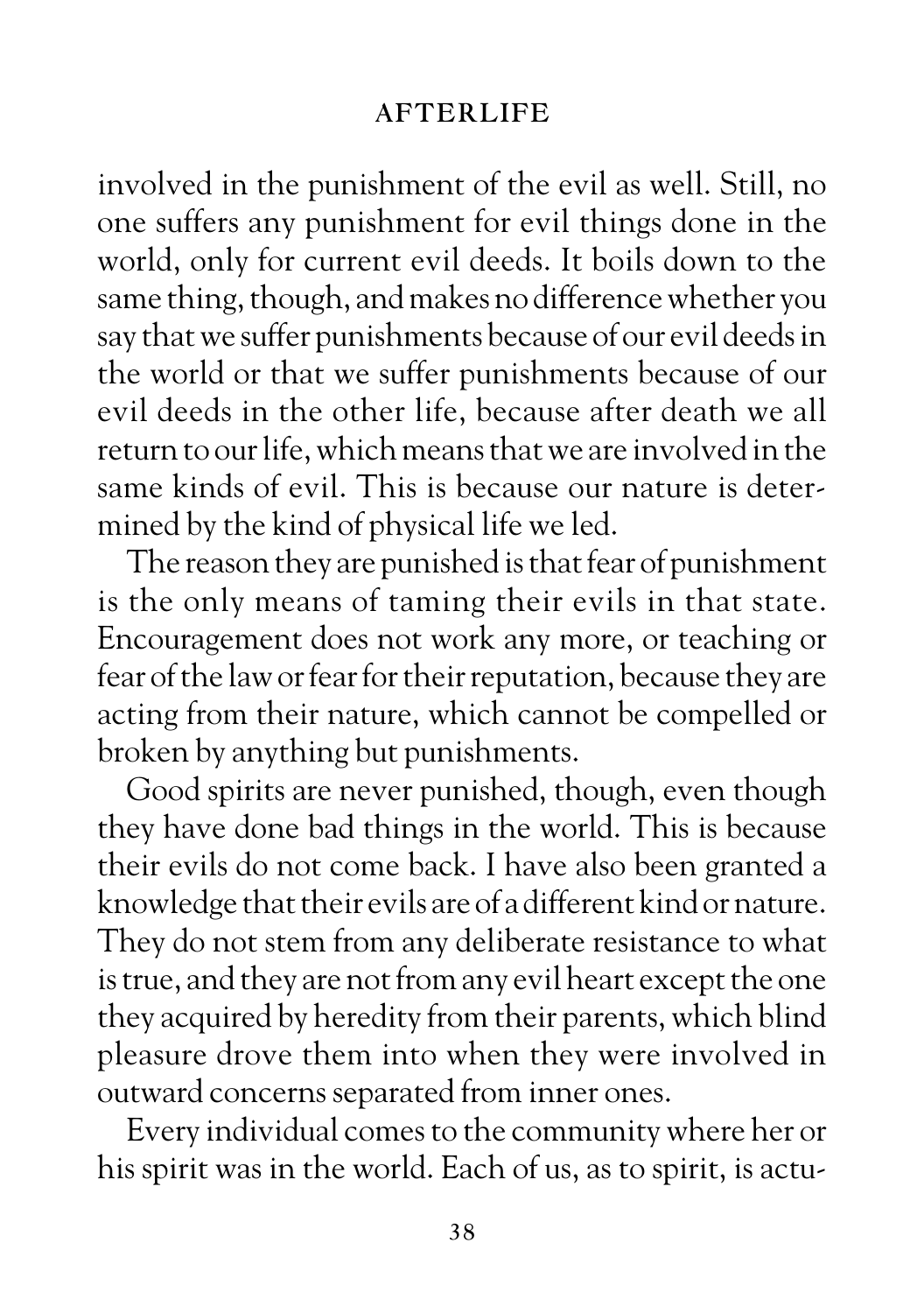involved in the punishment of the evil as well. Still, no one suffers any punishment for evil things done in the world, only for current evil deeds. It boils down to the same thing, though, and makes no difference whether you say that we suffer punishments because of our evil deeds in the world or that we suffer punishments because of our evil deeds in the other life, because after death we all return to our life, which means that we are involved in the same kinds of evil. This is because our nature is determined by the kind of physical life we led.

The reason they are punished is that fear of punishment is the only means of taming their evils in that state. Encouragement does not work any more, or teaching or fear of the law or fear for their reputation, because they are acting from their nature, which cannot be compelled or broken by anything but punishments.

Good spirits are never punished, though, even though they have done bad things in the world. This is because their evils do not come back. I have also been granted a knowledge that their evils are of a different kind or nature. They do not stem from any deliberate resistance to what is true, and they are not from any evil heart except the one they acquired by heredity from their parents, which blind pleasure drove them into when they were involved in outward concerns separated from inner ones.

Every individual comes to the community where her or his spirit was in the world. Each of us, as to spirit, is actu-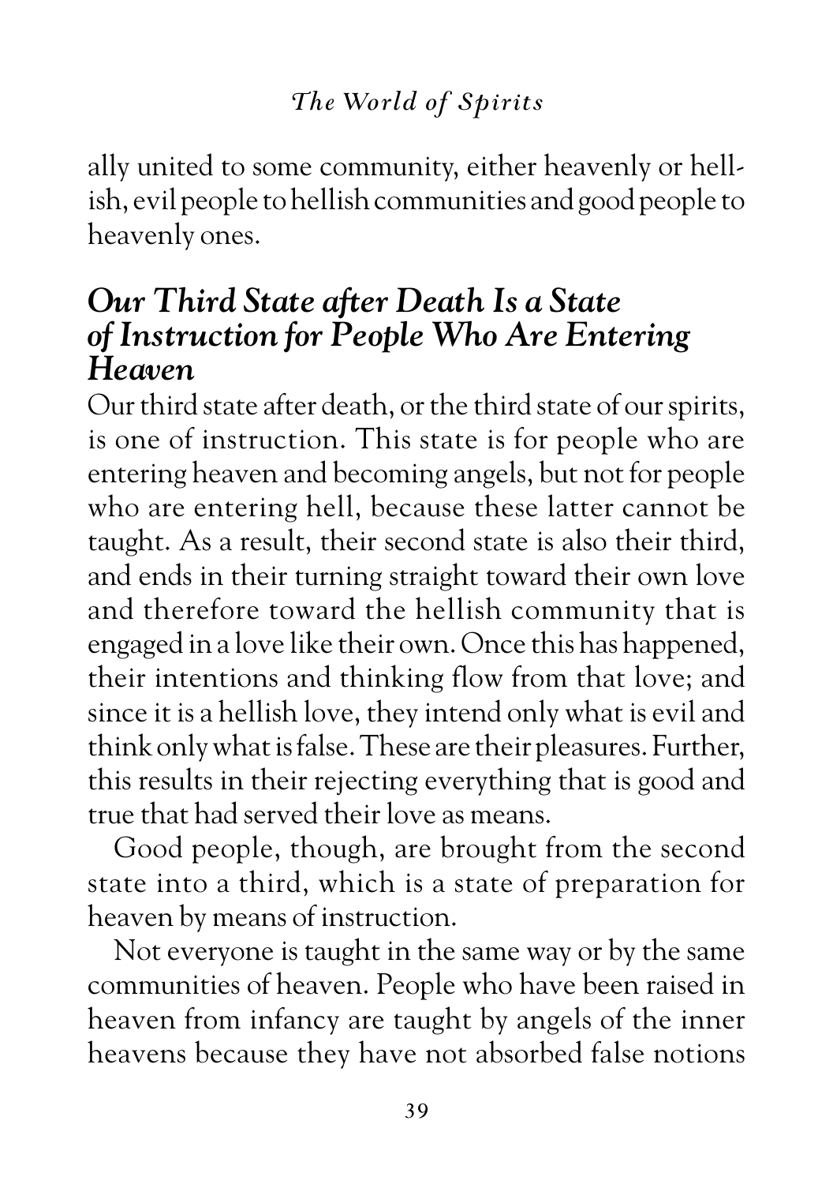ally united to some community, either heavenly or hellish, evil people to hellish communities and good people to heavenly ones.

## *Our Third State after Death Is a State of Instruction for People Who Are Entering Heaven*

Our third state after death, or the third state of our spirits, is one of instruction. This state is for people who are entering heaven and becoming angels, but not for people who are entering hell, because these latter cannot be taught. As a result, their second state is also their third, and ends in their turning straight toward their own love and therefore toward the hellish community that is engaged in a love like their own. Once this has happened, their intentions and thinking flow from that love; and since it is a hellish love, they intend only what is evil and think only what is false. These are their pleasures. Further, this results in their rejecting everything that is good and true that had served their love as means.

Good people, though, are brought from the second state into a third, which is a state of preparation for heaven by means of instruction.

Not everyone is taught in the same way or by the same communities of heaven. People who have been raised in heaven from infancy are taught by angels of the inner heavens because they have not absorbed false notions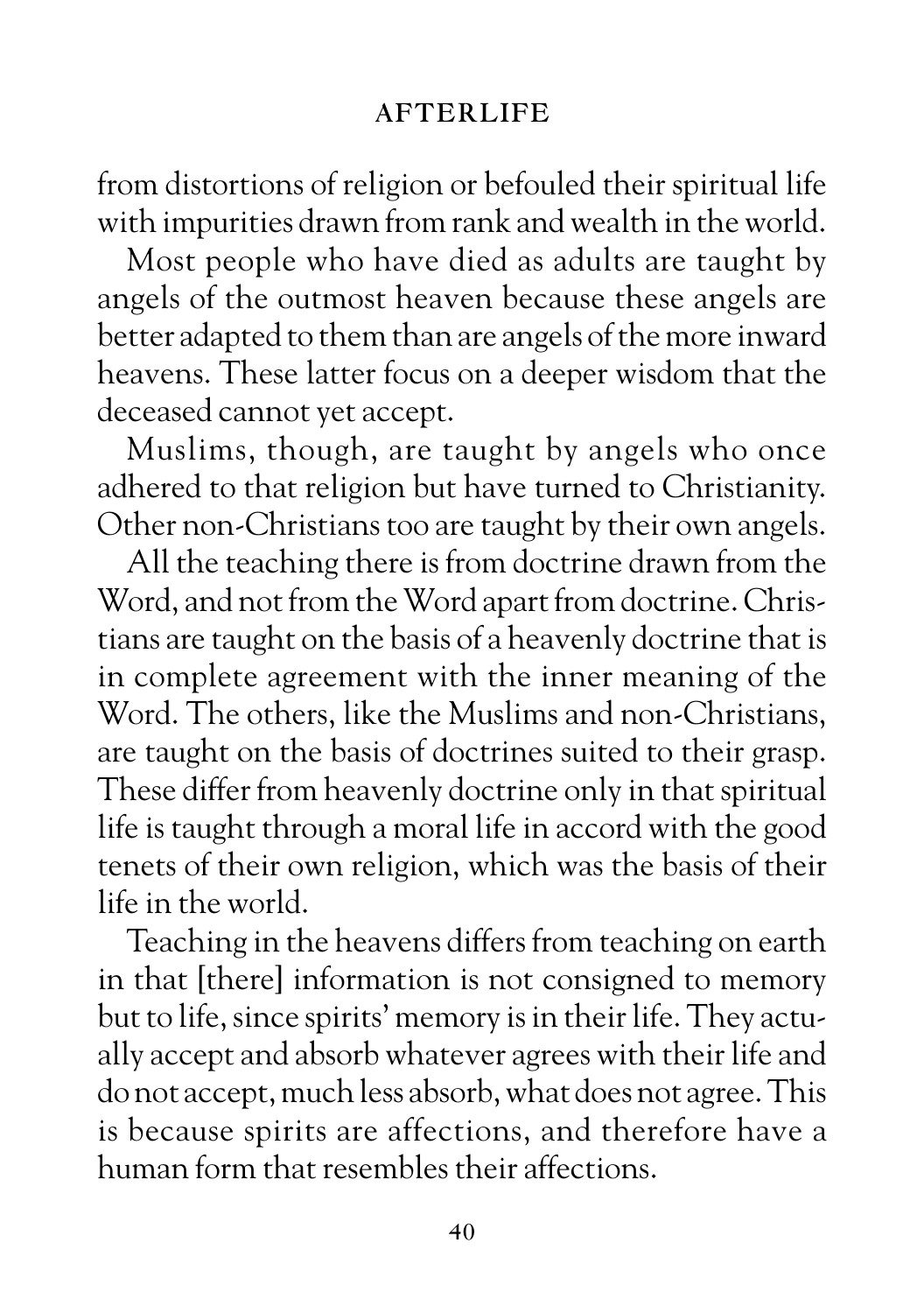from distortions of religion or befouled their spiritual life with impurities drawn from rank and wealth in the world.

Most people who have died as adults are taught by angels of the outmost heaven because these angels are better adapted to them than are angels of the more inward heavens. These latter focus on a deeper wisdom that the deceased cannot yet accept.

Muslims, though, are taught by angels who once adhered to that religion but have turned to Christianity. Other non-Christians too are taught by their own angels.

All the teaching there is from doctrine drawn from the Word, and not from the Word apart from doctrine. Christians are taught on the basis of a heavenly doctrine that is in complete agreement with the inner meaning of the Word. The others, like the Muslims and non-Christians, are taught on the basis of doctrines suited to their grasp. These differ from heavenly doctrine only in that spiritual life is taught through a moral life in accord with the good tenets of their own religion, which was the basis of their life in the world.

Teaching in the heavens differs from teaching on earth in that [there] information is not consigned to memory but to life, since spirits' memory is in their life. They actually accept and absorb whatever agrees with their life and do not accept, much less absorb, what does not agree. This is because spirits are affections, and therefore have a human form that resembles their affections.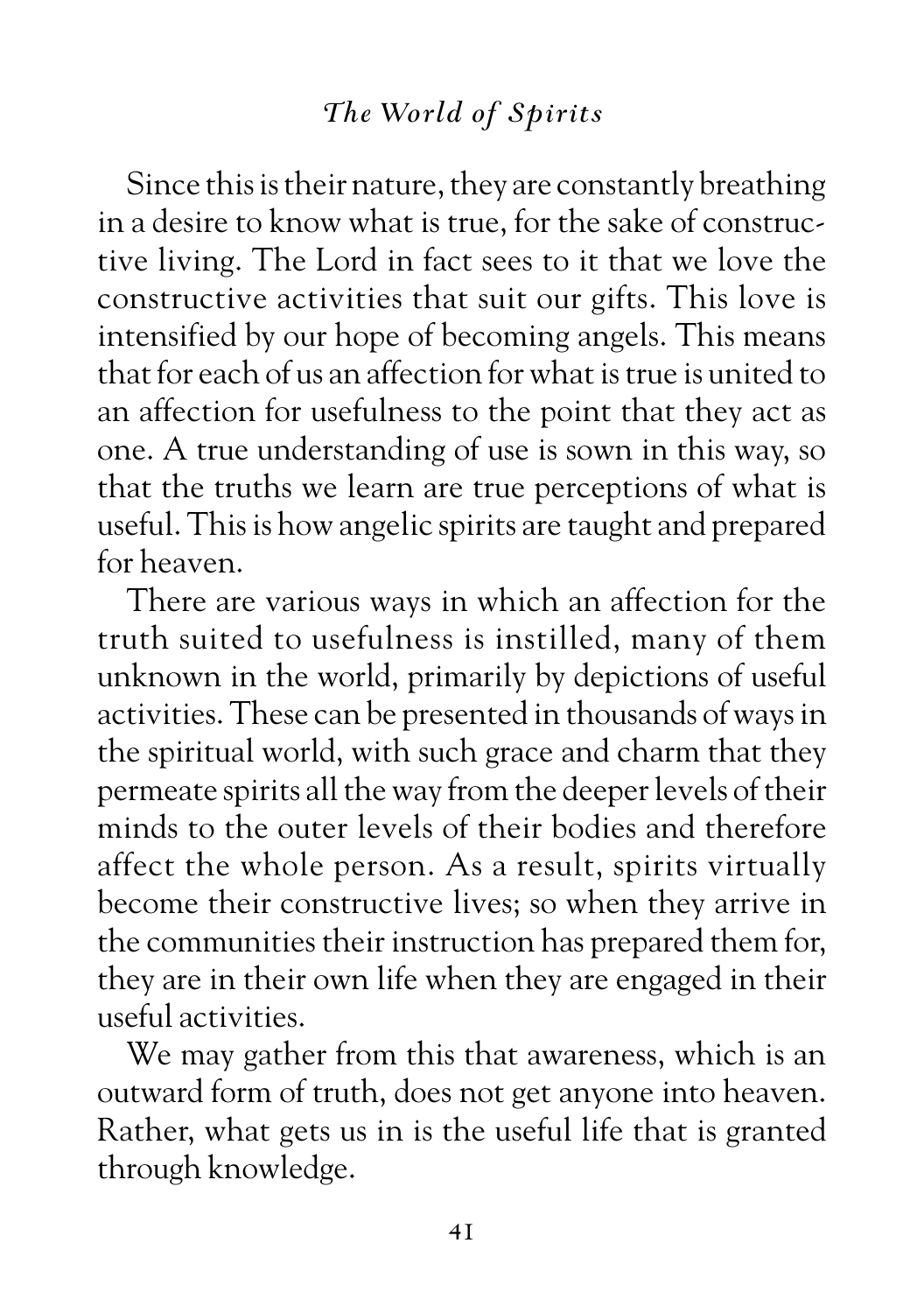Since this is their nature, they are constantly breathing in a desire to know what is true, for the sake of constructive living. The Lord in fact sees to it that we love the constructive activities that suit our gifts. This love is intensified by our hope of becoming angels. This means that for each of us an affection for what is true is united to an affection for usefulness to the point that they act as one. A true understanding of use is sown in this way, so that the truths we learn are true perceptions of what is useful. This is how angelic spirits are taught and prepared for heaven.

There are various ways in which an affection for the truth suited to usefulness is instilled, many of them unknown in the world, primarily by depictions of useful activities. These can be presented in thousands of ways in the spiritual world, with such grace and charm that they permeate spirits all the way from the deeper levels of their minds to the outer levels of their bodies and therefore affect the whole person. As a result, spirits virtually become their constructive lives; so when they arrive in the communities their instruction has prepared them for, they are in their own life when they are engaged in their useful activities.

We may gather from this that awareness, which is an outward form of truth, does not get anyone into heaven. Rather, what gets us in is the useful life that is granted through knowledge.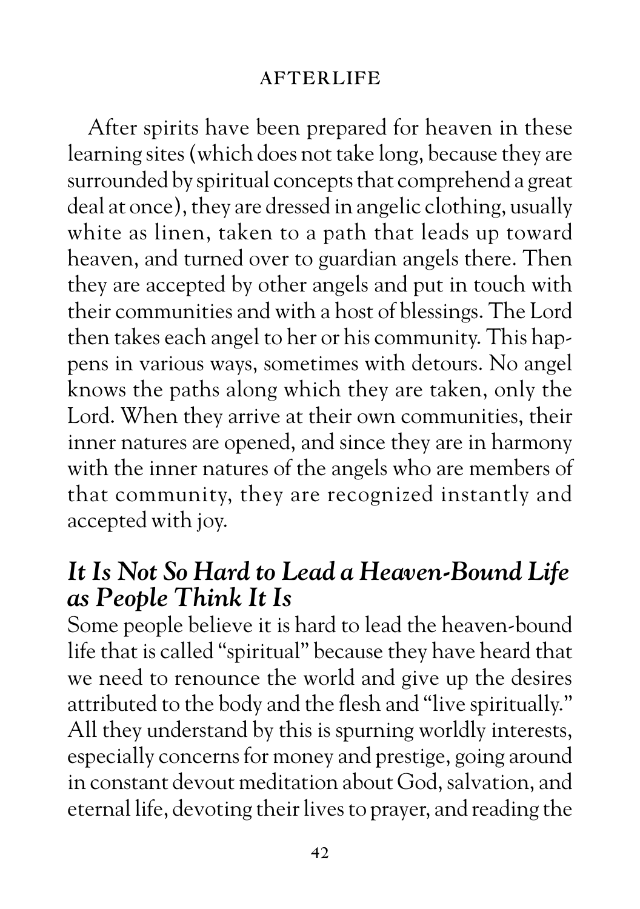After spirits have been prepared for heaven in these learning sites (which does not take long, because they are surrounded by spiritual concepts that comprehend a great deal at once), they are dressed in angelic clothing, usually white as linen, taken to a path that leads up toward heaven, and turned over to guardian angels there. Then they are accepted by other angels and put in touch with their communities and with a host of blessings. The Lord then takes each angel to her or his community. This happens in various ways, sometimes with detours. No angel knows the paths along which they are taken, only the Lord. When they arrive at their own communities, their inner natures are opened, and since they are in harmony with the inner natures of the angels who are members of that community, they are recognized instantly and accepted with joy.

## *It Is Not So Hard to Lead a Heaven-Bound Life as People Think It Is*

Some people believe it is hard to lead the heaven-bound life that is called "spiritual" because they have heard that we need to renounce the world and give up the desires attributed to the body and the flesh and "live spiritually." All they understand by this is spurning worldly interests, especially concerns for money and prestige, going around in constant devout meditation about God, salvation, and eternal life, devoting their lives to prayer, and reading the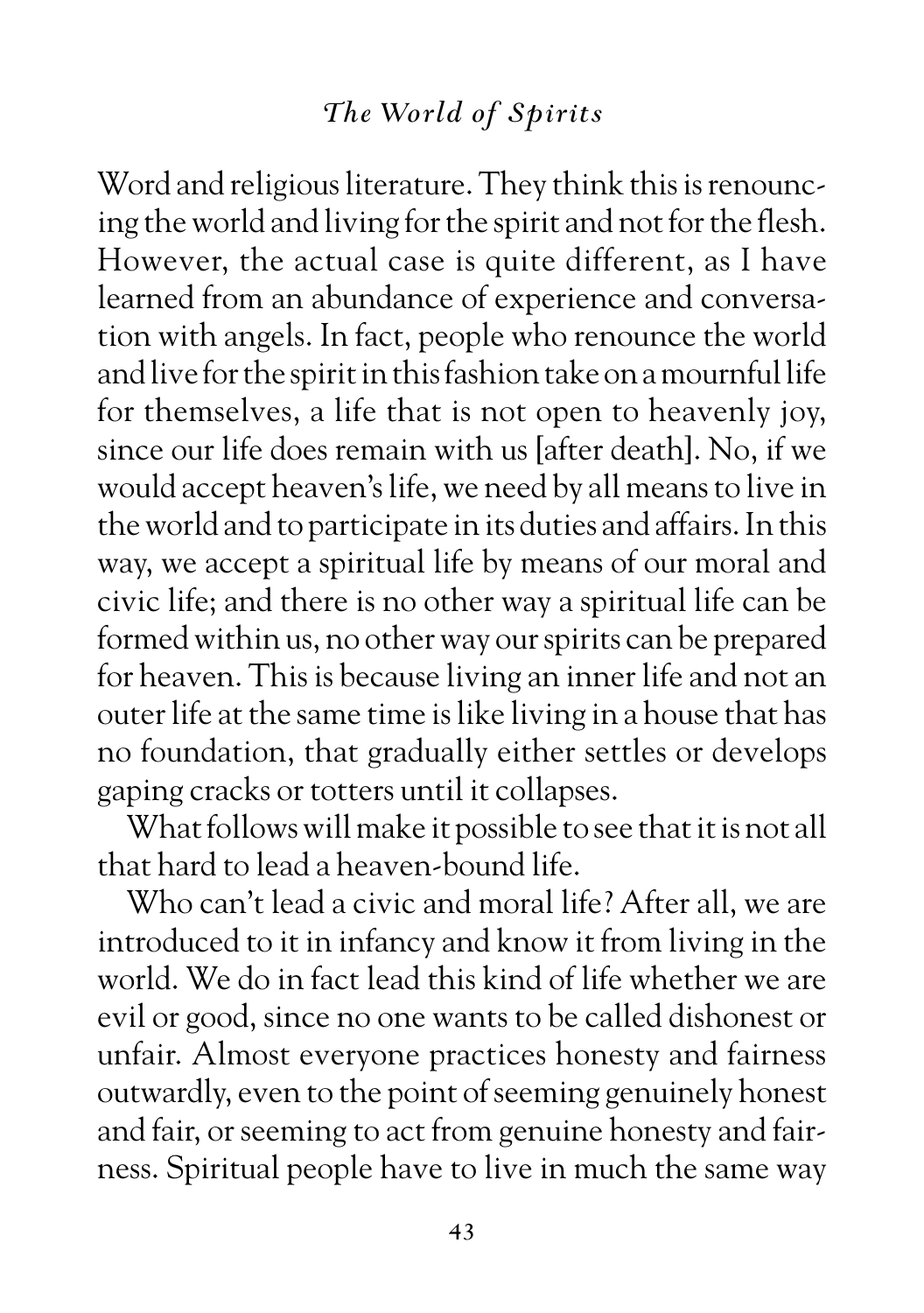Word and religious literature. They think this is renouncing the world and living for the spirit and not for the flesh. However, the actual case is quite different, as I have learned from an abundance of experience and conversation with angels. In fact, people who renounce the world and live for the spirit in this fashion take on a mournful life for themselves, a life that is not open to heavenly joy, since our life does remain with us [after death]. No, if we would accept heaven's life, we need by all means to live in the world and to participate in its duties and affairs. In this way, we accept a spiritual life by means of our moral and civic life; and there is no other way a spiritual life can be formed within us, no other way our spirits can be prepared for heaven. This is because living an inner life and not an outer life at the same time is like living in a house that has no foundation, that gradually either settles or develops gaping cracks or totters until it collapses.

What follows will make it possible to see that it is not all that hard to lead a heaven-bound life.

Who can't lead a civic and moral life? After all, we are introduced to it in infancy and know it from living in the world. We do in fact lead this kind of life whether we are evil or good, since no one wants to be called dishonest or unfair. Almost everyone practices honesty and fairness outwardly, even to the point of seeming genuinely honest and fair, or seeming to act from genuine honesty and fairness. Spiritual people have to live in much the same way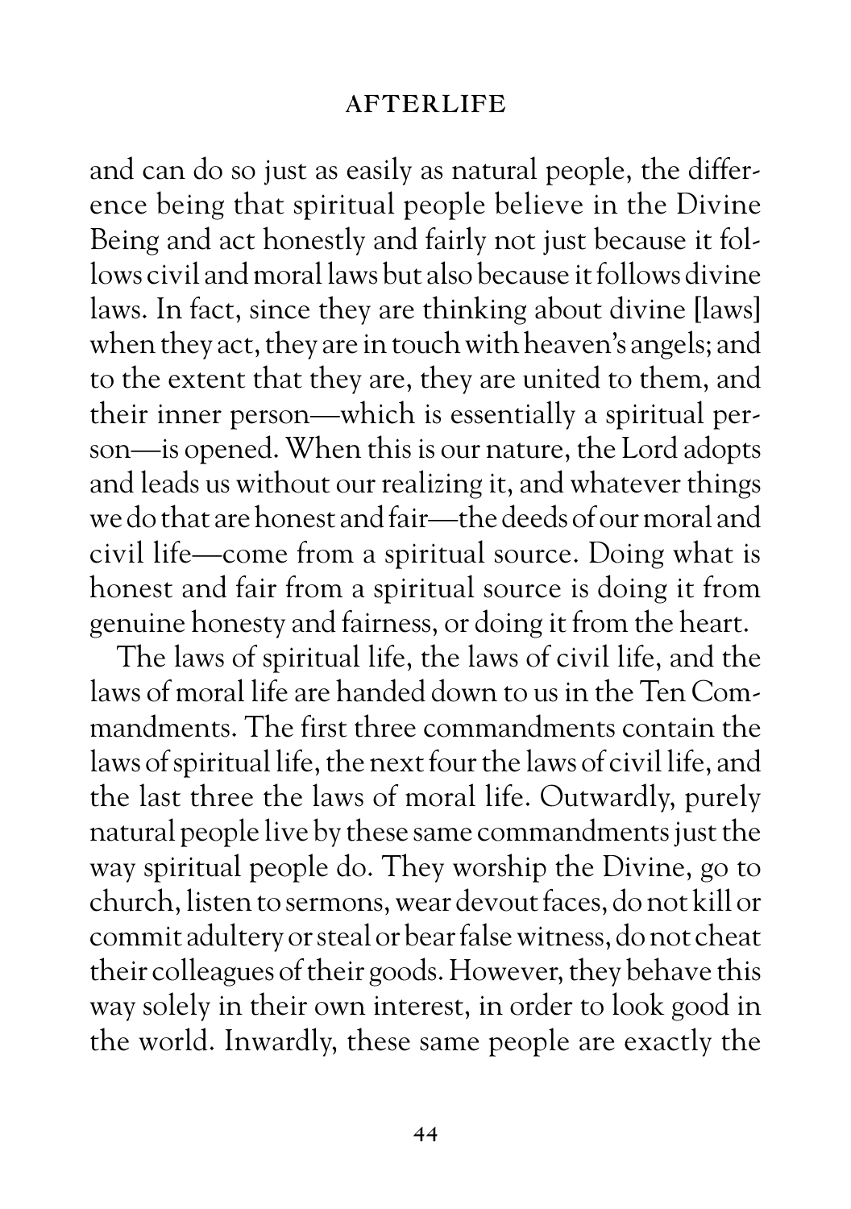and can do so just as easily as natural people, the difference being that spiritual people believe in the Divine Being and act honestly and fairly not just because it follows civil and moral laws but also because it follows divine laws. In fact, since they are thinking about divine [laws] when they act, they are in touch with heaven's angels; and to the extent that they are, they are united to them, and their inner person—which is essentially a spiritual person—is opened. When this is our nature, the Lord adopts and leads us without our realizing it, and whatever things we do that are honest and fair—the deeds of our moral and civil life—come from a spiritual source. Doing what is honest and fair from a spiritual source is doing it from genuine honesty and fairness, or doing it from the heart.

The laws of spiritual life, the laws of civil life, and the laws of moral life are handed down to us in the Ten Commandments. The first three commandments contain the laws of spiritual life, the next four the laws of civil life, and the last three the laws of moral life. Outwardly, purely natural people live by these same commandments just the way spiritual people do. They worship the Divine, go to church, listen to sermons, wear devout faces, do not kill or commit adultery or steal or bear false witness, do not cheat their colleagues of their goods. However, they behave this way solely in their own interest, in order to look good in the world. Inwardly, these same people are exactly the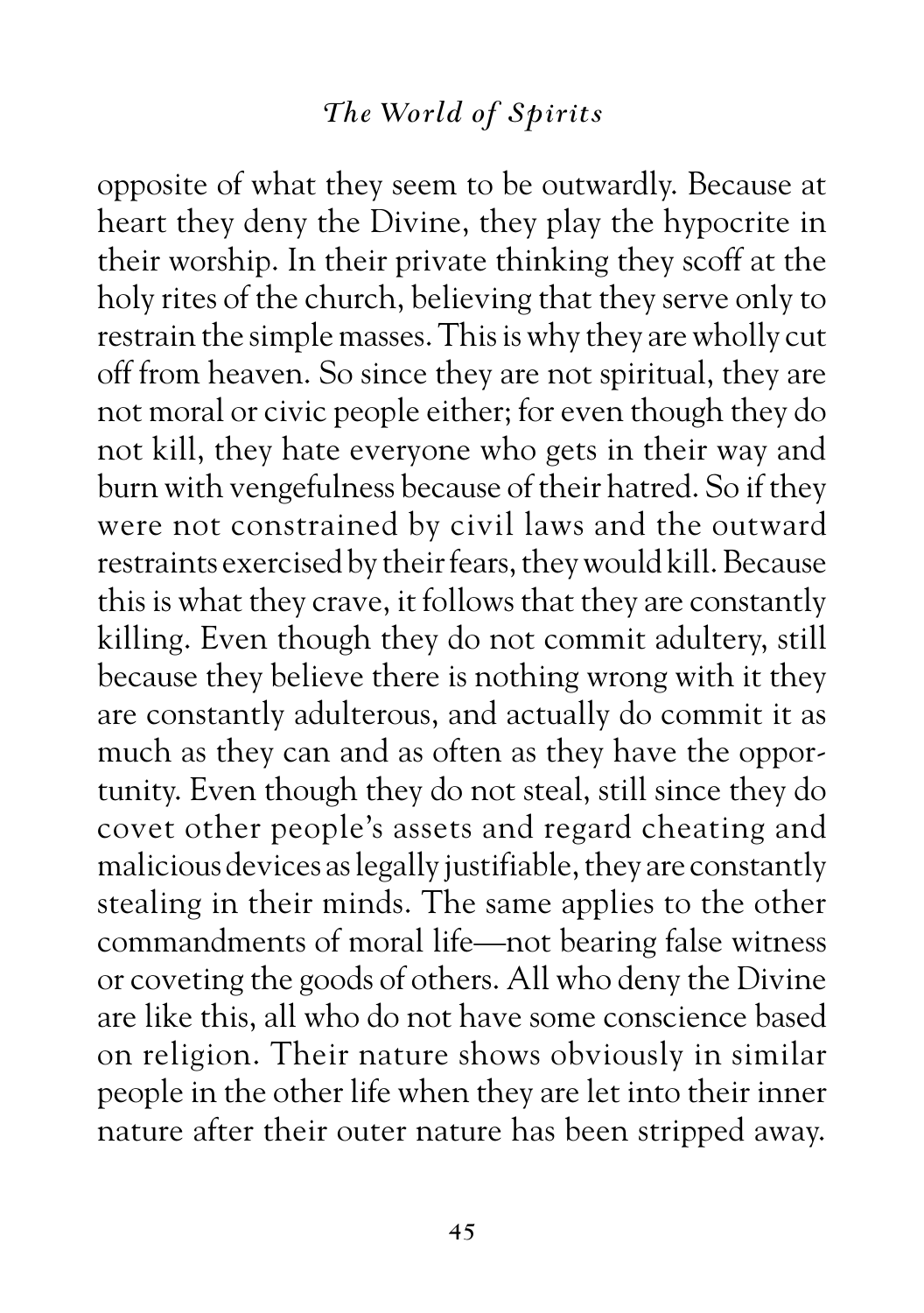opposite of what they seem to be outwardly. Because at heart they deny the Divine, they play the hypocrite in their worship. In their private thinking they scoff at the holy rites of the church, believing that they serve only to restrain the simple masses. This is why they are wholly cut off from heaven. So since they are not spiritual, they are not moral or civic people either; for even though they do not kill, they hate everyone who gets in their way and burn with vengefulness because of their hatred. So if they were not constrained by civil laws and the outward restraints exercised by their fears, they would kill. Because this is what they crave, it follows that they are constantly killing. Even though they do not commit adultery, still because they believe there is nothing wrong with it they are constantly adulterous, and actually do commit it as much as they can and as often as they have the opportunity. Even though they do not steal, still since they do covet other people's assets and regard cheating and malicious devices as legally justifiable, they are constantly stealing in their minds. The same applies to the other commandments of moral life—not bearing false witness or coveting the goods of others. All who deny the Divine are like this, all who do not have some conscience based on religion. Their nature shows obviously in similar people in the other life when they are let into their inner nature after their outer nature has been stripped away.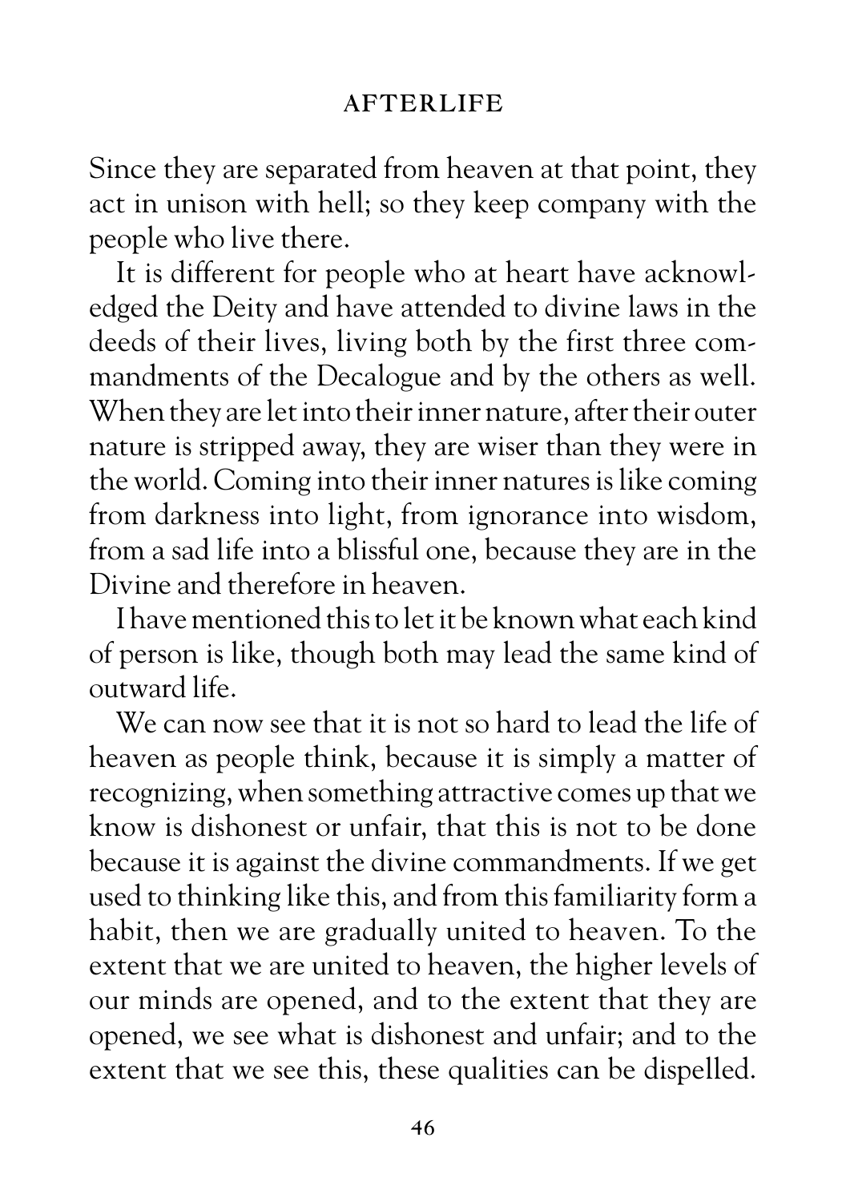Since they are separated from heaven at that point, they act in unison with hell; so they keep company with the people who live there.

It is different for people who at heart have acknowledged the Deity and have attended to divine laws in the deeds of their lives, living both by the first three commandments of the Decalogue and by the others as well. When they are let into their inner nature, after their outer nature is stripped away, they are wiser than they were in the world. Coming into their inner natures is like coming from darkness into light, from ignorance into wisdom, from a sad life into a blissful one, because they are in the Divine and therefore in heaven.

I have mentioned this to let it be known what each kind of person is like, though both may lead the same kind of outward life.

We can now see that it is not so hard to lead the life of heaven as people think, because it is simply a matter of recognizing, when something attractive comes up that we know is dishonest or unfair, that this is not to be done because it is against the divine commandments. If we get used to thinking like this, and from this familiarity form a habit, then we are gradually united to heaven. To the extent that we are united to heaven, the higher levels of our minds are opened, and to the extent that they are opened, we see what is dishonest and unfair; and to the extent that we see this, these qualities can be dispelled.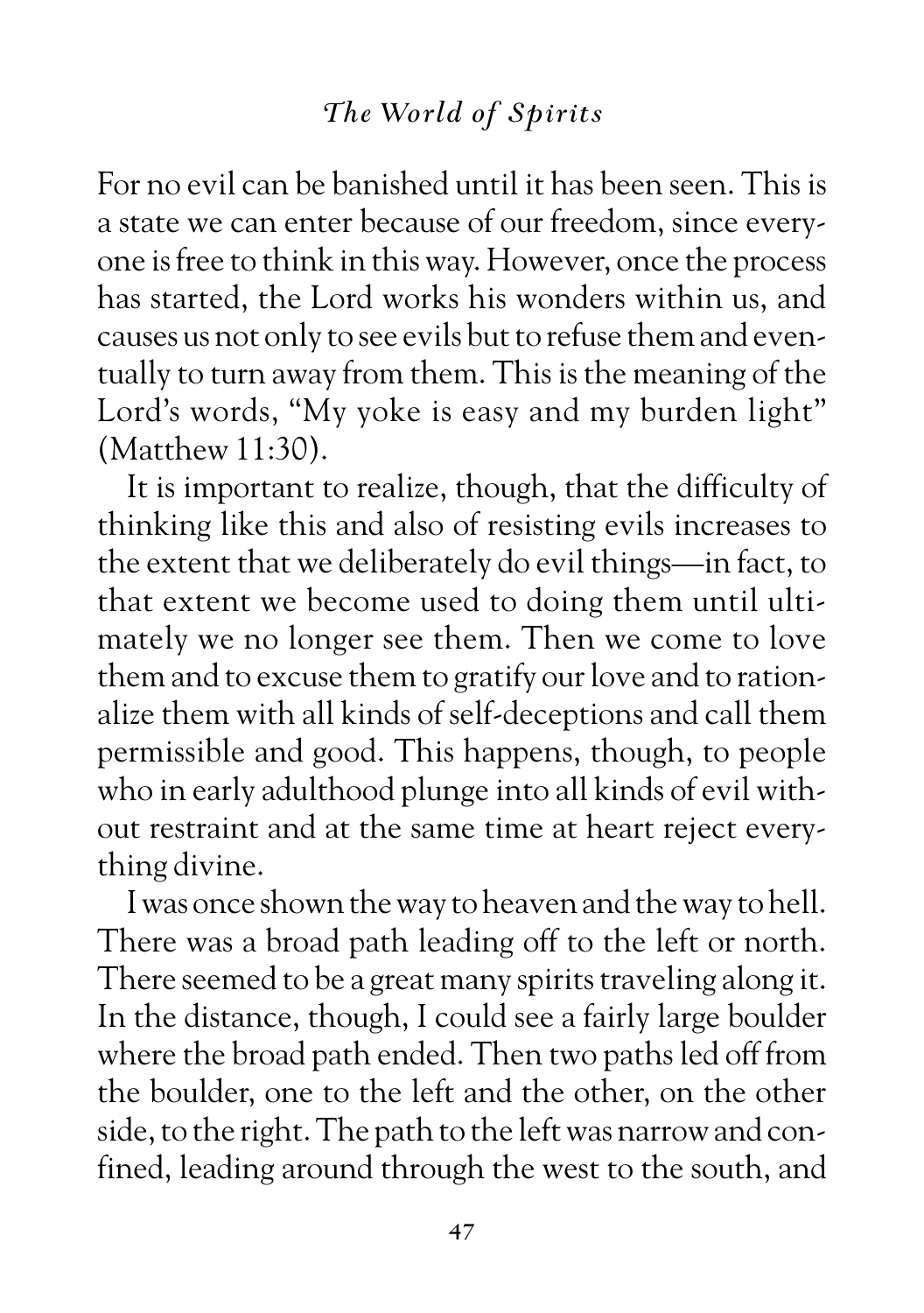For no evil can be banished until it has been seen. This is a state we can enter because of our freedom, since everyone is free to think in this way. However, once the process has started, the Lord works his wonders within us, and causes us not only to see evils but to refuse them and eventually to turn away from them. This is the meaning of the Lord's words, "My yoke is easy and my burden light" (Matthew 11:30).

It is important to realize, though, that the difficulty of thinking like this and also of resisting evils increases to the extent that we deliberately do evil things—in fact, to that extent we become used to doing them until ultimately we no longer see them. Then we come to love them and to excuse them to gratify our love and to rationalize them with all kinds of self-deceptions and call them permissible and good. This happens, though, to people who in early adulthood plunge into all kinds of evil without restraint and at the same time at heart reject everything divine.

I was once shown the way to heaven and the way to hell. There was a broad path leading off to the left or north. There seemed to be a great many spirits traveling along it. In the distance, though, I could see a fairly large boulder where the broad path ended. Then two paths led off from the boulder, one to the left and the other, on the other side, to the right. The path to the left was narrow and confined, leading around through the west to the south, and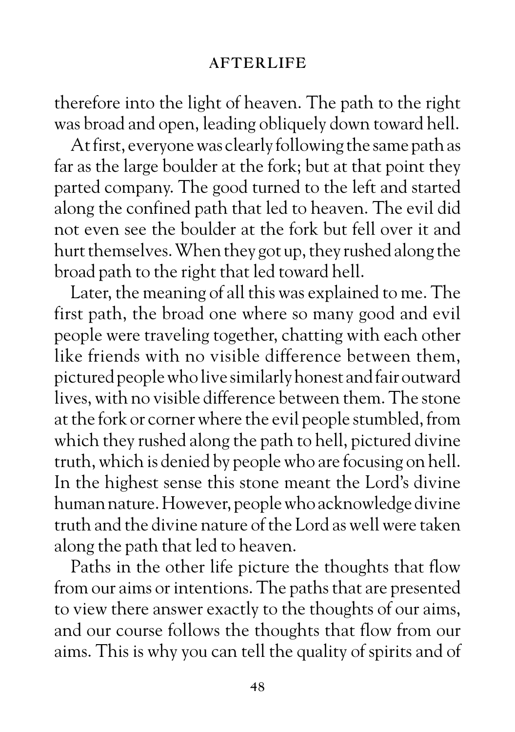therefore into the light of heaven. The path to the right was broad and open, leading obliquely down toward hell.

At first, everyone was clearly following the same path as far as the large boulder at the fork; but at that point they parted company. The good turned to the left and started along the confined path that led to heaven. The evil did not even see the boulder at the fork but fell over it and hurt themselves. When they got up, they rushed along the broad path to the right that led toward hell.

Later, the meaning of all this was explained to me. The first path, the broad one where so many good and evil people were traveling together, chatting with each other like friends with no visible difference between them, pictured people who live similarly honest and fair outward lives, with no visible difference between them. The stone at the fork or corner where the evil people stumbled, from which they rushed along the path to hell, pictured divine truth, which is denied by people who are focusing on hell. In the highest sense this stone meant the Lord's divine human nature. However, people who acknowledge divine truth and the divine nature of the Lord as well were taken along the path that led to heaven.

Paths in the other life picture the thoughts that flow from our aims or intentions. The paths that are presented to view there answer exactly to the thoughts of our aims, and our course follows the thoughts that flow from our aims. This is why you can tell the quality of spirits and of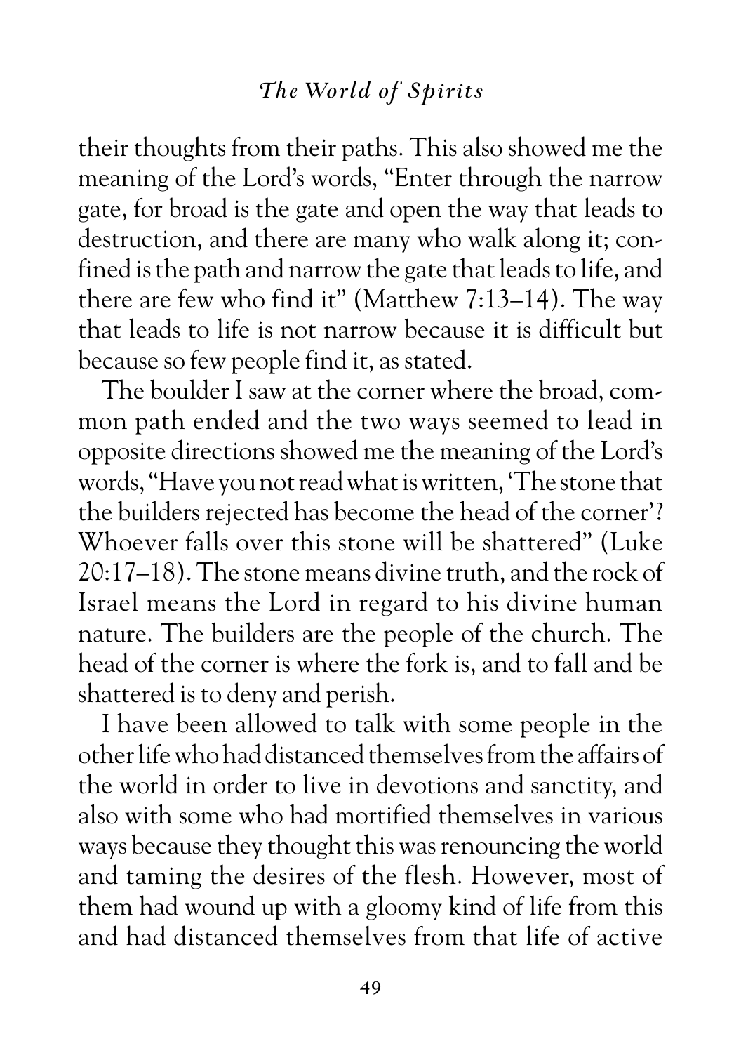their thoughts from their paths. This also showed me the meaning of the Lord's words, "Enter through the narrow gate, for broad is the gate and open the way that leads to destruction, and there are many who walk along it; confined is the path and narrow the gate that leads to life, and there are few who find it" (Matthew 7:13–14). The way that leads to life is not narrow because it is difficult but because so few people find it, as stated.

The boulder I saw at the corner where the broad, common path ended and the two ways seemed to lead in opposite directions showed me the meaning of the Lord's words, "Have you not read what is written, 'The stone that the builders rejected has become the head of the corner'? Whoever falls over this stone will be shattered" (Luke 20:17–18). The stone means divine truth, and the rock of Israel means the Lord in regard to his divine human nature. The builders are the people of the church. The head of the corner is where the fork is, and to fall and be shattered is to deny and perish.

I have been allowed to talk with some people in the other life who had distanced themselves from the affairs of the world in order to live in devotions and sanctity, and also with some who had mortified themselves in various ways because they thought this was renouncing the world and taming the desires of the flesh. However, most of them had wound up with a gloomy kind of life from this and had distanced themselves from that life of active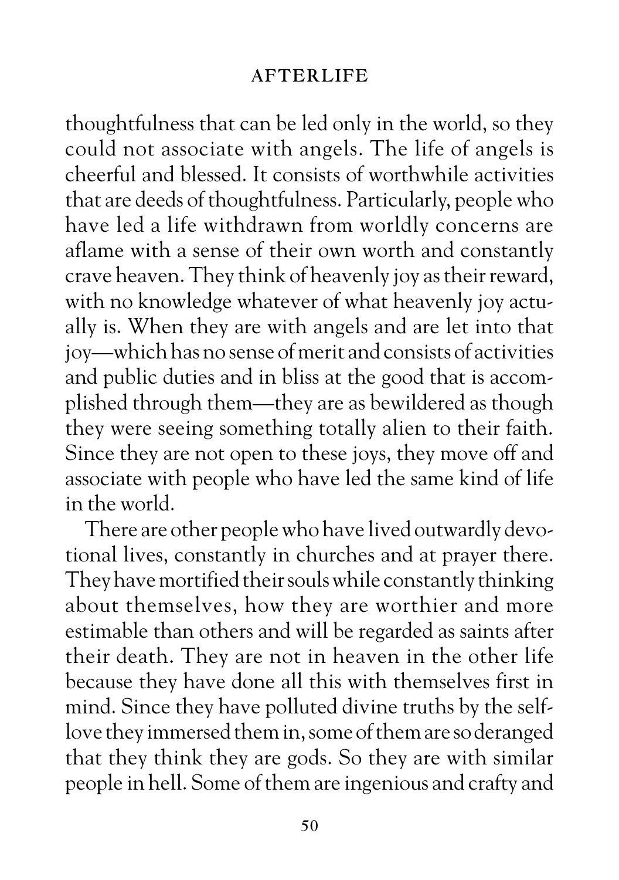thoughtfulness that can be led only in the world, so they could not associate with angels. The life of angels is cheerful and blessed. It consists of worthwhile activities that are deeds of thoughtfulness. Particularly, people who have led a life withdrawn from worldly concerns are aflame with a sense of their own worth and constantly crave heaven. They think of heavenly joy as their reward, with no knowledge whatever of what heavenly joy actually is. When they are with angels and are let into that joy—which has no sense of merit and consists of activities and public duties and in bliss at the good that is accomplished through them—they are as bewildered as though they were seeing something totally alien to their faith. Since they are not open to these joys, they move off and associate with people who have led the same kind of life in the world.

There are other people who have lived outwardly devotional lives, constantly in churches and at prayer there. They have mortified their souls while constantly thinking about themselves, how they are worthier and more estimable than others and will be regarded as saints after their death. They are not in heaven in the other life because they have done all this with themselves first in mind. Since they have polluted divine truths by the self-love they immersed them in, some of them are so deranged that they think they are gods. So they are with similar people in hell. Some of them are ingenious and crafty and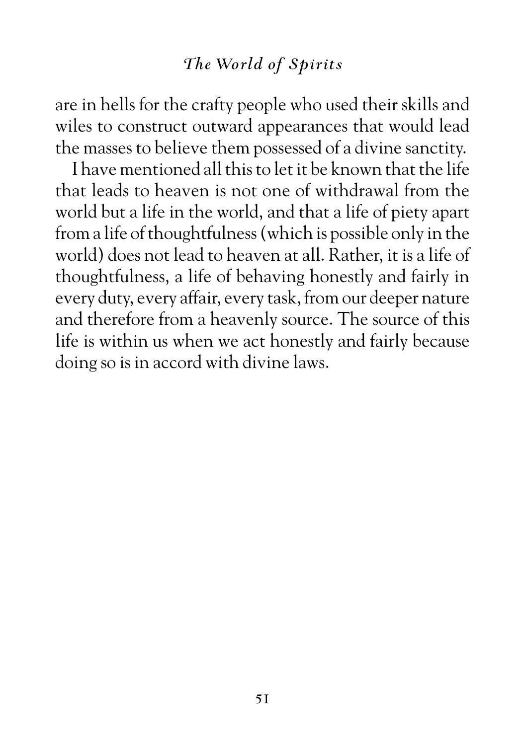are in hells for the crafty people who used their skills and wiles to construct outward appearances that would lead the masses to believe them possessed of a divine sanctity.

I have mentioned all this to let it be known that the life that leads to heaven is not one of withdrawal from the world but a life in the world, and that a life of piety apart from a life of thoughtfulness (which is possible only in the world) does not lead to heaven at all. Rather, it is a life of thoughtfulness, a life of behaving honestly and fairly in every duty, every affair, every task, from our deeper nature and therefore from a heavenly source. The source of this life is within us when we act honestly and fairly because doing so is in accord with divine laws.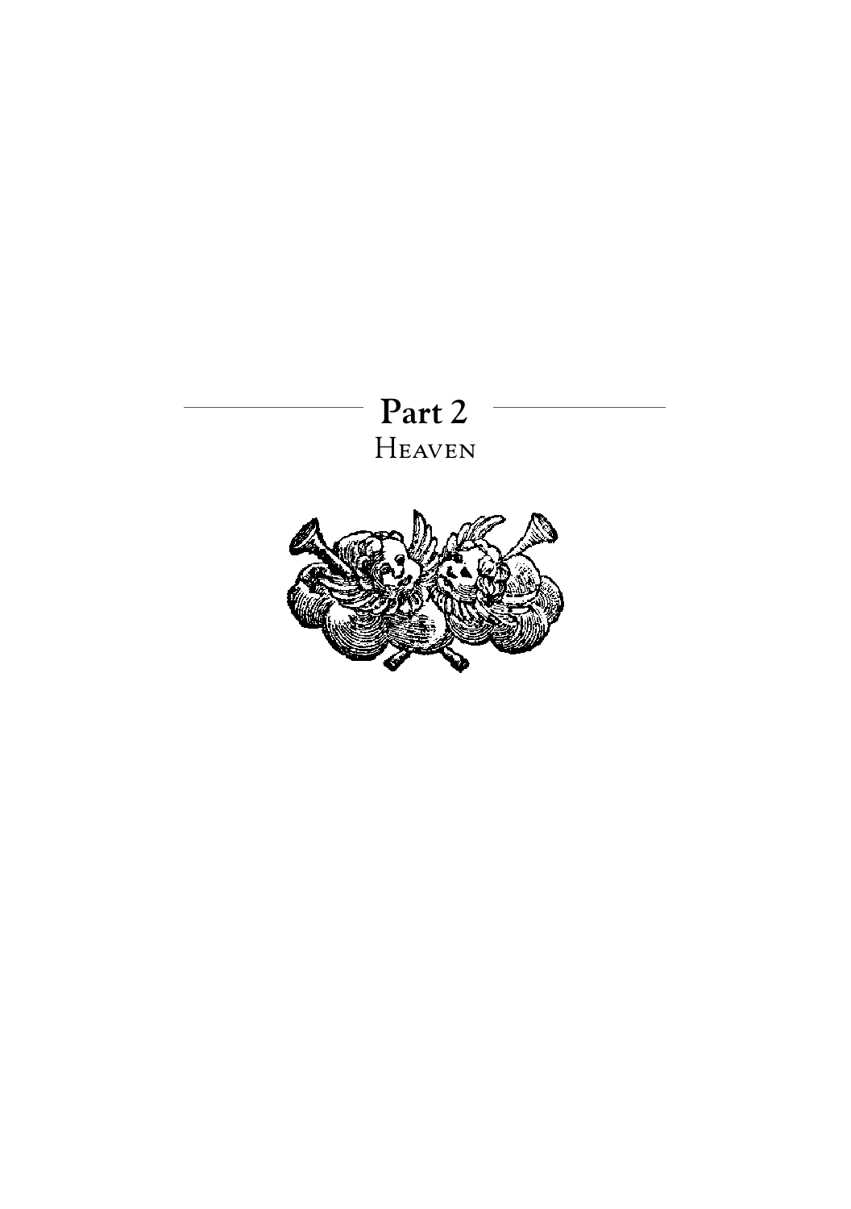# Part 2
## Heaven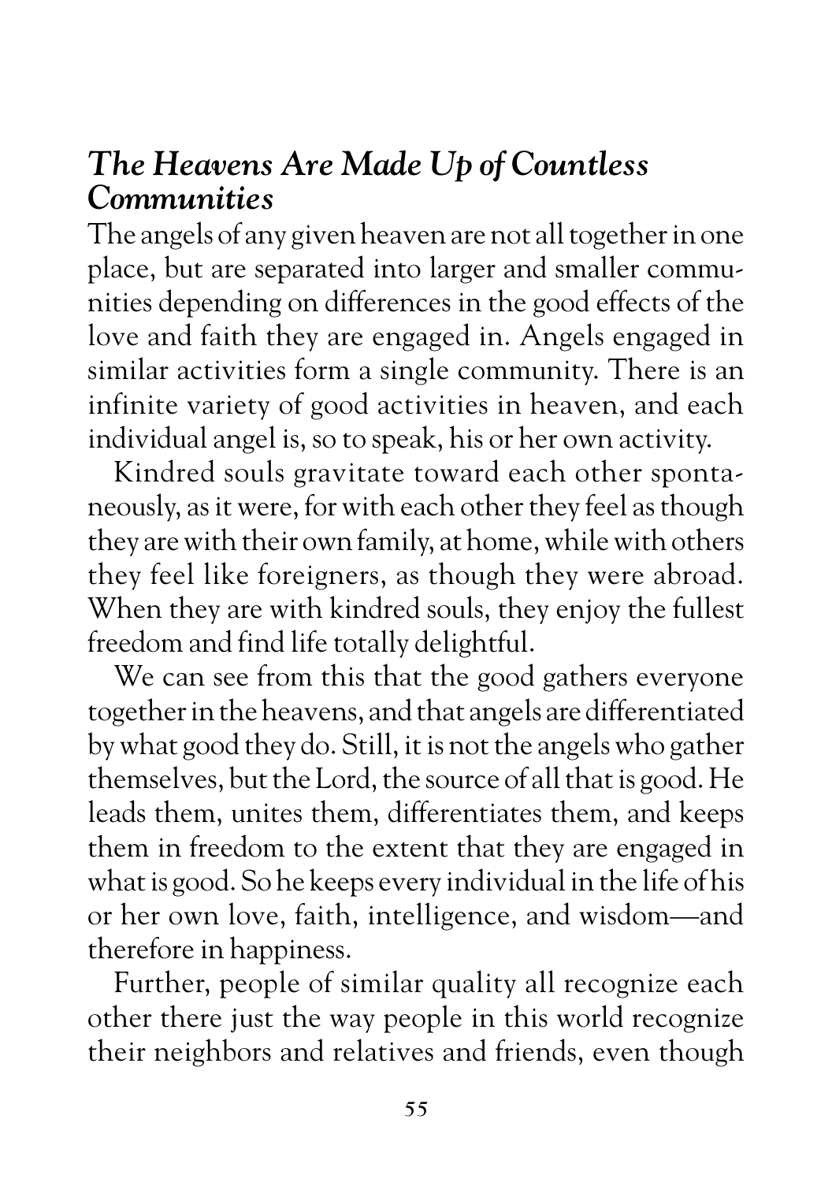## *The Heavens Are Made Up of Countless Communities*

The angels of any given heaven are not all together in one place, but are separated into larger and smaller communities depending on differences in the good effects of the love and faith they are engaged in. Angels engaged in similar activities form a single community. There is an infinite variety of good activities in heaven, and each individual angel is, so to speak, his or her own activity.

Kindred souls gravitate toward each other spontaneously, as it were, for with each other they feel as though they are with their own family, at home, while with others they feel like foreigners, as though they were abroad. When they are with kindred souls, they enjoy the fullest freedom and find life totally delightful.

We can see from this that the good gathers everyone together in the heavens, and that angels are differentiated by what good they do. Still, it is not the angels who gather themselves, but the Lord, the source of all that is good. He leads them, unites them, differentiates them, and keeps them in freedom to the extent that they are engaged in what is good. So he keeps every individual in the life of his or her own love, faith, intelligence, and wisdom—and therefore in happiness.

Further, people of similar quality all recognize each other there just the way people in this world recognize their neighbors and relatives and friends, even though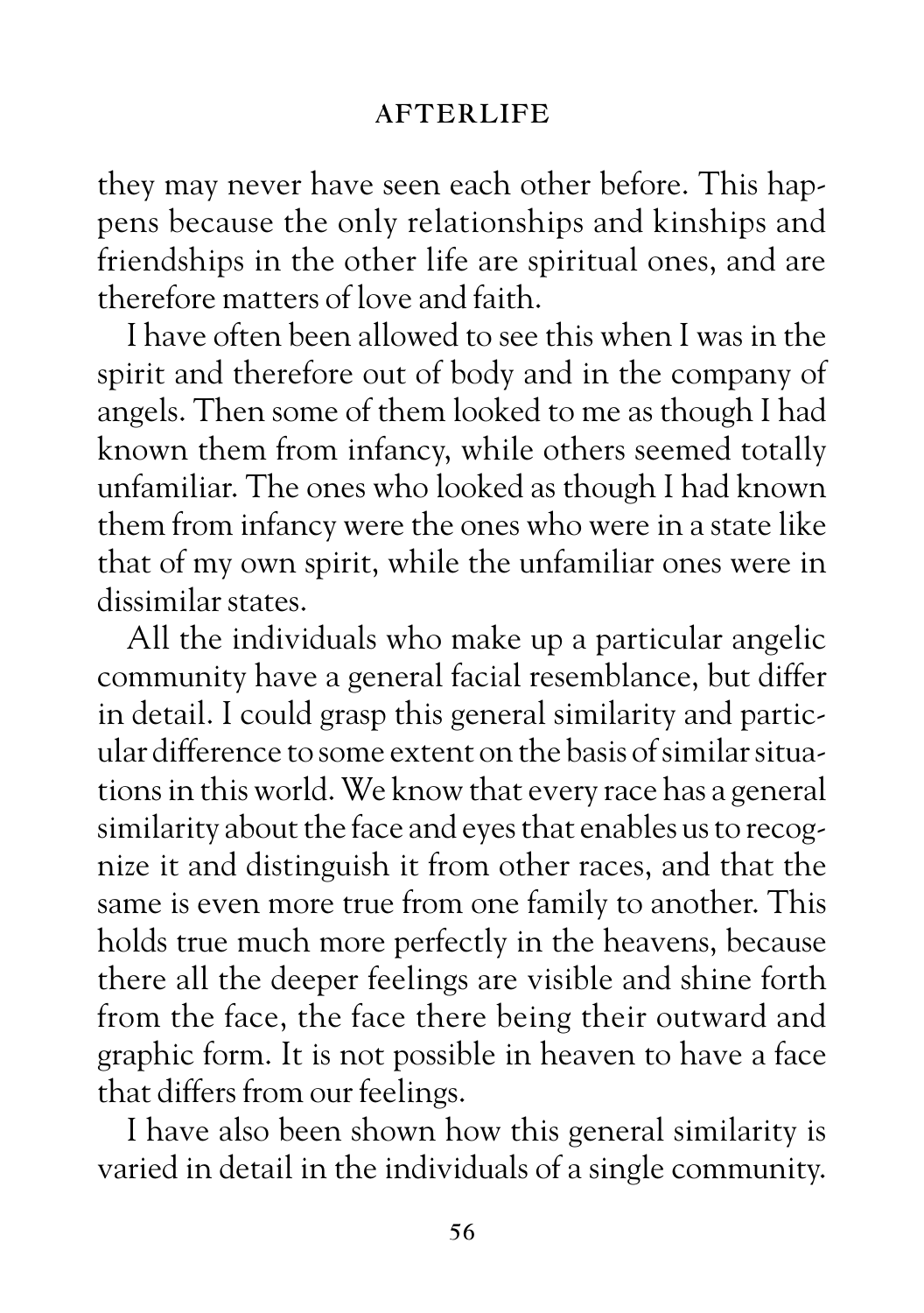they may never have seen each other before. This happens because the only relationships and kinships and friendships in the other life are spiritual ones, and are therefore matters of love and faith.

I have often been allowed to see this when I was in the spirit and therefore out of body and in the company of angels. Then some of them looked to me as though I had known them from infancy, while others seemed totally unfamiliar. The ones who looked as though I had known them from infancy were the ones who were in a state like that of my own spirit, while the unfamiliar ones were in dissimilar states.

All the individuals who make up a particular angelic community have a general facial resemblance, but differ in detail. I could grasp this general similarity and particular difference to some extent on the basis of similar situations in this world. We know that every race has a general similarity about the face and eyes that enables us to recognize it and distinguish it from other races, and that the same is even more true from one family to another. This holds true much more perfectly in the heavens, because there all the deeper feelings are visible and shine forth from the face, the face there being their outward and graphic form. It is not possible in heaven to have a face that differs from our feelings.

I have also been shown how this general similarity is varied in detail in the individuals of a single community.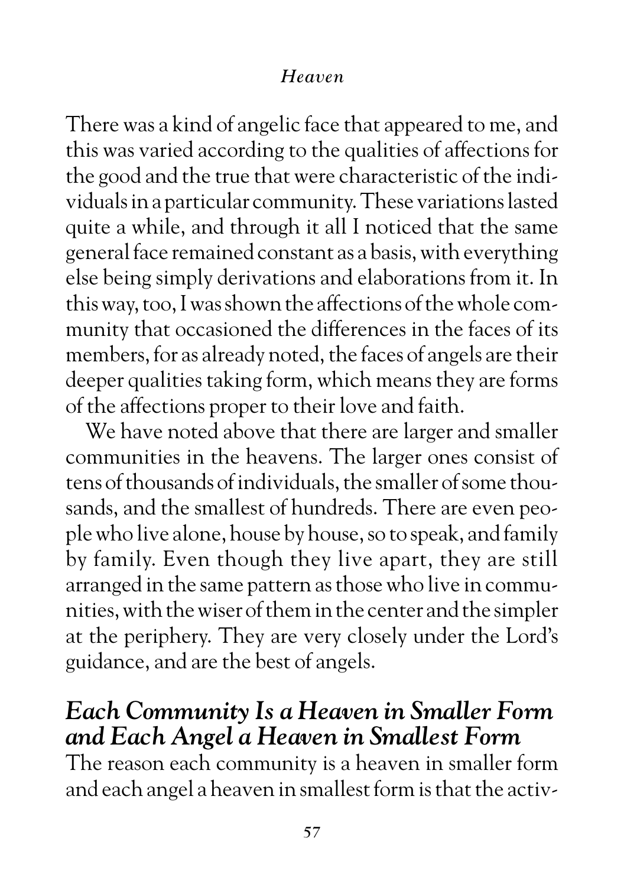There was a kind of angelic face that appeared to me, and this was varied according to the qualities of affections for the good and the true that were characteristic of the individuals in a particular community. These variations lasted quite a while, and through it all I noticed that the same general face remained constant as a basis, with everything else being simply derivations and elaborations from it. In this way, too, I was shown the affections of the whole community that occasioned the differences in the faces of its members, for as already noted, the faces of angels are their deeper qualities taking form, which means they are forms of the affections proper to their love and faith.

We have noted above that there are larger and smaller communities in the heavens. The larger ones consist of tens of thousands of individuals, the smaller of some thousands, and the smallest of hundreds. There are even people who live alone, house by house, so to speak, and family by family. Even though they live apart, they are still arranged in the same pattern as those who live in communities, with the wiser of them in the center and the simpler at the periphery. They are very closely under the Lord's guidance, and are the best of angels.

## *Each Community Is a Heaven in Smaller Form and Each Angel a Heaven in Smallest Form*

The reason each community is a heaven in smaller form and each angel a heaven in smallest form is that the activ-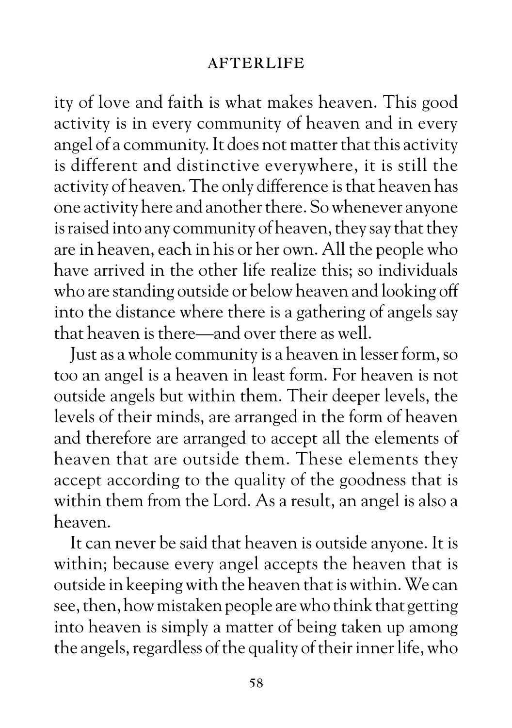ity of love and faith is what makes heaven. This good activity is in every community of heaven and in every angel of a community. It does not matter that this activity is different and distinctive everywhere, it is still the activity of heaven. The only difference is that heaven has one activity here and another there. So whenever anyone is raised into any community of heaven, they say that they are in heaven, each in his or her own. All the people who have arrived in the other life realize this; so individuals who are standing outside or below heaven and looking off into the distance where there is a gathering of angels say that heaven is there—and over there as well.

Just as a whole community is a heaven in lesser form, so too an angel is a heaven in least form. For heaven is not outside angels but within them. Their deeper levels, the levels of their minds, are arranged in the form of heaven and therefore are arranged to accept all the elements of heaven that are outside them. These elements they accept according to the quality of the goodness that is within them from the Lord. As a result, an angel is also a heaven.

It can never be said that heaven is outside anyone. It is within; because every angel accepts the heaven that is outside in keeping with the heaven that is within. We can see, then, how mistaken people are who think that getting into heaven is simply a matter of being taken up among the angels, regardless of the quality of their inner life, who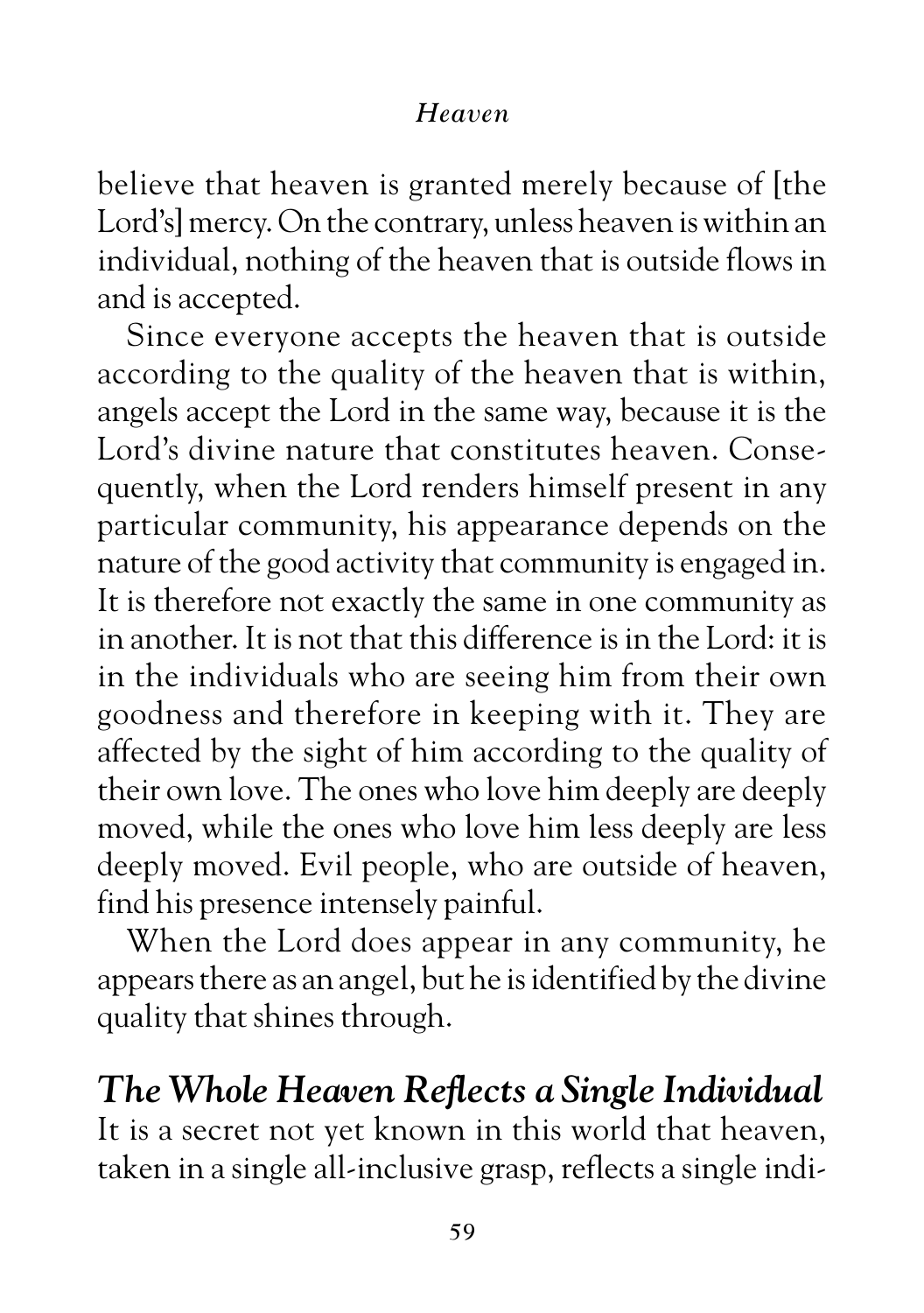believe that heaven is granted merely because of [the Lord's] mercy. On the contrary, unless heaven is within an individual, nothing of the heaven that is outside flows in and is accepted.

Since everyone accepts the heaven that is outside according to the quality of the heaven that is within, angels accept the Lord in the same way, because it is the Lord's divine nature that constitutes heaven. Consequently, when the Lord renders himself present in any particular community, his appearance depends on the nature of the good activity that community is engaged in. It is therefore not exactly the same in one community as in another. It is not that this difference is in the Lord: it is in the individuals who are seeing him from their own goodness and therefore in keeping with it. They are affected by the sight of him according to the quality of their own love. The ones who love him deeply are deeply moved, while the ones who love him less deeply are less deeply moved. Evil people, who are outside of heaven, find his presence intensely painful.

When the Lord does appear in any community, he appears there as an angel, but he is identified by the divine quality that shines through.

## *The Whole Heaven Reflects a Single Individual*

It is a secret not yet known in this world that heaven, taken in a single all-inclusive grasp, reflects a single indi-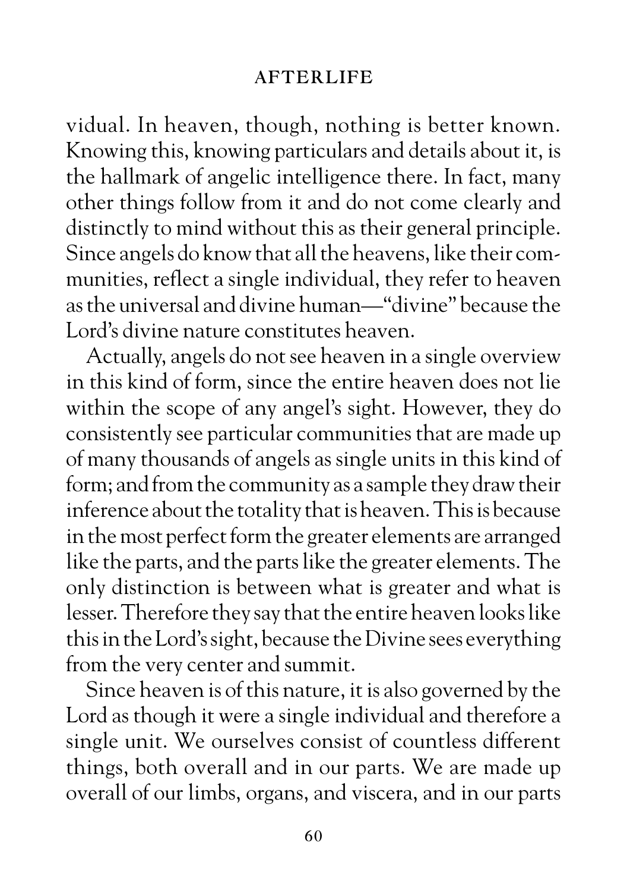vidual. In heaven, though, nothing is better known. Knowing this, knowing particulars and details about it, is the hallmark of angelic intelligence there. In fact, many other things follow from it and do not come clearly and distinctly to mind without this as their general principle. Since angels do know that all the heavens, like their communities, reflect a single individual, they refer to heaven as the universal and divine human—"divine" because the Lord's divine nature constitutes heaven.

Actually, angels do not see heaven in a single overview in this kind of form, since the entire heaven does not lie within the scope of any angel's sight. However, they do consistently see particular communities that are made up of many thousands of angels as single units in this kind of form; and from the community as a sample they draw their inference about the totality that is heaven. This is because in the most perfect form the greater elements are arranged like the parts, and the parts like the greater elements. The only distinction is between what is greater and what is lesser. Therefore they say that the entire heaven looks like this in the Lord's sight, because the Divine sees everything from the very center and summit.

Since heaven is of this nature, it is also governed by the Lord as though it were a single individual and therefore a single unit. We ourselves consist of countless different things, both overall and in our parts. We are made up overall of our limbs, organs, and viscera, and in our parts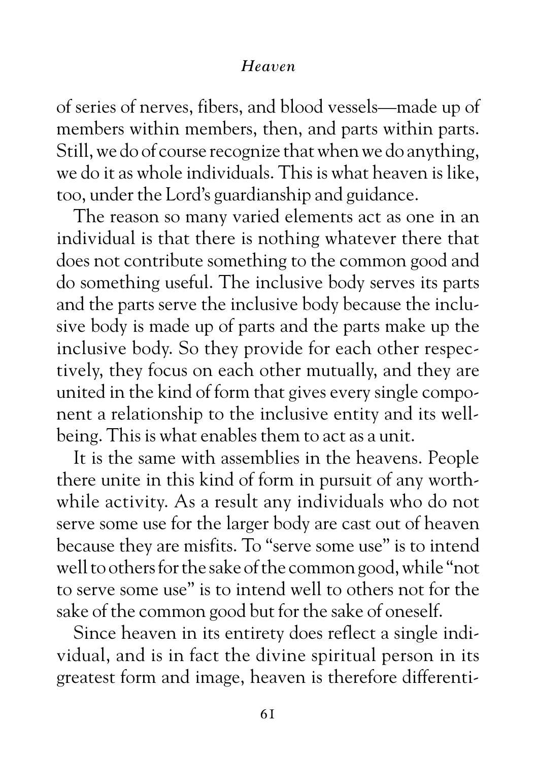of series of nerves, fibers, and blood vessels—made up of members within members, then, and parts within parts. Still, we do of course recognize that when we do anything, we do it as whole individuals. This is what heaven is like, too, under the Lord's guardianship and guidance.

The reason so many varied elements act as one in an individual is that there is nothing whatever there that does not contribute something to the common good and do something useful. The inclusive body serves its parts and the parts serve the inclusive body because the inclusive body is made up of parts and the parts make up the inclusive body. So they provide for each other respectively, they focus on each other mutually, and they are united in the kind of form that gives every single component a relationship to the inclusive entity and its well-being. This is what enables them to act as a unit.

It is the same with assemblies in the heavens. People there unite in this kind of form in pursuit of any worthwhile activity. As a result any individuals who do not serve some use for the larger body are cast out of heaven because they are misfits. To "serve some use" is to intend well to others for the sake of the common good, while "not to serve some use" is to intend well to others not for the sake of the common good but for the sake of oneself.

Since heaven in its entirety does reflect a single individual, and is in fact the divine spiritual person in its greatest form and image, heaven is therefore differenti-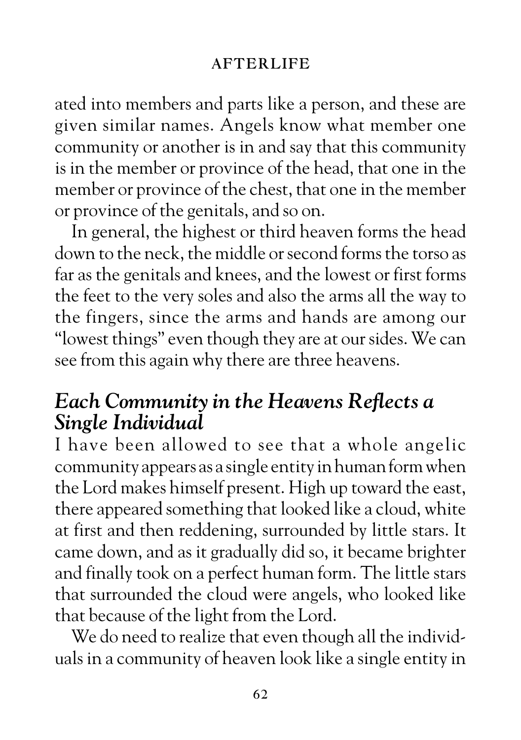ated into members and parts like a person, and these are given similar names. Angels know what member one community or another is in and say that this community is in the member or province of the head, that one in the member or province of the chest, that one in the member or province of the genitals, and so on.

In general, the highest or third heaven forms the head down to the neck, the middle or second forms the torso as far as the genitals and knees, and the lowest or first forms the feet to the very soles and also the arms all the way to the fingers, since the arms and hands are among our "lowest things" even though they are at our sides. We can see from this again why there are three heavens.

## *Each Community in the Heavens Reflects a Single Individual*

I have been allowed to see that a whole angelic community appears as a single entity in human form when the Lord makes himself present. High up toward the east, there appeared something that looked like a cloud, white at first and then reddening, surrounded by little stars. It came down, and as it gradually did so, it became brighter and finally took on a perfect human form. The little stars that surrounded the cloud were angels, who looked like that because of the light from the Lord.

We do need to realize that even though all the individuals in a community of heaven look like a single entity in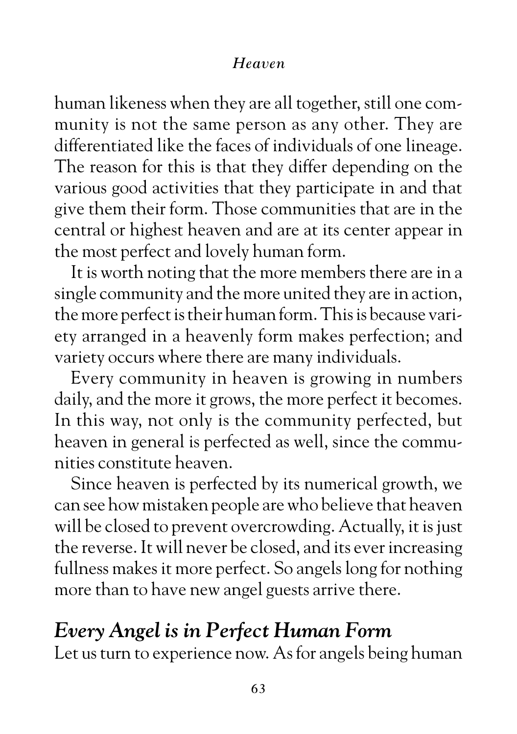human likeness when they are all together, still one community is not the same person as any other. They are differentiated like the faces of individuals of one lineage. The reason for this is that they differ depending on the various good activities that they participate in and that give them their form. Those communities that are in the central or highest heaven and are at its center appear in the most perfect and lovely human form.

It is worth noting that the more members there are in a single community and the more united they are in action, the more perfect is their human form. This is because variety arranged in a heavenly form makes perfection; and variety occurs where there are many individuals.

Every community in heaven is growing in numbers daily, and the more it grows, the more perfect it becomes. In this way, not only is the community perfected, but heaven in general is perfected as well, since the communities constitute heaven.

Since heaven is perfected by its numerical growth, we can see how mistaken people are who believe that heaven will be closed to prevent overcrowding. Actually, it is just the reverse. It will never be closed, and its ever increasing fullness makes it more perfect. So angels long for nothing more than to have new angel guests arrive there.

## *Every Angel is in Perfect Human Form*

Let us turn to experience now. As for angels being human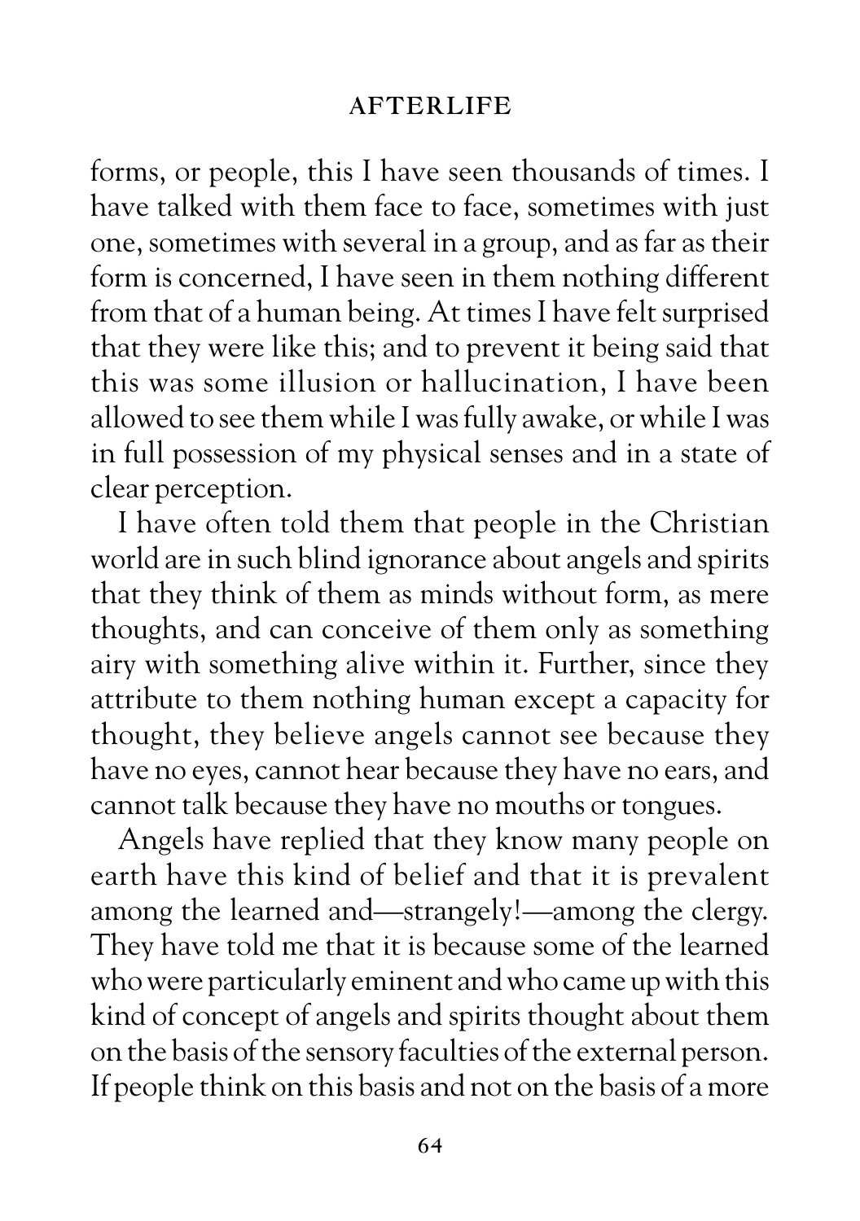forms, or people, this I have seen thousands of times. I have talked with them face to face, sometimes with just one, sometimes with several in a group, and as far as their form is concerned, I have seen in them nothing different from that of a human being. At times I have felt surprised that they were like this; and to prevent it being said that this was some illusion or hallucination, I have been allowed to see them while I was fully awake, or while I was in full possession of my physical senses and in a state of clear perception.

I have often told them that people in the Christian world are in such blind ignorance about angels and spirits that they think of them as minds without form, as mere thoughts, and can conceive of them only as something airy with something alive within it. Further, since they attribute to them nothing human except a capacity for thought, they believe angels cannot see because they have no eyes, cannot hear because they have no ears, and cannot talk because they have no mouths or tongues.

Angels have replied that they know many people on earth have this kind of belief and that it is prevalent among the learned and—strangely!—among the clergy. They have told me that it is because some of the learned who were particularly eminent and who came up with this kind of concept of angels and spirits thought about them on the basis of the sensory faculties of the external person. If people think on this basis and not on the basis of a more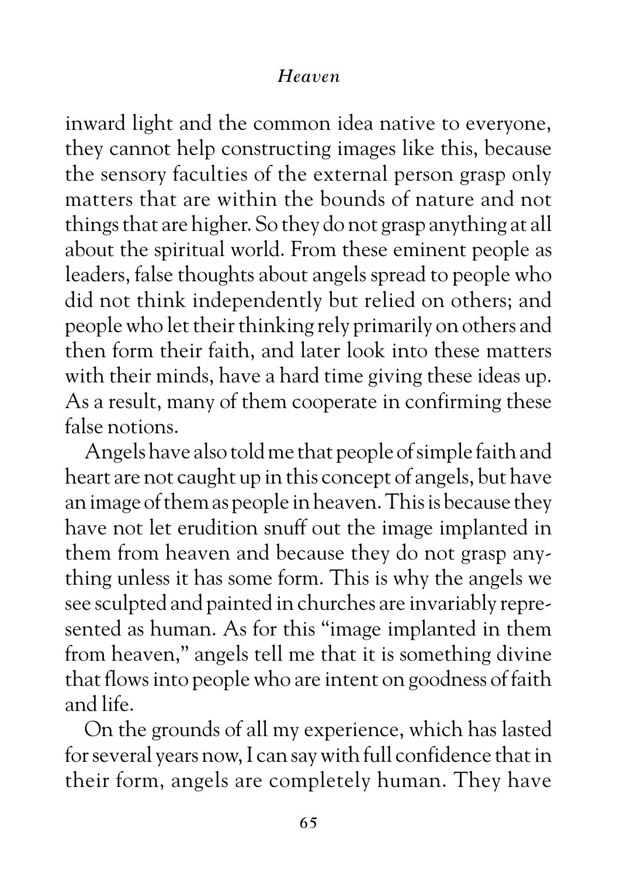inward light and the common idea native to everyone, they cannot help constructing images like this, because the sensory faculties of the external person grasp only matters that are within the bounds of nature and not things that are higher. So they do not grasp anything at all about the spiritual world. From these eminent people as leaders, false thoughts about angels spread to people who did not think independently but relied on others; and people who let their thinking rely primarily on others and then form their faith, and later look into these matters with their minds, have a hard time giving these ideas up. As a result, many of them cooperate in confirming these false notions.

Angels have also told me that people of simple faith and heart are not caught up in this concept of angels, but have an image of them as people in heaven. This is because they have not let erudition snuff out the image implanted in them from heaven and because they do not grasp anything unless it has some form. This is why the angels we see sculpted and painted in churches are invariably represented as human. As for this "image implanted in them from heaven," angels tell me that it is something divine that flows into people who are intent on goodness of faith and life.

On the grounds of all my experience, which has lasted for several years now, I can say with full confidence that in their form, angels are completely human. They have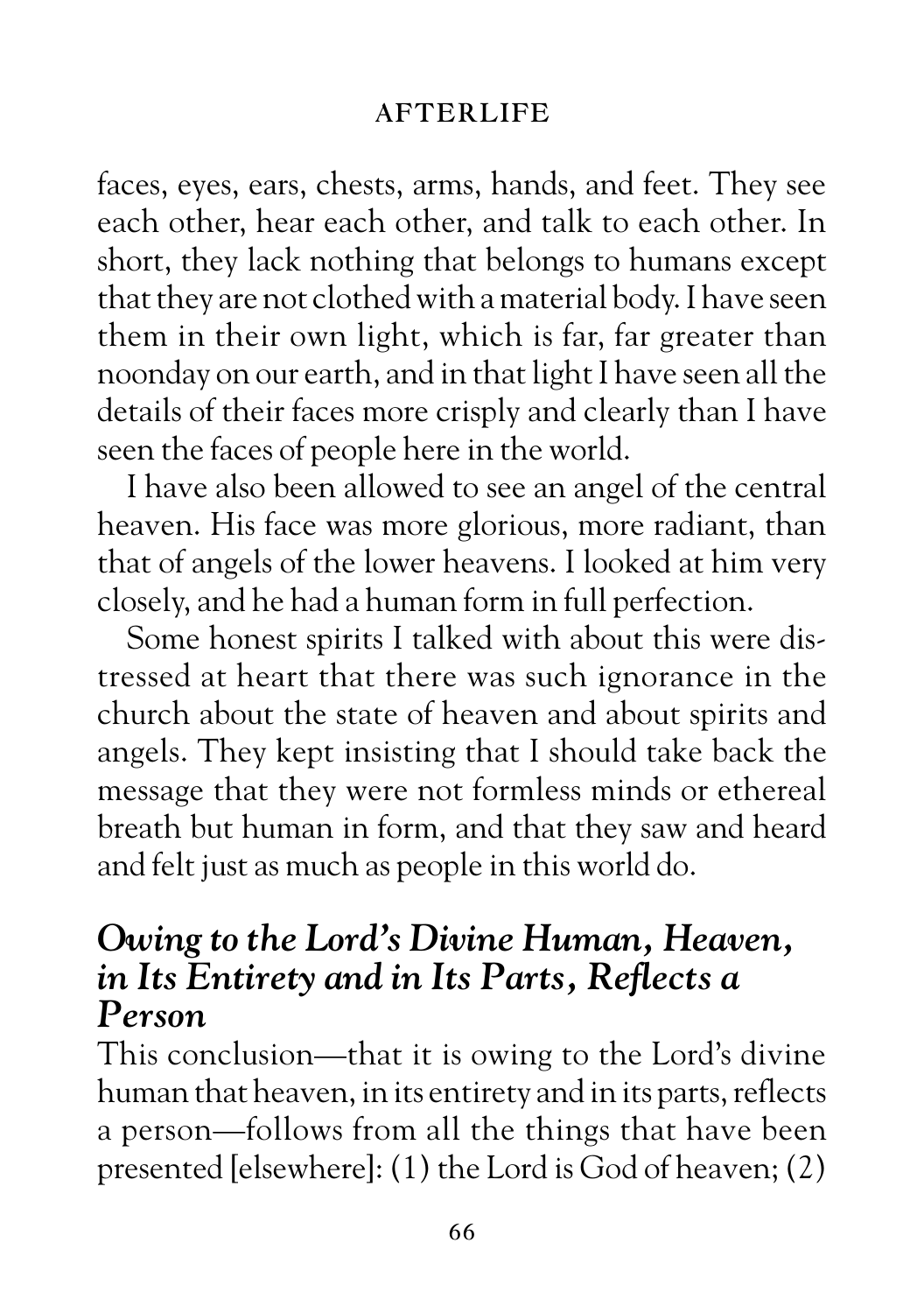faces, eyes, ears, chests, arms, hands, and feet. They see each other, hear each other, and talk to each other. In short, they lack nothing that belongs to humans except that they are not clothed with a material body. I have seen them in their own light, which is far, far greater than noonday on our earth, and in that light I have seen all the details of their faces more crisply and clearly than I have seen the faces of people here in the world.

I have also been allowed to see an angel of the central heaven. His face was more glorious, more radiant, than that of angels of the lower heavens. I looked at him very closely, and he had a human form in full perfection.

Some honest spirits I talked with about this were distressed at heart that there was such ignorance in the church about the state of heaven and about spirits and angels. They kept insisting that I should take back the message that they were not formless minds or ethereal breath but human in form, and that they saw and heard and felt just as much as people in this world do.

## *Owing to the Lord's Divine Human, Heaven, in Its Entirety and in Its Parts, Reflects a Person*

This conclusion—that it is owing to the Lord's divine human that heaven, in its entirety and in its parts, reflects a person—follows from all the things that have been presented [elsewhere]: (1) the Lord is God of heaven; (2)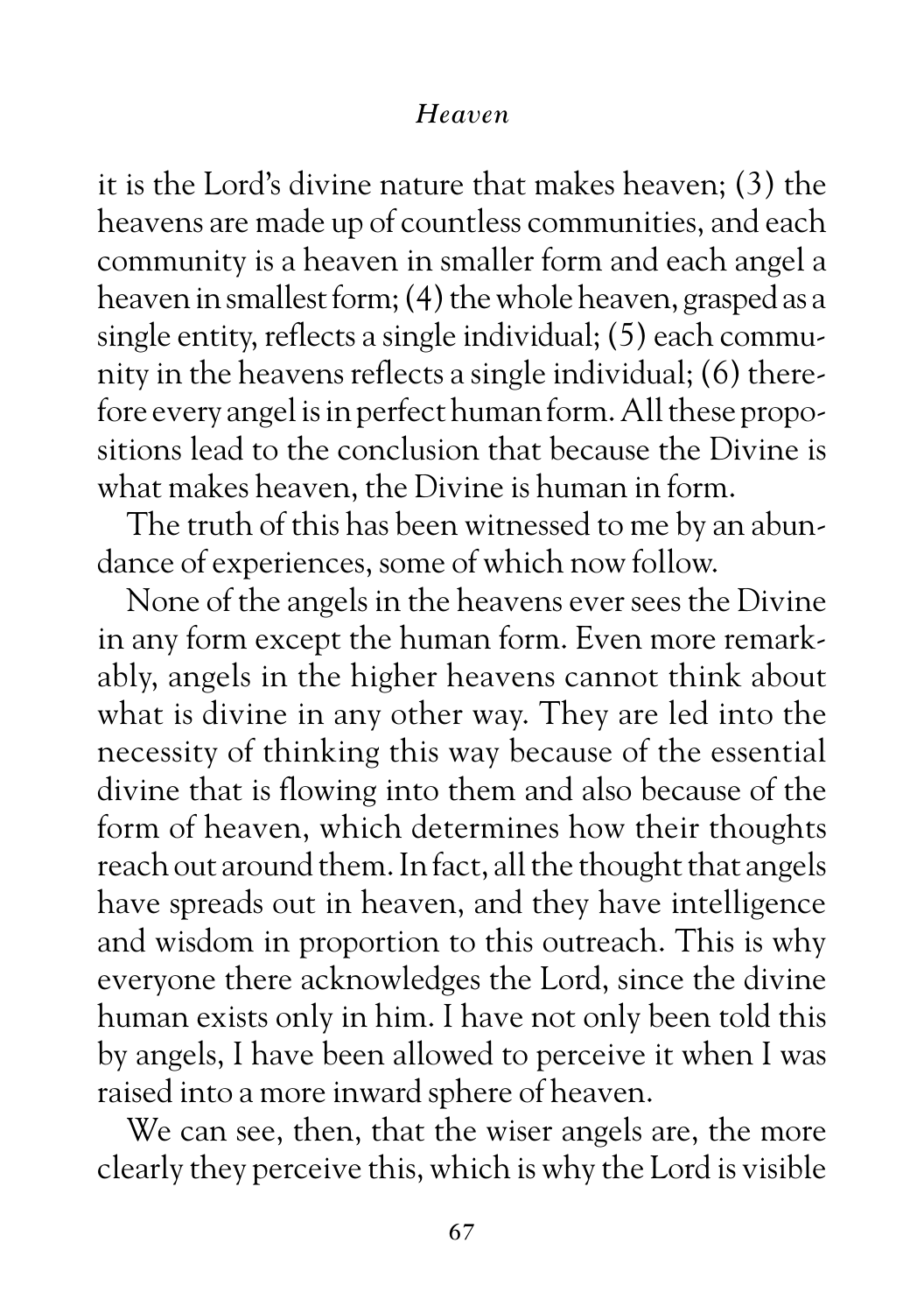it is the Lord's divine nature that makes heaven; (3) the heavens are made up of countless communities, and each community is a heaven in smaller form and each angel a heaven in smallest form; (4) the whole heaven, grasped as a single entity, reflects a single individual; (5) each community in the heavens reflects a single individual; (6) therefore every angel is in perfect human form. All these propositions lead to the conclusion that because the Divine is what makes heaven, the Divine is human in form.

The truth of this has been witnessed to me by an abundance of experiences, some of which now follow.

None of the angels in the heavens ever sees the Divine in any form except the human form. Even more remarkably, angels in the higher heavens cannot think about what is divine in any other way. They are led into the necessity of thinking this way because of the essential divine that is flowing into them and also because of the form of heaven, which determines how their thoughts reach out around them. In fact, all the thought that angels have spreads out in heaven, and they have intelligence and wisdom in proportion to this outreach. This is why everyone there acknowledges the Lord, since the divine human exists only in him. I have not only been told this by angels, I have been allowed to perceive it when I was raised into a more inward sphere of heaven.

We can see, then, that the wiser angels are, the more clearly they perceive this, which is why the Lord is visible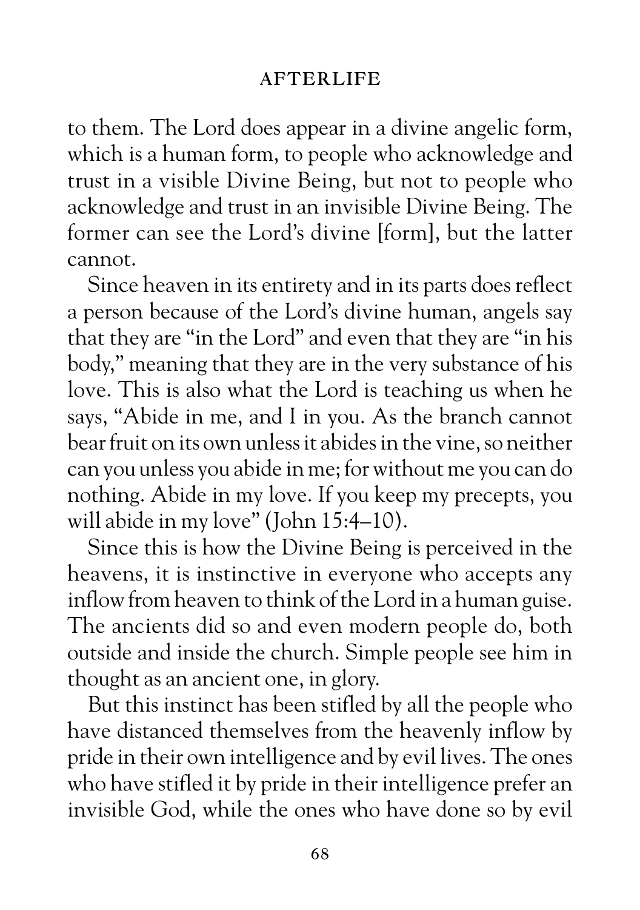to them. The Lord does appear in a divine angelic form, which is a human form, to people who acknowledge and trust in a visible Divine Being, but not to people who acknowledge and trust in an invisible Divine Being. The former can see the Lord's divine [form], but the latter cannot.

Since heaven in its entirety and in its parts does reflect a person because of the Lord's divine human, angels say that they are "in the Lord" and even that they are "in his body," meaning that they are in the very substance of his love. This is also what the Lord is teaching us when he says, "Abide in me, and I in you. As the branch cannot bear fruit on its own unless it abides in the vine, so neither can you unless you abide in me; for without me you can do nothing. Abide in my love. If you keep my precepts, you will abide in my love" (John 15:4–10).

Since this is how the Divine Being is perceived in the heavens, it is instinctive in everyone who accepts any inflow from heaven to think of the Lord in a human guise. The ancients did so and even modern people do, both outside and inside the church. Simple people see him in thought as an ancient one, in glory.

But this instinct has been stifled by all the people who have distanced themselves from the heavenly inflow by pride in their own intelligence and by evil lives. The ones who have stifled it by pride in their intelligence prefer an invisible God, while the ones who have done so by evil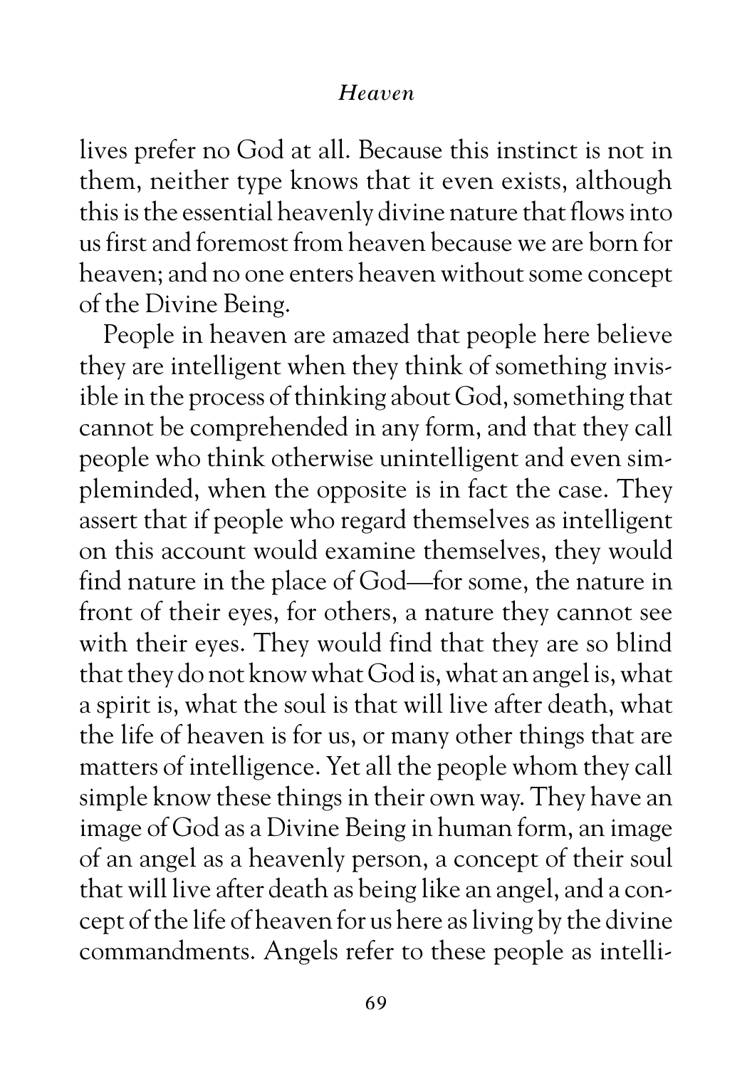lives prefer no God at all. Because this instinct is not in them, neither type knows that it even exists, although this is the essential heavenly divine nature that flows into us first and foremost from heaven because we are born for heaven; and no one enters heaven without some concept of the Divine Being.

People in heaven are amazed that people here believe they are intelligent when they think of something invisible in the process of thinking about God, something that cannot be comprehended in any form, and that they call people who think otherwise unintelligent and even simpleminded, when the opposite is in fact the case. They assert that if people who regard themselves as intelligent on this account would examine themselves, they would find nature in the place of God—for some, the nature in front of their eyes, for others, a nature they cannot see with their eyes. They would find that they are so blind that they do not know what God is, what an angel is, what a spirit is, what the soul is that will live after death, what the life of heaven is for us, or many other things that are matters of intelligence. Yet all the people whom they call simple know these things in their own way. They have an image of God as a Divine Being in human form, an image of an angel as a heavenly person, a concept of their soul that will live after death as being like an angel, and a concept of the life of heaven for us here as living by the divine commandments. Angels refer to these people as intelli-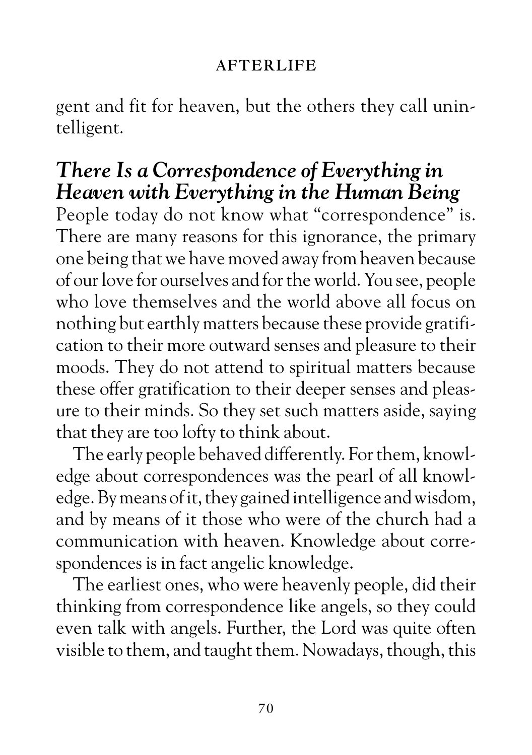gent and fit for heaven, but the others they call unintelligent.

## *There Is a Correspondence of Everything in Heaven with Everything in the Human Being*

People today do not know what "correspondence" is. There are many reasons for this ignorance, the primary one being that we have moved away from heaven because of our love for ourselves and for the world. You see, people who love themselves and the world above all focus on nothing but earthly matters because these provide gratification to their more outward senses and pleasure to their moods. They do not attend to spiritual matters because these offer gratification to their deeper senses and pleasure to their minds. So they set such matters aside, saying that they are too lofty to think about.

The early people behaved differently. For them, knowledge about correspondences was the pearl of all knowledge. By means of it, they gained intelligence and wisdom, and by means of it those who were of the church had a communication with heaven. Knowledge about correspondences is in fact angelic knowledge.

The earliest ones, who were heavenly people, did their thinking from correspondence like angels, so they could even talk with angels. Further, the Lord was quite often visible to them, and taught them. Nowadays, though, this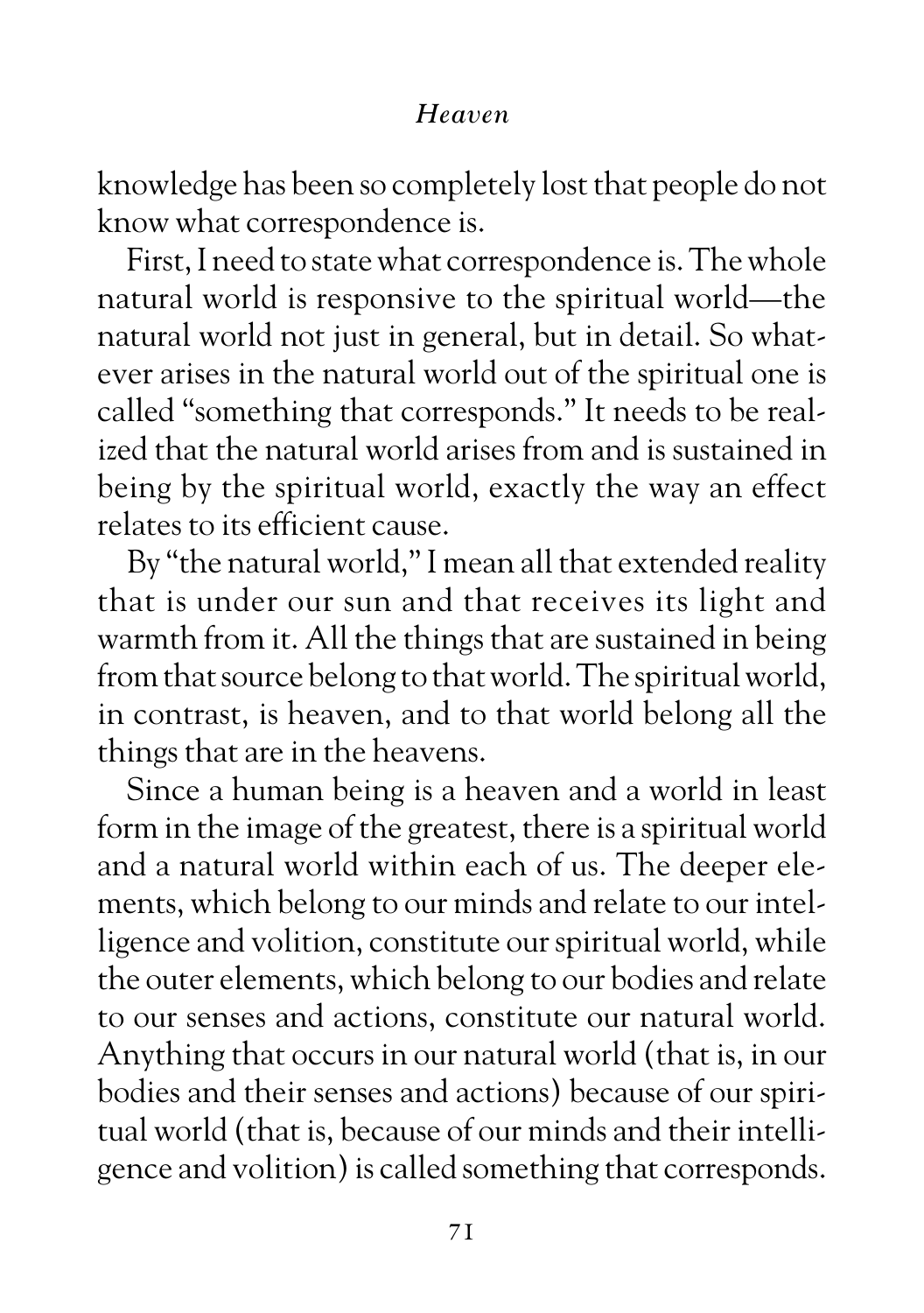knowledge has been so completely lost that people do not know what correspondence is.

First, I need to state what correspondence is. The whole natural world is responsive to the spiritual world—the natural world not just in general, but in detail. So whatever arises in the natural world out of the spiritual one is called "something that corresponds." It needs to be realized that the natural world arises from and is sustained in being by the spiritual world, exactly the way an effect relates to its efficient cause.

By "the natural world," I mean all that extended reality that is under our sun and that receives its light and warmth from it. All the things that are sustained in being from that source belong to that world. The spiritual world, in contrast, is heaven, and to that world belong all the things that are in the heavens.

Since a human being is a heaven and a world in least form in the image of the greatest, there is a spiritual world and a natural world within each of us. The deeper elements, which belong to our minds and relate to our intelligence and volition, constitute our spiritual world, while the outer elements, which belong to our bodies and relate to our senses and actions, constitute our natural world. Anything that occurs in our natural world (that is, in our bodies and their senses and actions) because of our spiritual world (that is, because of our minds and their intelligence and volition) is called something that corresponds.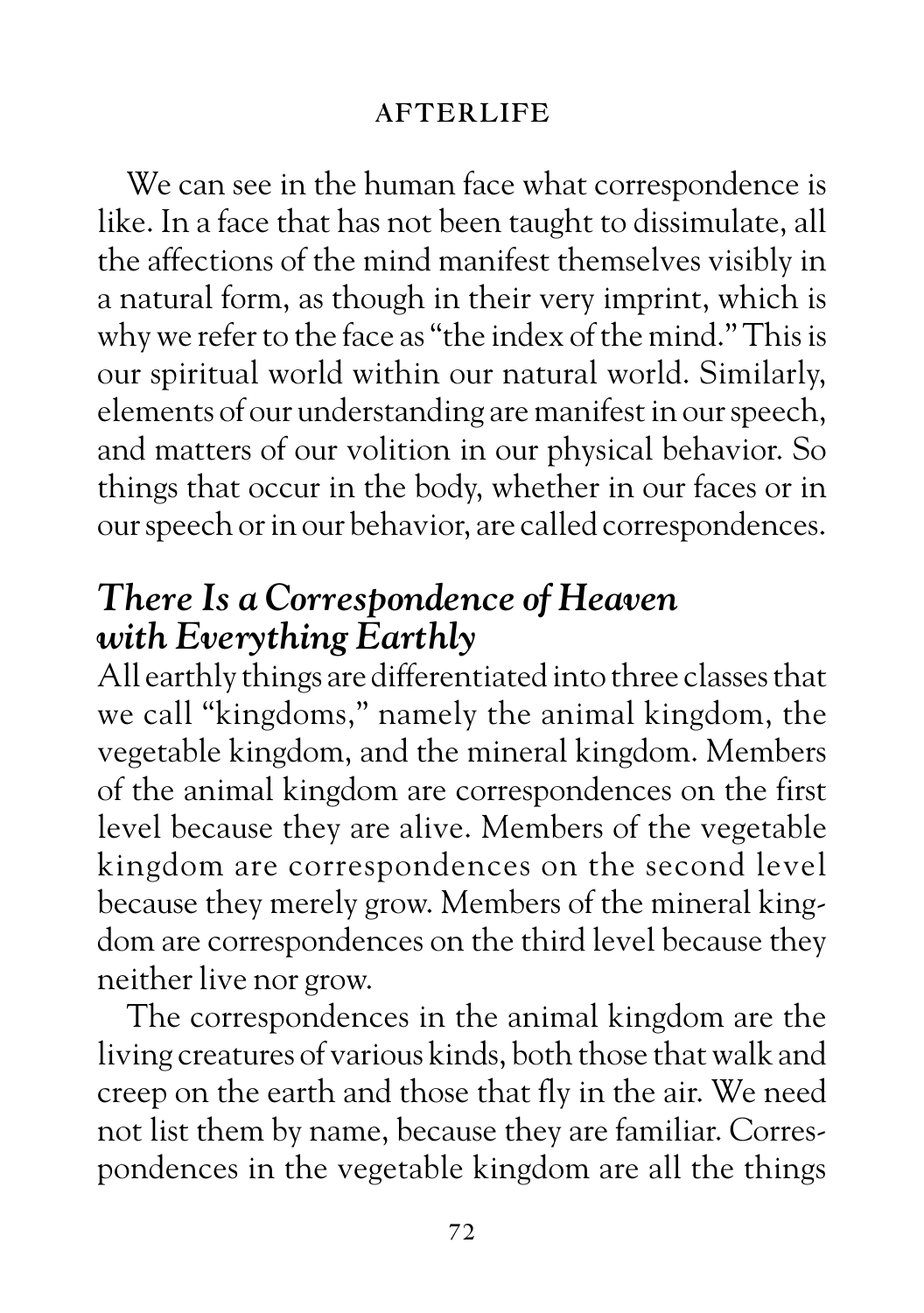We can see in the human face what correspondence is like. In a face that has not been taught to dissimulate, all the affections of the mind manifest themselves visibly in a natural form, as though in their very imprint, which is why we refer to the face as "the index of the mind." This is our spiritual world within our natural world. Similarly, elements of our understanding are manifest in our speech, and matters of our volition in our physical behavior. So things that occur in the body, whether in our faces or in our speech or in our behavior, are called correspondences.

## *There Is a Correspondence of Heaven with Everything Earthly*

All earthly things are differentiated into three classes that we call "kingdoms," namely the animal kingdom, the vegetable kingdom, and the mineral kingdom. Members of the animal kingdom are correspondences on the first level because they are alive. Members of the vegetable kingdom are correspondences on the second level because they merely grow. Members of the mineral kingdom are correspondences on the third level because they neither live nor grow.

The correspondences in the animal kingdom are the living creatures of various kinds, both those that walk and creep on the earth and those that fly in the air. We need not list them by name, because they are familiar. Correspondences in the vegetable kingdom are all the things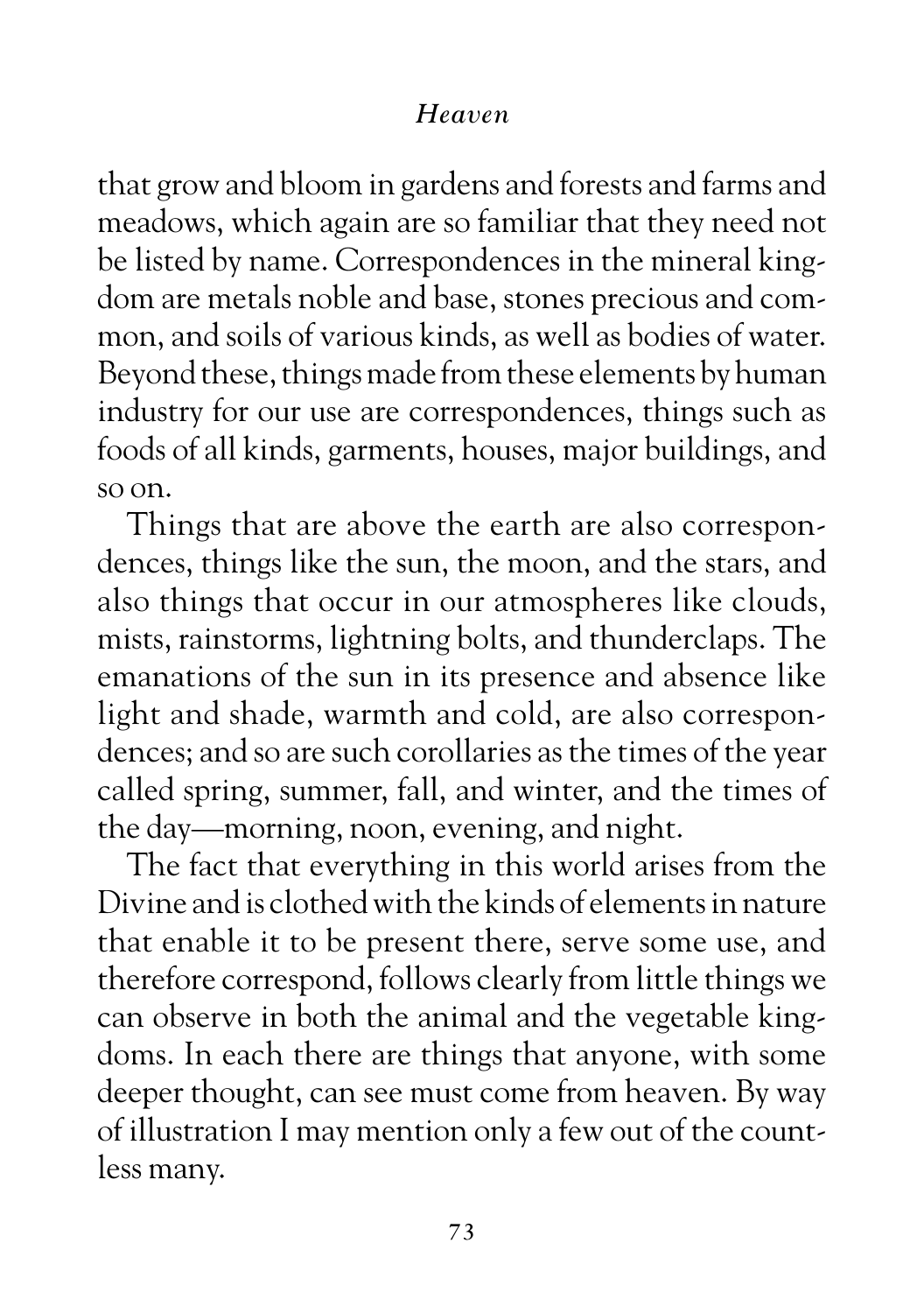that grow and bloom in gardens and forests and farms and meadows, which again are so familiar that they need not be listed by name. Correspondences in the mineral kingdom are metals noble and base, stones precious and common, and soils of various kinds, as well as bodies of water. Beyond these, things made from these elements by human industry for our use are correspondences, things such as foods of all kinds, garments, houses, major buildings, and so on.

Things that are above the earth are also correspondences, things like the sun, the moon, and the stars, and also things that occur in our atmospheres like clouds, mists, rainstorms, lightning bolts, and thunderclaps. The emanations of the sun in its presence and absence like light and shade, warmth and cold, are also correspondences; and so are such corollaries as the times of the year called spring, summer, fall, and winter, and the times of the day—morning, noon, evening, and night.

The fact that everything in this world arises from the Divine and is clothed with the kinds of elements in nature that enable it to be present there, serve some use, and therefore correspond, follows clearly from little things we can observe in both the animal and the vegetable kingdoms. In each there are things that anyone, with some deeper thought, can see must come from heaven. By way of illustration I may mention only a few out of the countless many.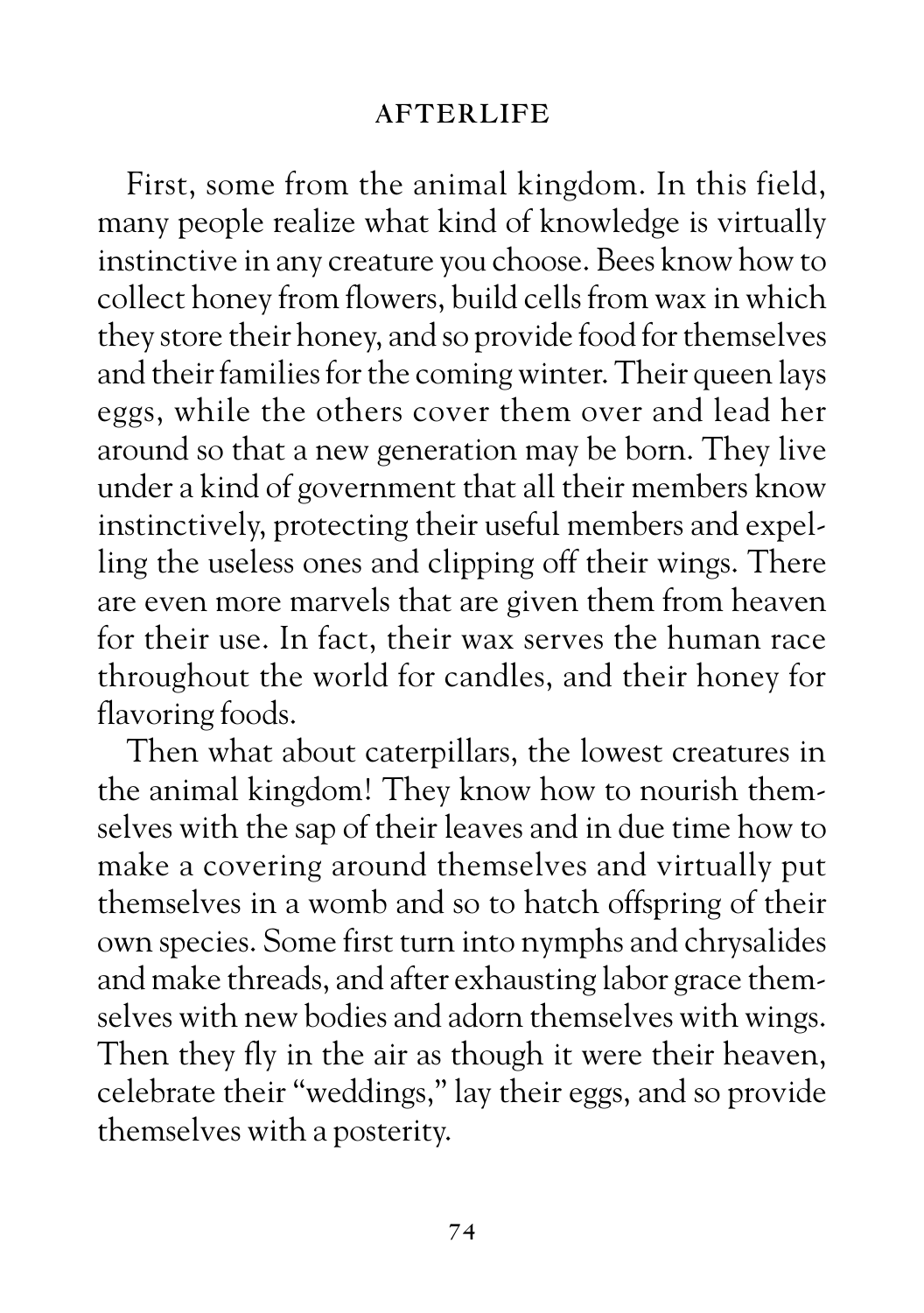First, some from the animal kingdom. In this field, many people realize what kind of knowledge is virtually instinctive in any creature you choose. Bees know how to collect honey from flowers, build cells from wax in which they store their honey, and so provide food for themselves and their families for the coming winter. Their queen lays eggs, while the others cover them over and lead her around so that a new generation may be born. They live under a kind of government that all their members know instinctively, protecting their useful members and expelling the useless ones and clipping off their wings. There are even more marvels that are given them from heaven for their use. In fact, their wax serves the human race throughout the world for candles, and their honey for flavoring foods.

Then what about caterpillars, the lowest creatures in the animal kingdom! They know how to nourish themselves with the sap of their leaves and in due time how to make a covering around themselves and virtually put themselves in a womb and so to hatch offspring of their own species. Some first turn into nymphs and chrysalides and make threads, and after exhausting labor grace themselves with new bodies and adorn themselves with wings. Then they fly in the air as though it were their heaven, celebrate their "weddings," lay their eggs, and so provide themselves with a posterity.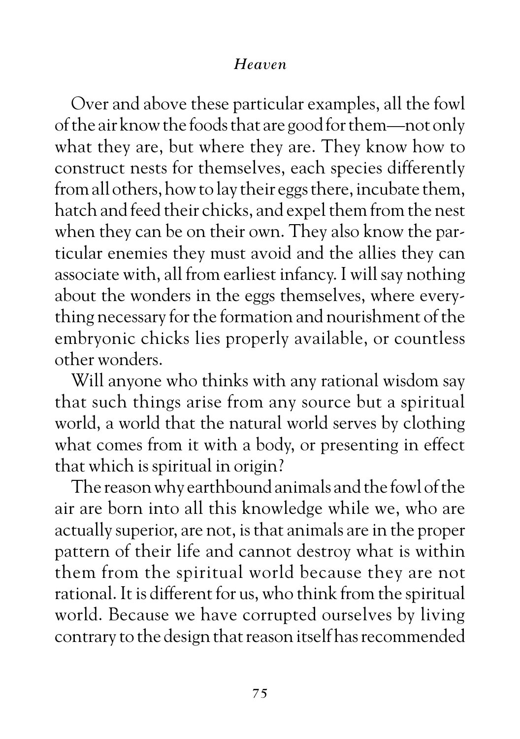Over and above these particular examples, all the fowl of the air know the foods that are good for them—not only what they are, but where they are. They know how to construct nests for themselves, each species differently from all others, how to lay their eggs there, incubate them, hatch and feed their chicks, and expel them from the nest when they can be on their own. They also know the particular enemies they must avoid and the allies they can associate with, all from earliest infancy. I will say nothing about the wonders in the eggs themselves, where everything necessary for the formation and nourishment of the embryonic chicks lies properly available, or countless other wonders.

Will anyone who thinks with any rational wisdom say that such things arise from any source but a spiritual world, a world that the natural world serves by clothing what comes from it with a body, or presenting in effect that which is spiritual in origin?

The reason why earthbound animals and the fowl of the air are born into all this knowledge while we, who are actually superior, are not, is that animals are in the proper pattern of their life and cannot destroy what is within them from the spiritual world because they are not rational. It is different for us, who think from the spiritual world. Because we have corrupted ourselves by living contrary to the design that reason itself has recommended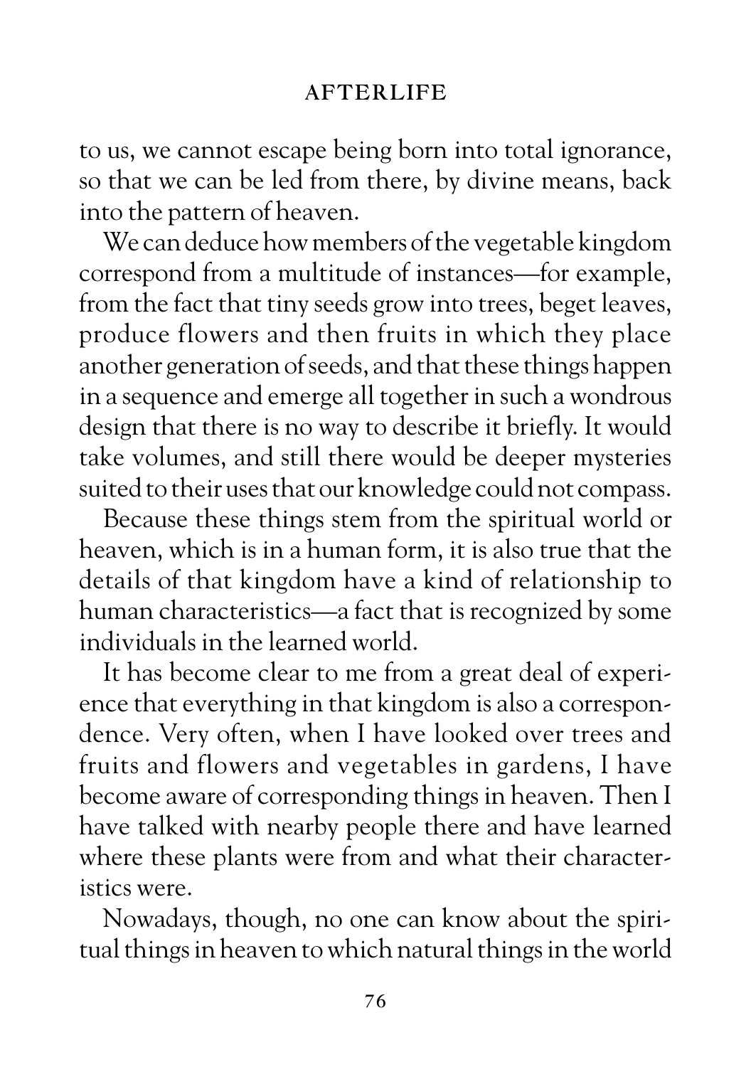to us, we cannot escape being born into total ignorance, so that we can be led from there, by divine means, back into the pattern of heaven.

We can deduce how members of the vegetable kingdom correspond from a multitude of instances—for example, from the fact that tiny seeds grow into trees, beget leaves, produce flowers and then fruits in which they place another generation of seeds, and that these things happen in a sequence and emerge all together in such a wondrous design that there is no way to describe it briefly. It would take volumes, and still there would be deeper mysteries suited to their uses that our knowledge could not compass.

Because these things stem from the spiritual world or heaven, which is in a human form, it is also true that the details of that kingdom have a kind of relationship to human characteristics—a fact that is recognized by some individuals in the learned world.

It has become clear to me from a great deal of experience that everything in that kingdom is also a correspondence. Very often, when I have looked over trees and fruits and flowers and vegetables in gardens, I have become aware of corresponding things in heaven. Then I have talked with nearby people there and have learned where these plants were from and what their characteristics were.

Nowadays, though, no one can know about the spiritual things in heaven to which natural things in the world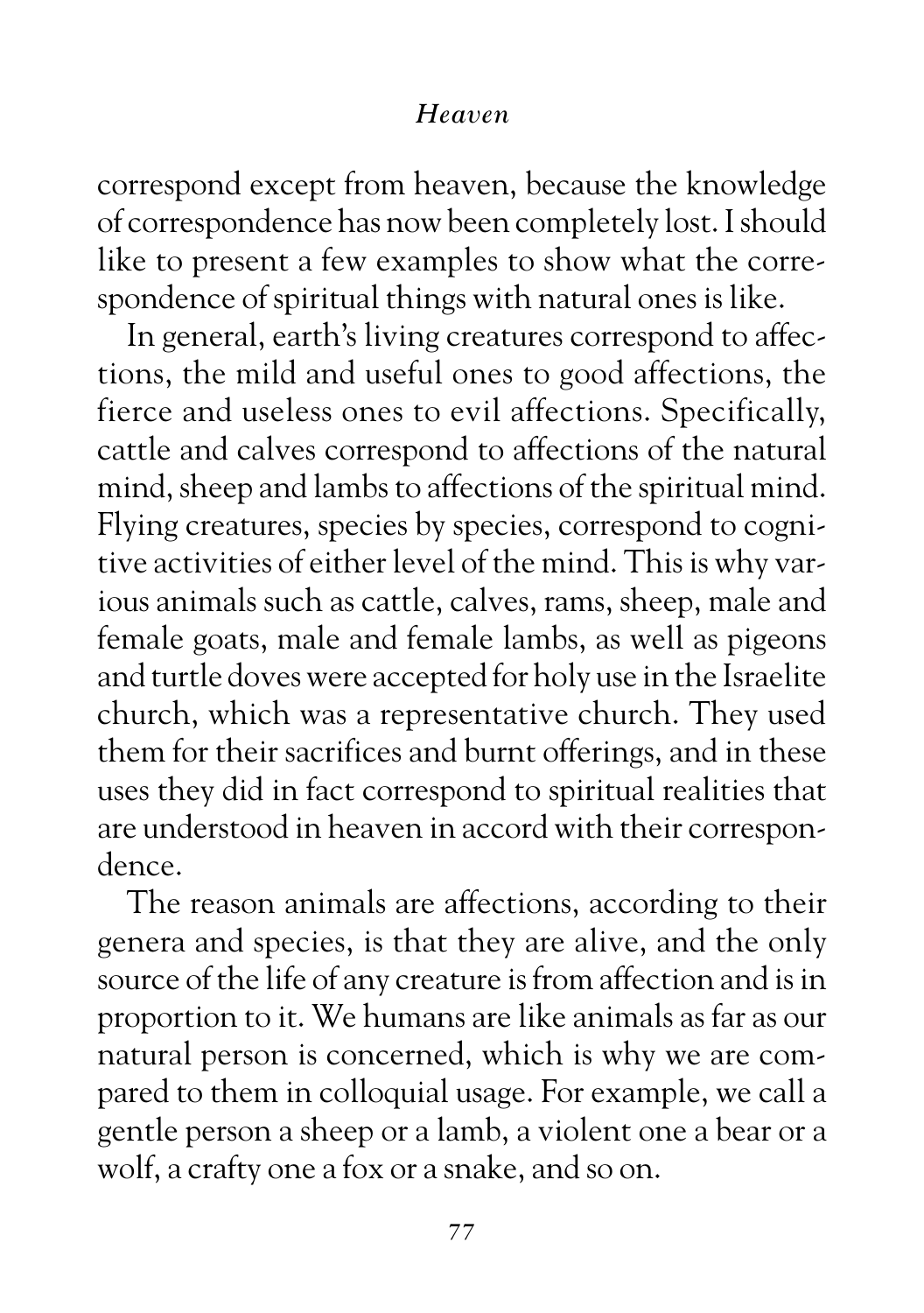correspond except from heaven, because the knowledge of correspondence has now been completely lost. I should like to present a few examples to show what the correspondence of spiritual things with natural ones is like.

In general, earth's living creatures correspond to affections, the mild and useful ones to good affections, the fierce and useless ones to evil affections. Specifically, cattle and calves correspond to affections of the natural mind, sheep and lambs to affections of the spiritual mind. Flying creatures, species by species, correspond to cognitive activities of either level of the mind. This is why various animals such as cattle, calves, rams, sheep, male and female goats, male and female lambs, as well as pigeons and turtle doves were accepted for holy use in the Israelite church, which was a representative church. They used them for their sacrifices and burnt offerings, and in these uses they did in fact correspond to spiritual realities that are understood in heaven in accord with their correspondence.

The reason animals are affections, according to their genera and species, is that they are alive, and the only source of the life of any creature is from affection and is in proportion to it. We humans are like animals as far as our natural person is concerned, which is why we are compared to them in colloquial usage. For example, we call a gentle person a sheep or a lamb, a violent one a bear or a wolf, a crafty one a fox or a snake, and so on.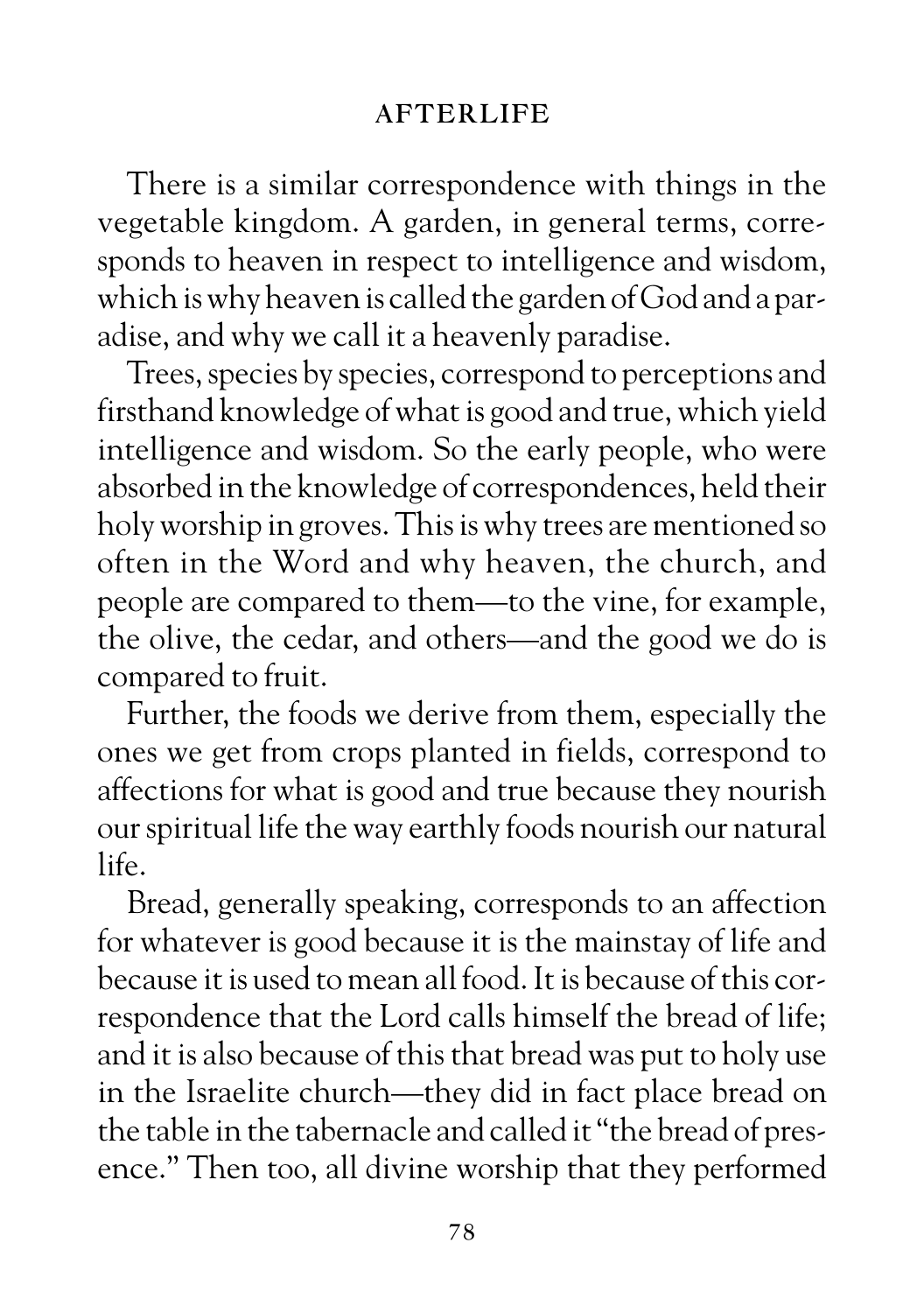There is a similar correspondence with things in the vegetable kingdom. A garden, in general terms, corresponds to heaven in respect to intelligence and wisdom, which is why heaven is called the garden of God and a paradise, and why we call it a heavenly paradise.

Trees, species by species, correspond to perceptions and firsthand knowledge of what is good and true, which yield intelligence and wisdom. So the early people, who were absorbed in the knowledge of correspondences, held their holy worship in groves. This is why trees are mentioned so often in the Word and why heaven, the church, and people are compared to them—to the vine, for example, the olive, the cedar, and others—and the good we do is compared to fruit.

Further, the foods we derive from them, especially the ones we get from crops planted in fields, correspond to affections for what is good and true because they nourish our spiritual life the way earthly foods nourish our natural life.

Bread, generally speaking, corresponds to an affection for whatever is good because it is the mainstay of life and because it is used to mean all food. It is because of this correspondence that the Lord calls himself the bread of life; and it is also because of this that bread was put to holy use in the Israelite church—they did in fact place bread on the table in the tabernacle and called it "the bread of presence." Then too, all divine worship that they performed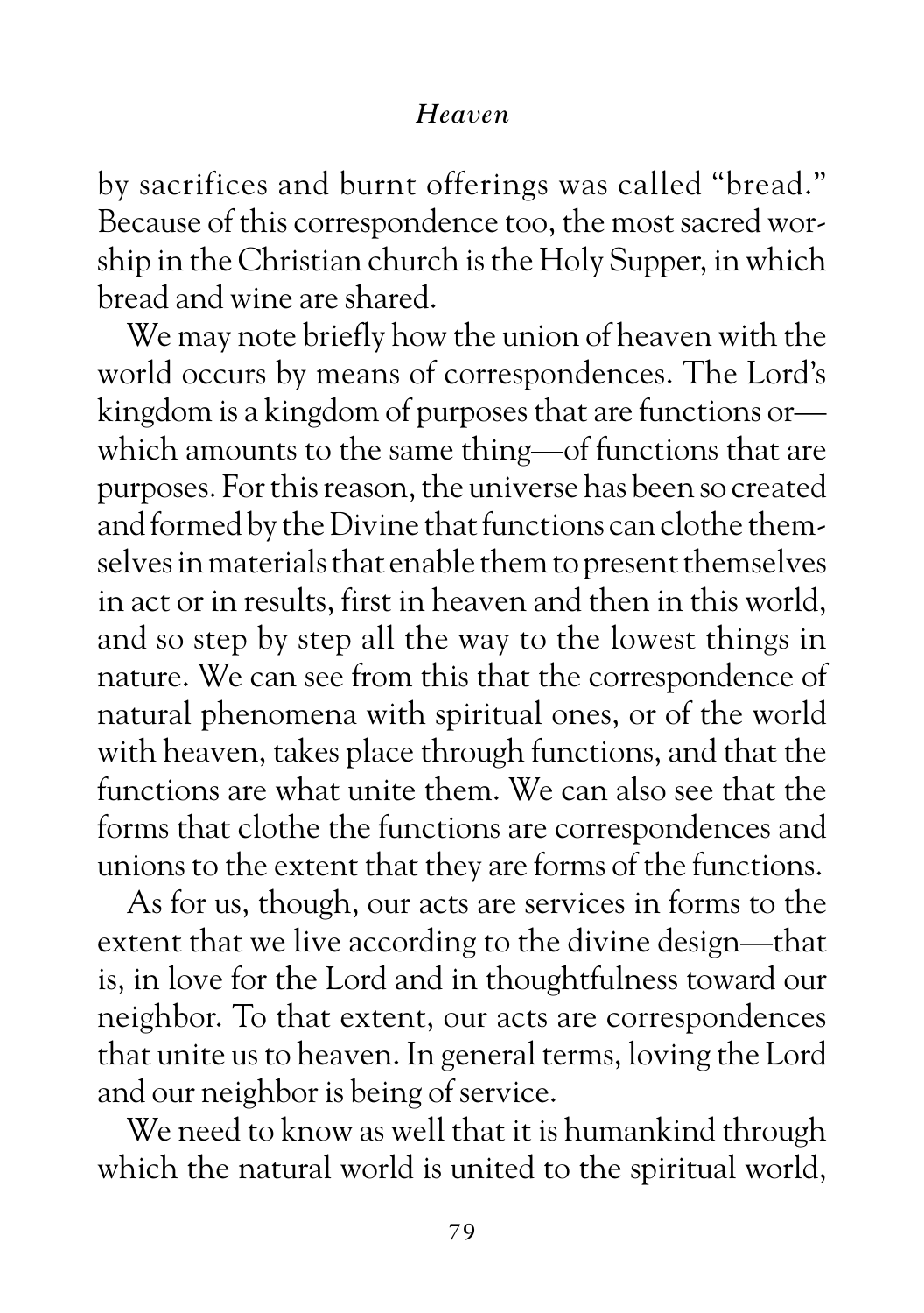by sacrifices and burnt offerings was called "bread." Because of this correspondence too, the most sacred worship in the Christian church is the Holy Supper, in which bread and wine are shared.

We may note briefly how the union of heaven with the world occurs by means of correspondences. The Lord's kingdom is a kingdom of purposes that are functions or—which amounts to the same thing—of functions that are purposes. For this reason, the universe has been so created and formed by the Divine that functions can clothe themselves in materials that enable them to present themselves in act or in results, first in heaven and then in this world, and so step by step all the way to the lowest things in nature. We can see from this that the correspondence of natural phenomena with spiritual ones, or of the world with heaven, takes place through functions, and that the functions are what unite them. We can also see that the forms that clothe the functions are correspondences and unions to the extent that they are forms of the functions.

As for us, though, our acts are services in forms to the extent that we live according to the divine design—that is, in love for the Lord and in thoughtfulness toward our neighbor. To that extent, our acts are correspondences that unite us to heaven. In general terms, loving the Lord and our neighbor is being of service.

We need to know as well that it is humankind through which the natural world is united to the spiritual world,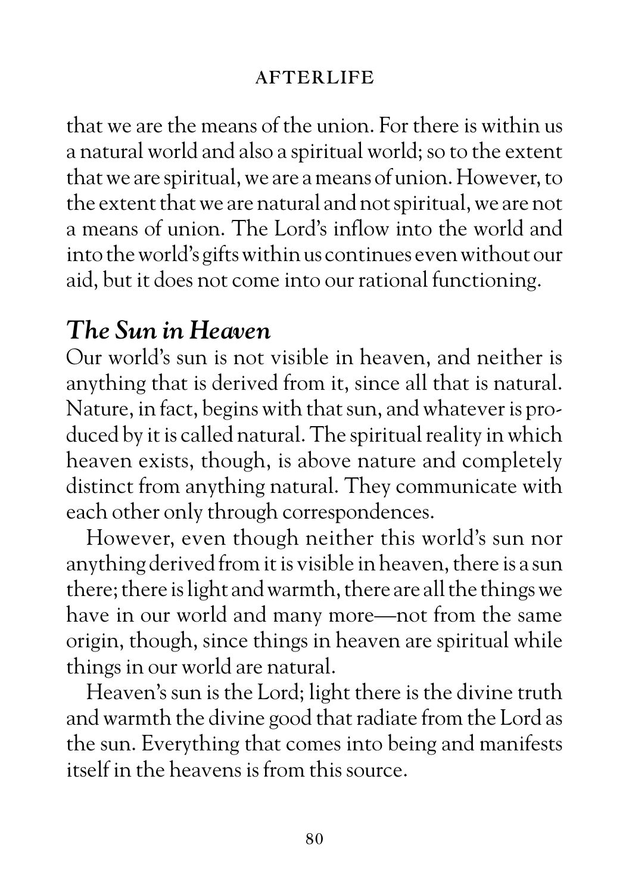that we are the means of the union. For there is within us a natural world and also a spiritual world; so to the extent that we are spiritual, we are a means of union. However, to the extent that we are natural and not spiritual, we are not a means of union. The Lord's inflow into the world and into the world's gifts within us continues even without our aid, but it does not come into our rational functioning.

## *The Sun in Heaven*

Our world's sun is not visible in heaven, and neither is anything that is derived from it, since all that is natural. Nature, in fact, begins with that sun, and whatever is produced by it is called natural. The spiritual reality in which heaven exists, though, is above nature and completely distinct from anything natural. They communicate with each other only through correspondences.

However, even though neither this world's sun nor anything derived from it is visible in heaven, there is a sun there; there is light and warmth, there are all the things we have in our world and many more—not from the same origin, though, since things in heaven are spiritual while things in our world are natural.

Heaven's sun is the Lord; light there is the divine truth and warmth the divine good that radiate from the Lord as the sun. Everything that comes into being and manifests itself in the heavens is from this source.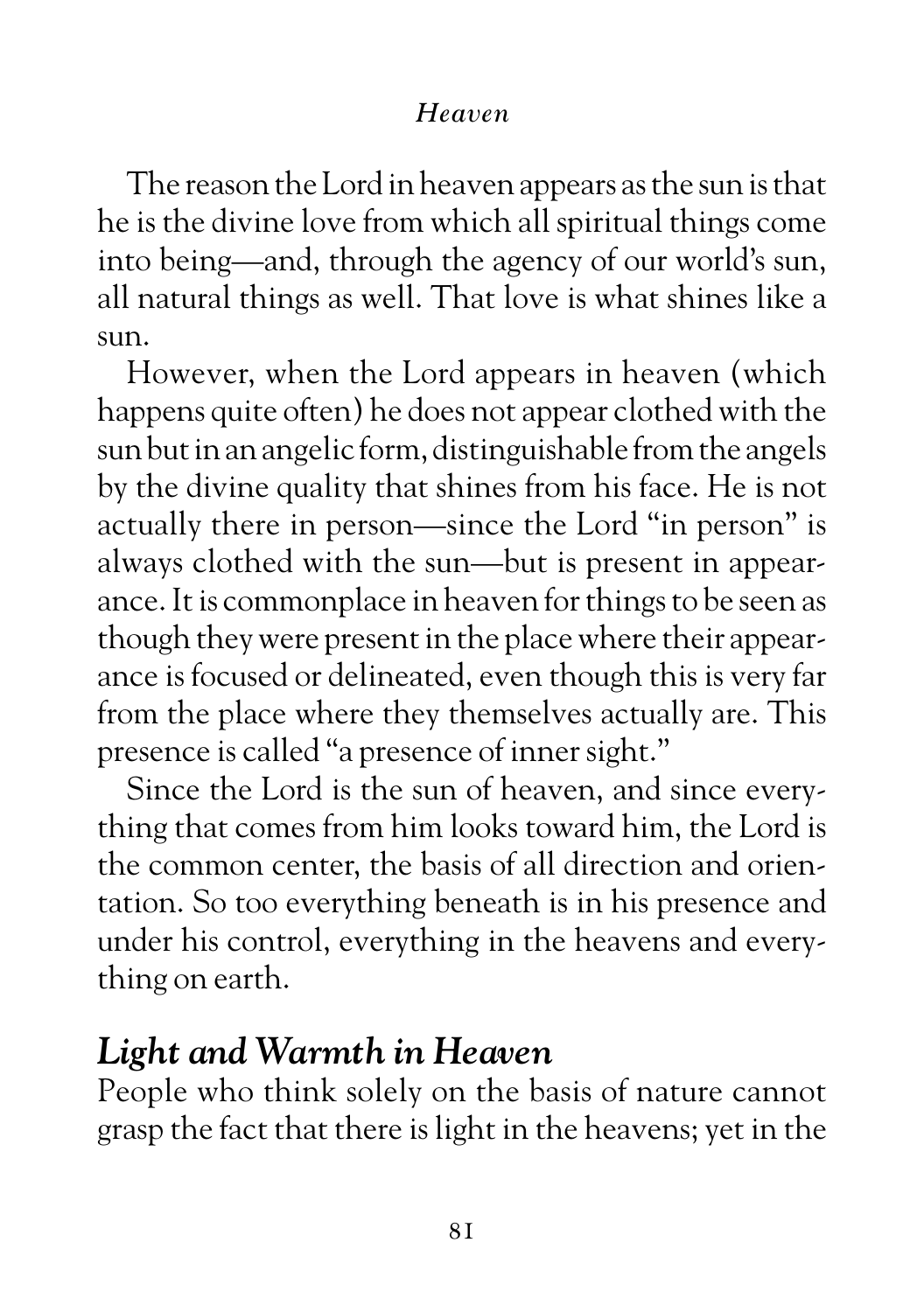The reason the Lord in heaven appears as the sun is that he is the divine love from which all spiritual things come into being—and, through the agency of our world's sun, all natural things as well. That love is what shines like a sun.

However, when the Lord appears in heaven (which happens quite often) he does not appear clothed with the sun but in an angelic form, distinguishable from the angels by the divine quality that shines from his face. He is not actually there in person—since the Lord "in person" is always clothed with the sun—but is present in appearance. It is commonplace in heaven for things to be seen as though they were present in the place where their appearance is focused or delineated, even though this is very far from the place where they themselves actually are. This presence is called "a presence of inner sight."

Since the Lord is the sun of heaven, and since everything that comes from him looks toward him, the Lord is the common center, the basis of all direction and orientation. So too everything beneath is in his presence and under his control, everything in the heavens and everything on earth.

## *Light and Warmth in Heaven*

People who think solely on the basis of nature cannot grasp the fact that there is light in the heavens; yet in the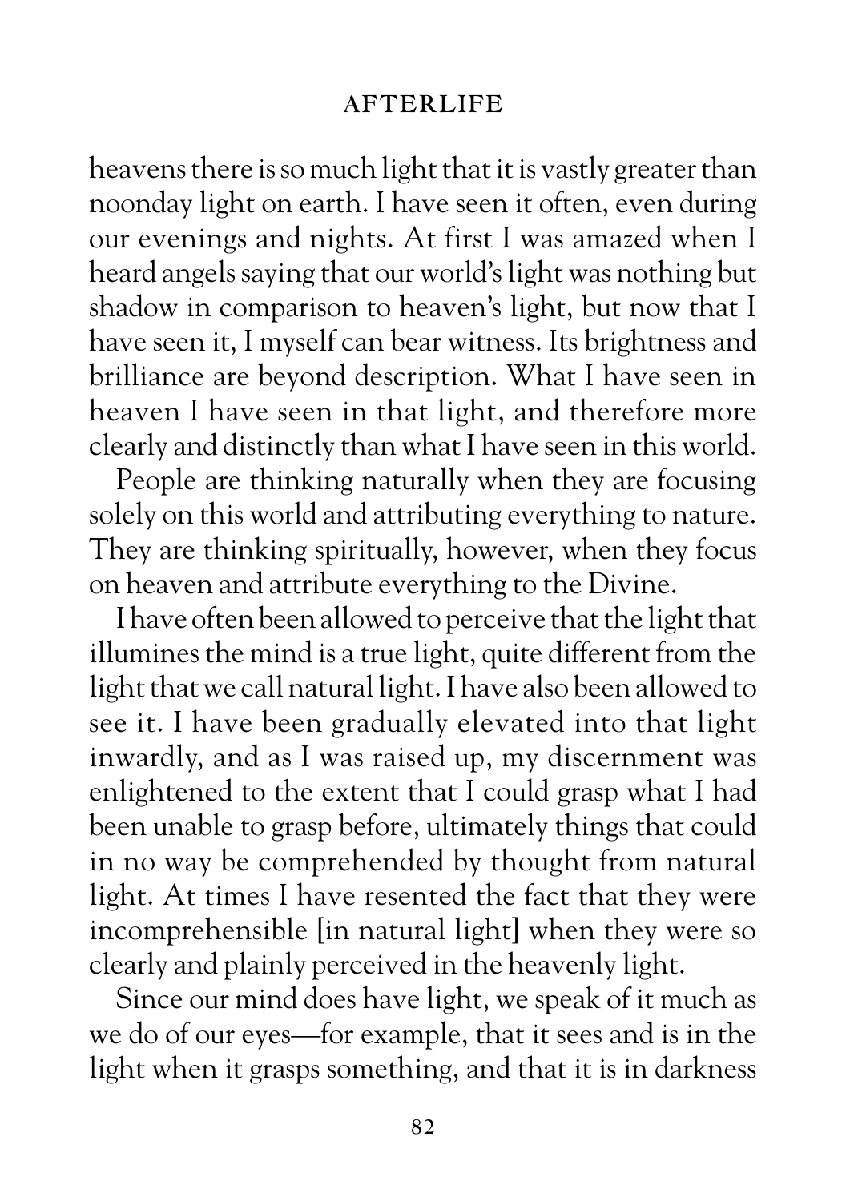heavens there is so much light that it is vastly greater than noonday light on earth. I have seen it often, even during our evenings and nights. At first I was amazed when I heard angels saying that our world's light was nothing but shadow in comparison to heaven's light, but now that I have seen it, I myself can bear witness. Its brightness and brilliance are beyond description. What I have seen in heaven I have seen in that light, and therefore more clearly and distinctly than what I have seen in this world.

People are thinking naturally when they are focusing solely on this world and attributing everything to nature. They are thinking spiritually, however, when they focus on heaven and attribute everything to the Divine.

I have often been allowed to perceive that the light that illumines the mind is a true light, quite different from the light that we call natural light. I have also been allowed to see it. I have been gradually elevated into that light inwardly, and as I was raised up, my discernment was enlightened to the extent that I could grasp what I had been unable to grasp before, ultimately things that could in no way be comprehended by thought from natural light. At times I have resented the fact that they were incomprehensible [in natural light] when they were so clearly and plainly perceived in the heavenly light.

Since our mind does have light, we speak of it much as we do of our eyes—for example, that it sees and is in the light when it grasps something, and that it is in darkness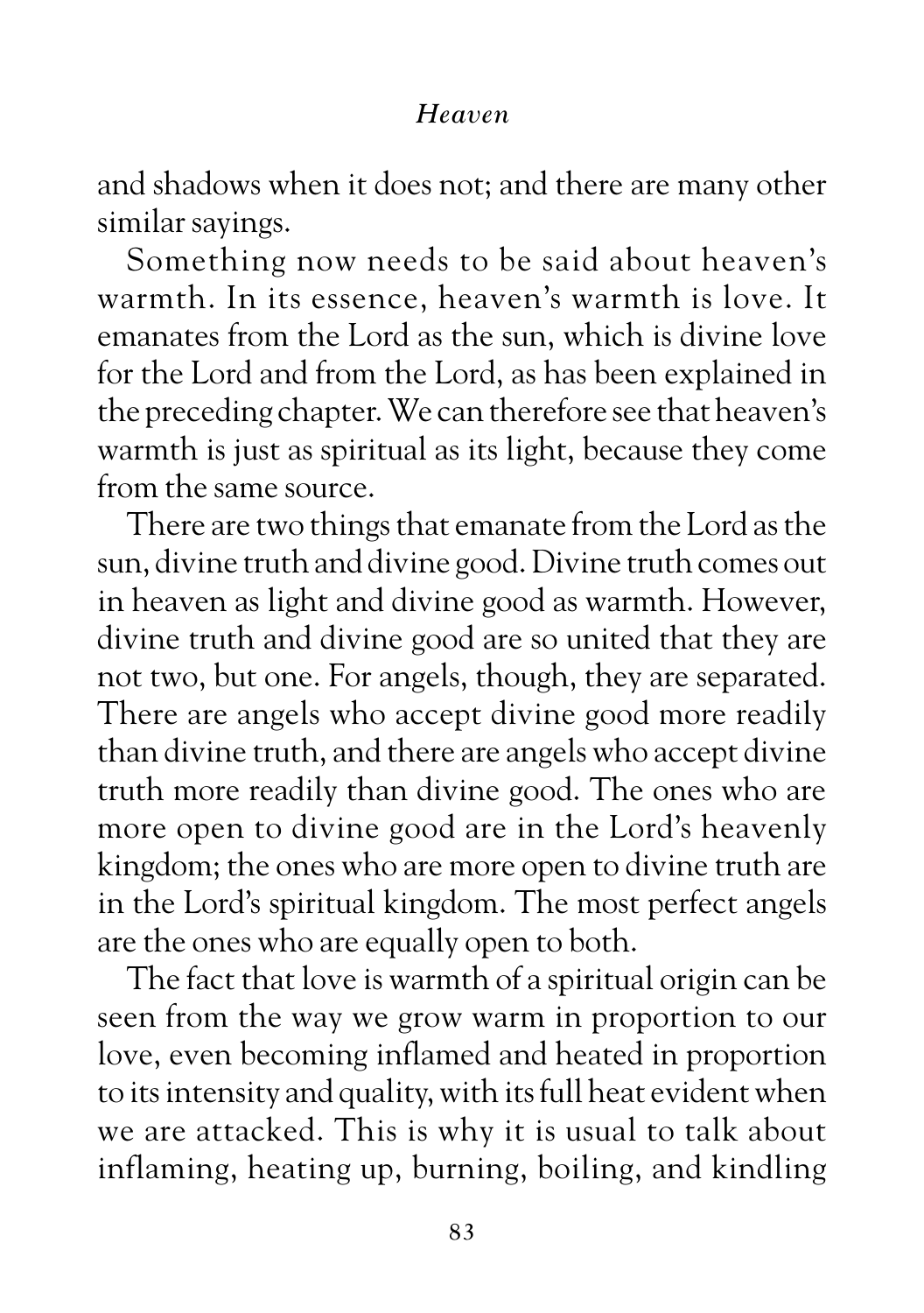and shadows when it does not; and there are many other similar sayings.

Something now needs to be said about heaven's warmth. In its essence, heaven's warmth is love. It emanates from the Lord as the sun, which is divine love for the Lord and from the Lord, as has been explained in the preceding chapter. We can therefore see that heaven's warmth is just as spiritual as its light, because they come from the same source.

There are two things that emanate from the Lord as the sun, divine truth and divine good. Divine truth comes out in heaven as light and divine good as warmth. However, divine truth and divine good are so united that they are not two, but one. For angels, though, they are separated. There are angels who accept divine good more readily than divine truth, and there are angels who accept divine truth more readily than divine good. The ones who are more open to divine good are in the Lord's heavenly kingdom; the ones who are more open to divine truth are in the Lord's spiritual kingdom. The most perfect angels are the ones who are equally open to both.

The fact that love is warmth of a spiritual origin can be seen from the way we grow warm in proportion to our love, even becoming inflamed and heated in proportion to its intensity and quality, with its full heat evident when we are attacked. This is why it is usual to talk about inflaming, heating up, burning, boiling, and kindling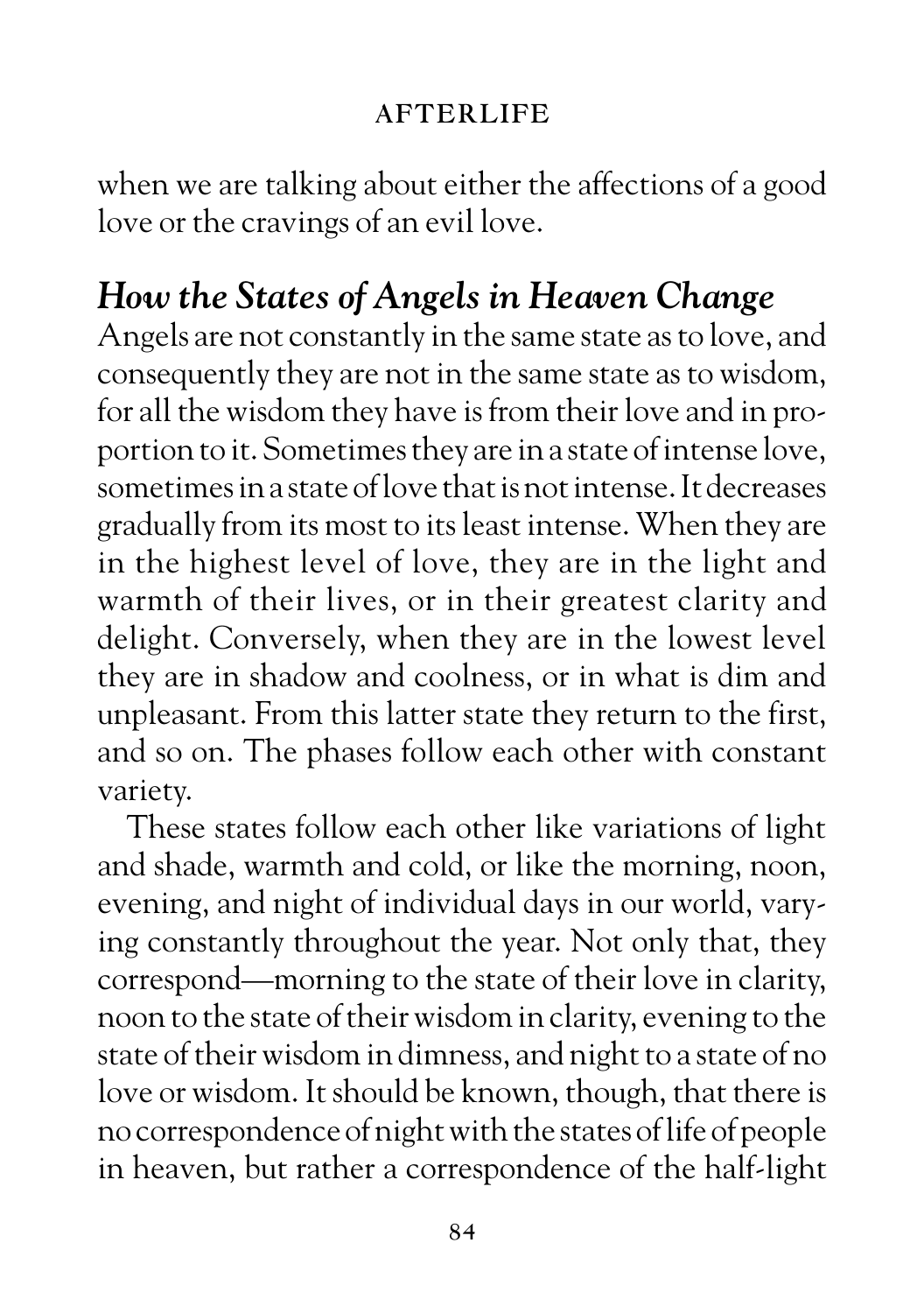when we are talking about either the affections of a good love or the cravings of an evil love.

## *How the States of Angels in Heaven Change*

Angels are not constantly in the same state as to love, and consequently they are not in the same state as to wisdom, for all the wisdom they have is from their love and in proportion to it. Sometimes they are in a state of intense love, sometimes in a state of love that is not intense. It decreases gradually from its most to its least intense. When they are in the highest level of love, they are in the light and warmth of their lives, or in their greatest clarity and delight. Conversely, when they are in the lowest level they are in shadow and coolness, or in what is dim and unpleasant. From this latter state they return to the first, and so on. The phases follow each other with constant variety.

These states follow each other like variations of light and shade, warmth and cold, or like the morning, noon, evening, and night of individual days in our world, varying constantly throughout the year. Not only that, they correspond—morning to the state of their love in clarity, noon to the state of their wisdom in clarity, evening to the state of their wisdom in dimness, and night to a state of no love or wisdom. It should be known, though, that there is no correspondence of night with the states of life of people in heaven, but rather a correspondence of the half-light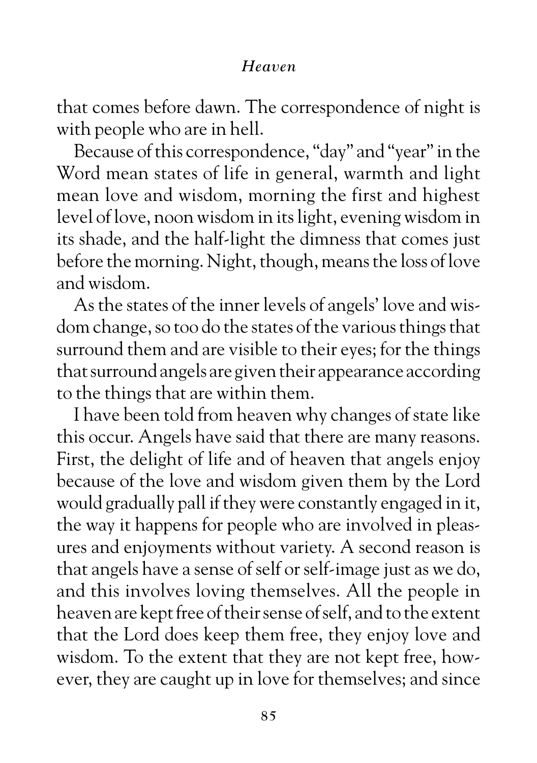that comes before dawn. The correspondence of night is with people who are in hell.

Because of this correspondence, "day" and "year" in the Word mean states of life in general, warmth and light mean love and wisdom, morning the first and highest level of love, noon wisdom in its light, evening wisdom in its shade, and the half-light the dimness that comes just before the morning. Night, though, means the loss of love and wisdom.

As the states of the inner levels of angels' love and wisdom change, so too do the states of the various things that surround them and are visible to their eyes; for the things that surround angels are given their appearance according to the things that are within them.

I have been told from heaven why changes of state like this occur. Angels have said that there are many reasons. First, the delight of life and of heaven that angels enjoy because of the love and wisdom given them by the Lord would gradually pall if they were constantly engaged in it, the way it happens for people who are involved in pleasures and enjoyments without variety. A second reason is that angels have a sense of self or self-image just as we do, and this involves loving themselves. All the people in heaven are kept free of their sense of self, and to the extent that the Lord does keep them free, they enjoy love and wisdom. To the extent that they are not kept free, however, they are caught up in love for themselves; and since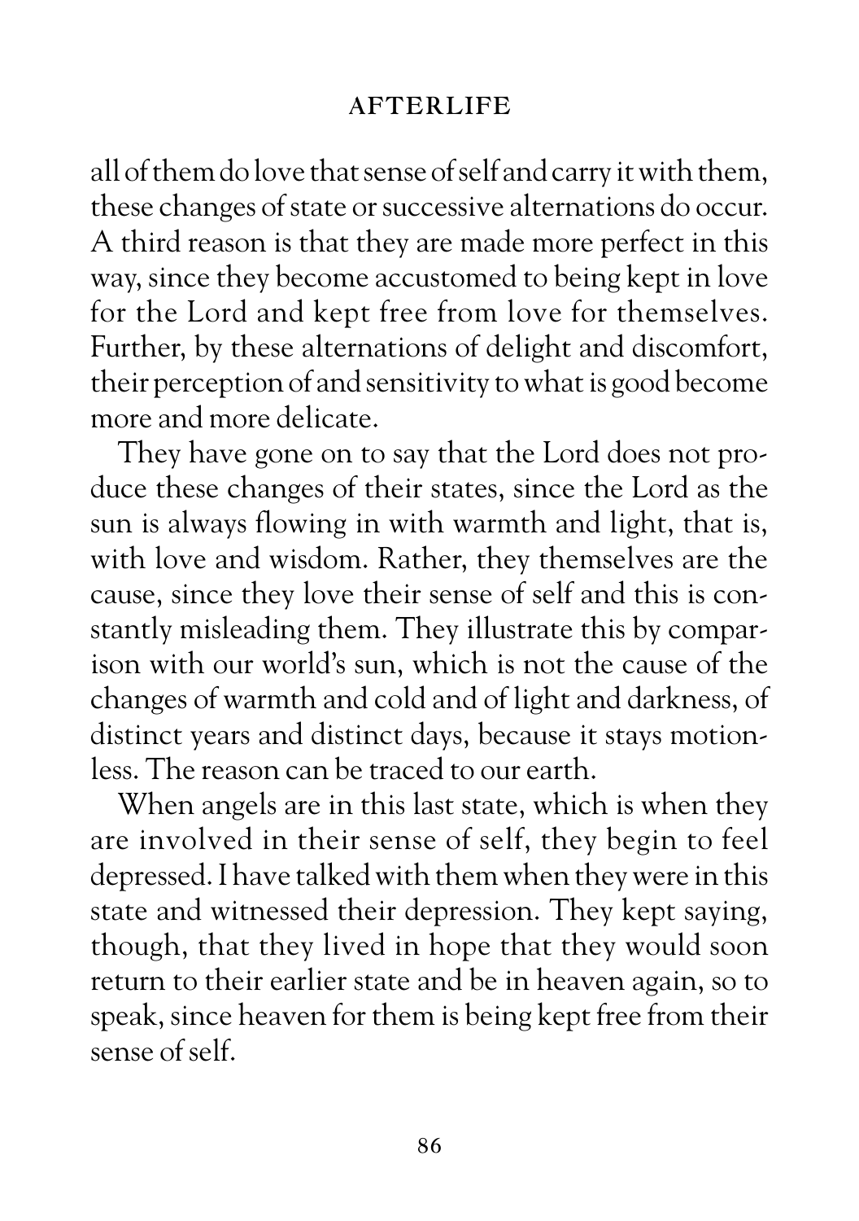all of them do love that sense of self and carry it with them, these changes of state or successive alternations do occur. A third reason is that they are made more perfect in this way, since they become accustomed to being kept in love for the Lord and kept free from love for themselves. Further, by these alternations of delight and discomfort, their perception of and sensitivity to what is good become more and more delicate.

They have gone on to say that the Lord does not produce these changes of their states, since the Lord as the sun is always flowing in with warmth and light, that is, with love and wisdom. Rather, they themselves are the cause, since they love their sense of self and this is constantly misleading them. They illustrate this by comparison with our world's sun, which is not the cause of the changes of warmth and cold and of light and darkness, of distinct years and distinct days, because it stays motionless. The reason can be traced to our earth.

When angels are in this last state, which is when they are involved in their sense of self, they begin to feel depressed. I have talked with them when they were in this state and witnessed their depression. They kept saying, though, that they lived in hope that they would soon return to their earlier state and be in heaven again, so to speak, since heaven for them is being kept free from their sense of self.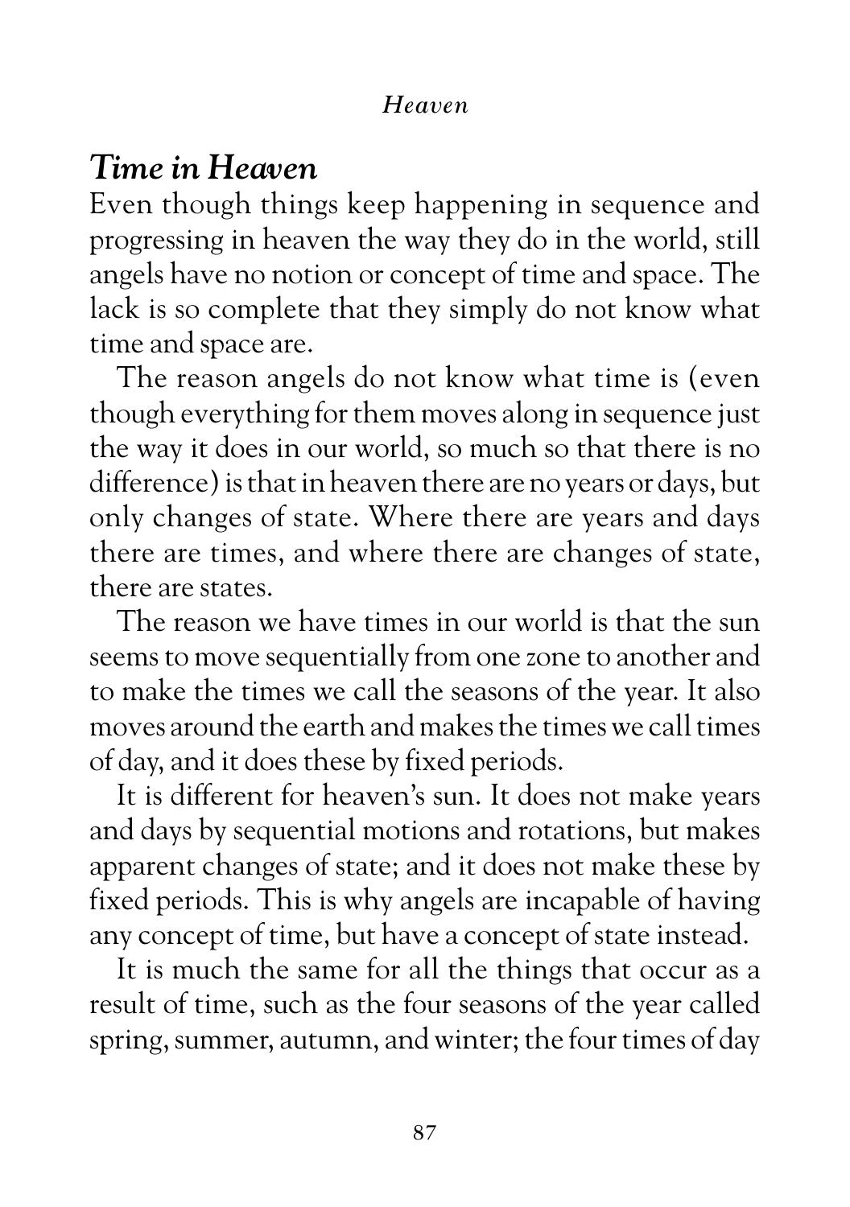## *Time in Heaven*

Even though things keep happening in sequence and progressing in heaven the way they do in the world, still angels have no notion or concept of time and space. The lack is so complete that they simply do not know what time and space are.

The reason angels do not know what time is (even though everything for them moves along in sequence just the way it does in our world, so much so that there is no difference) is that in heaven there are no years or days, but only changes of state. Where there are years and days there are times, and where there are changes of state, there are states.

The reason we have times in our world is that the sun seems to move sequentially from one zone to another and to make the times we call the seasons of the year. It also moves around the earth and makes the times we call times of day, and it does these by fixed periods.

It is different for heaven's sun. It does not make years and days by sequential motions and rotations, but makes apparent changes of state; and it does not make these by fixed periods. This is why angels are incapable of having any concept of time, but have a concept of state instead.

It is much the same for all the things that occur as a result of time, such as the four seasons of the year called spring, summer, autumn, and winter; the four times of day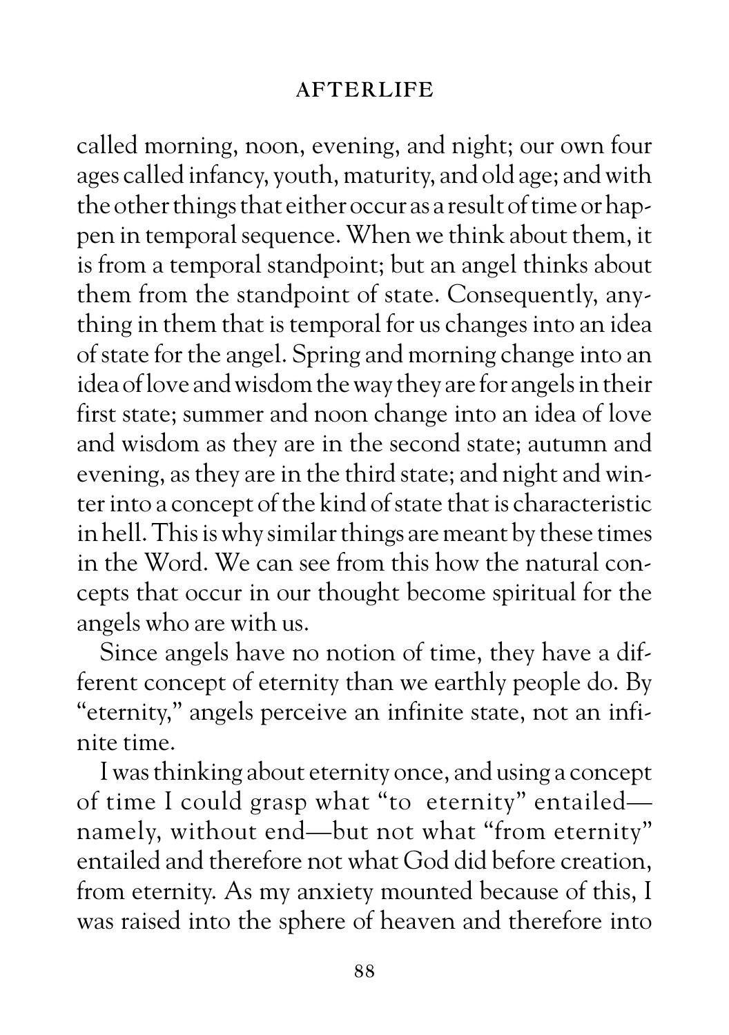called morning, noon, evening, and night; our own four ages called infancy, youth, maturity, and old age; and with the other things that either occur as a result of time or happen in temporal sequence. When we think about them, it is from a temporal standpoint; but an angel thinks about them from the standpoint of state. Consequently, anything in them that is temporal for us changes into an idea of state for the angel. Spring and morning change into an idea of love and wisdom the way they are for angels in their first state; summer and noon change into an idea of love and wisdom as they are in the second state; autumn and evening, as they are in the third state; and night and winter into a concept of the kind of state that is characteristic in hell. This is why similar things are meant by these times in the Word. We can see from this how the natural concepts that occur in our thought become spiritual for the angels who are with us.

Since angels have no notion of time, they have a different concept of eternity than we earthly people do. By "eternity," angels perceive an infinite state, not an infinite time.

I was thinking about eternity once, and using a concept of time I could grasp what "to eternity" entailed—namely, without end—but not what "from eternity" entailed and therefore not what God did before creation, from eternity. As my anxiety mounted because of this, I was raised into the sphere of heaven and therefore into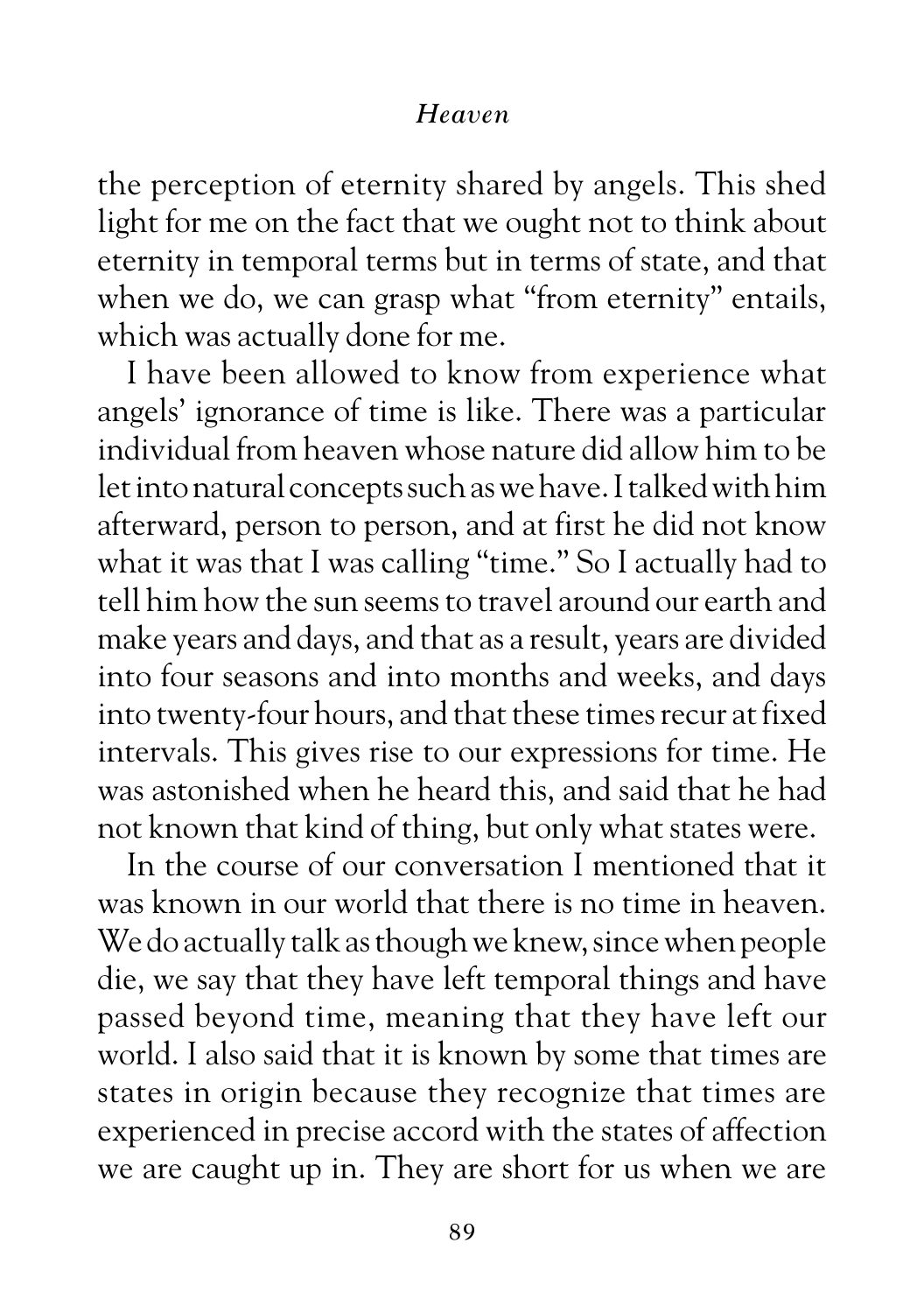the perception of eternity shared by angels. This shed light for me on the fact that we ought not to think about eternity in temporal terms but in terms of state, and that when we do, we can grasp what "from eternity" entails, which was actually done for me.

I have been allowed to know from experience what angels' ignorance of time is like. There was a particular individual from heaven whose nature did allow him to be let into natural concepts such as we have. I talked with him afterward, person to person, and at first he did not know what it was that I was calling "time." So I actually had to tell him how the sun seems to travel around our earth and make years and days, and that as a result, years are divided into four seasons and into months and weeks, and days into twenty-four hours, and that these times recur at fixed intervals. This gives rise to our expressions for time. He was astonished when he heard this, and said that he had not known that kind of thing, but only what states were.

In the course of our conversation I mentioned that it was known in our world that there is no time in heaven. We do actually talk as though we knew, since when people die, we say that they have left temporal things and have passed beyond time, meaning that they have left our world. I also said that it is known by some that times are states in origin because they recognize that times are experienced in precise accord with the states of affection we are caught up in. They are short for us when we are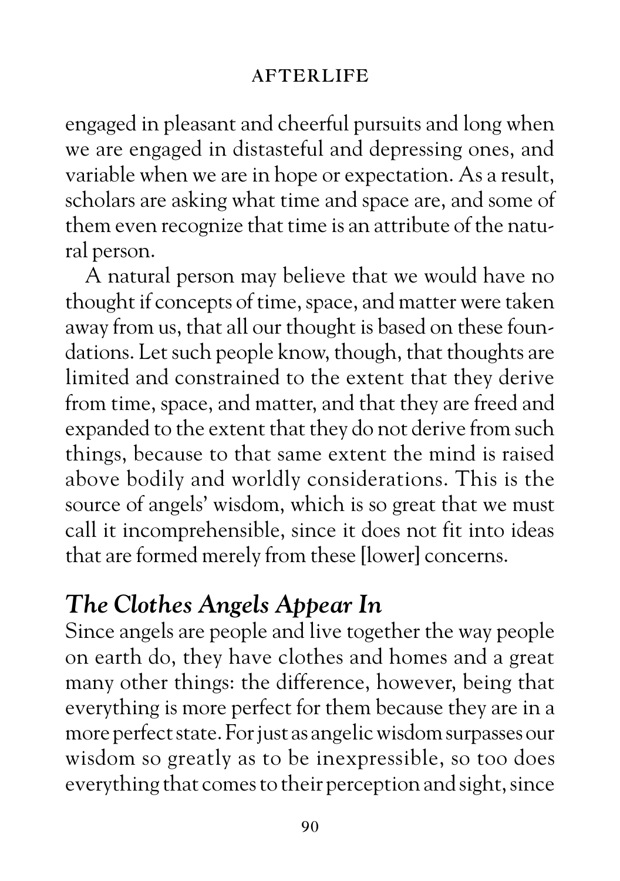engaged in pleasant and cheerful pursuits and long when we are engaged in distasteful and depressing ones, and variable when we are in hope or expectation. As a result, scholars are asking what time and space are, and some of them even recognize that time is an attribute of the natural person.

A natural person may believe that we would have no thought if concepts of time, space, and matter were taken away from us, that all our thought is based on these foundations. Let such people know, though, that thoughts are limited and constrained to the extent that they derive from time, space, and matter, and that they are freed and expanded to the extent that they do not derive from such things, because to that same extent the mind is raised above bodily and worldly considerations. This is the source of angels' wisdom, which is so great that we must call it incomprehensible, since it does not fit into ideas that are formed merely from these [lower] concerns.

## *The Clothes Angels Appear In*

Since angels are people and live together the way people on earth do, they have clothes and homes and a great many other things: the difference, however, being that everything is more perfect for them because they are in a more perfect state. For just as angelic wisdom surpasses our wisdom so greatly as to be inexpressible, so too does everything that comes to their perception and sight, since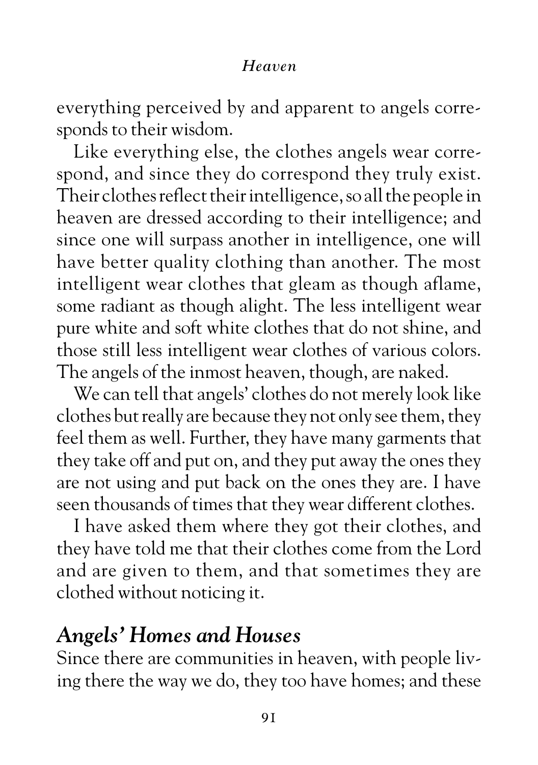everything perceived by and apparent to angels corresponds to their wisdom.

Like everything else, the clothes angels wear correspond, and since they do correspond they truly exist. Their clothes reflect their intelligence, so all the people in heaven are dressed according to their intelligence; and since one will surpass another in intelligence, one will have better quality clothing than another. The most intelligent wear clothes that gleam as though aflame, some radiant as though alight. The less intelligent wear pure white and soft white clothes that do not shine, and those still less intelligent wear clothes of various colors. The angels of the inmost heaven, though, are naked.

We can tell that angels' clothes do not merely look like clothes but really are because they not only see them, they feel them as well. Further, they have many garments that they take off and put on, and they put away the ones they are not using and put back on the ones they are. I have seen thousands of times that they wear different clothes.

I have asked them where they got their clothes, and they have told me that their clothes come from the Lord and are given to them, and that sometimes they are clothed without noticing it.

## *Angels' Homes and Houses*

Since there are communities in heaven, with people living there the way we do, they too have homes; and these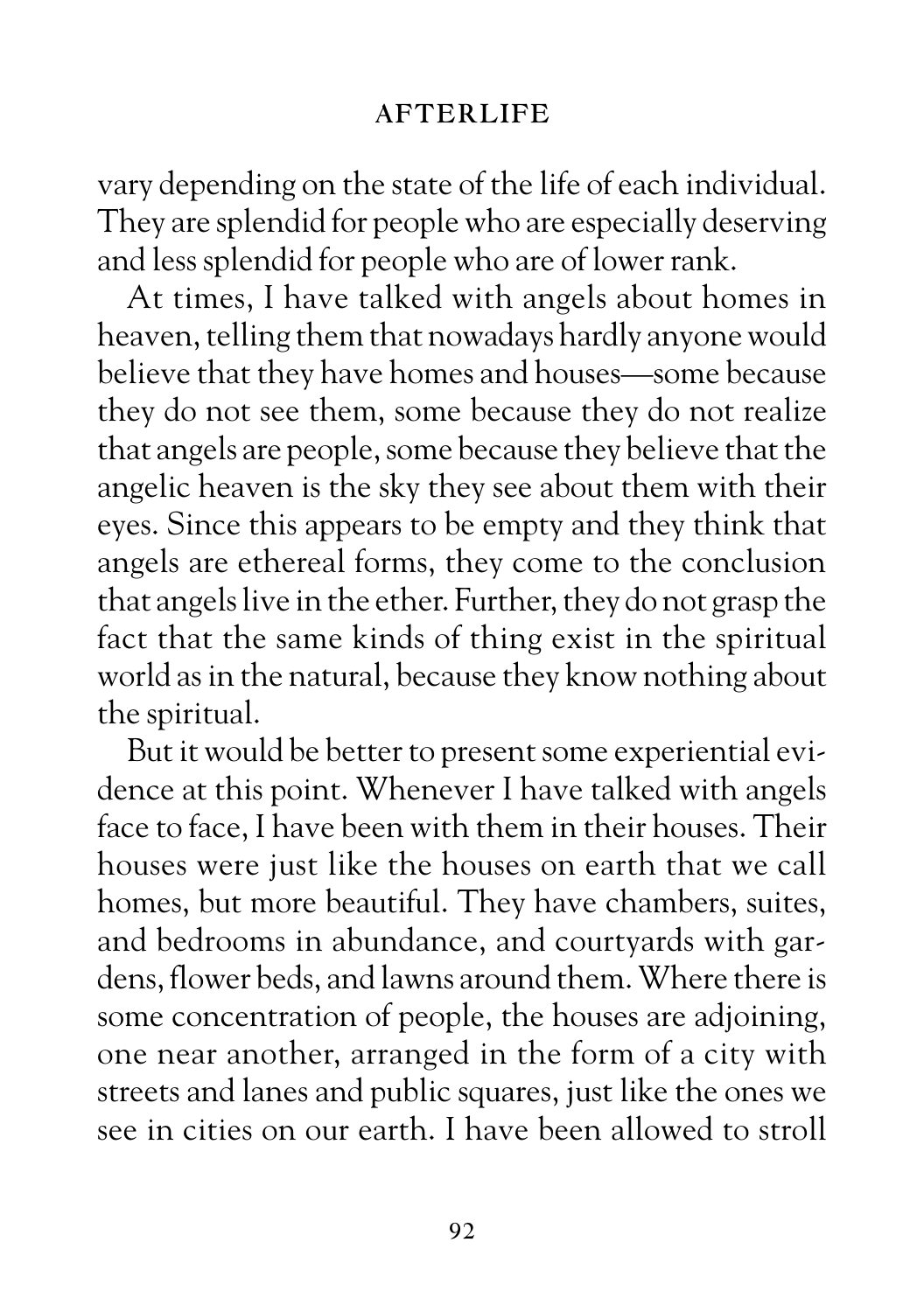vary depending on the state of the life of each individual. They are splendid for people who are especially deserving and less splendid for people who are of lower rank.

At times, I have talked with angels about homes in heaven, telling them that nowadays hardly anyone would believe that they have homes and houses—some because they do not see them, some because they do not realize that angels are people, some because they believe that the angelic heaven is the sky they see about them with their eyes. Since this appears to be empty and they think that angels are ethereal forms, they come to the conclusion that angels live in the ether. Further, they do not grasp the fact that the same kinds of thing exist in the spiritual world as in the natural, because they know nothing about the spiritual.

But it would be better to present some experiential evidence at this point. Whenever I have talked with angels face to face, I have been with them in their houses. Their houses were just like the houses on earth that we call homes, but more beautiful. They have chambers, suites, and bedrooms in abundance, and courtyards with gardens, flower beds, and lawns around them. Where there is some concentration of people, the houses are adjoining, one near another, arranged in the form of a city with streets and lanes and public squares, just like the ones we see in cities on our earth. I have been allowed to stroll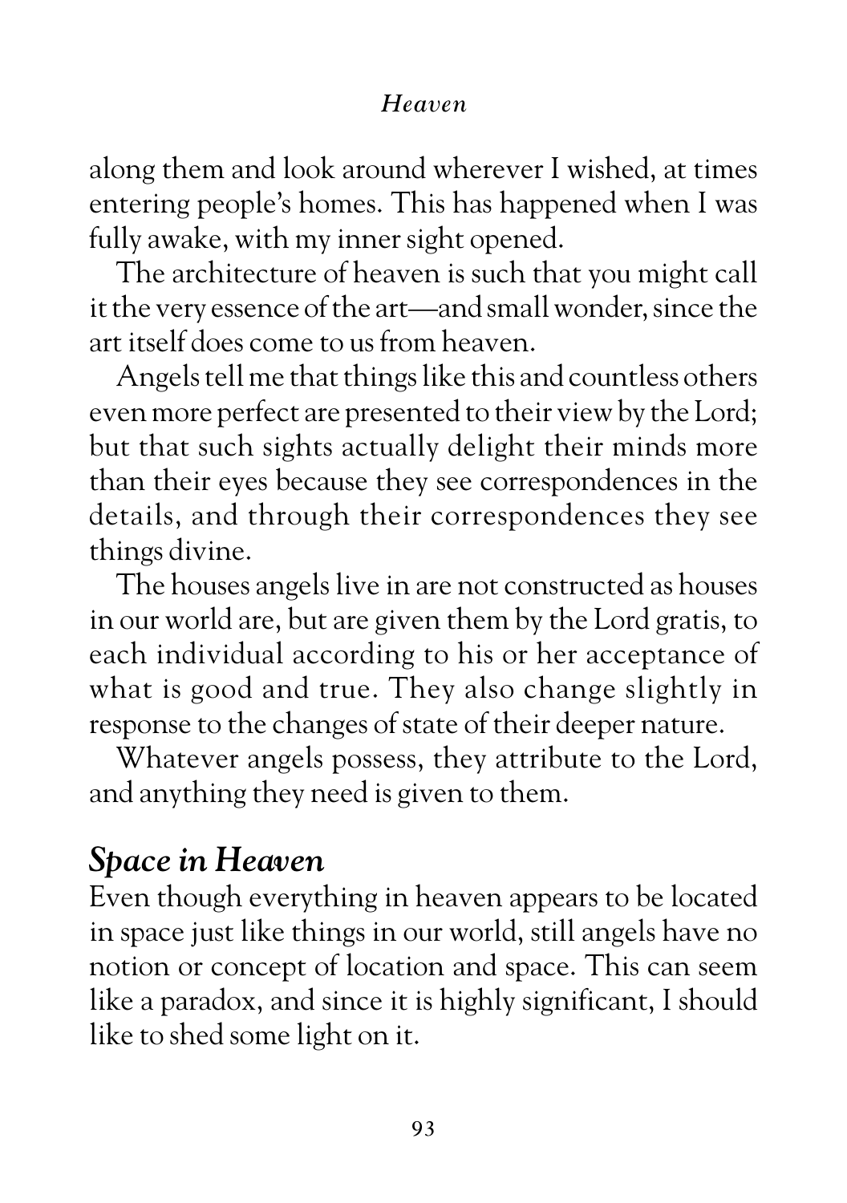along them and look around wherever I wished, at times entering people's homes. This has happened when I was fully awake, with my inner sight opened.

The architecture of heaven is such that you might call it the very essence of the art—and small wonder, since the art itself does come to us from heaven.

Angels tell me that things like this and countless others even more perfect are presented to their view by the Lord; but that such sights actually delight their minds more than their eyes because they see correspondences in the details, and through their correspondences they see things divine.

The houses angels live in are not constructed as houses in our world are, but are given them by the Lord gratis, to each individual according to his or her acceptance of what is good and true. They also change slightly in response to the changes of state of their deeper nature.

Whatever angels possess, they attribute to the Lord, and anything they need is given to them.

## *Space in Heaven*

Even though everything in heaven appears to be located in space just like things in our world, still angels have no notion or concept of location and space. This can seem like a paradox, and since it is highly significant, I should like to shed some light on it.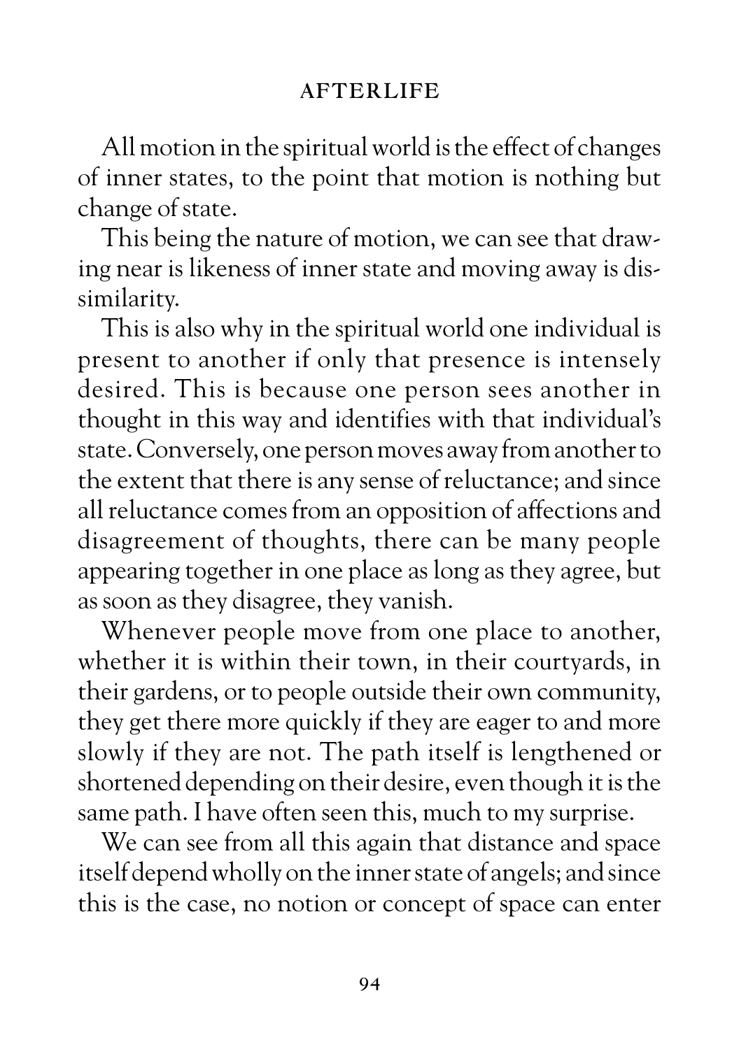All motion in the spiritual world is the effect of changes of inner states, to the point that motion is nothing but change of state.

This being the nature of motion, we can see that drawing near is likeness of inner state and moving away is dissimilarity.

This is also why in the spiritual world one individual is present to another if only that presence is intensely desired. This is because one person sees another in thought in this way and identifies with that individual's state. Conversely, one person moves away from another to the extent that there is any sense of reluctance; and since all reluctance comes from an opposition of affections and disagreement of thoughts, there can be many people appearing together in one place as long as they agree, but as soon as they disagree, they vanish.

Whenever people move from one place to another, whether it is within their town, in their courtyards, in their gardens, or to people outside their own community, they get there more quickly if they are eager to and more slowly if they are not. The path itself is lengthened or shortened depending on their desire, even though it is the same path. I have often seen this, much to my surprise.

We can see from all this again that distance and space itself depend wholly on the inner state of angels; and since this is the case, no notion or concept of space can enter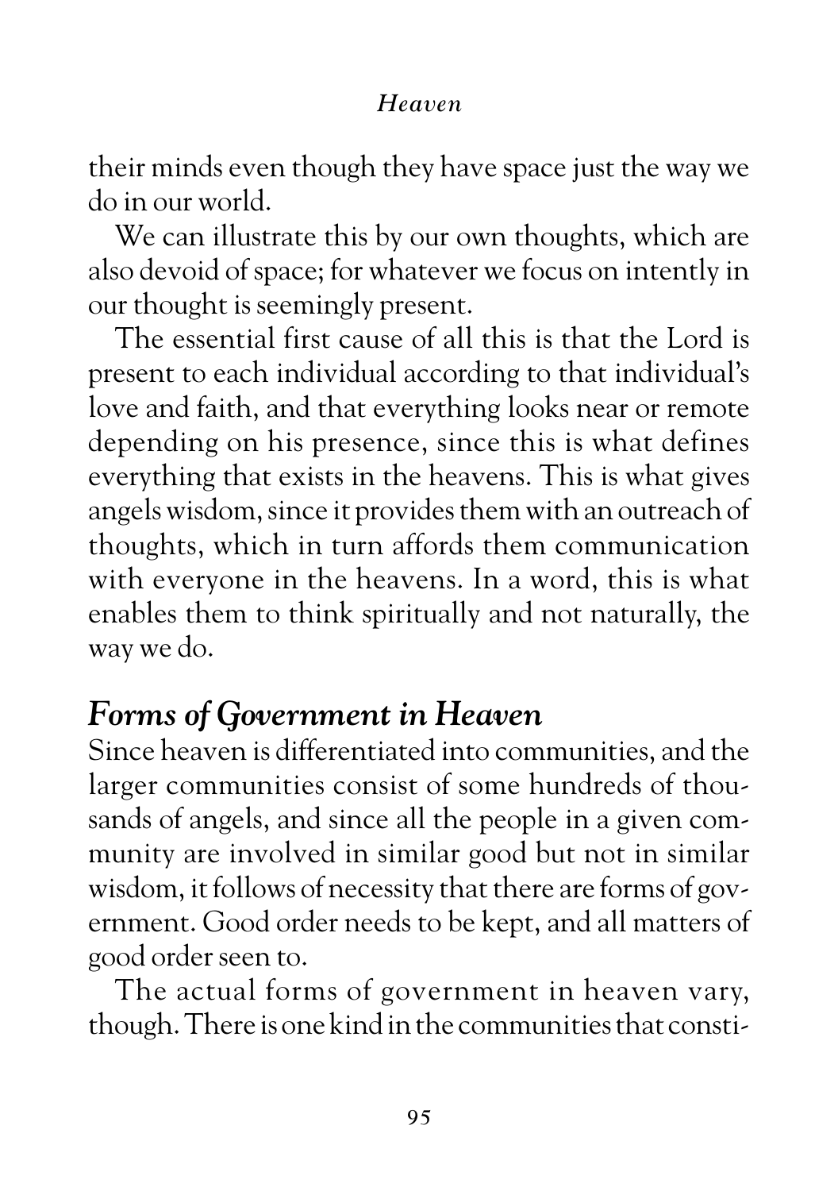their minds even though they have space just the way we do in our world.

We can illustrate this by our own thoughts, which are also devoid of space; for whatever we focus on intently in our thought is seemingly present.

The essential first cause of all this is that the Lord is present to each individual according to that individual's love and faith, and that everything looks near or remote depending on his presence, since this is what defines everything that exists in the heavens. This is what gives angels wisdom, since it provides them with an outreach of thoughts, which in turn affords them communication with everyone in the heavens. In a word, this is what enables them to think spiritually and not naturally, the way we do.

## *Forms of Government in Heaven*

Since heaven is differentiated into communities, and the larger communities consist of some hundreds of thousands of angels, and since all the people in a given community are involved in similar good but not in similar wisdom, it follows of necessity that there are forms of government. Good order needs to be kept, and all matters of good order seen to.

The actual forms of government in heaven vary, though. There is one kind in the communities that consti-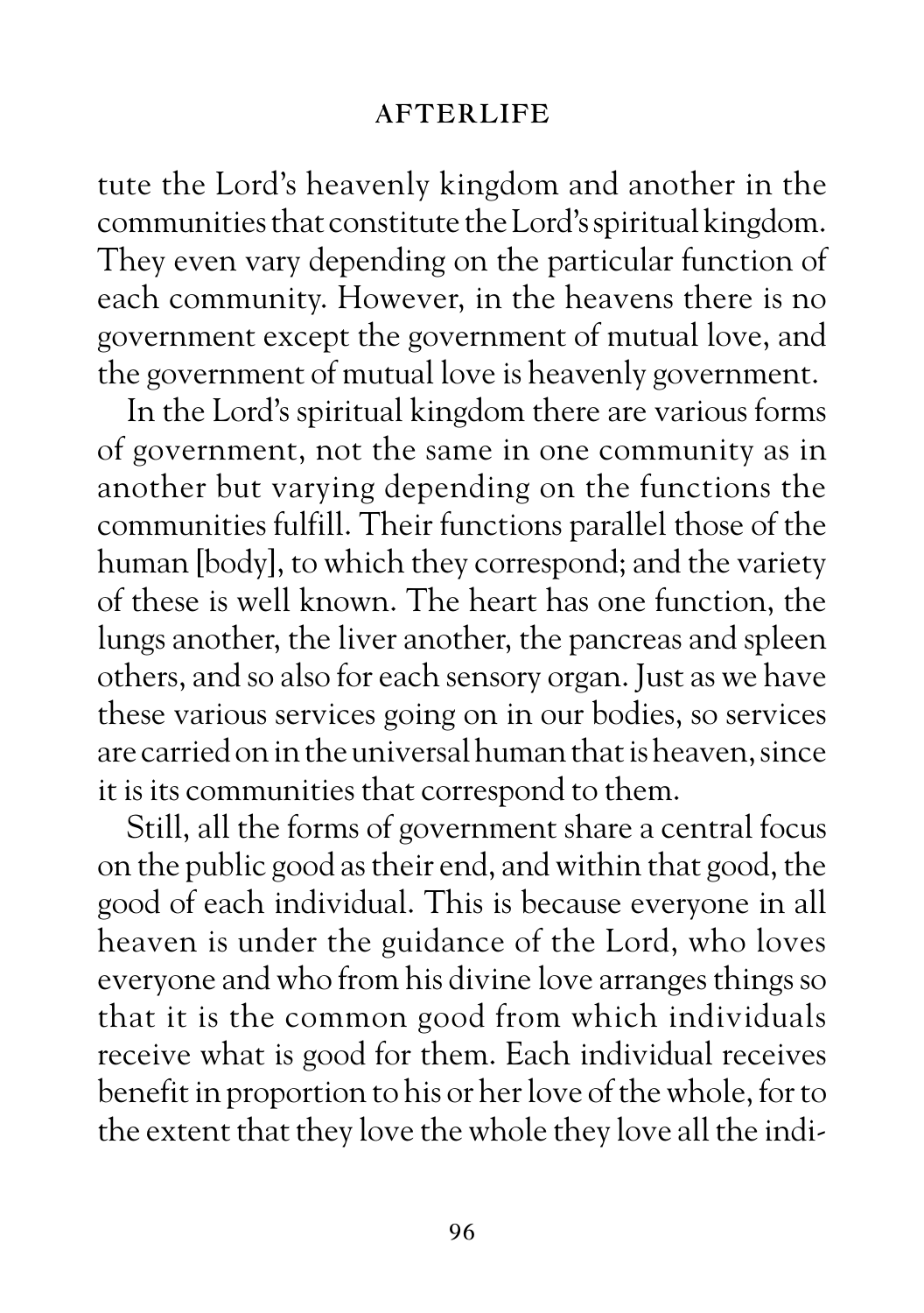tute the Lord's heavenly kingdom and another in the communities that constitute the Lord's spiritual kingdom. They even vary depending on the particular function of each community. However, in the heavens there is no government except the government of mutual love, and the government of mutual love is heavenly government.

In the Lord's spiritual kingdom there are various forms of government, not the same in one community as in another but varying depending on the functions the communities fulfill. Their functions parallel those of the human [body], to which they correspond; and the variety of these is well known. The heart has one function, the lungs another, the liver another, the pancreas and spleen others, and so also for each sensory organ. Just as we have these various services going on in our bodies, so services are carried on in the universal human that is heaven, since it is its communities that correspond to them.

Still, all the forms of government share a central focus on the public good as their end, and within that good, the good of each individual. This is because everyone in all heaven is under the guidance of the Lord, who loves everyone and who from his divine love arranges things so that it is the common good from which individuals receive what is good for them. Each individual receives benefit in proportion to his or her love of the whole, for to the extent that they love the whole they love all the indi-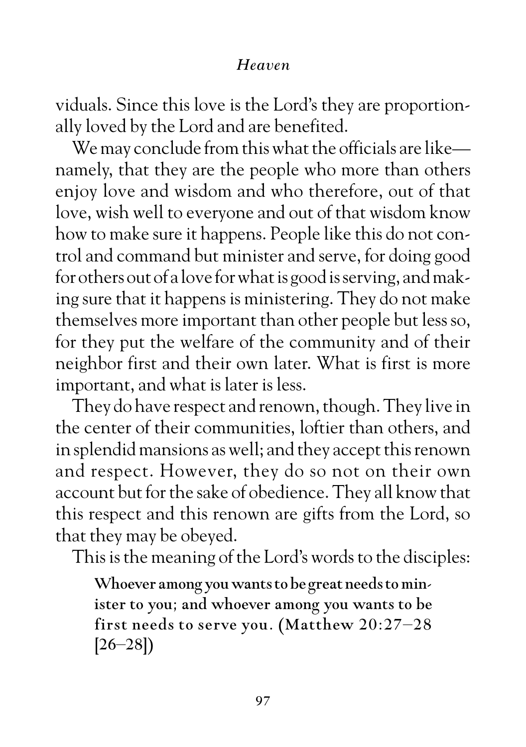viduals. Since this love is the Lord's they are proportionally loved by the Lord and are benefited.

We may conclude from this what the officials are like—namely, that they are the people who more than others enjoy love and wisdom and who therefore, out of that love, wish well to everyone and out of that wisdom know how to make sure it happens. People like this do not control and command but minister and serve, for doing good for others out of a love for what is good is serving, and making sure that it happens is ministering. They do not make themselves more important than other people but less so, for they put the welfare of the community and of their neighbor first and their own later. What is first is more important, and what is later is less.

They do have respect and renown, though. They live in the center of their communities, loftier than others, and in splendid mansions as well; and they accept this renown and respect. However, they do so not on their own account but for the sake of obedience. They all know that this respect and this renown are gifts from the Lord, so that they may be obeyed.

This is the meaning of the Lord's words to the disciples:

> **Whoever among you wants to be great needs to minister to you; and whoever among you wants to be first needs to serve you. (Matthew 20:27–28 [26–28])**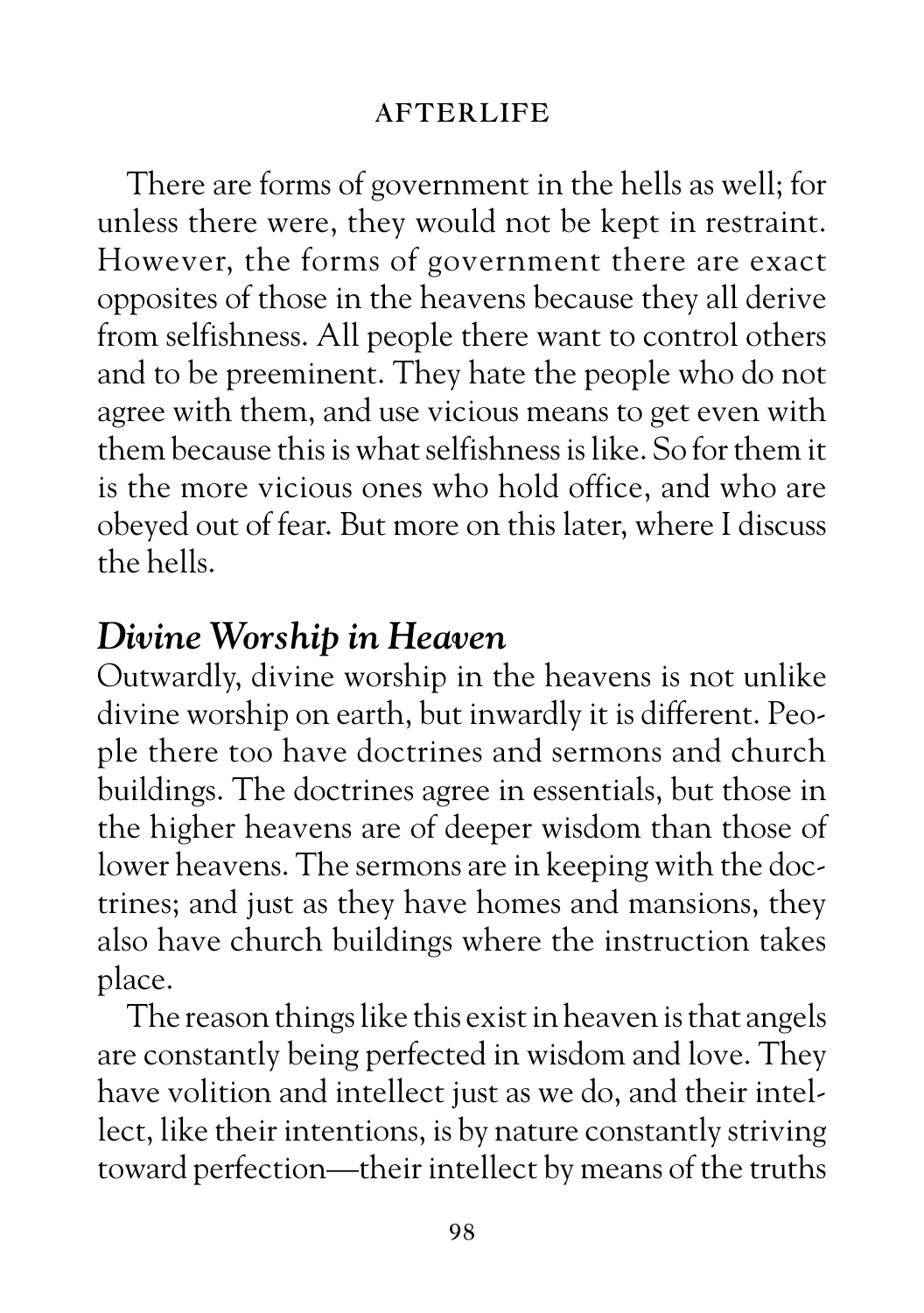There are forms of government in the hells as well; for unless there were, they would not be kept in restraint. However, the forms of government there are exact opposites of those in the heavens because they all derive from selfishness. All people there want to control others and to be preeminent. They hate the people who do not agree with them, and use vicious means to get even with them because this is what selfishness is like. So for them it is the more vicious ones who hold office, and who are obeyed out of fear. But more on this later, where I discuss the hells.

## *Divine Worship in Heaven*

Outwardly, divine worship in the heavens is not unlike divine worship on earth, but inwardly it is different. People there too have doctrines and sermons and church buildings. The doctrines agree in essentials, but those in the higher heavens are of deeper wisdom than those of lower heavens. The sermons are in keeping with the doctrines; and just as they have homes and mansions, they also have church buildings where the instruction takes place.

The reason things like this exist in heaven is that angels are constantly being perfected in wisdom and love. They have volition and intellect just as we do, and their intellect, like their intentions, is by nature constantly striving toward perfection—their intellect by means of the truths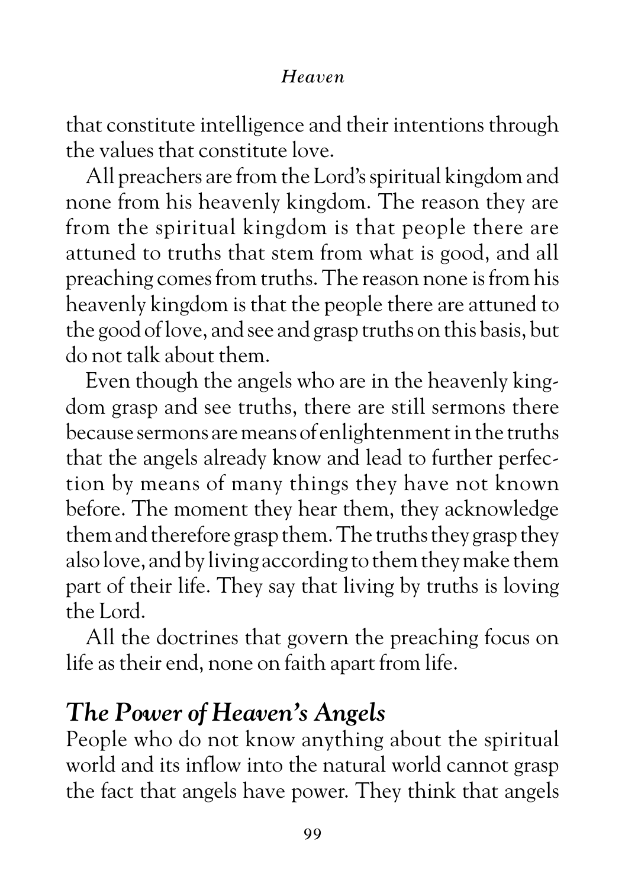that constitute intelligence and their intentions through the values that constitute love.

All preachers are from the Lord's spiritual kingdom and none from his heavenly kingdom. The reason they are from the spiritual kingdom is that people there are attuned to truths that stem from what is good, and all preaching comes from truths. The reason none is from his heavenly kingdom is that the people there are attuned to the good of love, and see and grasp truths on this basis, but do not talk about them.

Even though the angels who are in the heavenly kingdom grasp and see truths, there are still sermons there because sermons are means of enlightenment in the truths that the angels already know and lead to further perfection by means of many things they have not known before. The moment they hear them, they acknowledge them and therefore grasp them. The truths they grasp they also love, and by living according to them they make them part of their life. They say that living by truths is loving the Lord.

All the doctrines that govern the preaching focus on life as their end, none on faith apart from life.

## *The Power of Heaven's Angels*

People who do not know anything about the spiritual world and its inflow into the natural world cannot grasp the fact that angels have power. They think that angels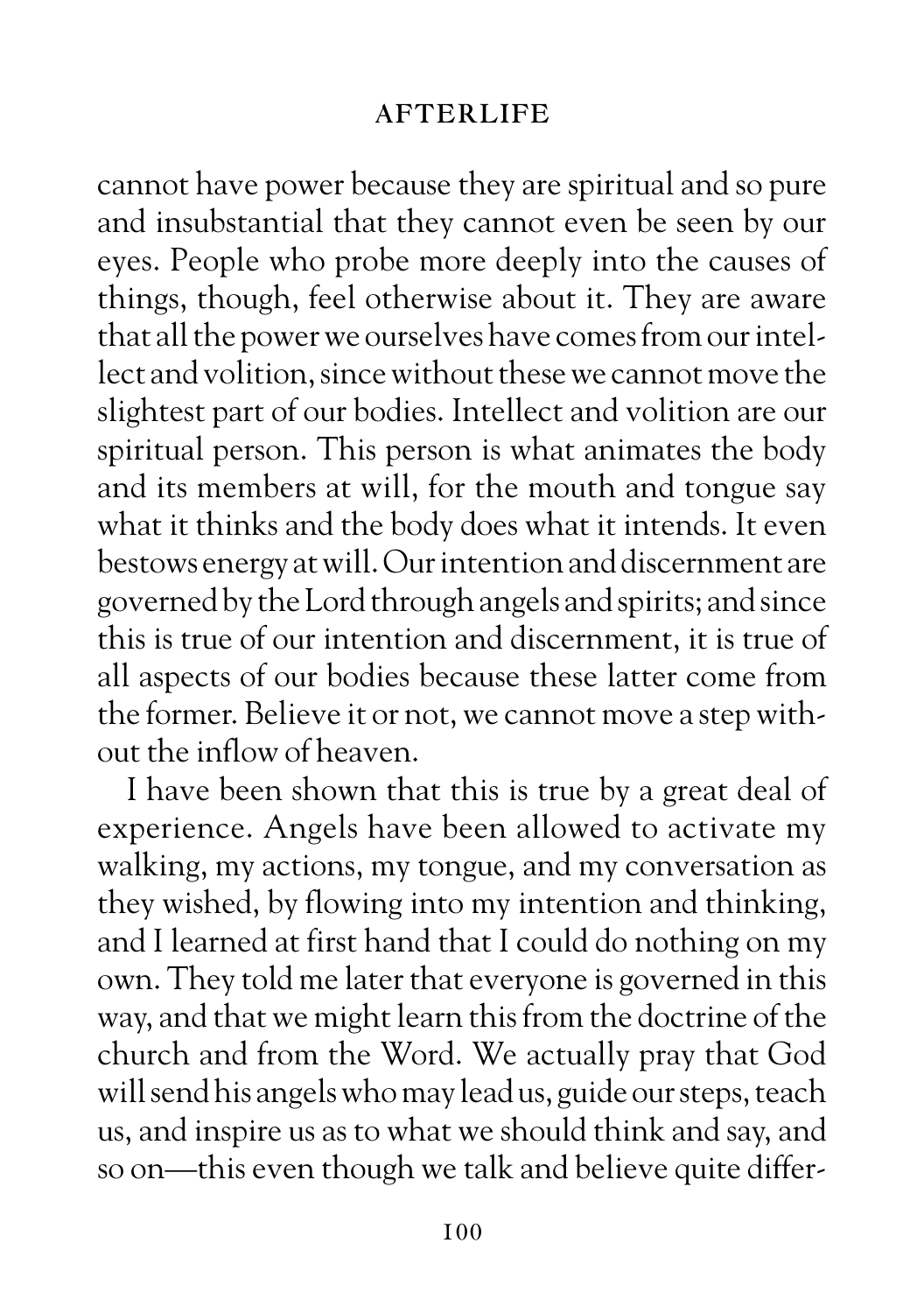cannot have power because they are spiritual and so pure and insubstantial that they cannot even be seen by our eyes. People who probe more deeply into the causes of things, though, feel otherwise about it. They are aware that all the power we ourselves have comes from our intellect and volition, since without these we cannot move the slightest part of our bodies. Intellect and volition are our spiritual person. This person is what animates the body and its members at will, for the mouth and tongue say what it thinks and the body does what it intends. It even bestows energy at will. Our intention and discernment are governed by the Lord through angels and spirits; and since this is true of our intention and discernment, it is true of all aspects of our bodies because these latter come from the former. Believe it or not, we cannot move a step without the inflow of heaven.

I have been shown that this is true by a great deal of experience. Angels have been allowed to activate my walking, my actions, my tongue, and my conversation as they wished, by flowing into my intention and thinking, and I learned at first hand that I could do nothing on my own. They told me later that everyone is governed in this way, and that we might learn this from the doctrine of the church and from the Word. We actually pray that God will send his angels who may lead us, guide our steps, teach us, and inspire us as to what we should think and say, and so on—this even though we talk and believe quite differ-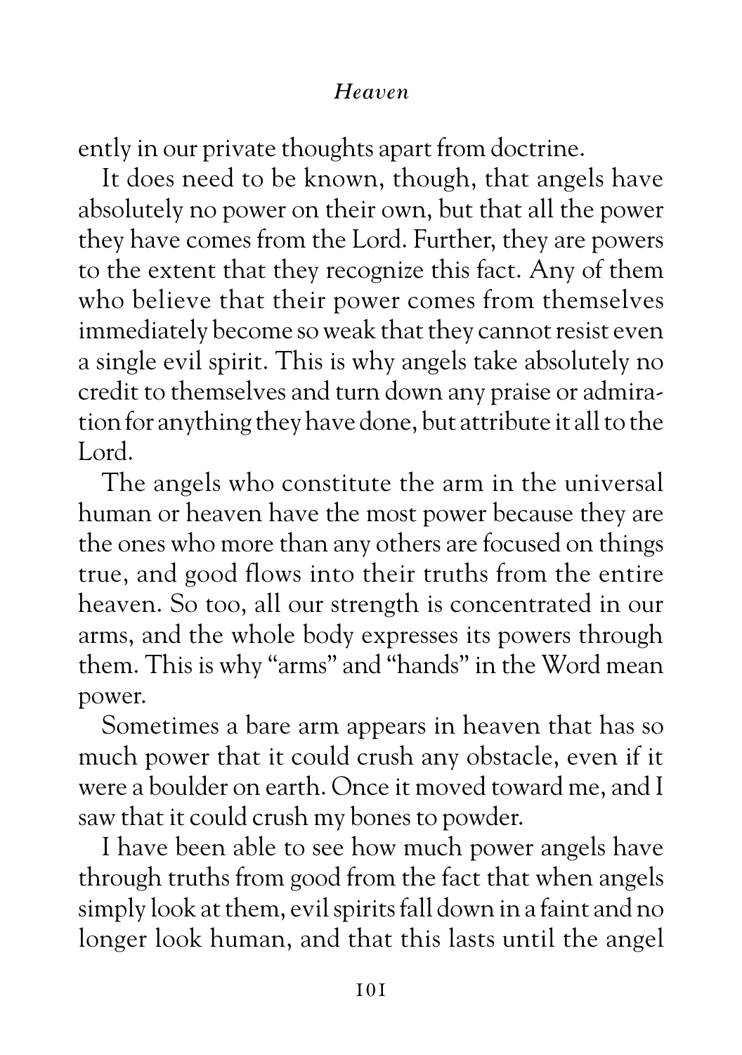ently in our private thoughts apart from doctrine.

It does need to be known, though, that angels have absolutely no power on their own, but that all the power they have comes from the Lord. Further, they are powers to the extent that they recognize this fact. Any of them who believe that their power comes from themselves immediately become so weak that they cannot resist even a single evil spirit. This is why angels take absolutely no credit to themselves and turn down any praise or admiration for anything they have done, but attribute it all to the Lord.

The angels who constitute the arm in the universal human or heaven have the most power because they are the ones who more than any others are focused on things true, and good flows into their truths from the entire heaven. So too, all our strength is concentrated in our arms, and the whole body expresses its powers through them. This is why "arms" and "hands" in the Word mean power.

Sometimes a bare arm appears in heaven that has so much power that it could crush any obstacle, even if it were a boulder on earth. Once it moved toward me, and I saw that it could crush my bones to powder.

I have been able to see how much power angels have through truths from good from the fact that when angels simply look at them, evil spirits fall down in a faint and no longer look human, and that this lasts until the angel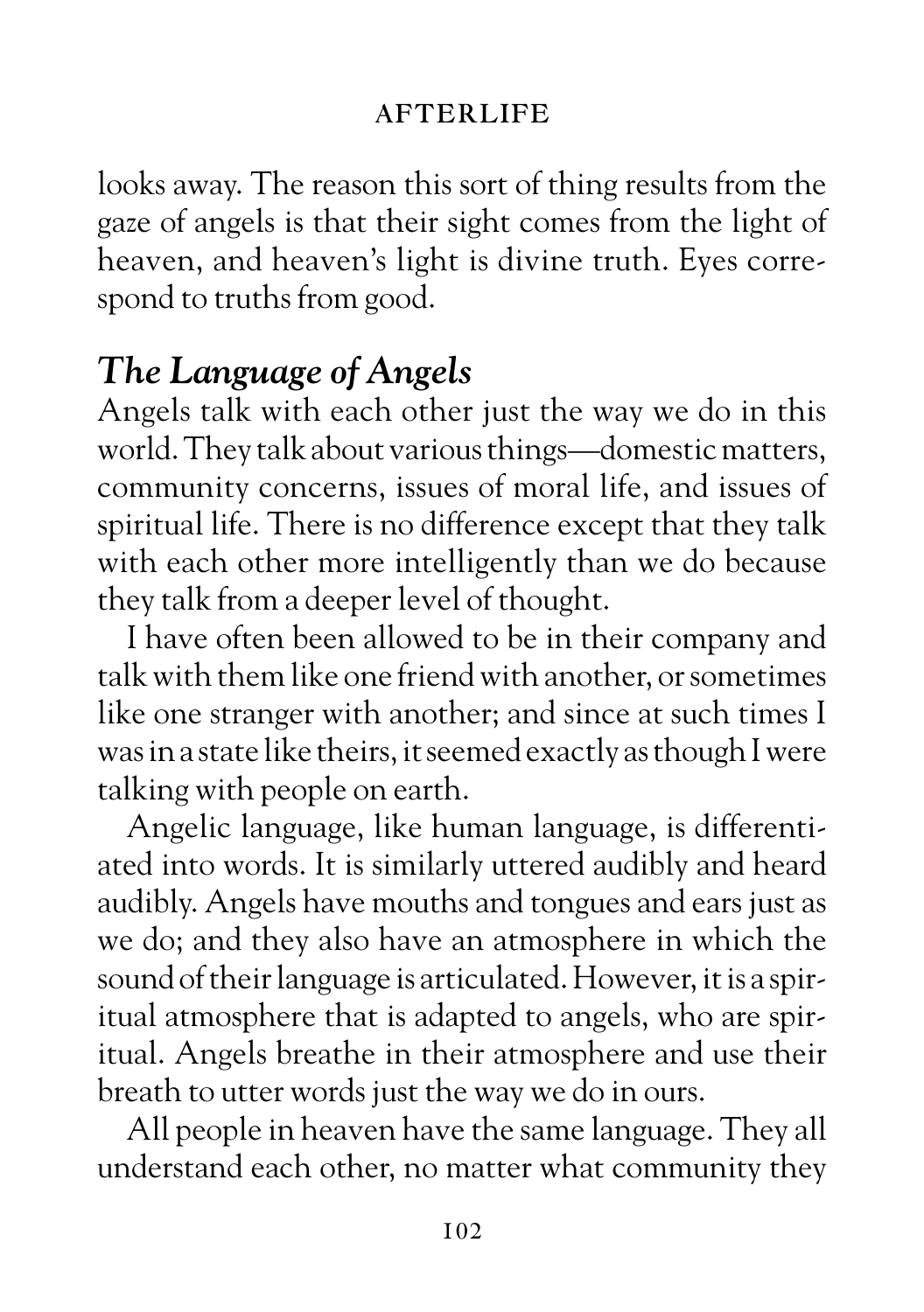looks away. The reason this sort of thing results from the gaze of angels is that their sight comes from the light of heaven, and heaven's light is divine truth. Eyes correspond to truths from good.

## *The Language of Angels*

Angels talk with each other just the way we do in this world. They talk about various things—domestic matters, community concerns, issues of moral life, and issues of spiritual life. There is no difference except that they talk with each other more intelligently than we do because they talk from a deeper level of thought.

I have often been allowed to be in their company and talk with them like one friend with another, or sometimes like one stranger with another; and since at such times I was in a state like theirs, it seemed exactly as though I were talking with people on earth.

Angelic language, like human language, is differentiated into words. It is similarly uttered audibly and heard audibly. Angels have mouths and tongues and ears just as we do; and they also have an atmosphere in which the sound of their language is articulated. However, it is a spiritual atmosphere that is adapted to angels, who are spiritual. Angels breathe in their atmosphere and use their breath to utter words just the way we do in ours.

All people in heaven have the same language. They all understand each other, no matter what community they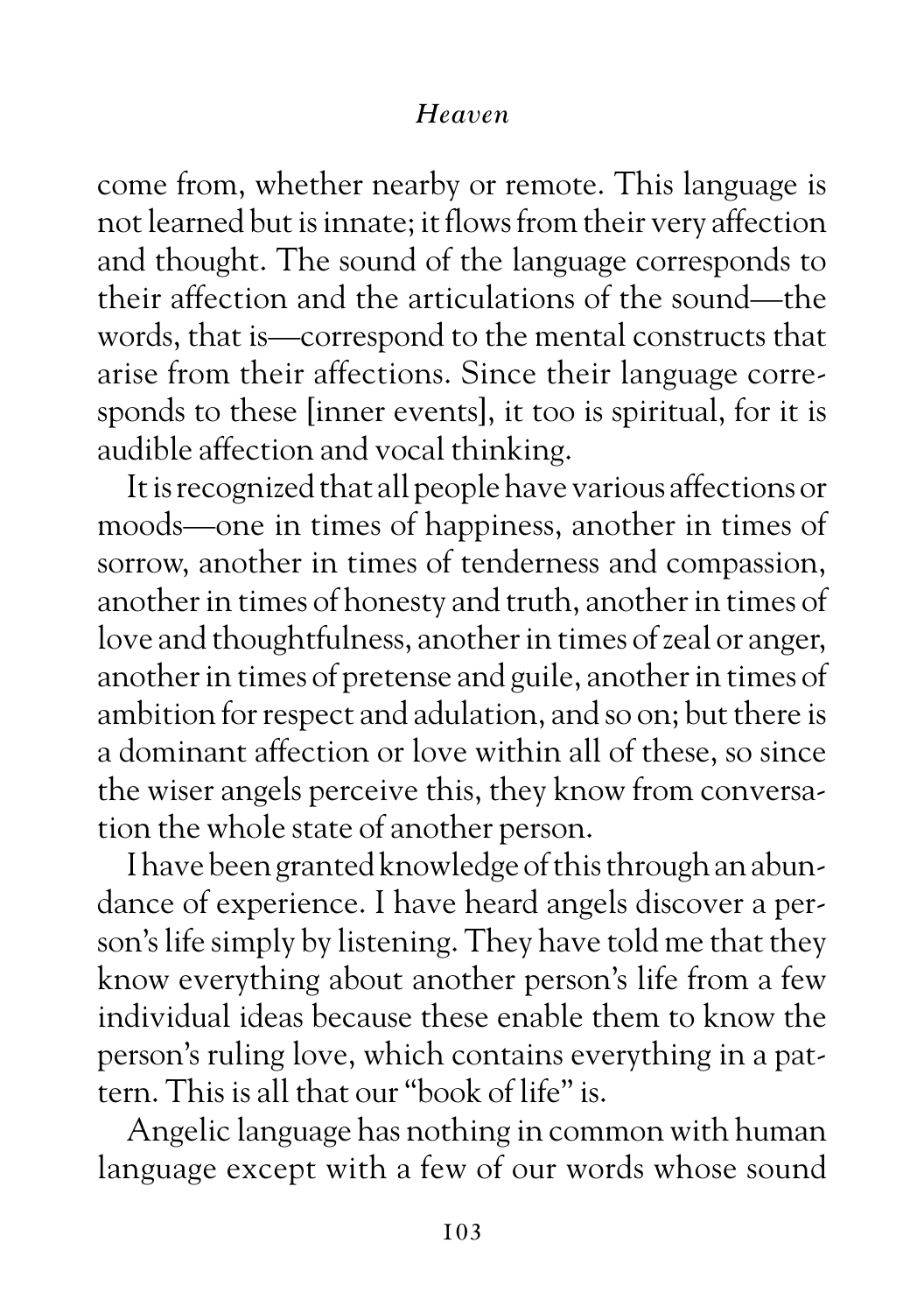come from, whether nearby or remote. This language is not learned but is innate; it flows from their very affection and thought. The sound of the language corresponds to their affection and the articulations of the sound—the words, that is—correspond to the mental constructs that arise from their affections. Since their language corresponds to these [inner events], it too is spiritual, for it is audible affection and vocal thinking.

It is recognized that all people have various affections or moods—one in times of happiness, another in times of sorrow, another in times of tenderness and compassion, another in times of honesty and truth, another in times of love and thoughtfulness, another in times of zeal or anger, another in times of pretense and guile, another in times of ambition for respect and adulation, and so on; but there is a dominant affection or love within all of these, so since the wiser angels perceive this, they know from conversation the whole state of another person.

I have been granted knowledge of this through an abundance of experience. I have heard angels discover a person's life simply by listening. They have told me that they know everything about another person's life from a few individual ideas because these enable them to know the person's ruling love, which contains everything in a pattern. This is all that our "book of life" is.

Angelic language has nothing in common with human language except with a few of our words whose sound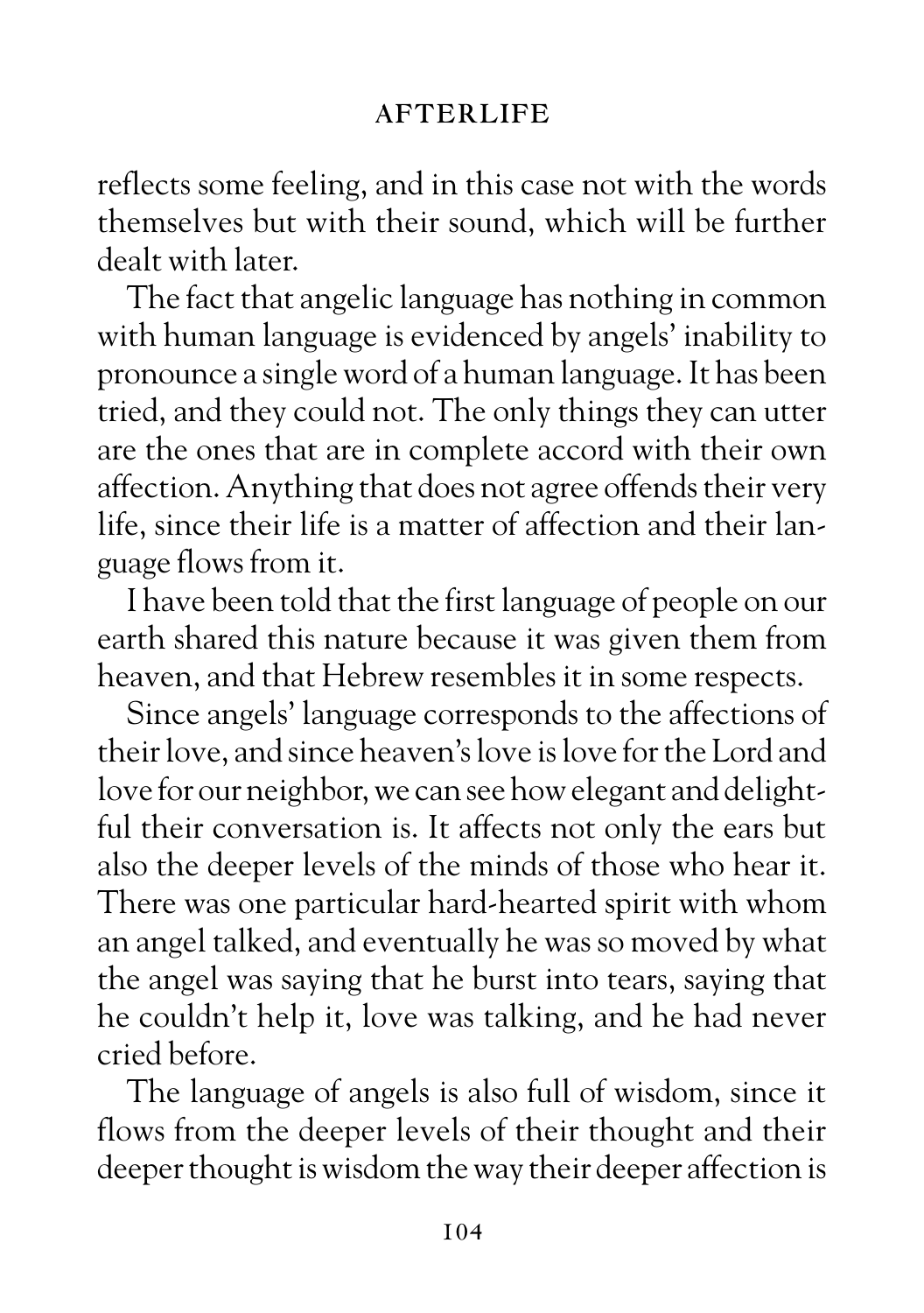reflects some feeling, and in this case not with the words themselves but with their sound, which will be further dealt with later.

The fact that angelic language has nothing in common with human language is evidenced by angels' inability to pronounce a single word of a human language. It has been tried, and they could not. The only things they can utter are the ones that are in complete accord with their own affection. Anything that does not agree offends their very life, since their life is a matter of affection and their language flows from it.

I have been told that the first language of people on our earth shared this nature because it was given them from heaven, and that Hebrew resembles it in some respects.

Since angels' language corresponds to the affections of their love, and since heaven's love is love for the Lord and love for our neighbor, we can see how elegant and delightful their conversation is. It affects not only the ears but also the deeper levels of the minds of those who hear it. There was one particular hard-hearted spirit with whom an angel talked, and eventually he was so moved by what the angel was saying that he burst into tears, saying that he couldn't help it, love was talking, and he had never cried before.

The language of angels is also full of wisdom, since it flows from the deeper levels of their thought and their deeper thought is wisdom the way their deeper affection is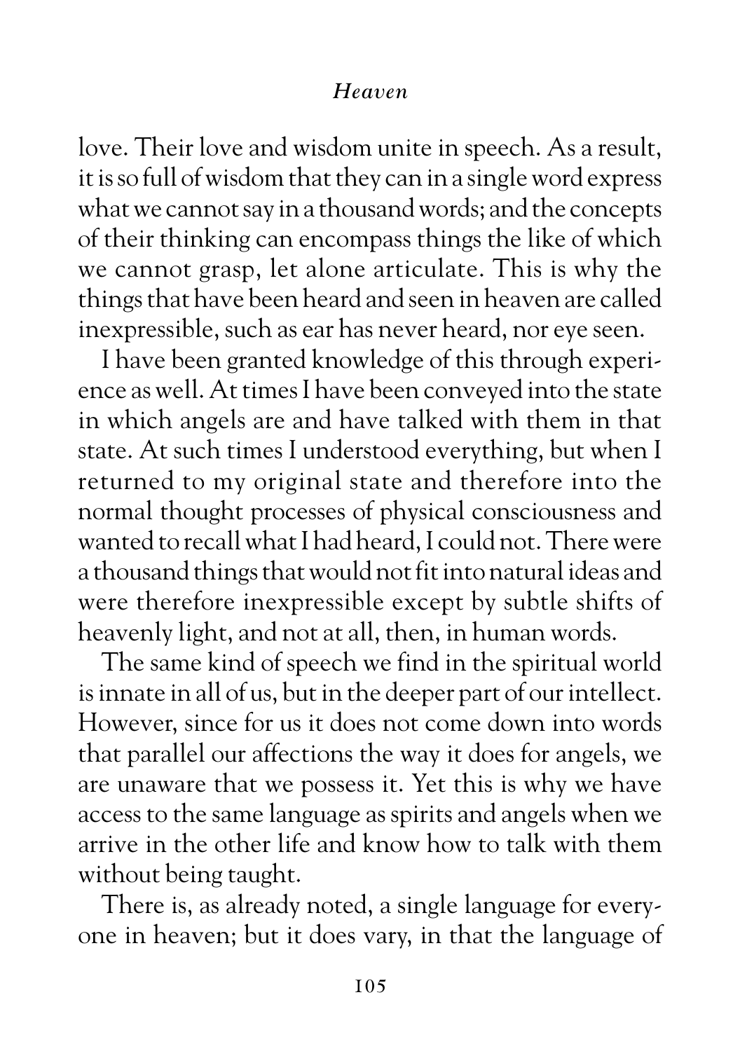love. Their love and wisdom unite in speech. As a result, it is so full of wisdom that they can in a single word express what we cannot say in a thousand words; and the concepts of their thinking can encompass things the like of which we cannot grasp, let alone articulate. This is why the things that have been heard and seen in heaven are called inexpressible, such as ear has never heard, nor eye seen.

I have been granted knowledge of this through experience as well. At times I have been conveyed into the state in which angels are and have talked with them in that state. At such times I understood everything, but when I returned to my original state and therefore into the normal thought processes of physical consciousness and wanted to recall what I had heard, I could not. There were a thousand things that would not fit into natural ideas and were therefore inexpressible except by subtle shifts of heavenly light, and not at all, then, in human words.

The same kind of speech we find in the spiritual world is innate in all of us, but in the deeper part of our intellect. However, since for us it does not come down into words that parallel our affections the way it does for angels, we are unaware that we possess it. Yet this is why we have access to the same language as spirits and angels when we arrive in the other life and know how to talk with them without being taught.

There is, as already noted, a single language for everyone in heaven; but it does vary, in that the language of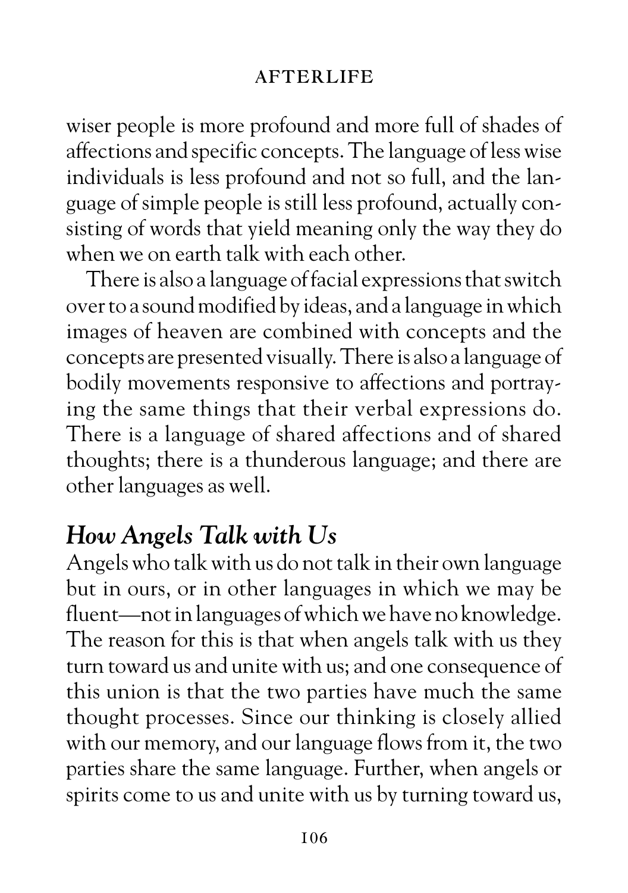wiser people is more profound and more full of shades of affections and specific concepts. The language of less wise individuals is less profound and not so full, and the language of simple people is still less profound, actually consisting of words that yield meaning only the way they do when we on earth talk with each other.

There is also a language of facial expressions that switch over to a sound modified by ideas, and a language in which images of heaven are combined with concepts and the concepts are presented visually. There is also a language of bodily movements responsive to affections and portraying the same things that their verbal expressions do. There is a language of shared affections and of shared thoughts; there is a thunderous language; and there are other languages as well.

## *How Angels Talk with Us*

Angels who talk with us do not talk in their own language but in ours, or in other languages in which we may be fluent—not in languages of which we have no knowledge. The reason for this is that when angels talk with us they turn toward us and unite with us; and one consequence of this union is that the two parties have much the same thought processes. Since our thinking is closely allied with our memory, and our language flows from it, the two parties share the same language. Further, when angels or spirits come to us and unite with us by turning toward us,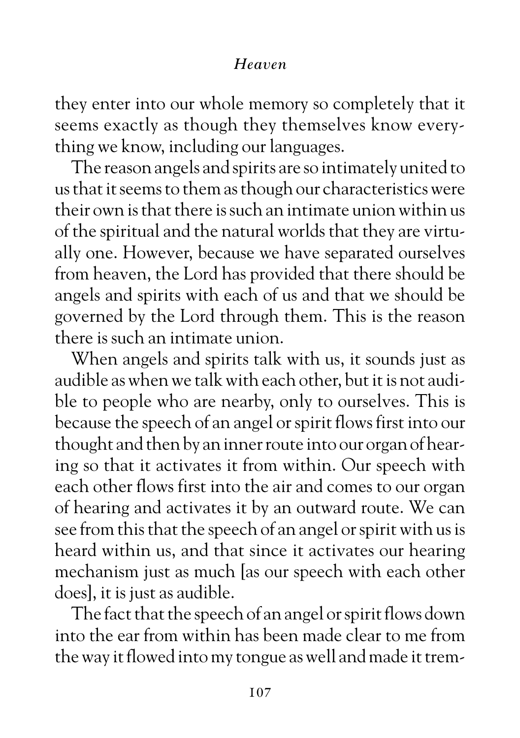they enter into our whole memory so completely that it seems exactly as though they themselves know everything we know, including our languages.

The reason angels and spirits are so intimately united to us that it seems to them as though our characteristics were their own is that there is such an intimate union within us of the spiritual and the natural worlds that they are virtually one. However, because we have separated ourselves from heaven, the Lord has provided that there should be angels and spirits with each of us and that we should be governed by the Lord through them. This is the reason there is such an intimate union.

When angels and spirits talk with us, it sounds just as audible as when we talk with each other, but it is not audible to people who are nearby, only to ourselves. This is because the speech of an angel or spirit flows first into our thought and then by an inner route into our organ of hearing so that it activates it from within. Our speech with each other flows first into the air and comes to our organ of hearing and activates it by an outward route. We can see from this that the speech of an angel or spirit with us is heard within us, and that since it activates our hearing mechanism just as much [as our speech with each other does], it is just as audible.

The fact that the speech of an angel or spirit flows down into the ear from within has been made clear to me from the way it flowed into my tongue as well and made it trem-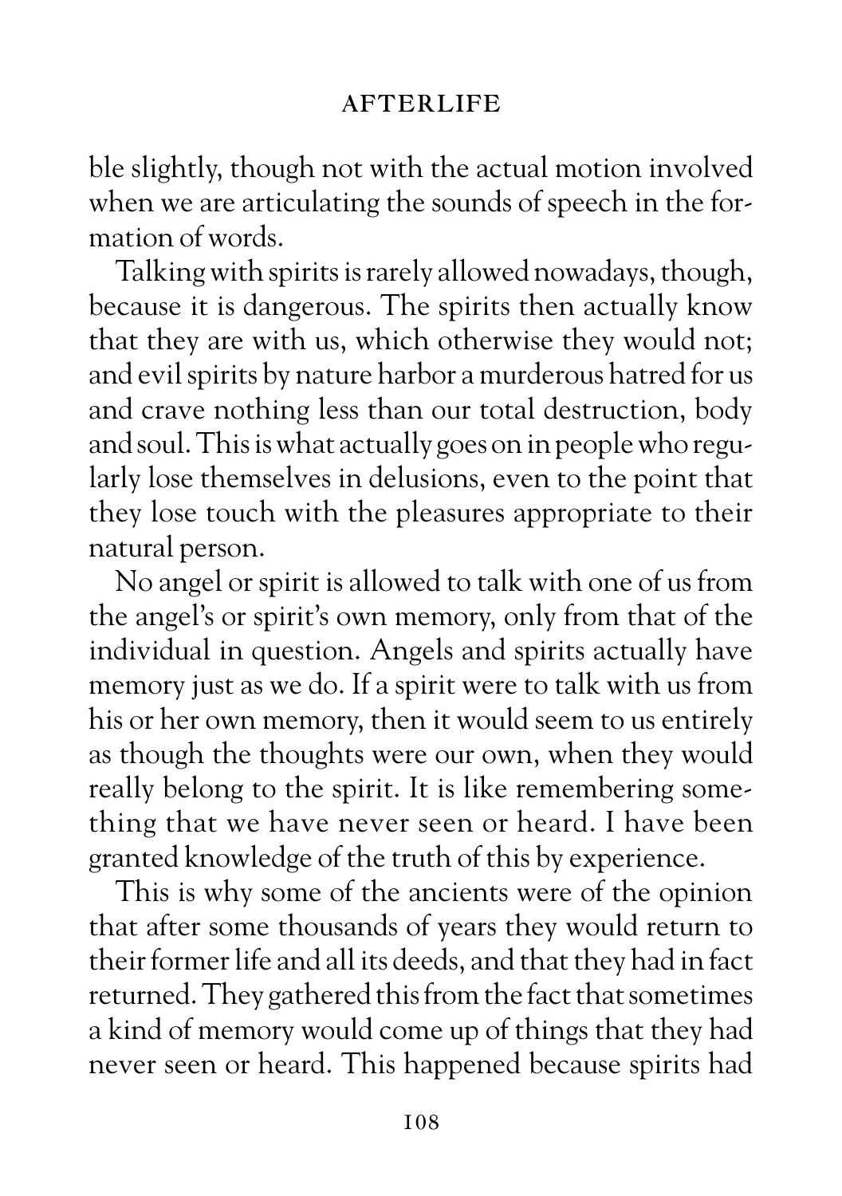ble slightly, though not with the actual motion involved when we are articulating the sounds of speech in the formation of words.

Talking with spirits is rarely allowed nowadays, though, because it is dangerous. The spirits then actually know that they are with us, which otherwise they would not; and evil spirits by nature harbor a murderous hatred for us and crave nothing less than our total destruction, body and soul. This is what actually goes on in people who regularly lose themselves in delusions, even to the point that they lose touch with the pleasures appropriate to their natural person.

No angel or spirit is allowed to talk with one of us from the angel's or spirit's own memory, only from that of the individual in question. Angels and spirits actually have memory just as we do. If a spirit were to talk with us from his or her own memory, then it would seem to us entirely as though the thoughts were our own, when they would really belong to the spirit. It is like remembering something that we have never seen or heard. I have been granted knowledge of the truth of this by experience.

This is why some of the ancients were of the opinion that after some thousands of years they would return to their former life and all its deeds, and that they had in fact returned. They gathered this from the fact that sometimes a kind of memory would come up of things that they had never seen or heard. This happened because spirits had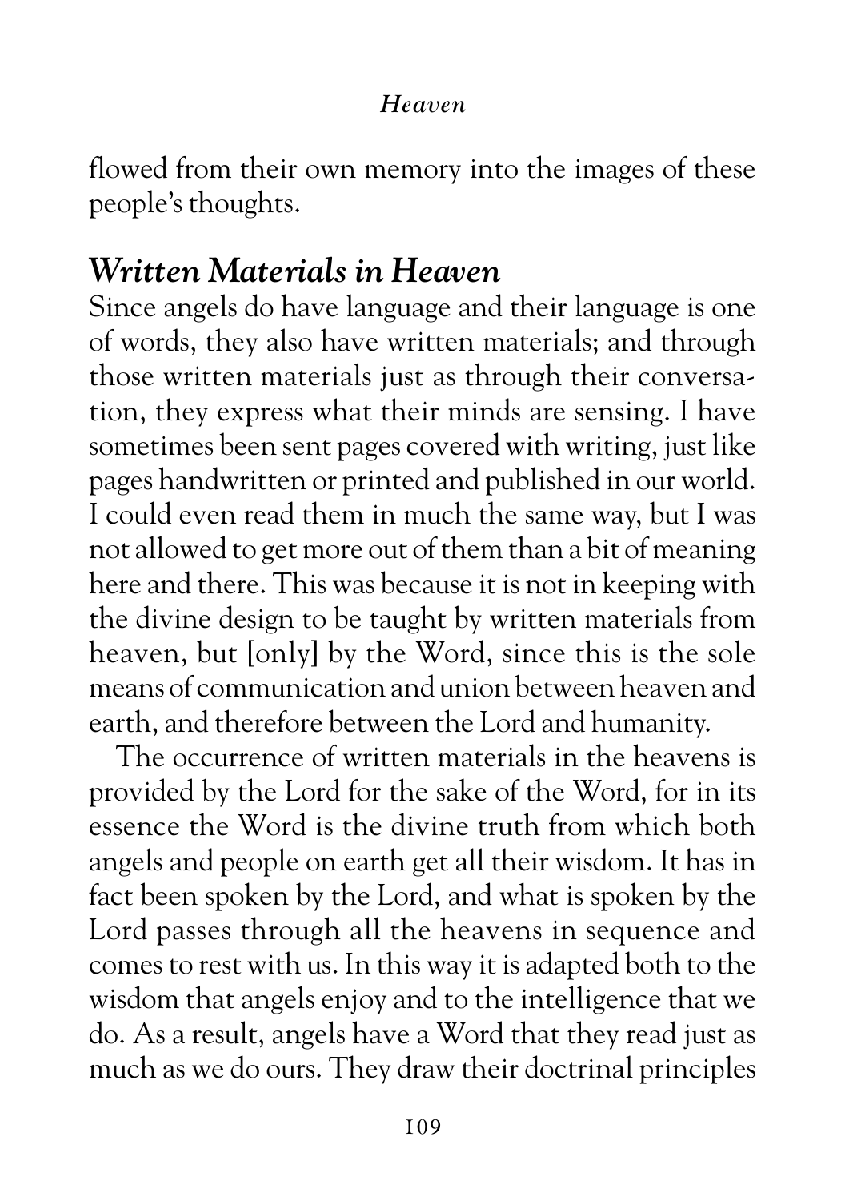flowed from their own memory into the images of these people's thoughts.

## *Written Materials in Heaven*

Since angels do have language and their language is one of words, they also have written materials; and through those written materials just as through their conversation, they express what their minds are sensing. I have sometimes been sent pages covered with writing, just like pages handwritten or printed and published in our world. I could even read them in much the same way, but I was not allowed to get more out of them than a bit of meaning here and there. This was because it is not in keeping with the divine design to be taught by written materials from heaven, but [only] by the Word, since this is the sole means of communication and union between heaven and earth, and therefore between the Lord and humanity.

The occurrence of written materials in the heavens is provided by the Lord for the sake of the Word, for in its essence the Word is the divine truth from which both angels and people on earth get all their wisdom. It has in fact been spoken by the Lord, and what is spoken by the Lord passes through all the heavens in sequence and comes to rest with us. In this way it is adapted both to the wisdom that angels enjoy and to the intelligence that we do. As a result, angels have a Word that they read just as much as we do ours. They draw their doctrinal principles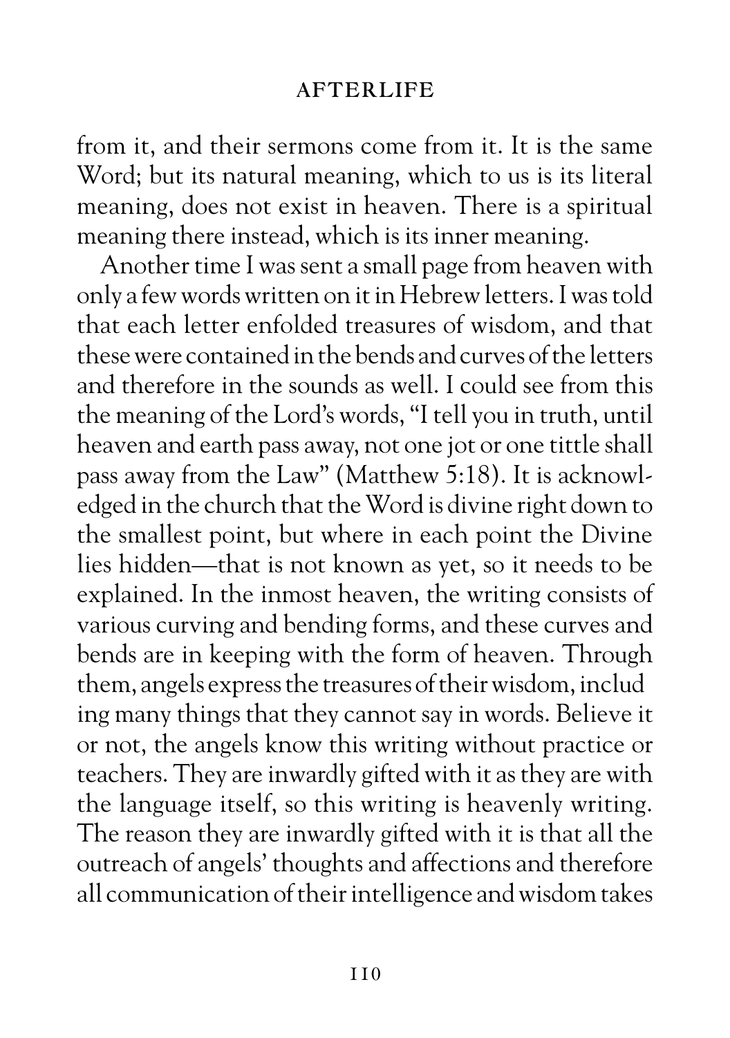from it, and their sermons come from it. It is the same Word; but its natural meaning, which to us is its literal meaning, does not exist in heaven. There is a spiritual meaning there instead, which is its inner meaning.

Another time I was sent a small page from heaven with only a few words written on it in Hebrew letters. I was told that each letter enfolded treasures of wisdom, and that these were contained in the bends and curves of the letters and therefore in the sounds as well. I could see from this the meaning of the Lord's words, "I tell you in truth, until heaven and earth pass away, not one jot or one tittle shall pass away from the Law" (Matthew 5:18). It is acknowledged in the church that the Word is divine right down to the smallest point, but where in each point the Divine lies hidden—that is not known as yet, so it needs to be explained. In the inmost heaven, the writing consists of various curving and bending forms, and these curves and bends are in keeping with the form of heaven. Through them, angels express the treasures of their wisdom, including many things that they cannot say in words. Believe it or not, the angels know this writing without practice or teachers. They are inwardly gifted with it as they are with the language itself, so this writing is heavenly writing. The reason they are inwardly gifted with it is that all the outreach of angels' thoughts and affections and therefore all communication of their intelligence and wisdom takes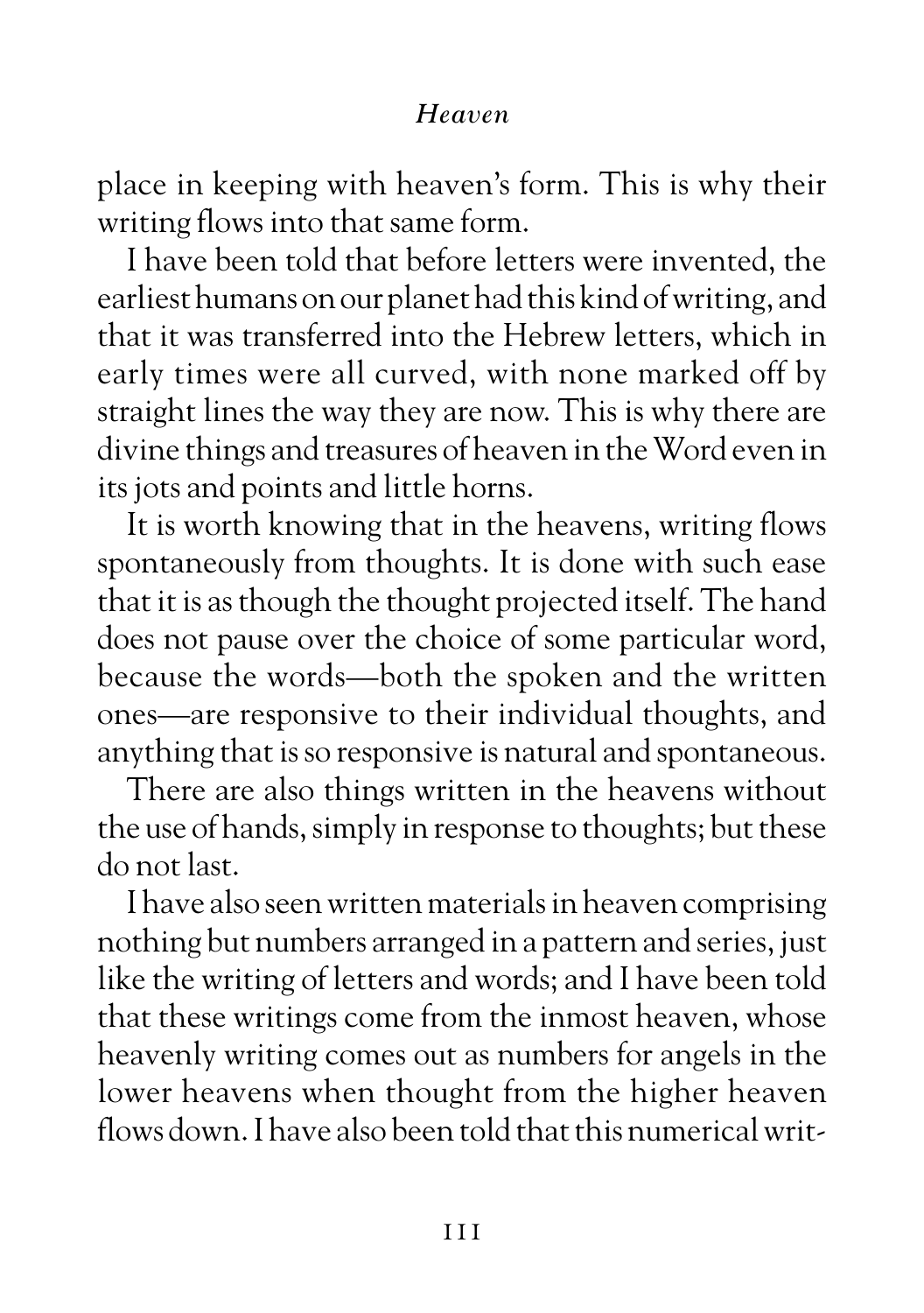place in keeping with heaven's form. This is why their writing flows into that same form.

I have been told that before letters were invented, the earliest humans on our planet had this kind of writing, and that it was transferred into the Hebrew letters, which in early times were all curved, with none marked off by straight lines the way they are now. This is why there are divine things and treasures of heaven in the Word even in its jots and points and little horns.

It is worth knowing that in the heavens, writing flows spontaneously from thoughts. It is done with such ease that it is as though the thought projected itself. The hand does not pause over the choice of some particular word, because the words—both the spoken and the written ones—are responsive to their individual thoughts, and anything that is so responsive is natural and spontaneous.

There are also things written in the heavens without the use of hands, simply in response to thoughts; but these do not last.

I have also seen written materials in heaven comprising nothing but numbers arranged in a pattern and series, just like the writing of letters and words; and I have been told that these writings come from the inmost heaven, whose heavenly writing comes out as numbers for angels in the lower heavens when thought from the higher heaven flows down. I have also been told that this numerical writ-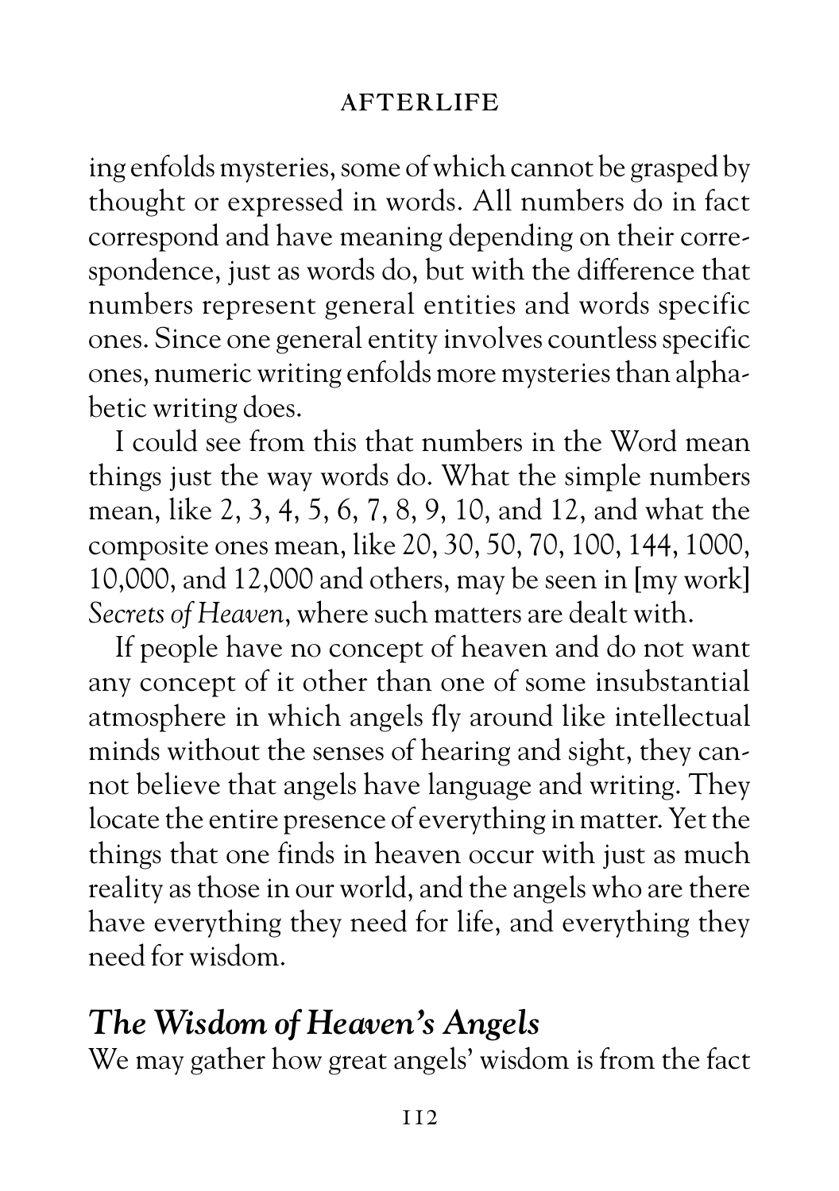ing enfolds mysteries, some of which cannot be grasped by thought or expressed in words. All numbers do in fact correspond and have meaning depending on their correspondence, just as words do, but with the difference that numbers represent general entities and words specific ones. Since one general entity involves countless specific ones, numeric writing enfolds more mysteries than alphabetic writing does.

I could see from this that numbers in the Word mean things just the way words do. What the simple numbers mean, like 2, 3, 4, 5, 6, 7, 8, 9, 10, and 12, and what the composite ones mean, like 20, 30, 50, 70, 100, 144, 1000, 10,000, and 12,000 and others, may be seen in [my work] *Secrets of Heaven*, where such matters are dealt with.

If people have no concept of heaven and do not want any concept of it other than one of some insubstantial atmosphere in which angels fly around like intellectual minds without the senses of hearing and sight, they cannot believe that angels have language and writing. They locate the entire presence of everything in matter. Yet the things that one finds in heaven occur with just as much reality as those in our world, and the angels who are there have everything they need for life, and everything they need for wisdom.

## *The Wisdom of Heaven's Angels*

We may gather how great angels' wisdom is from the fact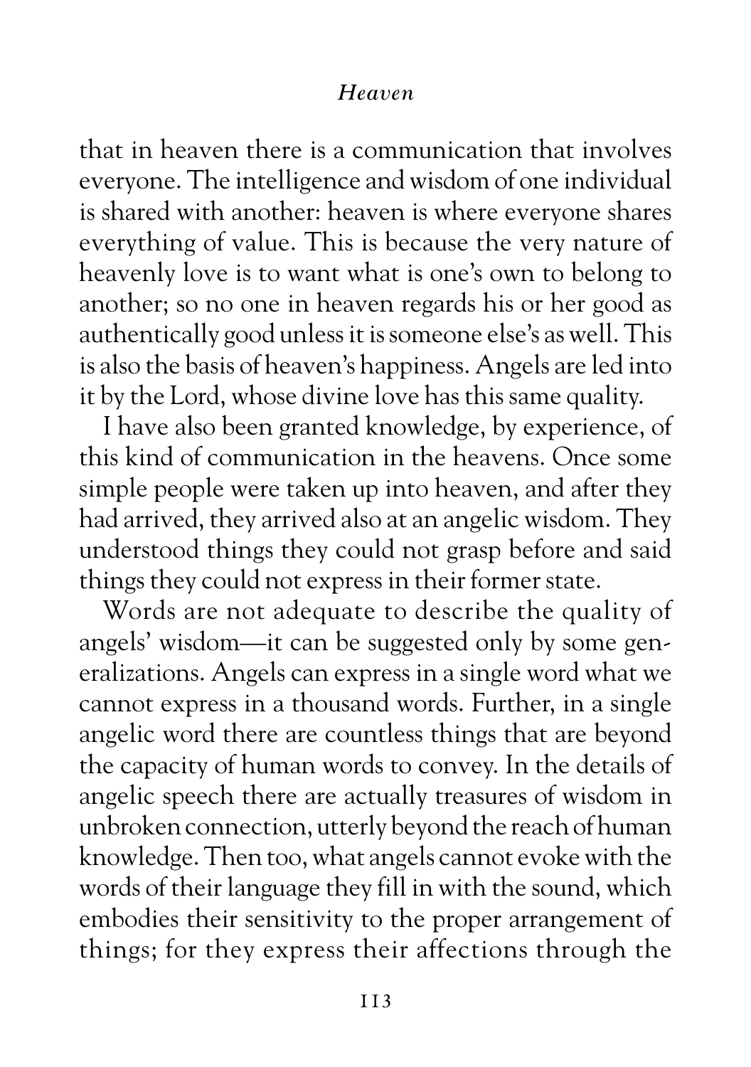that in heaven there is a communication that involves everyone. The intelligence and wisdom of one individual is shared with another: heaven is where everyone shares everything of value. This is because the very nature of heavenly love is to want what is one's own to belong to another; so no one in heaven regards his or her good as authentically good unless it is someone else's as well. This is also the basis of heaven's happiness. Angels are led into it by the Lord, whose divine love has this same quality.

I have also been granted knowledge, by experience, of this kind of communication in the heavens. Once some simple people were taken up into heaven, and after they had arrived, they arrived also at an angelic wisdom. They understood things they could not grasp before and said things they could not express in their former state.

Words are not adequate to describe the quality of angels' wisdom—it can be suggested only by some generalizations. Angels can express in a single word what we cannot express in a thousand words. Further, in a single angelic word there are countless things that are beyond the capacity of human words to convey. In the details of angelic speech there are actually treasures of wisdom in unbroken connection, utterly beyond the reach of human knowledge. Then too, what angels cannot evoke with the words of their language they fill in with the sound, which embodies their sensitivity to the proper arrangement of things; for they express their affections through the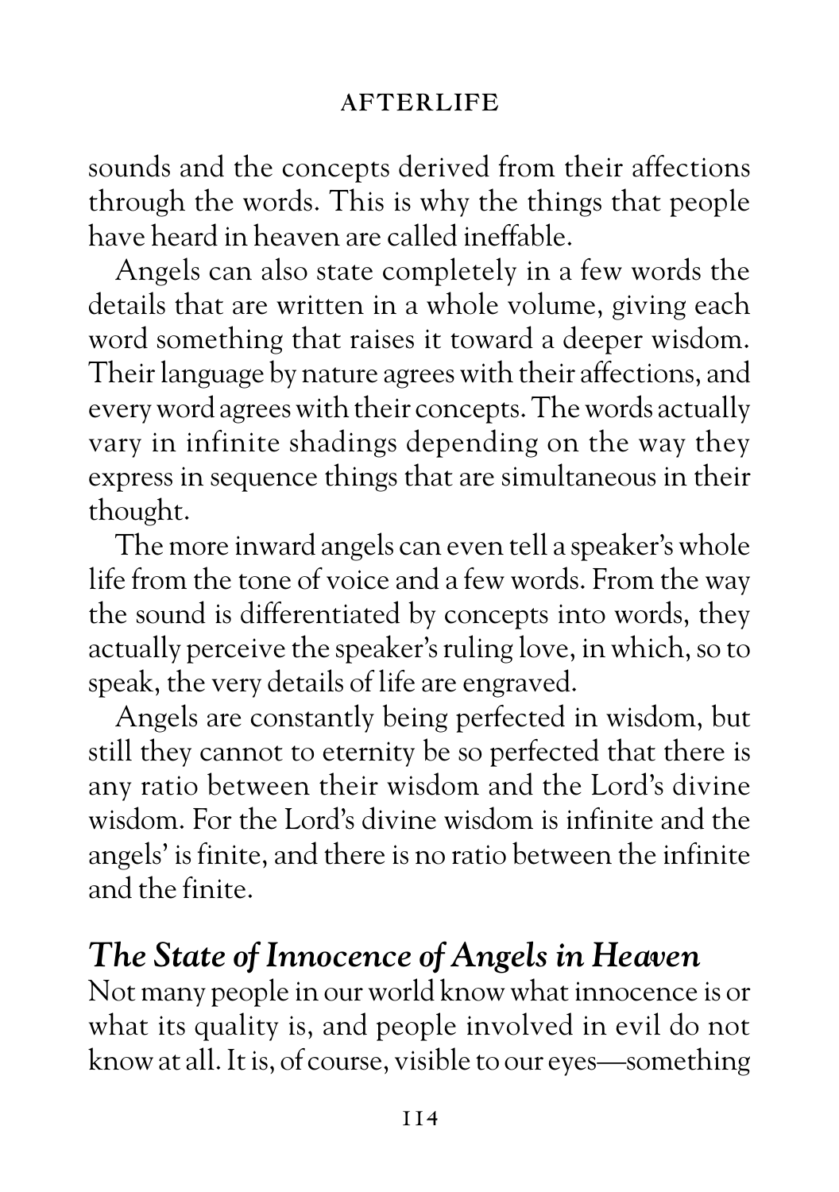sounds and the concepts derived from their affections through the words. This is why the things that people have heard in heaven are called ineffable.

Angels can also state completely in a few words the details that are written in a whole volume, giving each word something that raises it toward a deeper wisdom. Their language by nature agrees with their affections, and every word agrees with their concepts. The words actually vary in infinite shadings depending on the way they express in sequence things that are simultaneous in their thought.

The more inward angels can even tell a speaker's whole life from the tone of voice and a few words. From the way the sound is differentiated by concepts into words, they actually perceive the speaker's ruling love, in which, so to speak, the very details of life are engraved.

Angels are constantly being perfected in wisdom, but still they cannot to eternity be so perfected that there is any ratio between their wisdom and the Lord's divine wisdom. For the Lord's divine wisdom is infinite and the angels' is finite, and there is no ratio between the infinite and the finite.

## *The State of Innocence of Angels in Heaven*

Not many people in our world know what innocence is or what its quality is, and people involved in evil do not know at all. It is, of course, visible to our eyes—something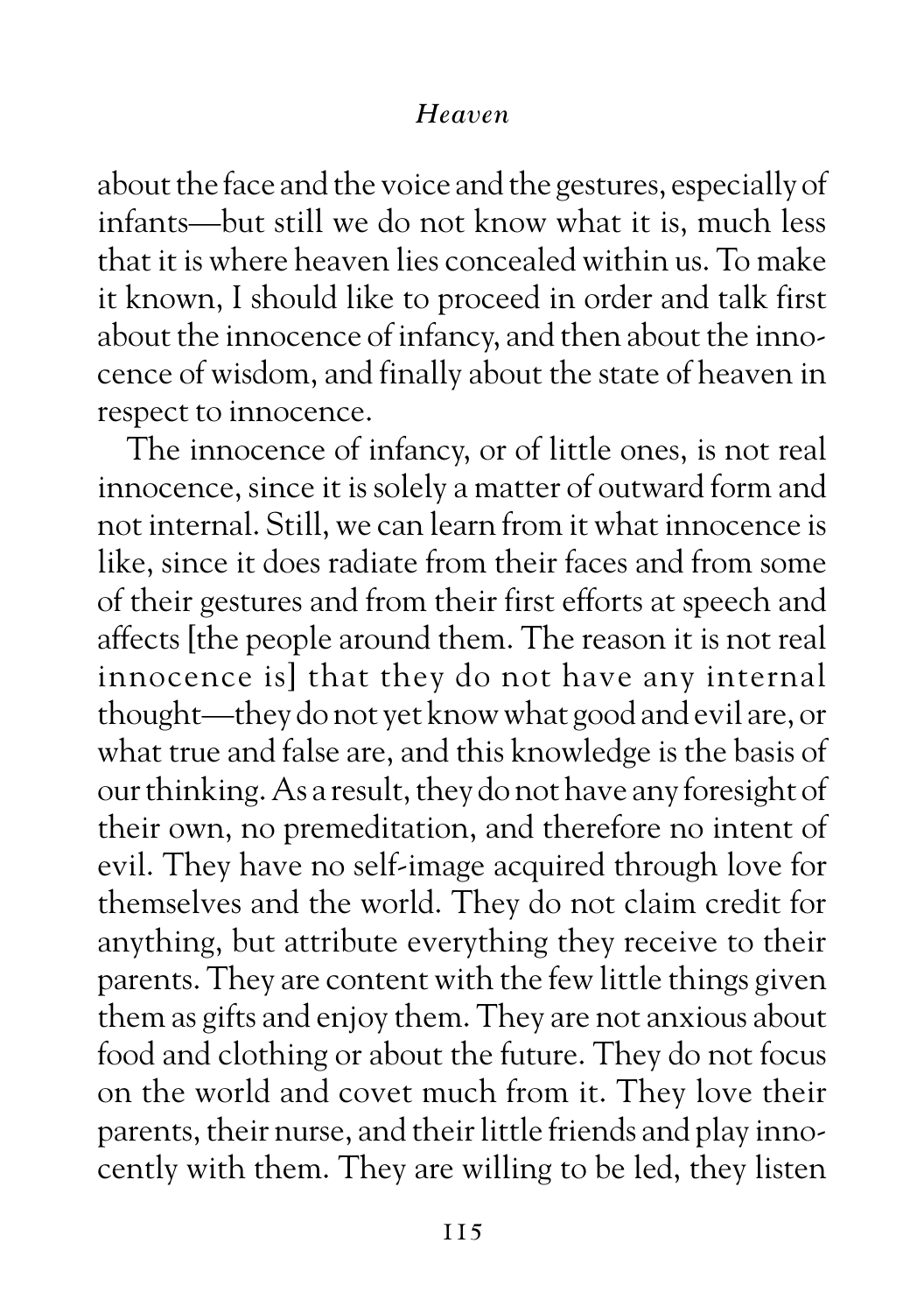about the face and the voice and the gestures, especially of infants—but still we do not know what it is, much less that it is where heaven lies concealed within us. To make it known, I should like to proceed in order and talk first about the innocence of infancy, and then about the innocence of wisdom, and finally about the state of heaven in respect to innocence.

The innocence of infancy, or of little ones, is not real innocence, since it is solely a matter of outward form and not internal. Still, we can learn from it what innocence is like, since it does radiate from their faces and from some of their gestures and from their first efforts at speech and affects [the people around them. The reason it is not real innocence is] that they do not have any internal thought—they do not yet know what good and evil are, or what true and false are, and this knowledge is the basis of our thinking. As a result, they do not have any foresight of their own, no premeditation, and therefore no intent of evil. They have no self-image acquired through love for themselves and the world. They do not claim credit for anything, but attribute everything they receive to their parents. They are content with the few little things given them as gifts and enjoy them. They are not anxious about food and clothing or about the future. They do not focus on the world and covet much from it. They love their parents, their nurse, and their little friends and play innocently with them. They are willing to be led, they listen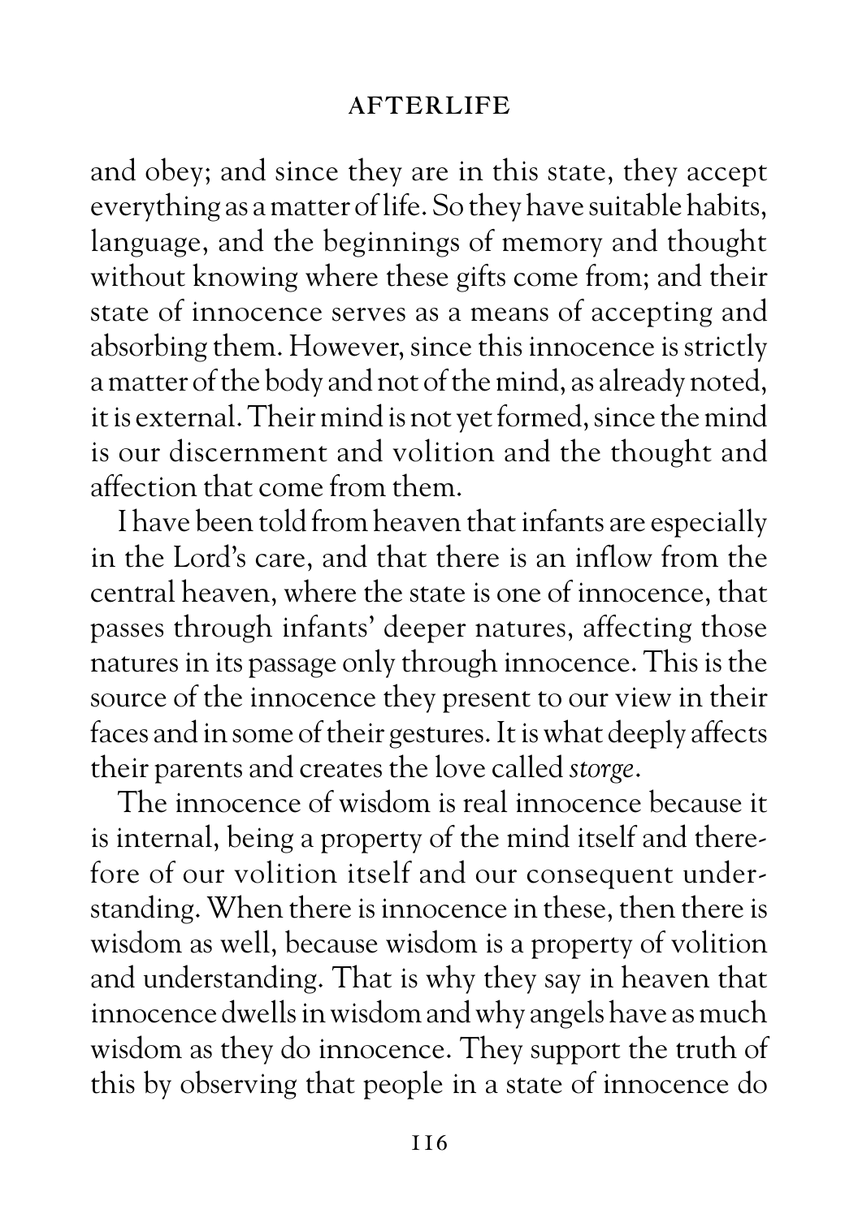and obey; and since they are in this state, they accept everything as a matter of life. So they have suitable habits, language, and the beginnings of memory and thought without knowing where these gifts come from; and their state of innocence serves as a means of accepting and absorbing them. However, since this innocence is strictly a matter of the body and not of the mind, as already noted, it is external. Their mind is not yet formed, since the mind is our discernment and volition and the thought and affection that come from them.

I have been told from heaven that infants are especially in the Lord's care, and that there is an inflow from the central heaven, where the state is one of innocence, that passes through infants' deeper natures, affecting those natures in its passage only through innocence. This is the source of the innocence they present to our view in their faces and in some of their gestures. It is what deeply affects their parents and creates the love called *storge*.

The innocence of wisdom is real innocence because it is internal, being a property of the mind itself and therefore of our volition itself and our consequent understanding. When there is innocence in these, then there is wisdom as well, because wisdom is a property of volition and understanding. That is why they say in heaven that innocence dwells in wisdom and why angels have as much wisdom as they do innocence. They support the truth of this by observing that people in a state of innocence do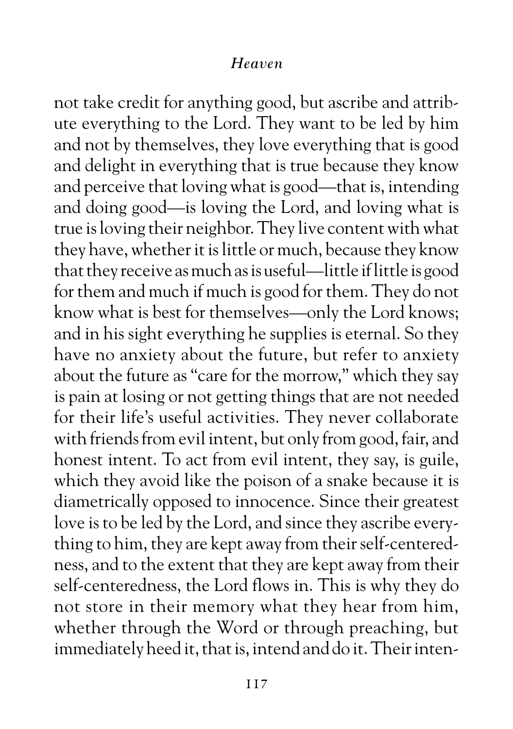not take credit for anything good, but ascribe and attribute everything to the Lord. They want to be led by him and not by themselves, they love everything that is good and delight in everything that is true because they know and perceive that loving what is good—that is, intending and doing good—is loving the Lord, and loving what is true is loving their neighbor. They live content with what they have, whether it is little or much, because they know that they receive as much as is useful—little if little is good for them and much if much is good for them. They do not know what is best for themselves—only the Lord knows; and in his sight everything he supplies is eternal. So they have no anxiety about the future, but refer to anxiety about the future as "care for the morrow," which they say is pain at losing or not getting things that are not needed for their life's useful activities. They never collaborate with friends from evil intent, but only from good, fair, and honest intent. To act from evil intent, they say, is guile, which they avoid like the poison of a snake because it is diametrically opposed to innocence. Since their greatest love is to be led by the Lord, and since they ascribe everything to him, they are kept away from their self-centeredness, and to the extent that they are kept away from their self-centeredness, the Lord flows in. This is why they do not store in their memory what they hear from him, whether through the Word or through preaching, but immediately heed it, that is, intend and do it. Their inten-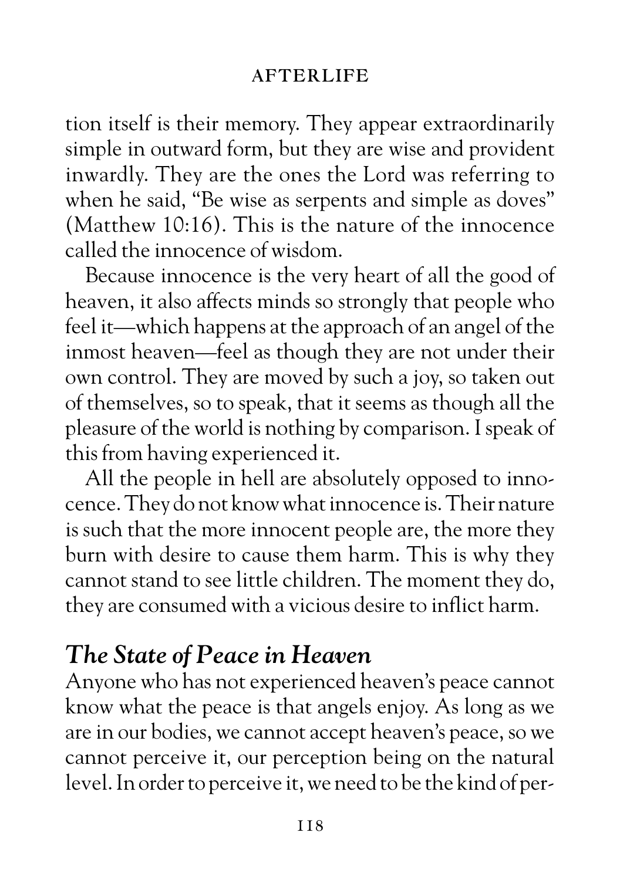tion itself is their memory. They appear extraordinarily simple in outward form, but they are wise and provident inwardly. They are the ones the Lord was referring to when he said, "Be wise as serpents and simple as doves" (Matthew 10:16). This is the nature of the innocence called the innocence of wisdom.

Because innocence is the very heart of all the good of heaven, it also affects minds so strongly that people who feel it—which happens at the approach of an angel of the inmost heaven—feel as though they are not under their own control. They are moved by such a joy, so taken out of themselves, so to speak, that it seems as though all the pleasure of the world is nothing by comparison. I speak of this from having experienced it.

All the people in hell are absolutely opposed to innocence. They do not know what innocence is. Their nature is such that the more innocent people are, the more they burn with desire to cause them harm. This is why they cannot stand to see little children. The moment they do, they are consumed with a vicious desire to inflict harm.

## *The State of Peace in Heaven*

Anyone who has not experienced heaven's peace cannot know what the peace is that angels enjoy. As long as we are in our bodies, we cannot accept heaven's peace, so we cannot perceive it, our perception being on the natural level. In order to perceive it, we need to be the kind of per-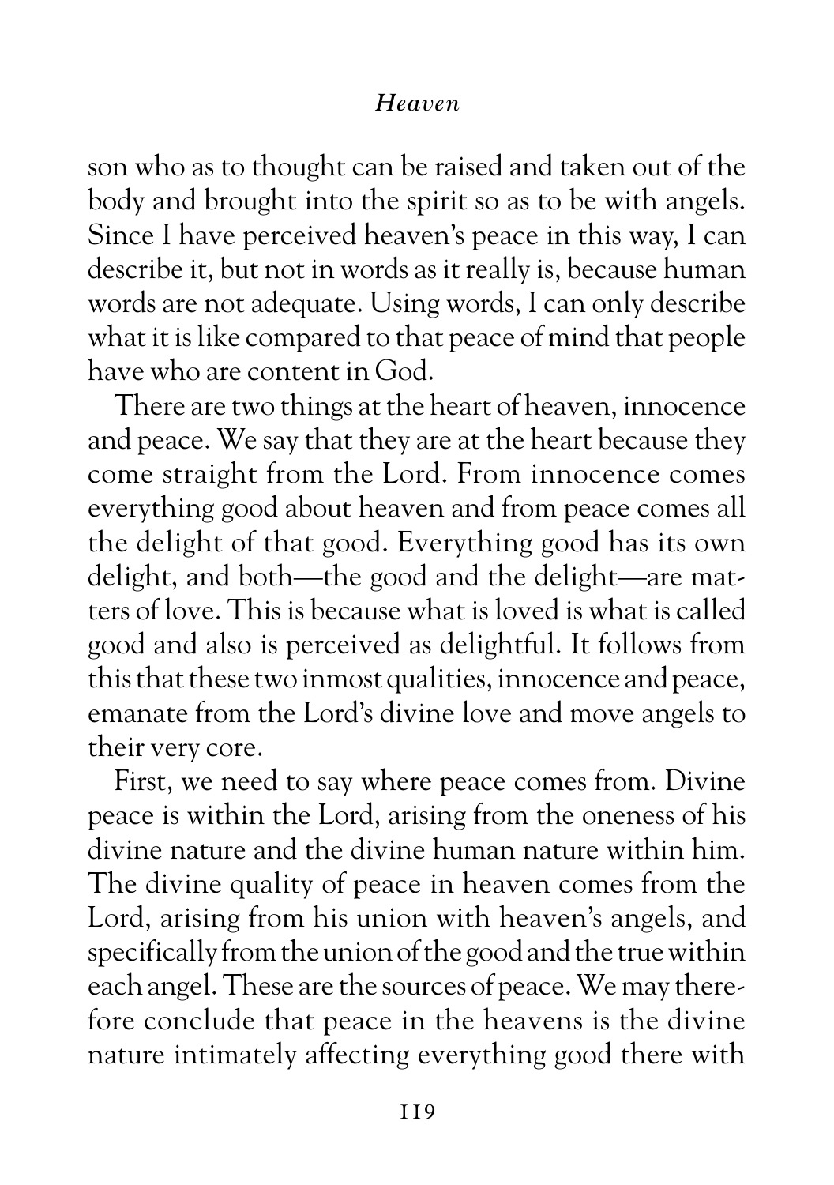son who as to thought can be raised and taken out of the body and brought into the spirit so as to be with angels. Since I have perceived heaven's peace in this way, I can describe it, but not in words as it really is, because human words are not adequate. Using words, I can only describe what it is like compared to that peace of mind that people have who are content in God.

There are two things at the heart of heaven, innocence and peace. We say that they are at the heart because they come straight from the Lord. From innocence comes everything good about heaven and from peace comes all the delight of that good. Everything good has its own delight, and both—the good and the delight—are matters of love. This is because what is loved is what is called good and also is perceived as delightful. It follows from this that these two inmost qualities, innocence and peace, emanate from the Lord's divine love and move angels to their very core.

First, we need to say where peace comes from. Divine peace is within the Lord, arising from the oneness of his divine nature and the divine human nature within him. The divine quality of peace in heaven comes from the Lord, arising from his union with heaven's angels, and specifically from the union of the good and the true within each angel. These are the sources of peace. We may therefore conclude that peace in the heavens is the divine nature intimately affecting everything good there with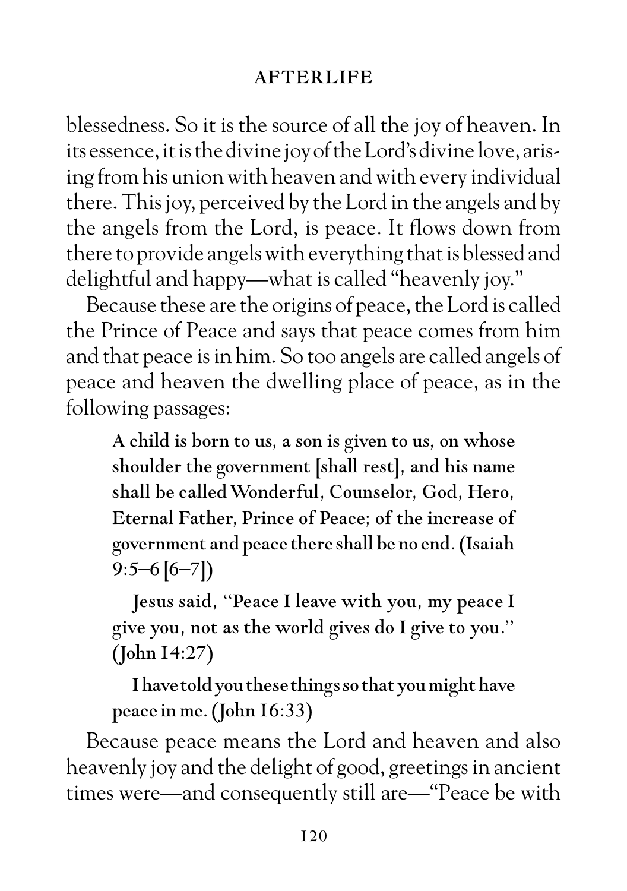blessedness. So it is the source of all the joy of heaven. In its essence, it is the divine joy of the Lord's divine love, arising from his union with heaven and with every individual there. This joy, perceived by the Lord in the angels and by the angels from the Lord, is peace. It flows down from there to provide angels with everything that is blessed and delightful and happy—what is called "heavenly joy."

Because these are the origins of peace, the Lord is called the Prince of Peace and says that peace comes from him and that peace is in him. So too angels are called angels of peace and heaven the dwelling place of peace, as in the following passages:

> **A child is born to us, a son is given to us, on whose shoulder the government [shall rest], and his name shall be called Wonderful, Counselor, God, Hero, Eternal Father, Prince of Peace; of the increase of government and peace there shall be no end. (Isaiah 9:5–6 [6–7])**
>
> **Jesus said, "Peace I leave with you, my peace I give you, not as the world gives do I give to you." (John 14:27)**
>
> **I have told you these things so that you might have peace in me. (John 16:33)**

Because peace means the Lord and heaven and also heavenly joy and the delight of good, greetings in ancient times were—and consequently still are—"Peace be with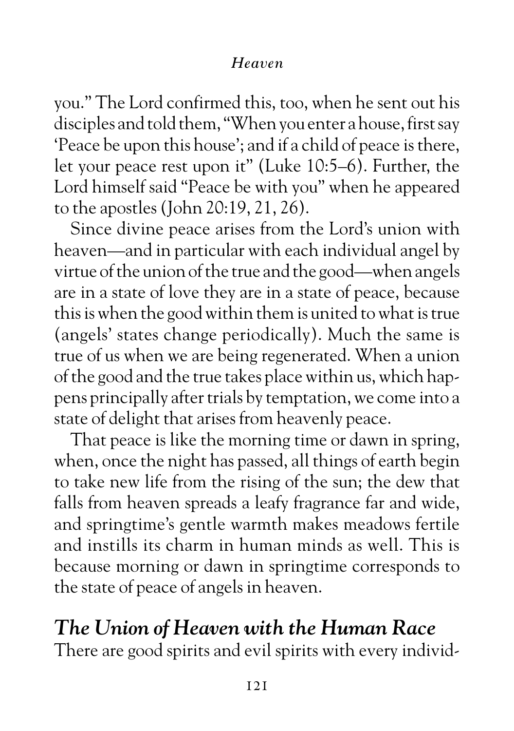you." The Lord confirmed this, too, when he sent out his disciples and told them, "When you enter a house, first say 'Peace be upon this house'; and if a child of peace is there, let your peace rest upon it" (Luke 10:5–6). Further, the Lord himself said "Peace be with you" when he appeared to the apostles (John 20:19, 21, 26).

Since divine peace arises from the Lord's union with heaven—and in particular with each individual angel by virtue of the union of the true and the good—when angels are in a state of love they are in a state of peace, because this is when the good within them is united to what is true (angels' states change periodically). Much the same is true of us when we are being regenerated. When a union of the good and the true takes place within us, which happens principally after trials by temptation, we come into a state of delight that arises from heavenly peace.

That peace is like the morning time or dawn in spring, when, once the night has passed, all things of earth begin to take new life from the rising of the sun; the dew that falls from heaven spreads a leafy fragrance far and wide, and springtime's gentle warmth makes meadows fertile and instills its charm in human minds as well. This is because morning or dawn in springtime corresponds to the state of peace of angels in heaven.

## *The Union of Heaven with the Human Race*

There are good spirits and evil spirits with every individ-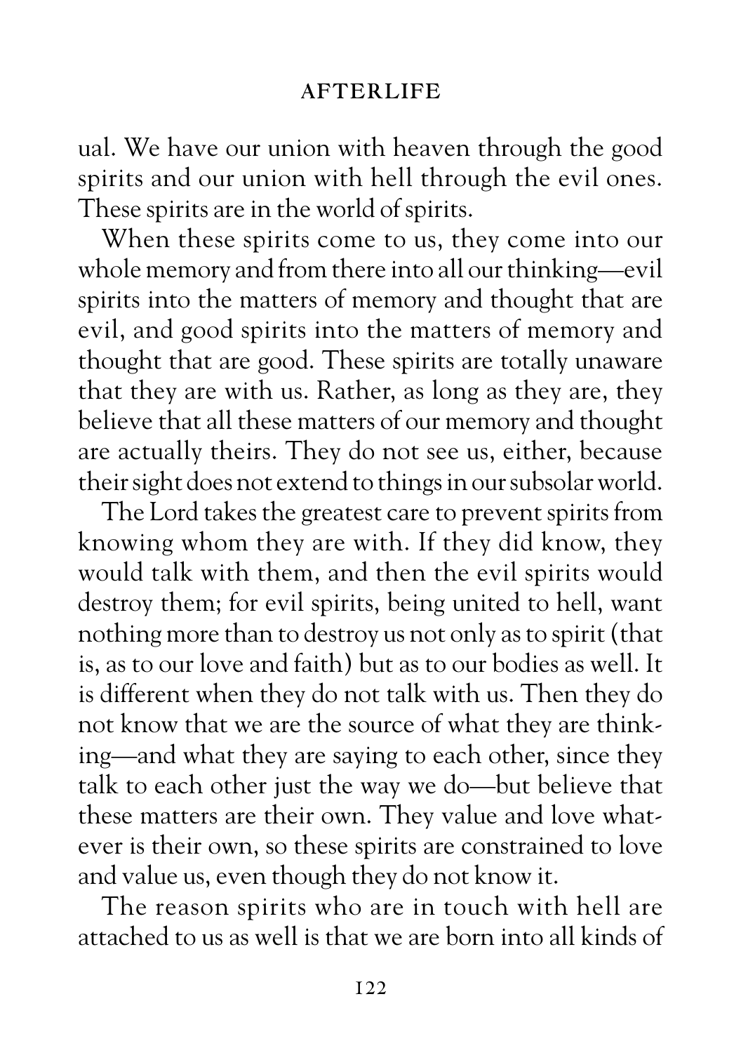ual. We have our union with heaven through the good spirits and our union with hell through the evil ones. These spirits are in the world of spirits.

When these spirits come to us, they come into our whole memory and from there into all our thinking—evil spirits into the matters of memory and thought that are evil, and good spirits into the matters of memory and thought that are good. These spirits are totally unaware that they are with us. Rather, as long as they are, they believe that all these matters of our memory and thought are actually theirs. They do not see us, either, because their sight does not extend to things in our subsolar world.

The Lord takes the greatest care to prevent spirits from knowing whom they are with. If they did know, they would talk with them, and then the evil spirits would destroy them; for evil spirits, being united to hell, want nothing more than to destroy us not only as to spirit (that is, as to our love and faith) but as to our bodies as well. It is different when they do not talk with us. Then they do not know that we are the source of what they are thinking—and what they are saying to each other, since they talk to each other just the way we do—but believe that these matters are their own. They value and love whatever is their own, so these spirits are constrained to love and value us, even though they do not know it.

The reason spirits who are in touch with hell are attached to us as well is that we are born into all kinds of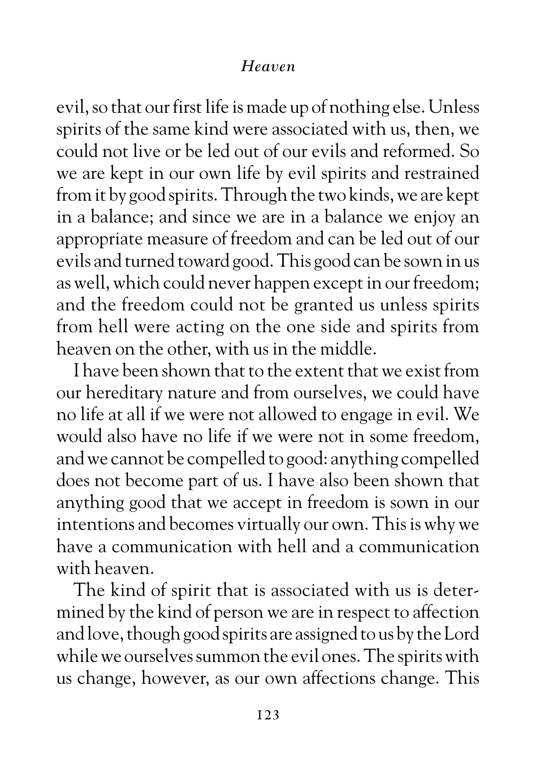evil, so that our first life is made up of nothing else. Unless spirits of the same kind were associated with us, then, we could not live or be led out of our evils and reformed. So we are kept in our own life by evil spirits and restrained from it by good spirits. Through the two kinds, we are kept in a balance; and since we are in a balance we enjoy an appropriate measure of freedom and can be led out of our evils and turned toward good. This good can be sown in us as well, which could never happen except in our freedom; and the freedom could not be granted us unless spirits from hell were acting on the one side and spirits from heaven on the other, with us in the middle.

I have been shown that to the extent that we exist from our hereditary nature and from ourselves, we could have no life at all if we were not allowed to engage in evil. We would also have no life if we were not in some freedom, and we cannot be compelled to good: anything compelled does not become part of us. I have also been shown that anything good that we accept in freedom is sown in our intentions and becomes virtually our own. This is why we have a communication with hell and a communication with heaven.

The kind of spirit that is associated with us is determined by the kind of person we are in respect to affection and love, though good spirits are assigned to us by the Lord while we ourselves summon the evil ones. The spirits with us change, however, as our own affections change. This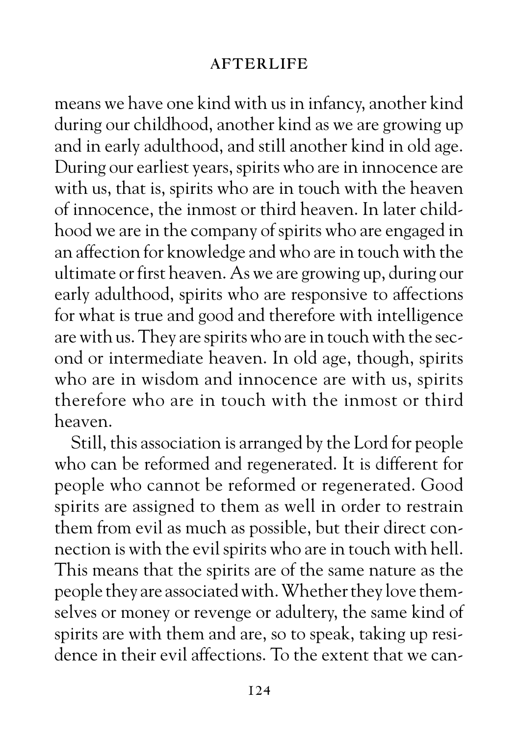means we have one kind with us in infancy, another kind during our childhood, another kind as we are growing up and in early adulthood, and still another kind in old age. During our earliest years, spirits who are in innocence are with us, that is, spirits who are in touch with the heaven of innocence, the inmost or third heaven. In later childhood we are in the company of spirits who are engaged in an affection for knowledge and who are in touch with the ultimate or first heaven. As we are growing up, during our early adulthood, spirits who are responsive to affections for what is true and good and therefore with intelligence are with us. They are spirits who are in touch with the second or intermediate heaven. In old age, though, spirits who are in wisdom and innocence are with us, spirits therefore who are in touch with the inmost or third heaven.

Still, this association is arranged by the Lord for people who can be reformed and regenerated. It is different for people who cannot be reformed or regenerated. Good spirits are assigned to them as well in order to restrain them from evil as much as possible, but their direct connection is with the evil spirits who are in touch with hell. This means that the spirits are of the same nature as the people they are associated with. Whether they love themselves or money or revenge or adultery, the same kind of spirits are with them and are, so to speak, taking up residence in their evil affections. To the extent that we can-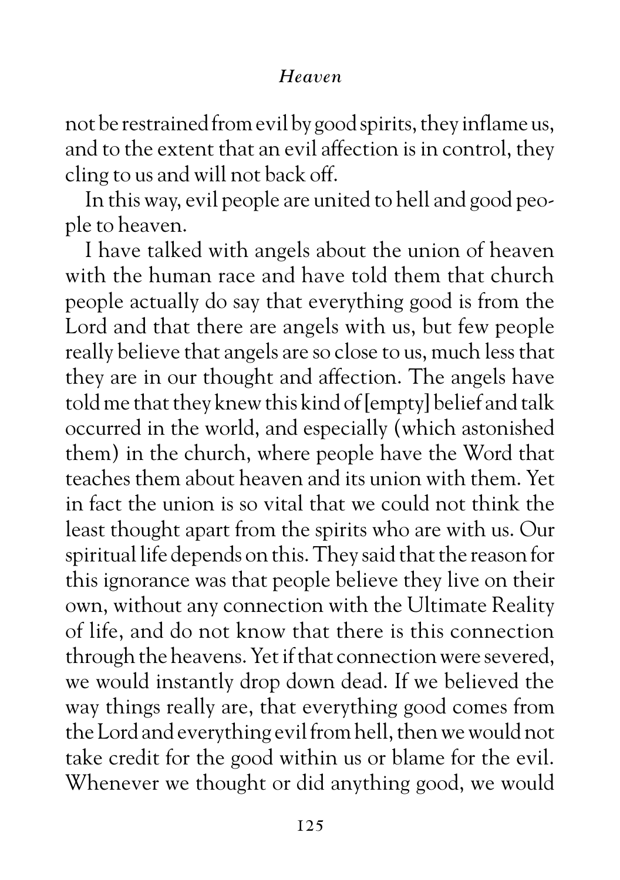not be restrained from evil by good spirits, they inflame us, and to the extent that an evil affection is in control, they cling to us and will not back off.

In this way, evil people are united to hell and good people to heaven.

I have talked with angels about the union of heaven with the human race and have told them that church people actually do say that everything good is from the Lord and that there are angels with us, but few people really believe that angels are so close to us, much less that they are in our thought and affection. The angels have told me that they knew this kind of [empty] belief and talk occurred in the world, and especially (which astonished them) in the church, where people have the Word that teaches them about heaven and its union with them. Yet in fact the union is so vital that we could not think the least thought apart from the spirits who are with us. Our spiritual life depends on this. They said that the reason for this ignorance was that people believe they live on their own, without any connection with the Ultimate Reality of life, and do not know that there is this connection through the heavens. Yet if that connection were severed, we would instantly drop down dead. If we believed the way things really are, that everything good comes from the Lord and everything evil from hell, then we would not take credit for the good within us or blame for the evil. Whenever we thought or did anything good, we would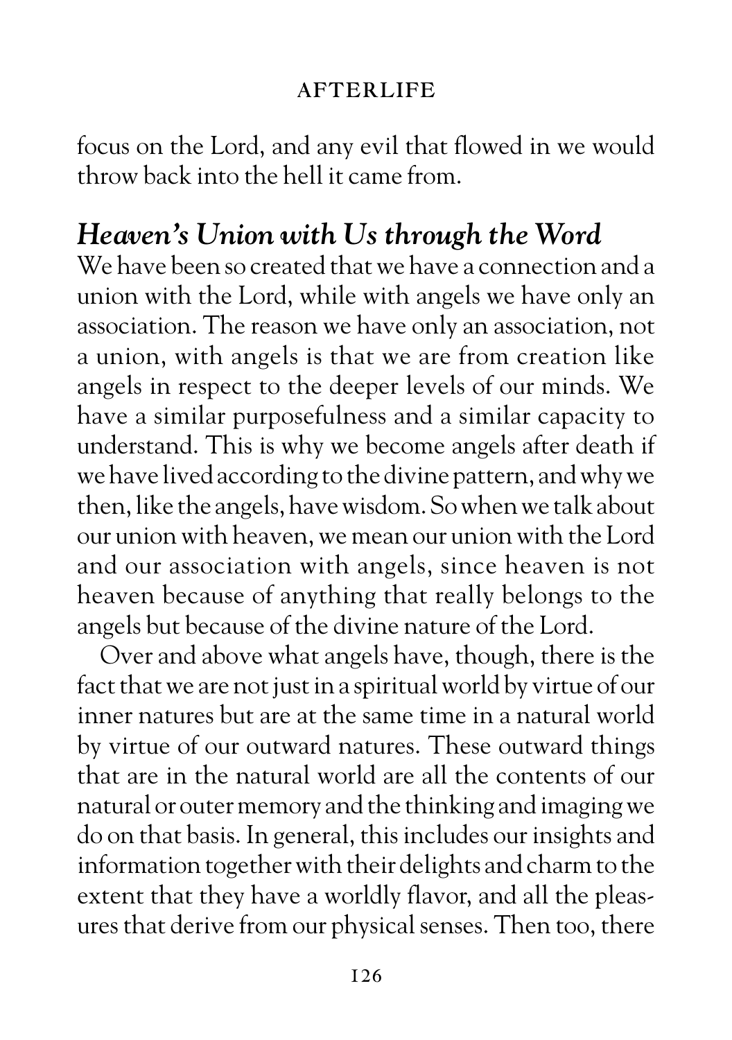focus on the Lord, and any evil that flowed in we would throw back into the hell it came from.

## *Heaven's Union with Us through the Word*

We have been so created that we have a connection and a union with the Lord, while with angels we have only an association. The reason we have only an association, not a union, with angels is that we are from creation like angels in respect to the deeper levels of our minds. We have a similar purposefulness and a similar capacity to understand. This is why we become angels after death if we have lived according to the divine pattern, and why we then, like the angels, have wisdom. So when we talk about our union with heaven, we mean our union with the Lord and our association with angels, since heaven is not heaven because of anything that really belongs to the angels but because of the divine nature of the Lord.

Over and above what angels have, though, there is the fact that we are not just in a spiritual world by virtue of our inner natures but are at the same time in a natural world by virtue of our outward natures. These outward things that are in the natural world are all the contents of our natural or outer memory and the thinking and imaging we do on that basis. In general, this includes our insights and information together with their delights and charm to the extent that they have a worldly flavor, and all the pleasures that derive from our physical senses. Then too, there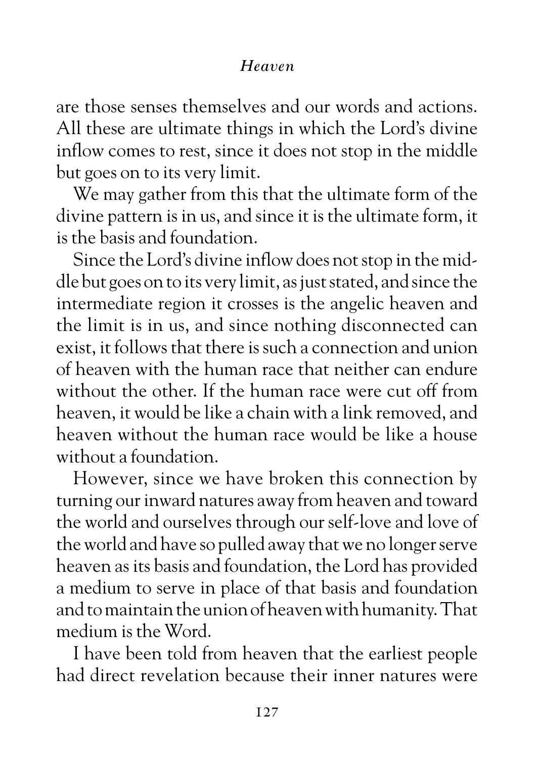are those senses themselves and our words and actions. All these are ultimate things in which the Lord's divine inflow comes to rest, since it does not stop in the middle but goes on to its very limit.

We may gather from this that the ultimate form of the divine pattern is in us, and since it is the ultimate form, it is the basis and foundation.

Since the Lord's divine inflow does not stop in the middle but goes on to its very limit, as just stated, and since the intermediate region it crosses is the angelic heaven and the limit is in us, and since nothing disconnected can exist, it follows that there is such a connection and union of heaven with the human race that neither can endure without the other. If the human race were cut off from heaven, it would be like a chain with a link removed, and heaven without the human race would be like a house without a foundation.

However, since we have broken this connection by turning our inward natures away from heaven and toward the world and ourselves through our self-love and love of the world and have so pulled away that we no longer serve heaven as its basis and foundation, the Lord has provided a medium to serve in place of that basis and foundation and to maintain the union of heaven with humanity. That medium is the Word.

I have been told from heaven that the earliest people had direct revelation because their inner natures were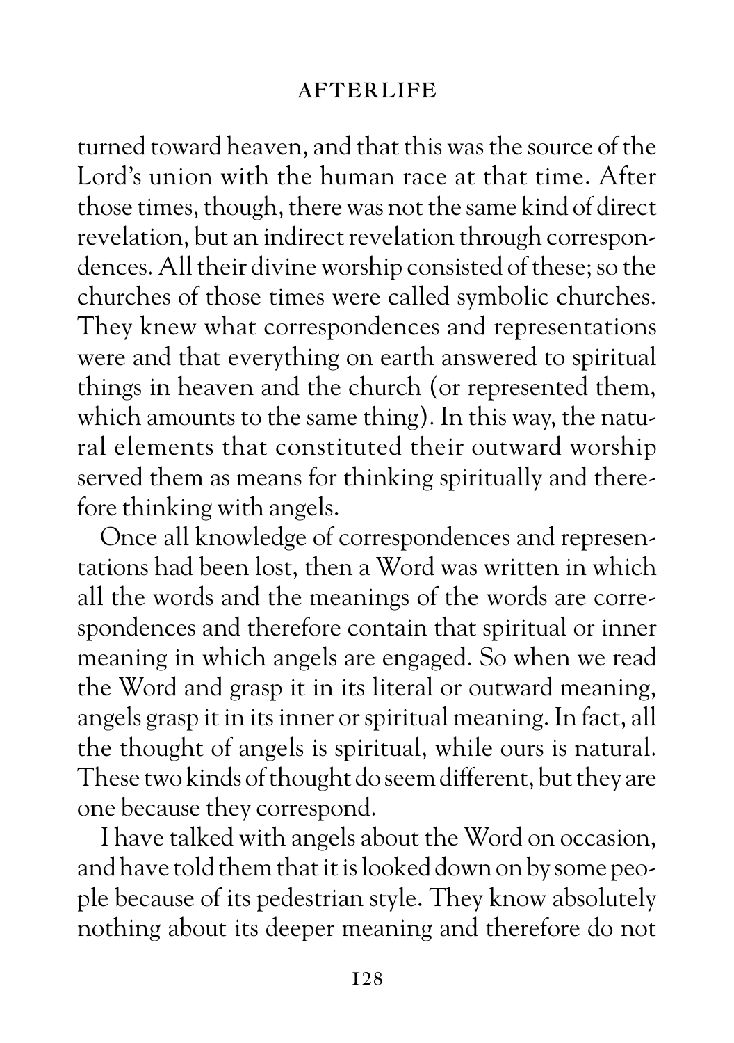turned toward heaven, and that this was the source of the Lord's union with the human race at that time. After those times, though, there was not the same kind of direct revelation, but an indirect revelation through correspondences. All their divine worship consisted of these; so the churches of those times were called symbolic churches. They knew what correspondences and representations were and that everything on earth answered to spiritual things in heaven and the church (or represented them, which amounts to the same thing). In this way, the natural elements that constituted their outward worship served them as means for thinking spiritually and therefore thinking with angels.

Once all knowledge of correspondences and representations had been lost, then a Word was written in which all the words and the meanings of the words are correspondences and therefore contain that spiritual or inner meaning in which angels are engaged. So when we read the Word and grasp it in its literal or outward meaning, angels grasp it in its inner or spiritual meaning. In fact, all the thought of angels is spiritual, while ours is natural. These two kinds of thought do seem different, but they are one because they correspond.

I have talked with angels about the Word on occasion, and have told them that it is looked down on by some people because of its pedestrian style. They know absolutely nothing about its deeper meaning and therefore do not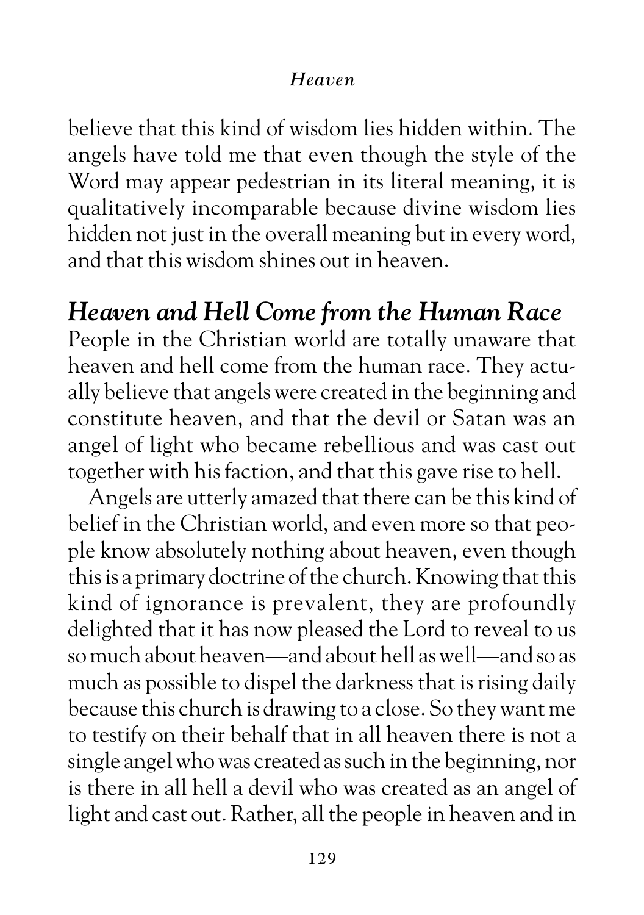believe that this kind of wisdom lies hidden within. The angels have told me that even though the style of the Word may appear pedestrian in its literal meaning, it is qualitatively incomparable because divine wisdom lies hidden not just in the overall meaning but in every word, and that this wisdom shines out in heaven.

## *Heaven and Hell Come from the Human Race*

People in the Christian world are totally unaware that heaven and hell come from the human race. They actually believe that angels were created in the beginning and constitute heaven, and that the devil or Satan was an angel of light who became rebellious and was cast out together with his faction, and that this gave rise to hell.

Angels are utterly amazed that there can be this kind of belief in the Christian world, and even more so that people know absolutely nothing about heaven, even though this is a primary doctrine of the church. Knowing that this kind of ignorance is prevalent, they are profoundly delighted that it has now pleased the Lord to reveal to us so much about heaven—and about hell as well—and so as much as possible to dispel the darkness that is rising daily because this church is drawing to a close. So they want me to testify on their behalf that in all heaven there is not a single angel who was created as such in the beginning, nor is there in all hell a devil who was created as an angel of light and cast out. Rather, all the people in heaven and in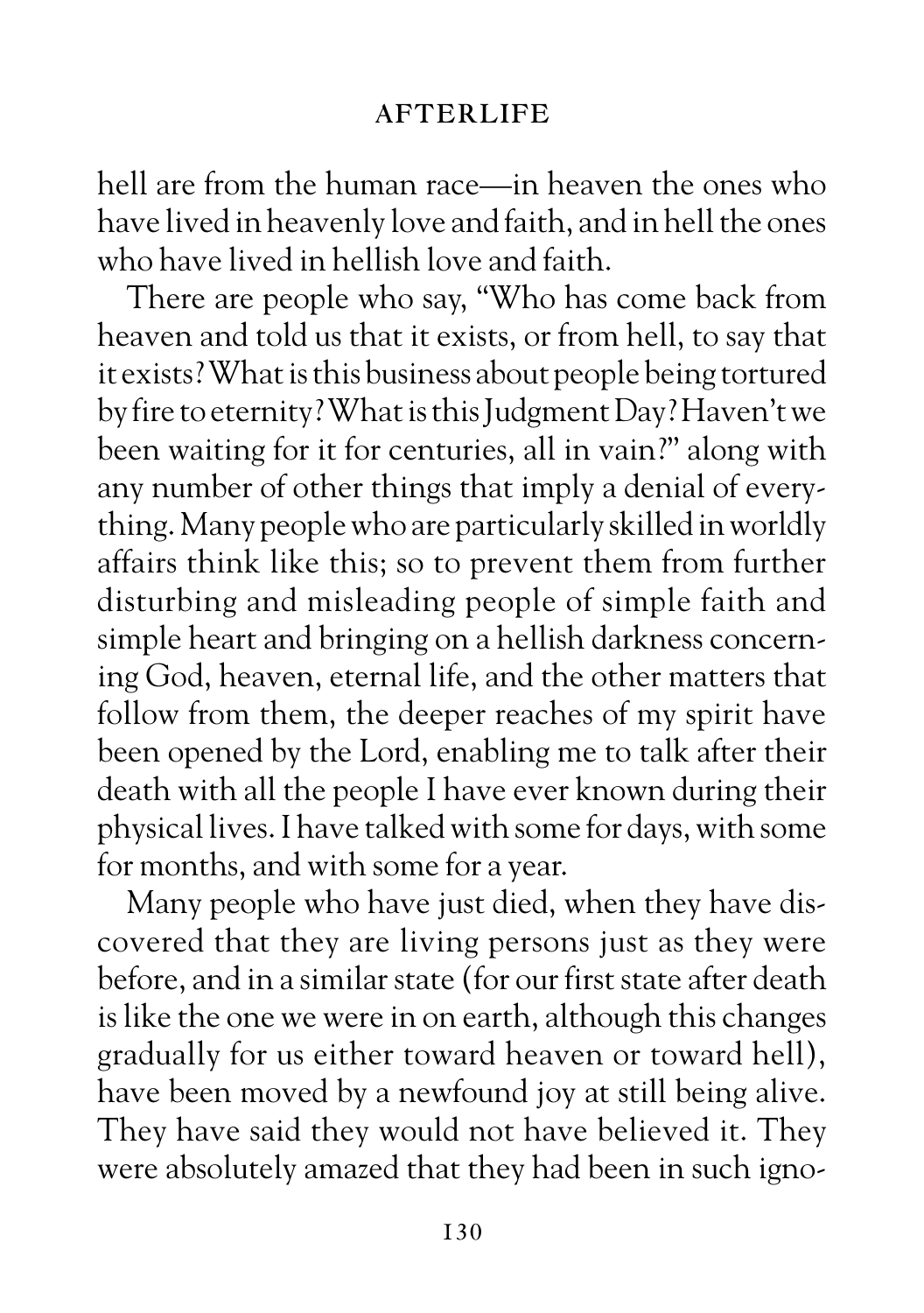hell are from the human race—in heaven the ones who have lived in heavenly love and faith, and in hell the ones who have lived in hellish love and faith.

There are people who say, "Who has come back from heaven and told us that it exists, or from hell, to say that it exists? What is this business about people being tortured by fire to eternity? What is this Judgment Day? Haven't we been waiting for it for centuries, all in vain?" along with any number of other things that imply a denial of everything. Many people who are particularly skilled in worldly affairs think like this; so to prevent them from further disturbing and misleading people of simple faith and simple heart and bringing on a hellish darkness concerning God, heaven, eternal life, and the other matters that follow from them, the deeper reaches of my spirit have been opened by the Lord, enabling me to talk after their death with all the people I have ever known during their physical lives. I have talked with some for days, with some for months, and with some for a year.

Many people who have just died, when they have discovered that they are living persons just as they were before, and in a similar state (for our first state after death is like the one we were in on earth, although this changes gradually for us either toward heaven or toward hell), have been moved by a newfound joy at still being alive. They have said they would not have believed it. They were absolutely amazed that they had been in such igno-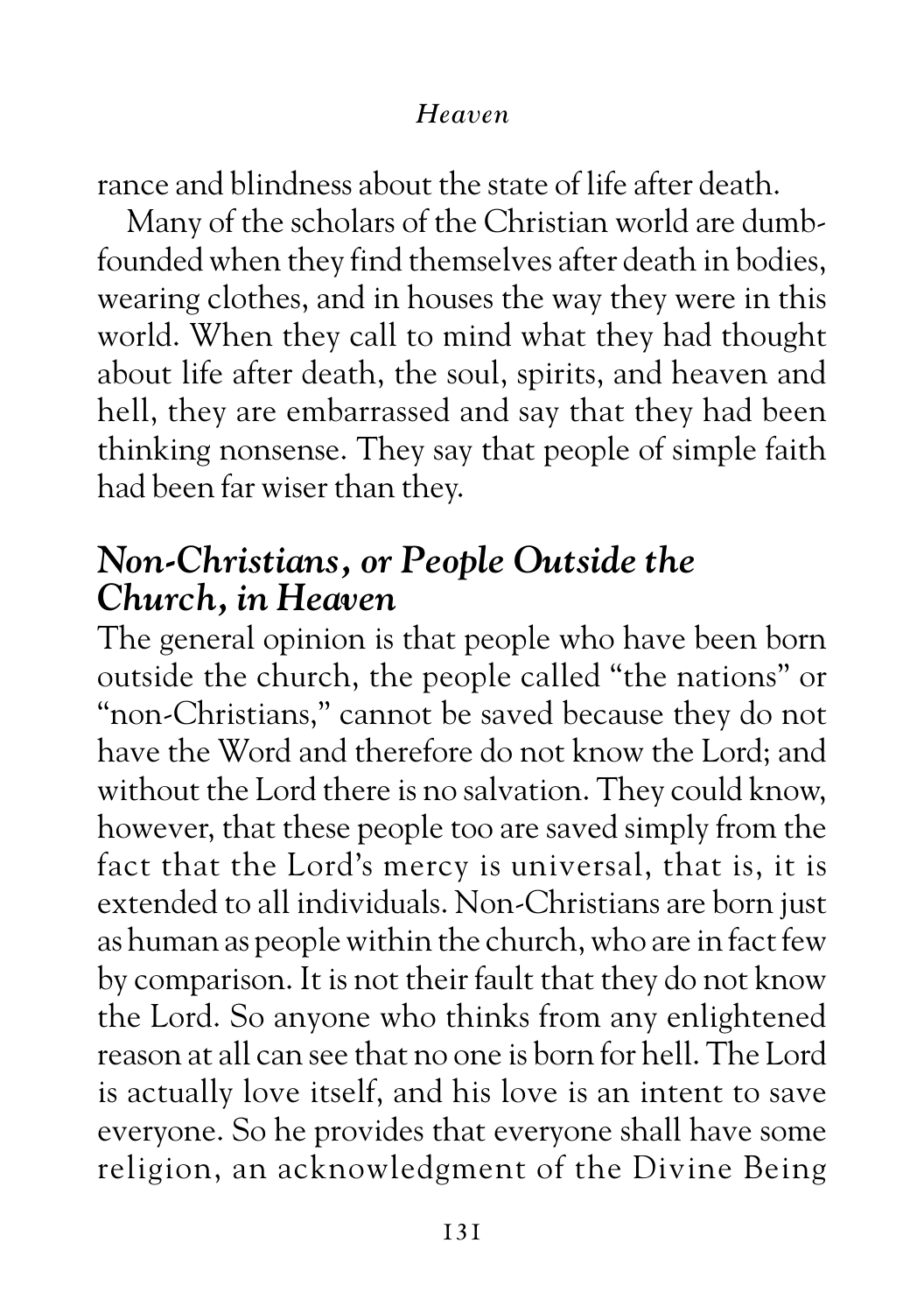rance and blindness about the state of life after death.

Many of the scholars of the Christian world are dumbfounded when they find themselves after death in bodies, wearing clothes, and in houses the way they were in this world. When they call to mind what they had thought about life after death, the soul, spirits, and heaven and hell, they are embarrassed and say that they had been thinking nonsense. They say that people of simple faith had been far wiser than they.

## *Non-Christians, or People Outside the Church, in Heaven*

The general opinion is that people who have been born outside the church, the people called "the nations" or "non-Christians," cannot be saved because they do not have the Word and therefore do not know the Lord; and without the Lord there is no salvation. They could know, however, that these people too are saved simply from the fact that the Lord's mercy is universal, that is, it is extended to all individuals. Non-Christians are born just as human as people within the church, who are in fact few by comparison. It is not their fault that they do not know the Lord. So anyone who thinks from any enlightened reason at all can see that no one is born for hell. The Lord is actually love itself, and his love is an intent to save everyone. So he provides that everyone shall have some religion, an acknowledgment of the Divine Being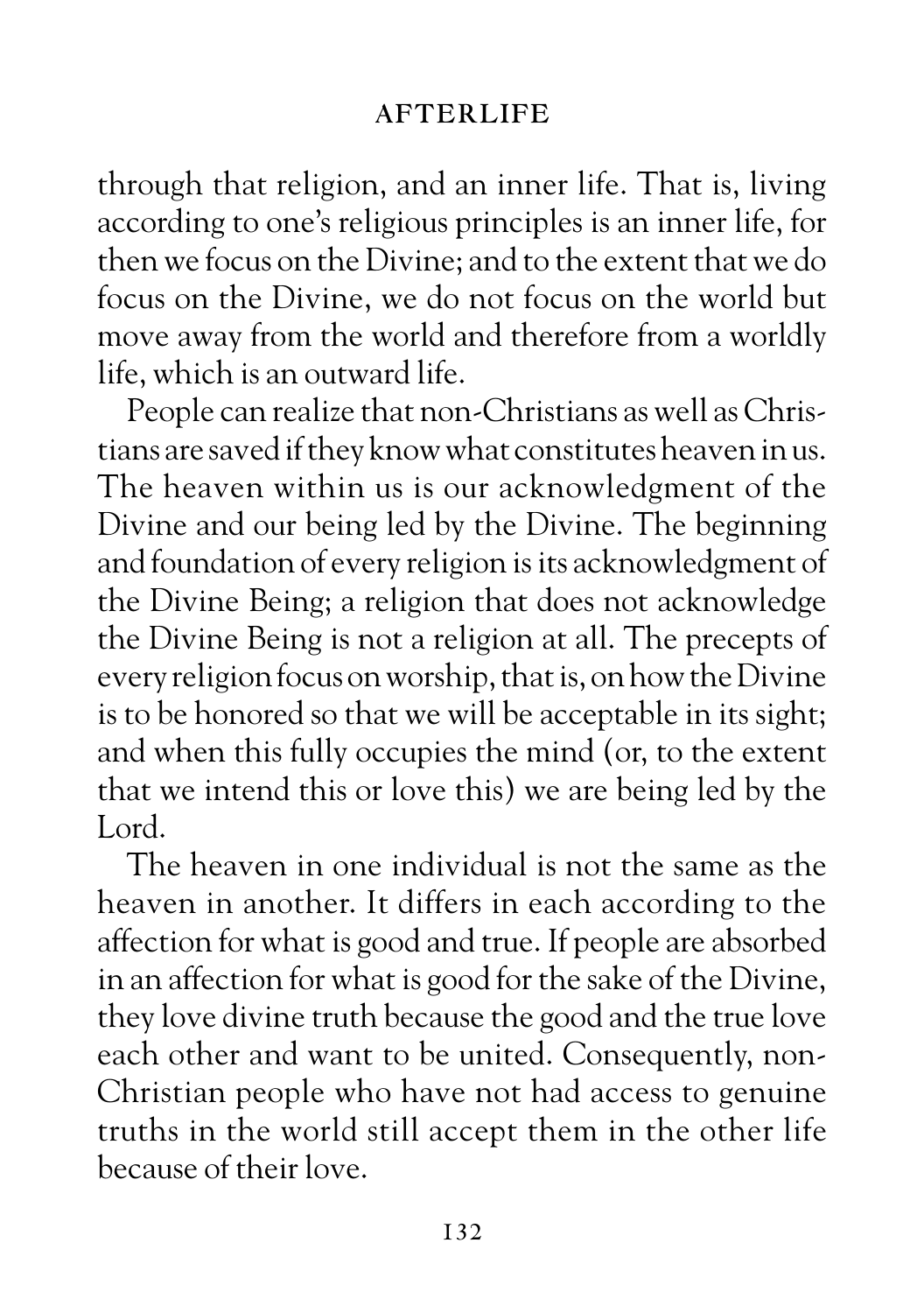through that religion, and an inner life. That is, living according to one's religious principles is an inner life, for then we focus on the Divine; and to the extent that we do focus on the Divine, we do not focus on the world but move away from the world and therefore from a worldly life, which is an outward life.

People can realize that non-Christians as well as Christians are saved if they know what constitutes heaven in us. The heaven within us is our acknowledgment of the Divine and our being led by the Divine. The beginning and foundation of every religion is its acknowledgment of the Divine Being; a religion that does not acknowledge the Divine Being is not a religion at all. The precepts of every religion focus on worship, that is, on how the Divine is to be honored so that we will be acceptable in its sight; and when this fully occupies the mind (or, to the extent that we intend this or love this) we are being led by the Lord.

The heaven in one individual is not the same as the heaven in another. It differs in each according to the affection for what is good and true. If people are absorbed in an affection for what is good for the sake of the Divine, they love divine truth because the good and the true love each other and want to be united. Consequently, non-Christian people who have not had access to genuine truths in the world still accept them in the other life because of their love.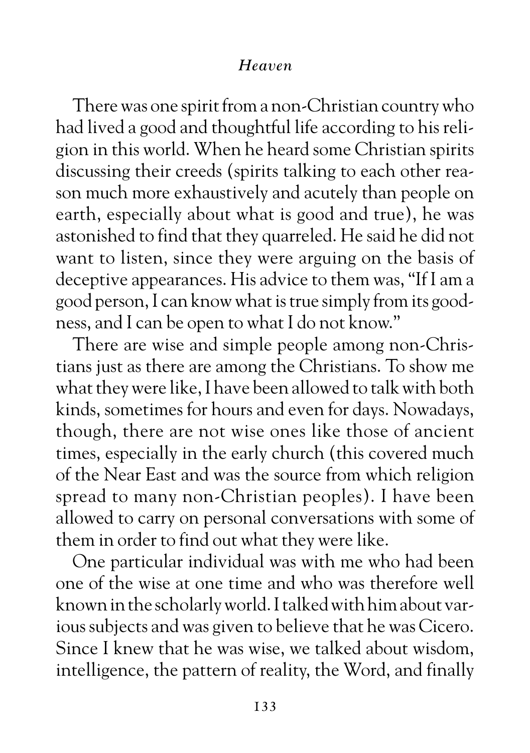There was one spirit from a non-Christian country who had lived a good and thoughtful life according to his religion in this world. When he heard some Christian spirits discussing their creeds (spirits talking to each other reason much more exhaustively and acutely than people on earth, especially about what is good and true), he was astonished to find that they quarreled. He said he did not want to listen, since they were arguing on the basis of deceptive appearances. His advice to them was, "If I am a good person, I can know what is true simply from its goodness, and I can be open to what I do not know."

There are wise and simple people among non-Christians just as there are among the Christians. To show me what they were like, I have been allowed to talk with both kinds, sometimes for hours and even for days. Nowadays, though, there are not wise ones like those of ancient times, especially in the early church (this covered much of the Near East and was the source from which religion spread to many non-Christian peoples). I have been allowed to carry on personal conversations with some of them in order to find out what they were like.

One particular individual was with me who had been one of the wise at one time and who was therefore well known in the scholarly world. I talked with him about various subjects and was given to believe that he was Cicero. Since I knew that he was wise, we talked about wisdom, intelligence, the pattern of reality, the Word, and finally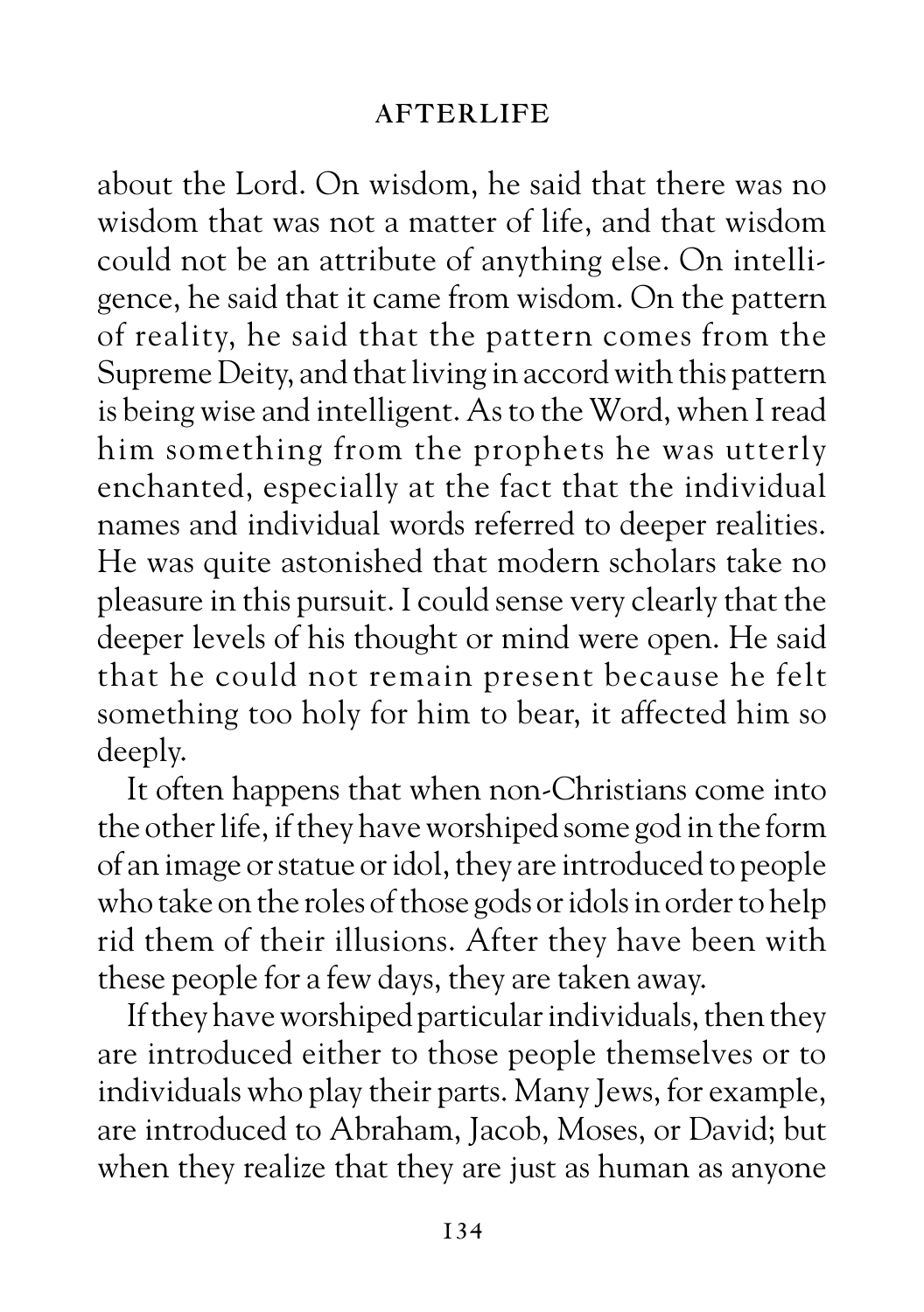about the Lord. On wisdom, he said that there was no wisdom that was not a matter of life, and that wisdom could not be an attribute of anything else. On intelligence, he said that it came from wisdom. On the pattern of reality, he said that the pattern comes from the Supreme Deity, and that living in accord with this pattern is being wise and intelligent. As to the Word, when I read him something from the prophets he was utterly enchanted, especially at the fact that the individual names and individual words referred to deeper realities. He was quite astonished that modern scholars take no pleasure in this pursuit. I could sense very clearly that the deeper levels of his thought or mind were open. He said that he could not remain present because he felt something too holy for him to bear, it affected him so deeply.

It often happens that when non-Christians come into the other life, if they have worshiped some god in the form of an image or statue or idol, they are introduced to people who take on the roles of those gods or idols in order to help rid them of their illusions. After they have been with these people for a few days, they are taken away.

If they have worshiped particular individuals, then they are introduced either to those people themselves or to individuals who play their parts. Many Jews, for example, are introduced to Abraham, Jacob, Moses, or David; but when they realize that they are just as human as anyone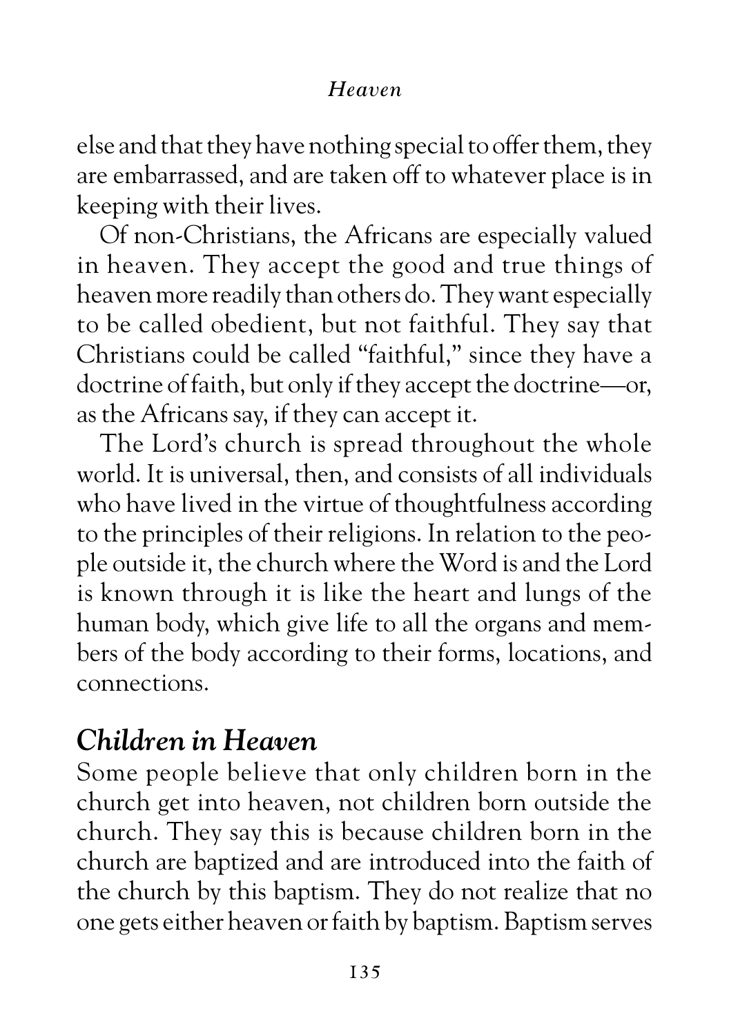else and that they have nothing special to offer them, they are embarrassed, and are taken off to whatever place is in keeping with their lives.

Of non-Christians, the Africans are especially valued in heaven. They accept the good and true things of heaven more readily than others do. They want especially to be called obedient, but not faithful. They say that Christians could be called "faithful," since they have a doctrine of faith, but only if they accept the doctrine—or, as the Africans say, if they can accept it.

The Lord's church is spread throughout the whole world. It is universal, then, and consists of all individuals who have lived in the virtue of thoughtfulness according to the principles of their religions. In relation to the people outside it, the church where the Word is and the Lord is known through it is like the heart and lungs of the human body, which give life to all the organs and members of the body according to their forms, locations, and connections.

## *Children in Heaven*

Some people believe that only children born in the church get into heaven, not children born outside the church. They say this is because children born in the church are baptized and are introduced into the faith of the church by this baptism. They do not realize that no one gets either heaven or faith by baptism. Baptism serves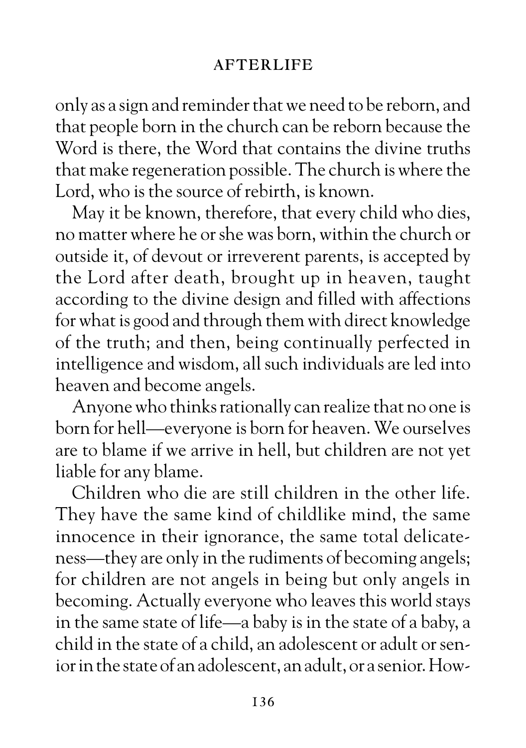only as a sign and reminder that we need to be reborn, and that people born in the church can be reborn because the Word is there, the Word that contains the divine truths that make regeneration possible. The church is where the Lord, who is the source of rebirth, is known.

May it be known, therefore, that every child who dies, no matter where he or she was born, within the church or outside it, of devout or irreverent parents, is accepted by the Lord after death, brought up in heaven, taught according to the divine design and filled with affections for what is good and through them with direct knowledge of the truth; and then, being continually perfected in intelligence and wisdom, all such individuals are led into heaven and become angels.

Anyone who thinks rationally can realize that no one is born for hell—everyone is born for heaven. We ourselves are to blame if we arrive in hell, but children are not yet liable for any blame.

Children who die are still children in the other life. They have the same kind of childlike mind, the same innocence in their ignorance, the same total delicateness—they are only in the rudiments of becoming angels; for children are not angels in being but only angels in becoming. Actually everyone who leaves this world stays in the same state of life—a baby is in the state of a baby, a child in the state of a child, an adolescent or adult or senior in the state of an adolescent, an adult, or a senior. How-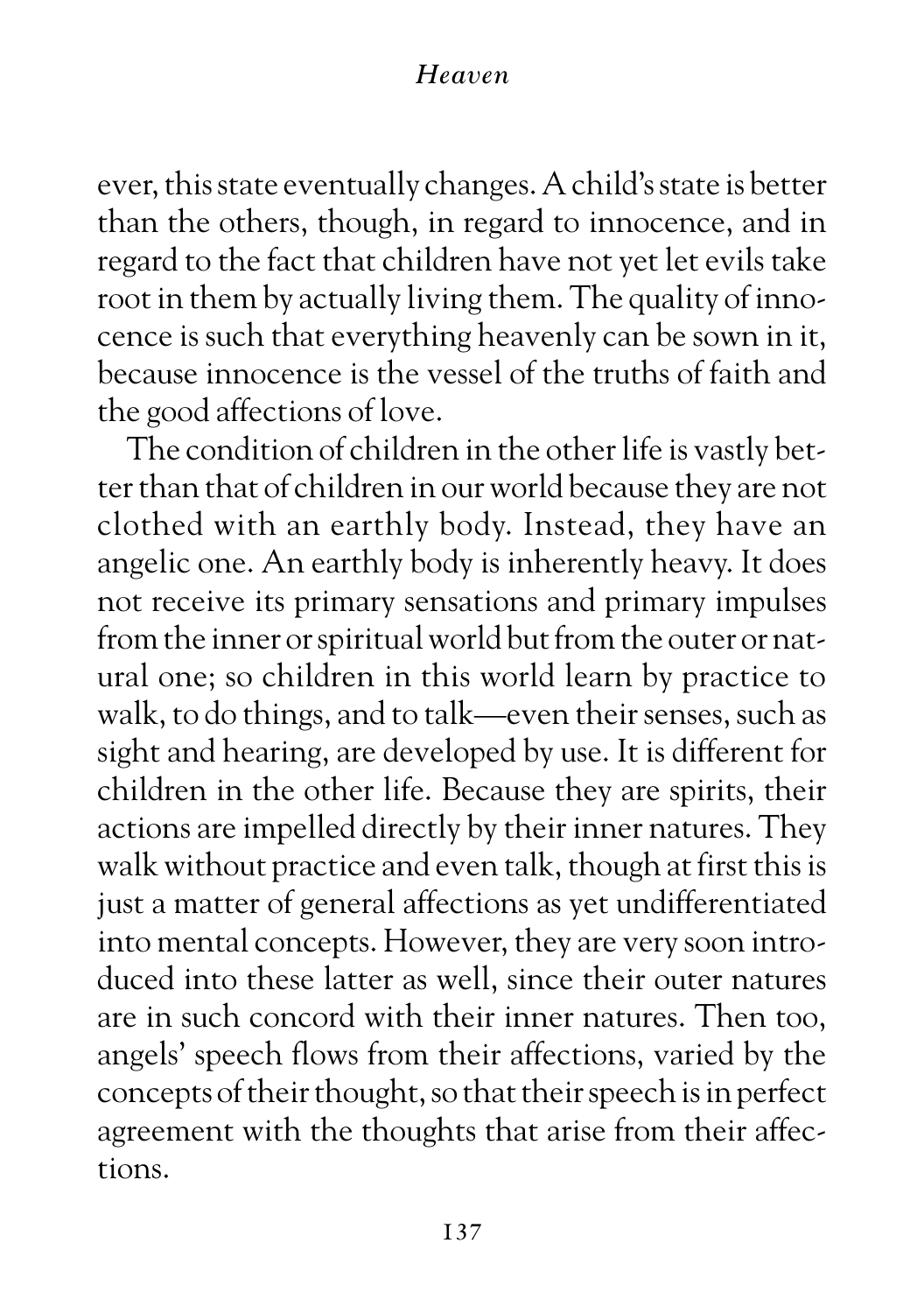ever, this state eventually changes. A child's state is better than the others, though, in regard to innocence, and in regard to the fact that children have not yet let evils take root in them by actually living them. The quality of innocence is such that everything heavenly can be sown in it, because innocence is the vessel of the truths of faith and the good affections of love.

The condition of children in the other life is vastly better than that of children in our world because they are not clothed with an earthly body. Instead, they have an angelic one. An earthly body is inherently heavy. It does not receive its primary sensations and primary impulses from the inner or spiritual world but from the outer or natural one; so children in this world learn by practice to walk, to do things, and to talk—even their senses, such as sight and hearing, are developed by use. It is different for children in the other life. Because they are spirits, their actions are impelled directly by their inner natures. They walk without practice and even talk, though at first this is just a matter of general affections as yet undifferentiated into mental concepts. However, they are very soon introduced into these latter as well, since their outer natures are in such concord with their inner natures. Then too, angels' speech flows from their affections, varied by the concepts of their thought, so that their speech is in perfect agreement with the thoughts that arise from their affections.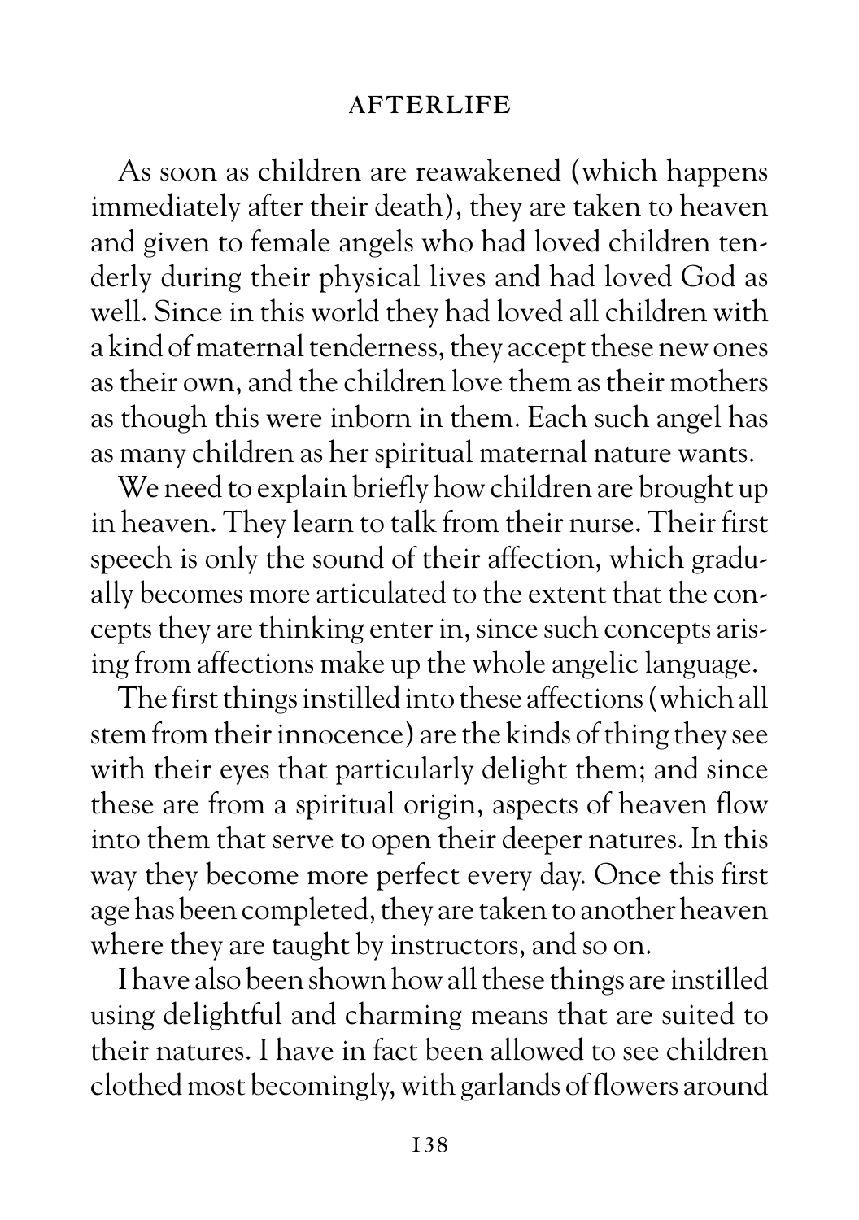As soon as children are reawakened (which happens immediately after their death), they are taken to heaven and given to female angels who had loved children tenderly during their physical lives and had loved God as well. Since in this world they had loved all children with a kind of maternal tenderness, they accept these new ones as their own, and the children love them as their mothers as though this were inborn in them. Each such angel has as many children as her spiritual maternal nature wants.

We need to explain briefly how children are brought up in heaven. They learn to talk from their nurse. Their first speech is only the sound of their affection, which gradually becomes more articulated to the extent that the concepts they are thinking enter in, since such concepts arising from affections make up the whole angelic language.

The first things instilled into these affections (which all stem from their innocence) are the kinds of thing they see with their eyes that particularly delight them; and since these are from a spiritual origin, aspects of heaven flow into them that serve to open their deeper natures. In this way they become more perfect every day. Once this first age has been completed, they are taken to another heaven where they are taught by instructors, and so on.

I have also been shown how all these things are instilled using delightful and charming means that are suited to their natures. I have in fact been allowed to see children clothed most becomingly, with garlands of flowers around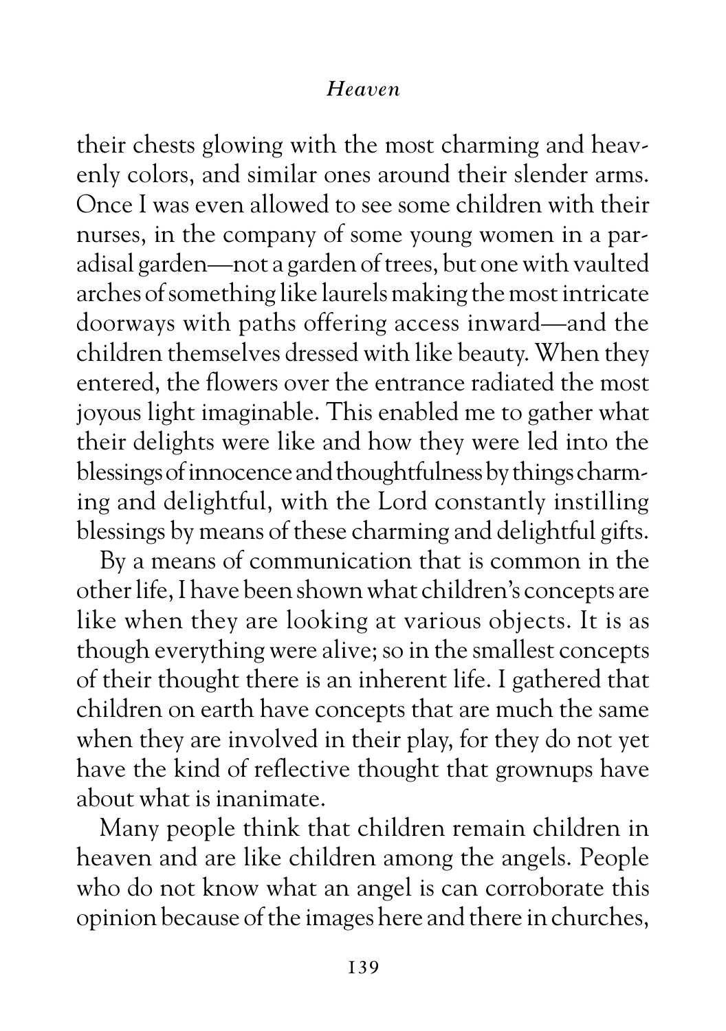their chests glowing with the most charming and heavenly colors, and similar ones around their slender arms. Once I was even allowed to see some children with their nurses, in the company of some young women in a paradisal garden—not a garden of trees, but one with vaulted arches of something like laurels making the most intricate doorways with paths offering access inward—and the children themselves dressed with like beauty. When they entered, the flowers over the entrance radiated the most joyous light imaginable. This enabled me to gather what their delights were like and how they were led into the blessings of innocence and thoughtfulness by things charming and delightful, with the Lord constantly instilling blessings by means of these charming and delightful gifts.

By a means of communication that is common in the other life, I have been shown what children's concepts are like when they are looking at various objects. It is as though everything were alive; so in the smallest concepts of their thought there is an inherent life. I gathered that children on earth have concepts that are much the same when they are involved in their play, for they do not yet have the kind of reflective thought that grownups have about what is inanimate.

Many people think that children remain children in heaven and are like children among the angels. People who do not know what an angel is can corroborate this opinion because of the images here and there in churches,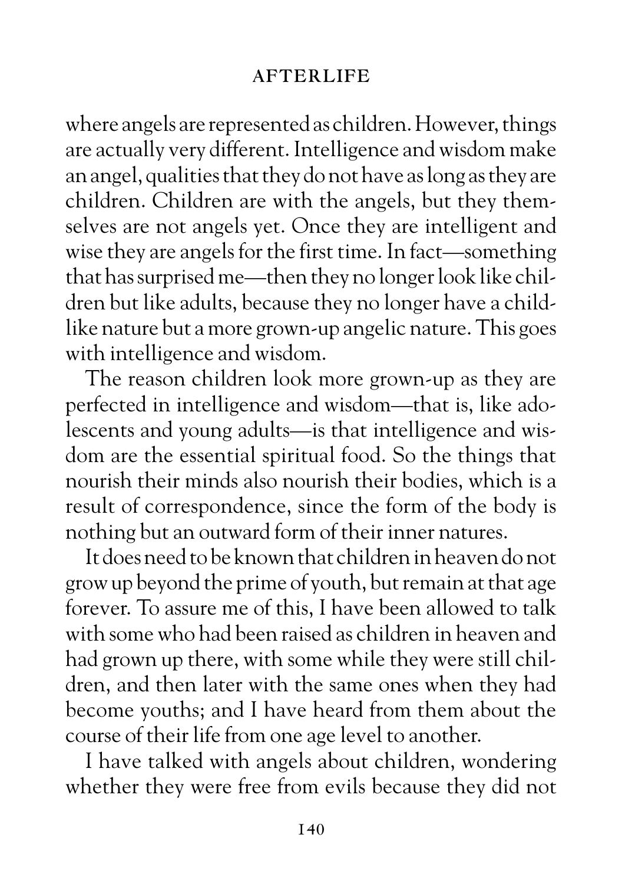where angels are represented as children. However, things are actually very different. Intelligence and wisdom make an angel, qualities that they do not have as long as they are children. Children are with the angels, but they themselves are not angels yet. Once they are intelligent and wise they are angels for the first time. In fact—something that has surprised me—then they no longer look like children but like adults, because they no longer have a childlike nature but a more grown-up angelic nature. This goes with intelligence and wisdom.

The reason children look more grown-up as they are perfected in intelligence and wisdom—that is, like adolescents and young adults—is that intelligence and wisdom are the essential spiritual food. So the things that nourish their minds also nourish their bodies, which is a result of correspondence, since the form of the body is nothing but an outward form of their inner natures.

It does need to be known that children in heaven do not grow up beyond the prime of youth, but remain at that age forever. To assure me of this, I have been allowed to talk with some who had been raised as children in heaven and had grown up there, with some while they were still children, and then later with the same ones when they had become youths; and I have heard from them about the course of their life from one age level to another.

I have talked with angels about children, wondering whether they were free from evils because they did not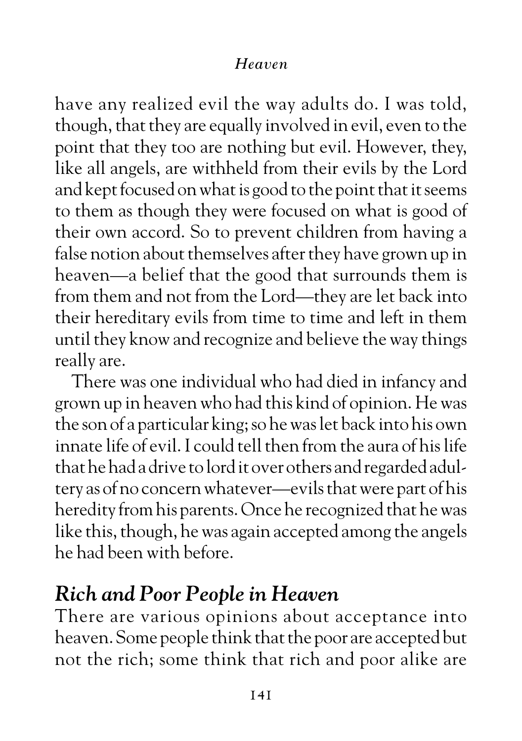have any realized evil the way adults do. I was told, though, that they are equally involved in evil, even to the point that they too are nothing but evil. However, they, like all angels, are withheld from their evils by the Lord and kept focused on what is good to the point that it seems to them as though they were focused on what is good of their own accord. So to prevent children from having a false notion about themselves after they have grown up in heaven—a belief that the good that surrounds them is from them and not from the Lord—they are let back into their hereditary evils from time to time and left in them until they know and recognize and believe the way things really are.

There was one individual who had died in infancy and grown up in heaven who had this kind of opinion. He was the son of a particular king; so he was let back into his own innate life of evil. I could tell then from the aura of his life that he had a drive to lord it over others and regarded adultery as of no concern whatever—evils that were part of his heredity from his parents. Once he recognized that he was like this, though, he was again accepted among the angels he had been with before.

## *Rich and Poor People in Heaven*

There are various opinions about acceptance into heaven. Some people think that the poor are accepted but not the rich; some think that rich and poor alike are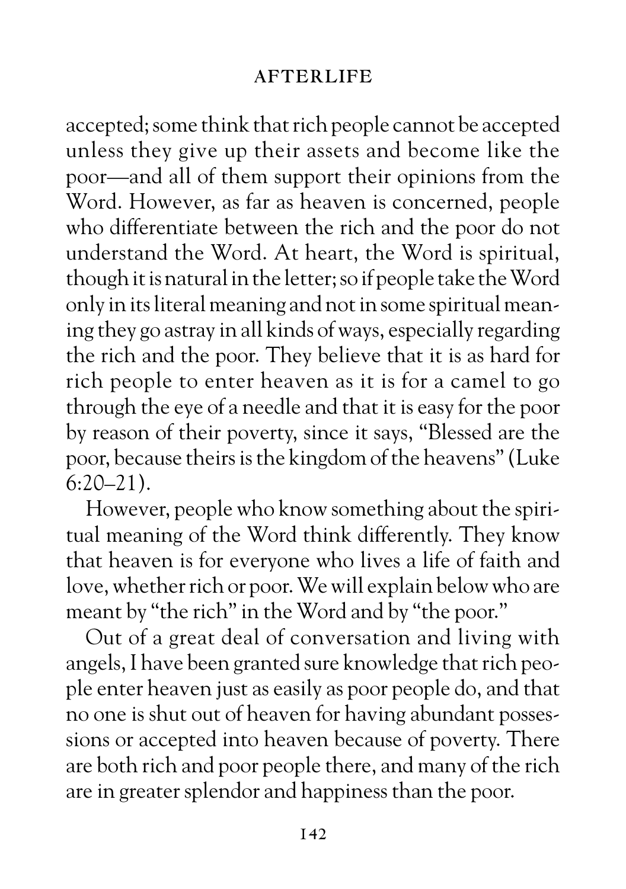accepted; some think that rich people cannot be accepted unless they give up their assets and become like the poor—and all of them support their opinions from the Word. However, as far as heaven is concerned, people who differentiate between the rich and the poor do not understand the Word. At heart, the Word is spiritual, though it is natural in the letter; so if people take the Word only in its literal meaning and not in some spiritual meaning they go astray in all kinds of ways, especially regarding the rich and the poor. They believe that it is as hard for rich people to enter heaven as it is for a camel to go through the eye of a needle and that it is easy for the poor by reason of their poverty, since it says, "Blessed are the poor, because theirs is the kingdom of the heavens" (Luke 6:20–21).

However, people who know something about the spiritual meaning of the Word think differently. They know that heaven is for everyone who lives a life of faith and love, whether rich or poor. We will explain below who are meant by "the rich" in the Word and by "the poor."

Out of a great deal of conversation and living with angels, I have been granted sure knowledge that rich people enter heaven just as easily as poor people do, and that no one is shut out of heaven for having abundant possessions or accepted into heaven because of poverty. There are both rich and poor people there, and many of the rich are in greater splendor and happiness than the poor.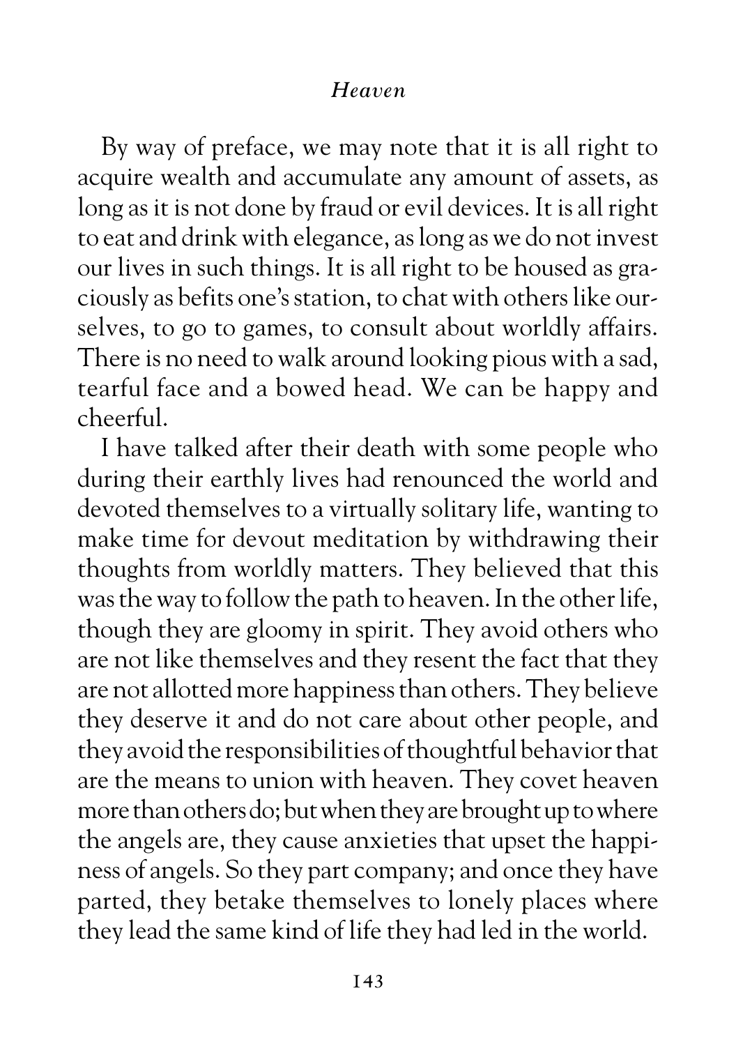By way of preface, we may note that it is all right to acquire wealth and accumulate any amount of assets, as long as it is not done by fraud or evil devices. It is all right to eat and drink with elegance, as long as we do not invest our lives in such things. It is all right to be housed as graciously as befits one's station, to chat with others like ourselves, to go to games, to consult about worldly affairs. There is no need to walk around looking pious with a sad, tearful face and a bowed head. We can be happy and cheerful.

I have talked after their death with some people who during their earthly lives had renounced the world and devoted themselves to a virtually solitary life, wanting to make time for devout meditation by withdrawing their thoughts from worldly matters. They believed that this was the way to follow the path to heaven. In the other life, though they are gloomy in spirit. They avoid others who are not like themselves and they resent the fact that they are not allotted more happiness than others. They believe they deserve it and do not care about other people, and they avoid the responsibilities of thoughtful behavior that are the means to union with heaven. They covet heaven more than others do; but when they are brought up to where the angels are, they cause anxieties that upset the happiness of angels. So they part company; and once they have parted, they betake themselves to lonely places where they lead the same kind of life they had led in the world.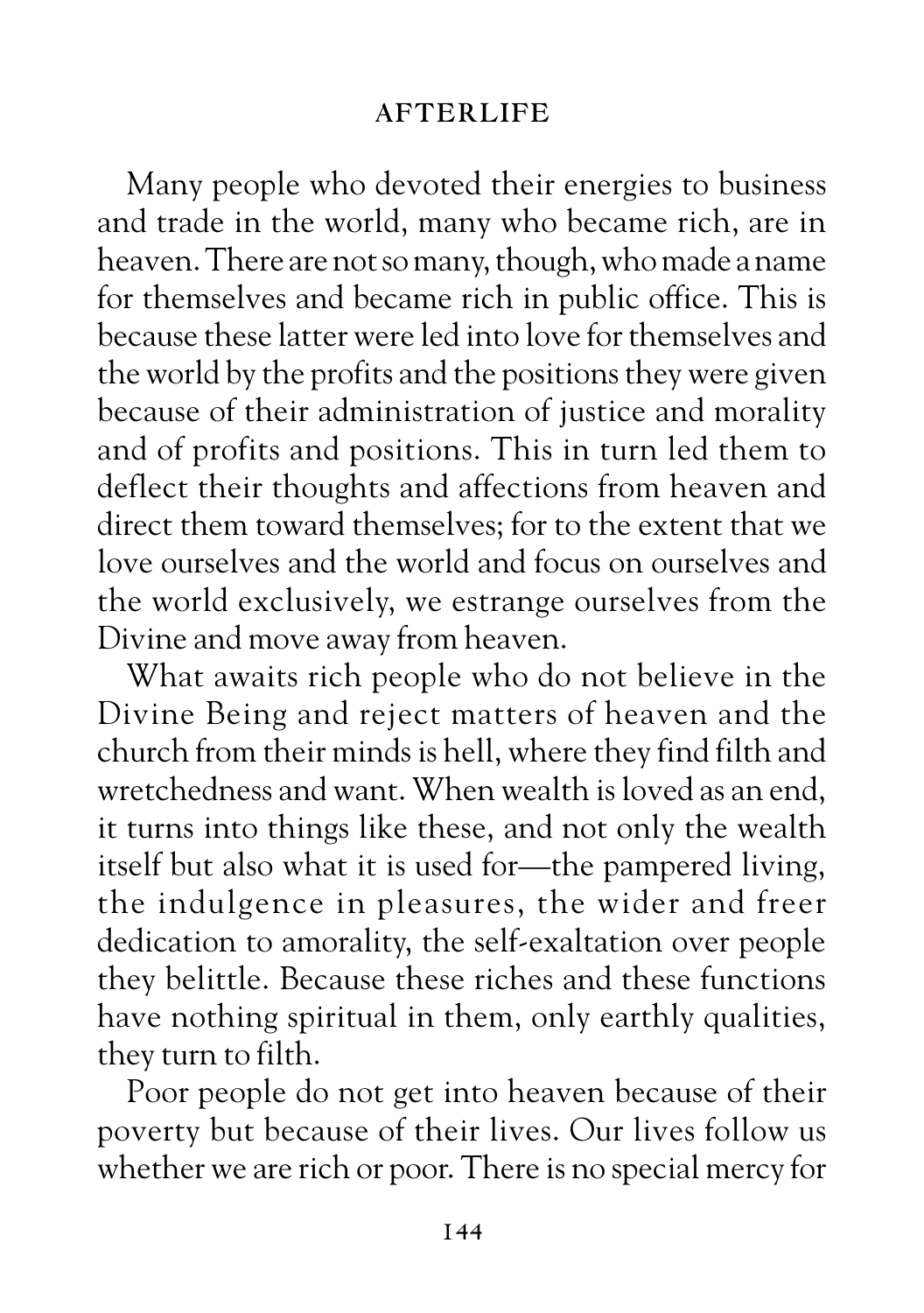Many people who devoted their energies to business and trade in the world, many who became rich, are in heaven. There are not so many, though, who made a name for themselves and became rich in public office. This is because these latter were led into love for themselves and the world by the profits and the positions they were given because of their administration of justice and morality and of profits and positions. This in turn led them to deflect their thoughts and affections from heaven and direct them toward themselves; for to the extent that we love ourselves and the world and focus on ourselves and the world exclusively, we estrange ourselves from the Divine and move away from heaven.

What awaits rich people who do not believe in the Divine Being and reject matters of heaven and the church from their minds is hell, where they find filth and wretchedness and want. When wealth is loved as an end, it turns into things like these, and not only the wealth itself but also what it is used for—the pampered living, the indulgence in pleasures, the wider and freer dedication to amorality, the self-exaltation over people they belittle. Because these riches and these functions have nothing spiritual in them, only earthly qualities, they turn to filth.

Poor people do not get into heaven because of their poverty but because of their lives. Our lives follow us whether we are rich or poor. There is no special mercy for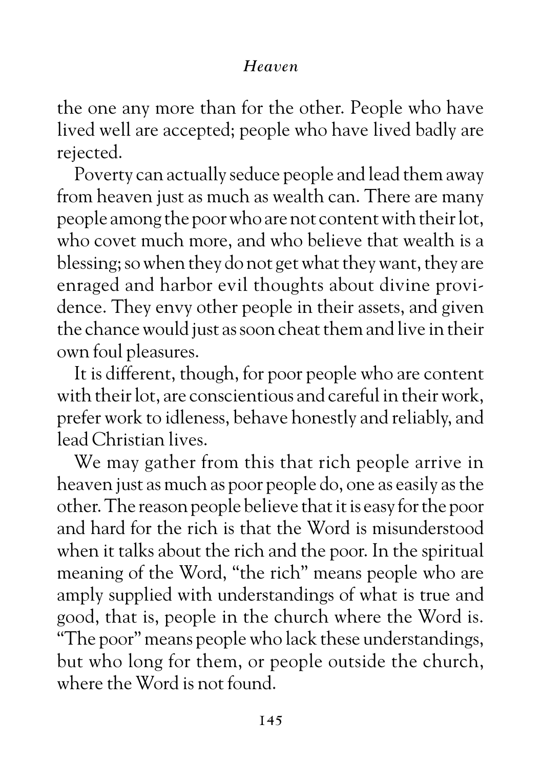the one any more than for the other. People who have lived well are accepted; people who have lived badly are rejected.

Poverty can actually seduce people and lead them away from heaven just as much as wealth can. There are many people among the poor who are not content with their lot, who covet much more, and who believe that wealth is a blessing; so when they do not get what they want, they are enraged and harbor evil thoughts about divine providence. They envy other people in their assets, and given the chance would just as soon cheat them and live in their own foul pleasures.

It is different, though, for poor people who are content with their lot, are conscientious and careful in their work, prefer work to idleness, behave honestly and reliably, and lead Christian lives.

We may gather from this that rich people arrive in heaven just as much as poor people do, one as easily as the other. The reason people believe that it is easy for the poor and hard for the rich is that the Word is misunderstood when it talks about the rich and the poor. In the spiritual meaning of the Word, "the rich" means people who are amply supplied with understandings of what is true and good, that is, people in the church where the Word is. "The poor" means people who lack these understandings, but who long for them, or people outside the church, where the Word is not found.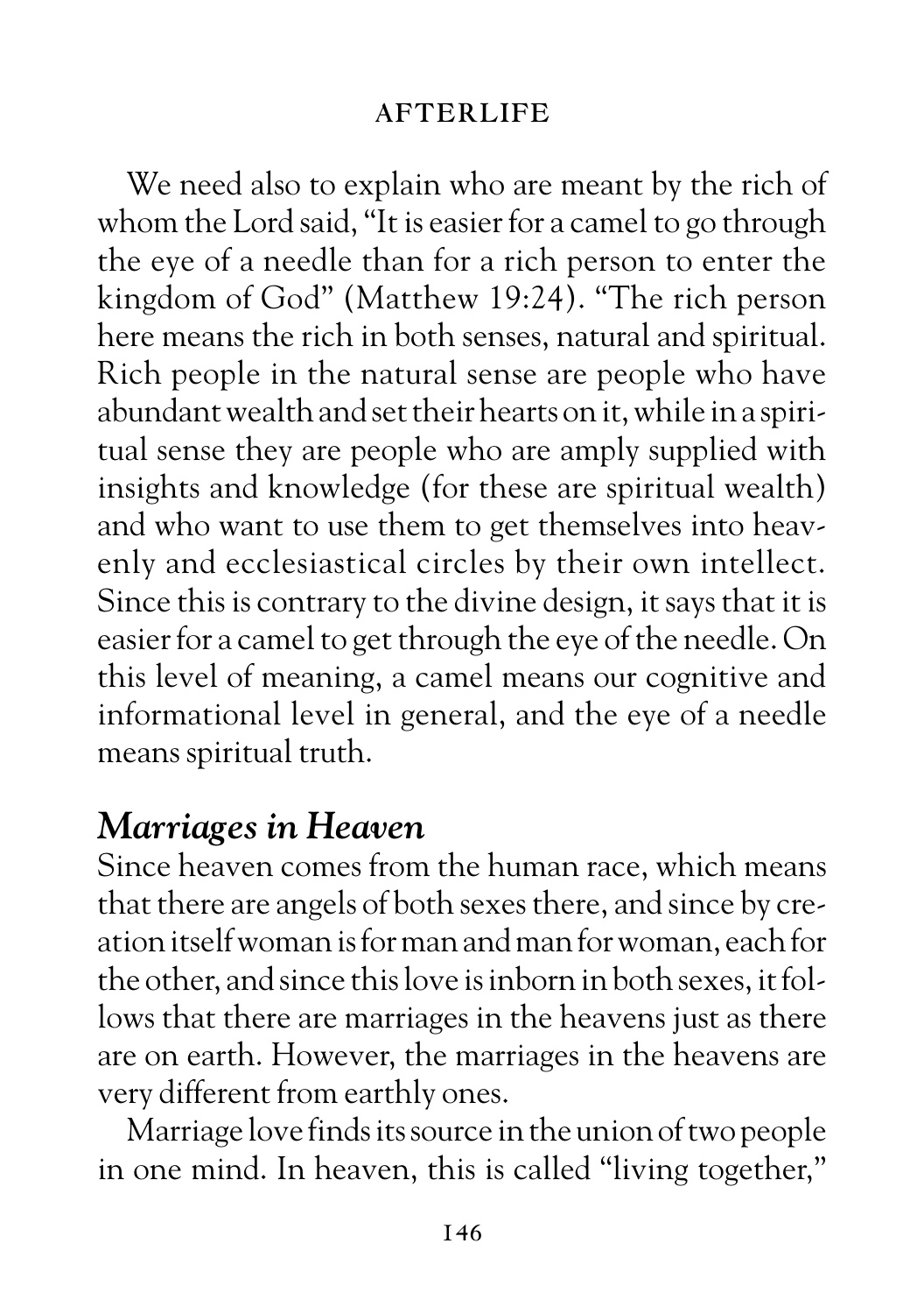We need also to explain who are meant by the rich of whom the Lord said, "It is easier for a camel to go through the eye of a needle than for a rich person to enter the kingdom of God" (Matthew 19:24). "The rich person here means the rich in both senses, natural and spiritual. Rich people in the natural sense are people who have abundant wealth and set their hearts on it, while in a spiritual sense they are people who are amply supplied with insights and knowledge (for these are spiritual wealth) and who want to use them to get themselves into heavenly and ecclesiastical circles by their own intellect. Since this is contrary to the divine design, it says that it is easier for a camel to get through the eye of the needle. On this level of meaning, a camel means our cognitive and informational level in general, and the eye of a needle means spiritual truth.

## *Marriages in Heaven*

Since heaven comes from the human race, which means that there are angels of both sexes there, and since by creation itself woman is for man and man for woman, each for the other, and since this love is inborn in both sexes, it follows that there are marriages in the heavens just as there are on earth. However, the marriages in the heavens are very different from earthly ones.

Marriage love finds its source in the union of two people in one mind. In heaven, this is called "living together,"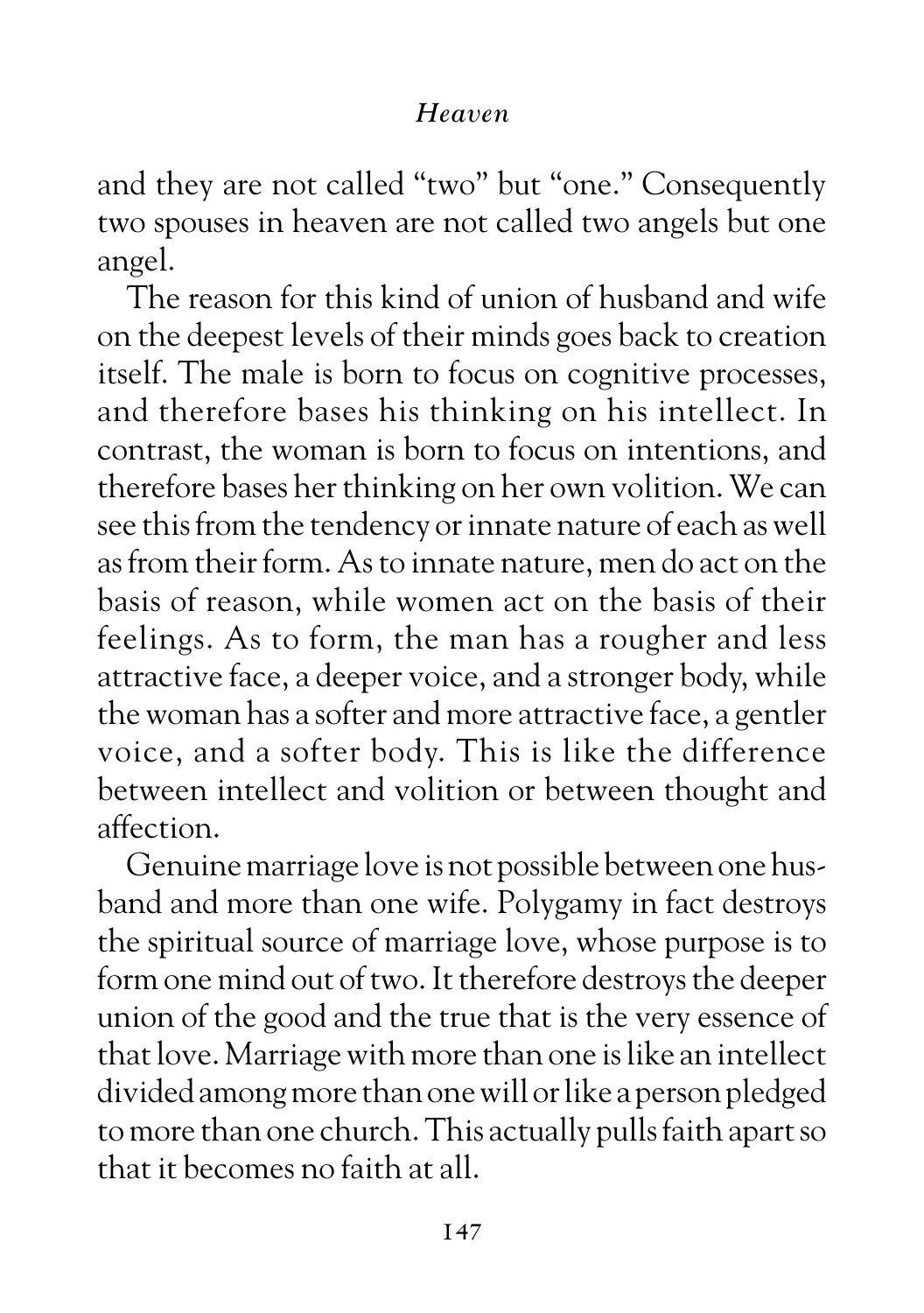and they are not called "two" but "one." Consequently two spouses in heaven are not called two angels but one angel.

The reason for this kind of union of husband and wife on the deepest levels of their minds goes back to creation itself. The male is born to focus on cognitive processes, and therefore bases his thinking on his intellect. In contrast, the woman is born to focus on intentions, and therefore bases her thinking on her own volition. We can see this from the tendency or innate nature of each as well as from their form. As to innate nature, men do act on the basis of reason, while women act on the basis of their feelings. As to form, the man has a rougher and less attractive face, a deeper voice, and a stronger body, while the woman has a softer and more attractive face, a gentler voice, and a softer body. This is like the difference between intellect and volition or between thought and affection.

Genuine marriage love is not possible between one husband and more than one wife. Polygamy in fact destroys the spiritual source of marriage love, whose purpose is to form one mind out of two. It therefore destroys the deeper union of the good and the true that is the very essence of that love. Marriage with more than one is like an intellect divided among more than one will or like a person pledged to more than one church. This actually pulls faith apart so that it becomes no faith at all.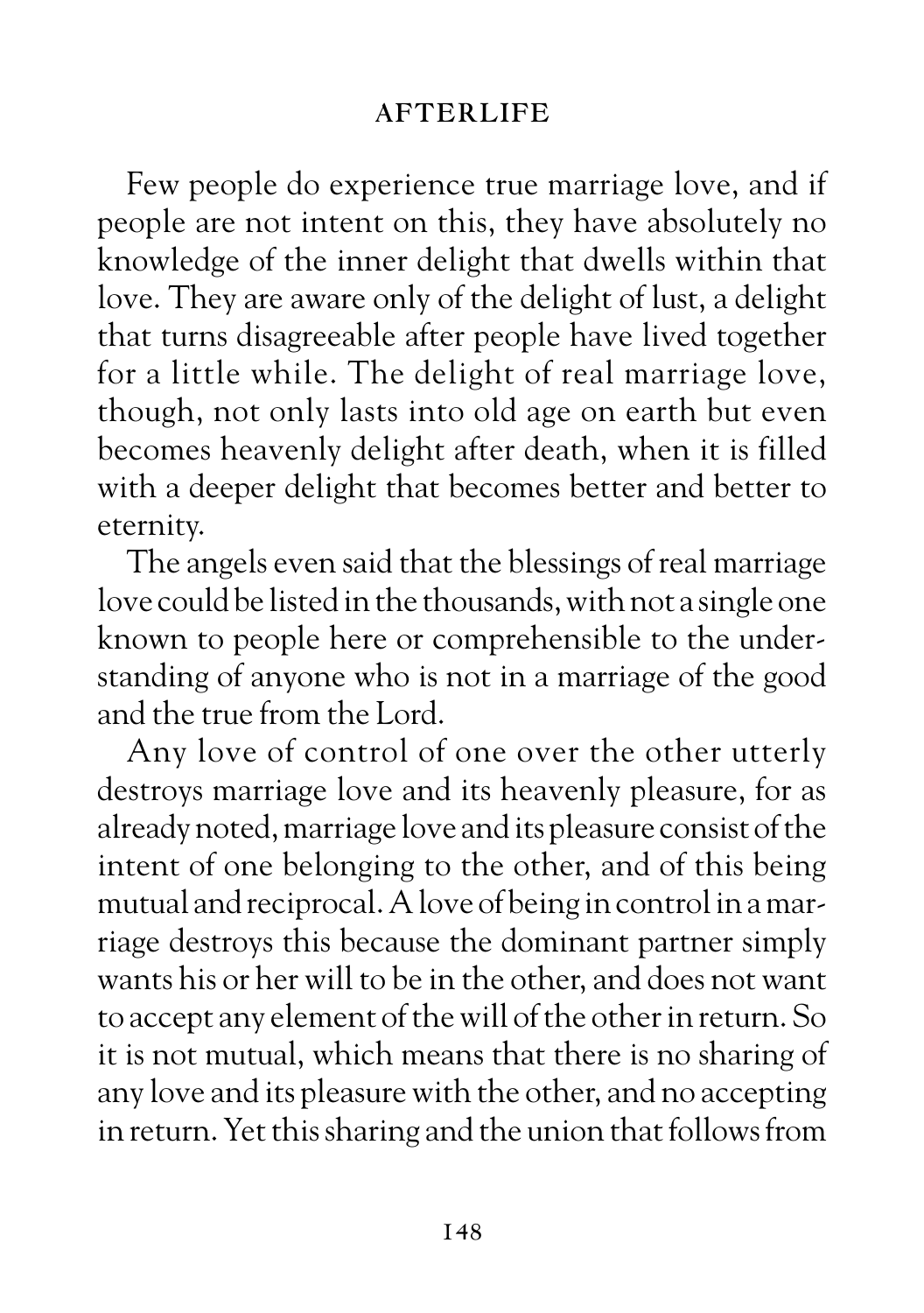Few people do experience true marriage love, and if people are not intent on this, they have absolutely no knowledge of the inner delight that dwells within that love. They are aware only of the delight of lust, a delight that turns disagreeable after people have lived together for a little while. The delight of real marriage love, though, not only lasts into old age on earth but even becomes heavenly delight after death, when it is filled with a deeper delight that becomes better and better to eternity.

The angels even said that the blessings of real marriage love could be listed in the thousands, with not a single one known to people here or comprehensible to the understanding of anyone who is not in a marriage of the good and the true from the Lord.

Any love of control of one over the other utterly destroys marriage love and its heavenly pleasure, for as already noted, marriage love and its pleasure consist of the intent of one belonging to the other, and of this being mutual and reciprocal. A love of being in control in a marriage destroys this because the dominant partner simply wants his or her will to be in the other, and does not want to accept any element of the will of the other in return. So it is not mutual, which means that there is no sharing of any love and its pleasure with the other, and no accepting in return. Yet this sharing and the union that follows from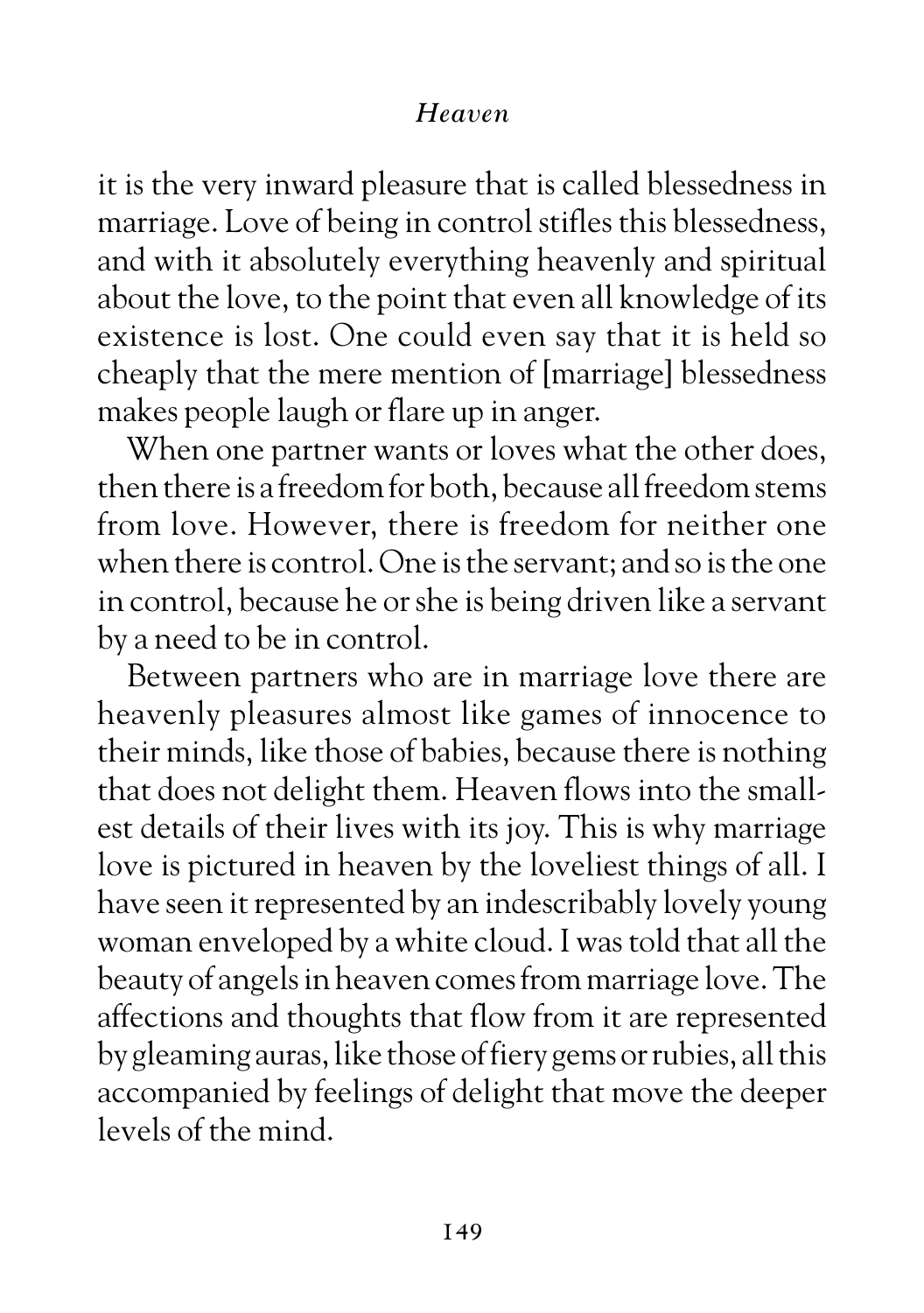it is the very inward pleasure that is called blessedness in marriage. Love of being in control stifles this blessedness, and with it absolutely everything heavenly and spiritual about the love, to the point that even all knowledge of its existence is lost. One could even say that it is held so cheaply that the mere mention of [marriage] blessedness makes people laugh or flare up in anger.

When one partner wants or loves what the other does, then there is a freedom for both, because all freedom stems from love. However, there is freedom for neither one when there is control. One is the servant; and so is the one in control, because he or she is being driven like a servant by a need to be in control.

Between partners who are in marriage love there are heavenly pleasures almost like games of innocence to their minds, like those of babies, because there is nothing that does not delight them. Heaven flows into the smallest details of their lives with its joy. This is why marriage love is pictured in heaven by the loveliest things of all. I have seen it represented by an indescribably lovely young woman enveloped by a white cloud. I was told that all the beauty of angels in heaven comes from marriage love. The affections and thoughts that flow from it are represented by gleaming auras, like those of fiery gems or rubies, all this accompanied by feelings of delight that move the deeper levels of the mind.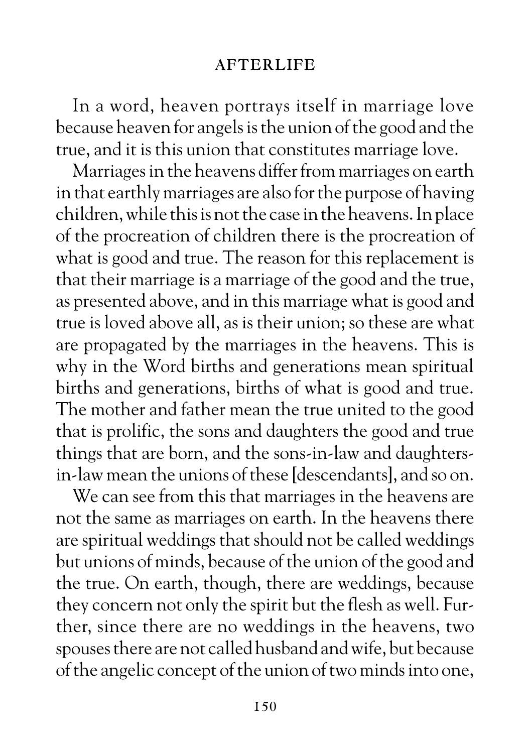In a word, heaven portrays itself in marriage love because heaven for angels is the union of the good and the true, and it is this union that constitutes marriage love.

Marriages in the heavens differ from marriages on earth in that earthly marriages are also for the purpose of having children, while this is not the case in the heavens. In place of the procreation of children there is the procreation of what is good and true. The reason for this replacement is that their marriage is a marriage of the good and the true, as presented above, and in this marriage what is good and true is loved above all, as is their union; so these are what are propagated by the marriages in the heavens. This is why in the Word births and generations mean spiritual births and generations, births of what is good and true. The mother and father mean the true united to the good that is prolific, the sons and daughters the good and true things that are born, and the sons-in-law and daughters-in-law mean the unions of these [descendants], and so on.

We can see from this that marriages in the heavens are not the same as marriages on earth. In the heavens there are spiritual weddings that should not be called weddings but unions of minds, because of the union of the good and the true. On earth, though, there are weddings, because they concern not only the spirit but the flesh as well. Further, since there are no weddings in the heavens, two spouses there are not called husband and wife, but because of the angelic concept of the union of two minds into one,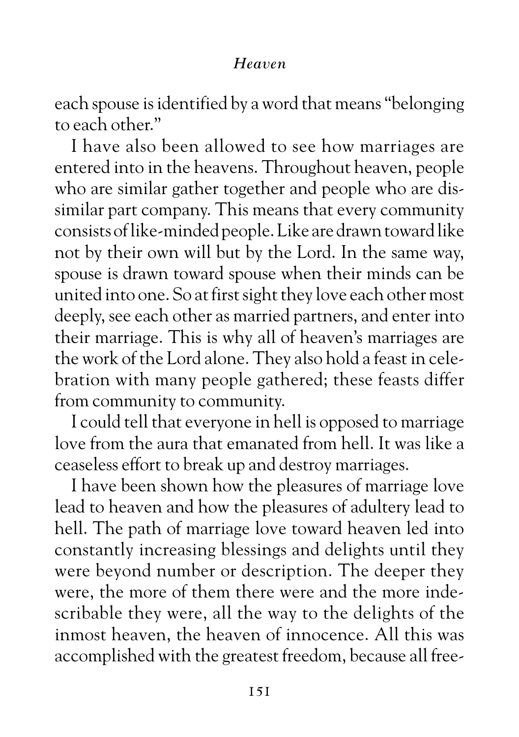each spouse is identified by a word that means "belonging to each other."

I have also been allowed to see how marriages are entered into in the heavens. Throughout heaven, people who are similar gather together and people who are dissimilar part company. This means that every community consists of like-minded people. Like are drawn toward like not by their own will but by the Lord. In the same way, spouse is drawn toward spouse when their minds can be united into one. So at first sight they love each other most deeply, see each other as married partners, and enter into their marriage. This is why all of heaven's marriages are the work of the Lord alone. They also hold a feast in celebration with many people gathered; these feasts differ from community to community.

I could tell that everyone in hell is opposed to marriage love from the aura that emanated from hell. It was like a ceaseless effort to break up and destroy marriages.

I have been shown how the pleasures of marriage love lead to heaven and how the pleasures of adultery lead to hell. The path of marriage love toward heaven led into constantly increasing blessings and delights until they were beyond number or description. The deeper they were, the more of them there were and the more indescribable they were, all the way to the delights of the inmost heaven, the heaven of innocence. All this was accomplished with the greatest freedom, because all free-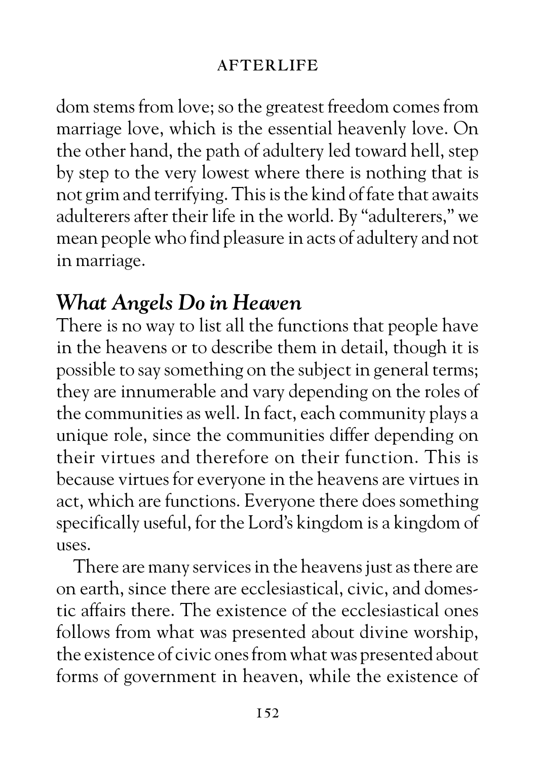dom stems from love; so the greatest freedom comes from marriage love, which is the essential heavenly love. On the other hand, the path of adultery led toward hell, step by step to the very lowest where there is nothing that is not grim and terrifying. This is the kind of fate that awaits adulterers after their life in the world. By "adulterers," we mean people who find pleasure in acts of adultery and not in marriage.

## *What Angels Do in Heaven*

There is no way to list all the functions that people have in the heavens or to describe them in detail, though it is possible to say something on the subject in general terms; they are innumerable and vary depending on the roles of the communities as well. In fact, each community plays a unique role, since the communities differ depending on their virtues and therefore on their function. This is because virtues for everyone in the heavens are virtues in act, which are functions. Everyone there does something specifically useful, for the Lord's kingdom is a kingdom of uses.

There are many services in the heavens just as there are on earth, since there are ecclesiastical, civic, and domestic affairs there. The existence of the ecclesiastical ones follows from what was presented about divine worship, the existence of civic ones from what was presented about forms of government in heaven, while the existence of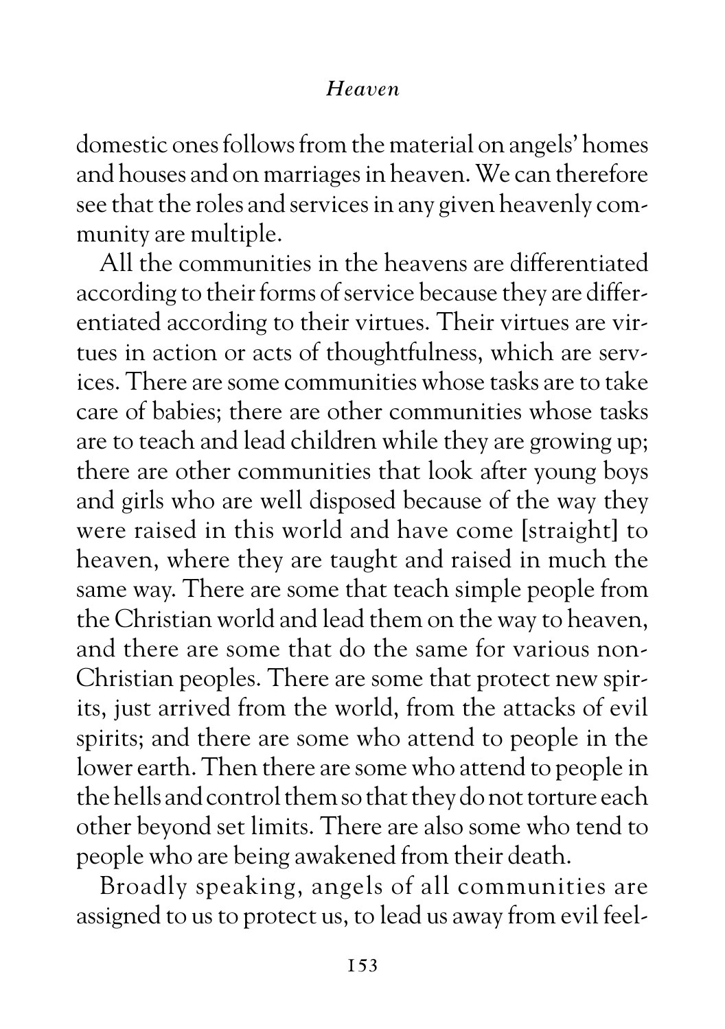domestic ones follows from the material on angels' homes and houses and on marriages in heaven. We can therefore see that the roles and services in any given heavenly community are multiple.

All the communities in the heavens are differentiated according to their forms of service because they are differentiated according to their virtues. Their virtues are virtues in action or acts of thoughtfulness, which are services. There are some communities whose tasks are to take care of babies; there are other communities whose tasks are to teach and lead children while they are growing up; there are other communities that look after young boys and girls who are well disposed because of the way they were raised in this world and have come [straight] to heaven, where they are taught and raised in much the same way. There are some that teach simple people from the Christian world and lead them on the way to heaven, and there are some that do the same for various non-Christian peoples. There are some that protect new spirits, just arrived from the world, from the attacks of evil spirits; and there are some who attend to people in the lower earth. Then there are some who attend to people in the hells and control them so that they do not torture each other beyond set limits. There are also some who tend to people who are being awakened from their death.

Broadly speaking, angels of all communities are assigned to us to protect us, to lead us away from evil feel-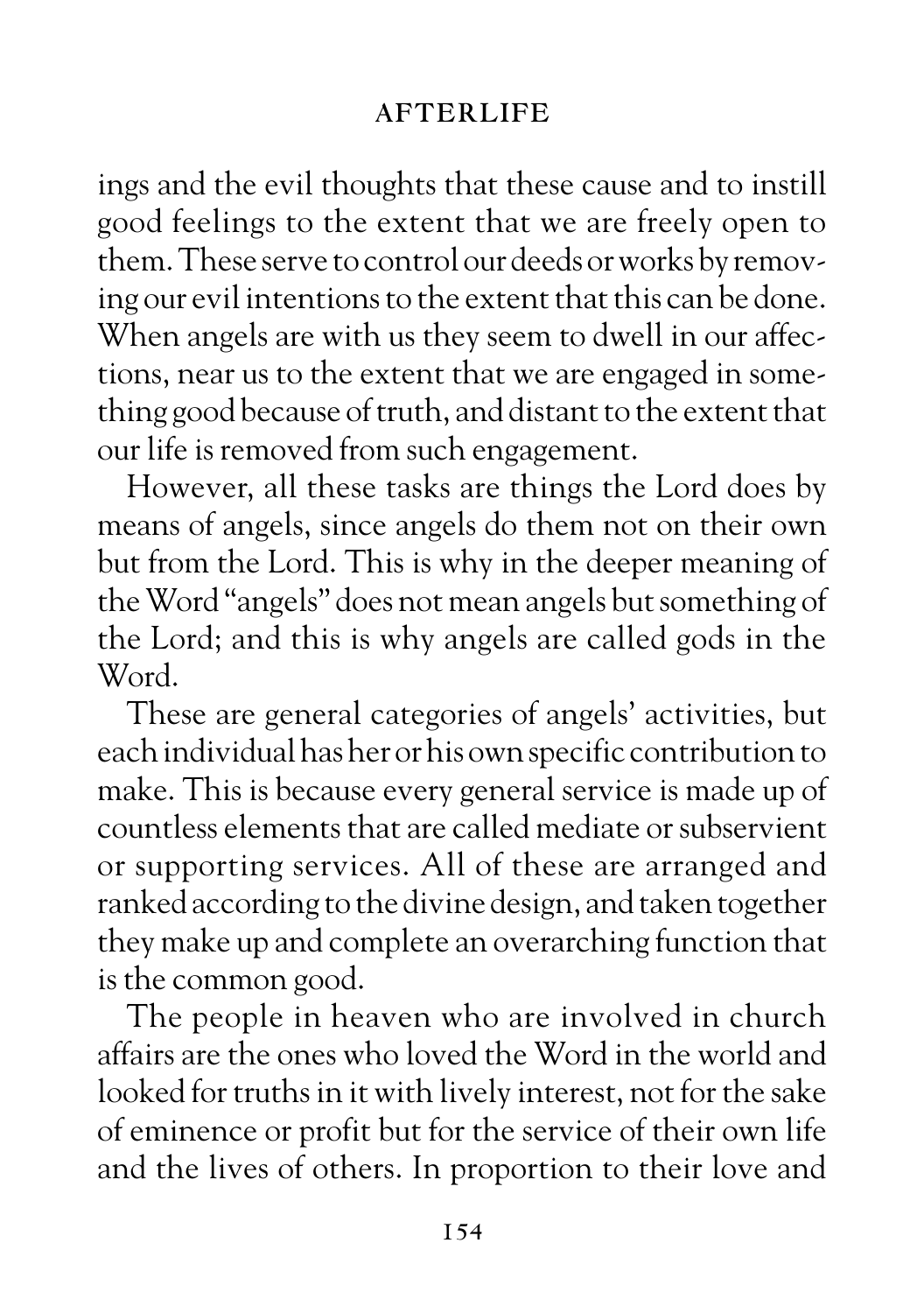ings and the evil thoughts that these cause and to instill good feelings to the extent that we are freely open to them. These serve to control our deeds or works by removing our evil intentions to the extent that this can be done. When angels are with us they seem to dwell in our affections, near us to the extent that we are engaged in something good because of truth, and distant to the extent that our life is removed from such engagement.

However, all these tasks are things the Lord does by means of angels, since angels do them not on their own but from the Lord. This is why in the deeper meaning of the Word "angels" does not mean angels but something of the Lord; and this is why angels are called gods in the Word.

These are general categories of angels' activities, but each individual has her or his own specific contribution to make. This is because every general service is made up of countless elements that are called mediate or subservient or supporting services. All of these are arranged and ranked according to the divine design, and taken together they make up and complete an overarching function that is the common good.

The people in heaven who are involved in church affairs are the ones who loved the Word in the world and looked for truths in it with lively interest, not for the sake of eminence or profit but for the service of their own life and the lives of others. In proportion to their love and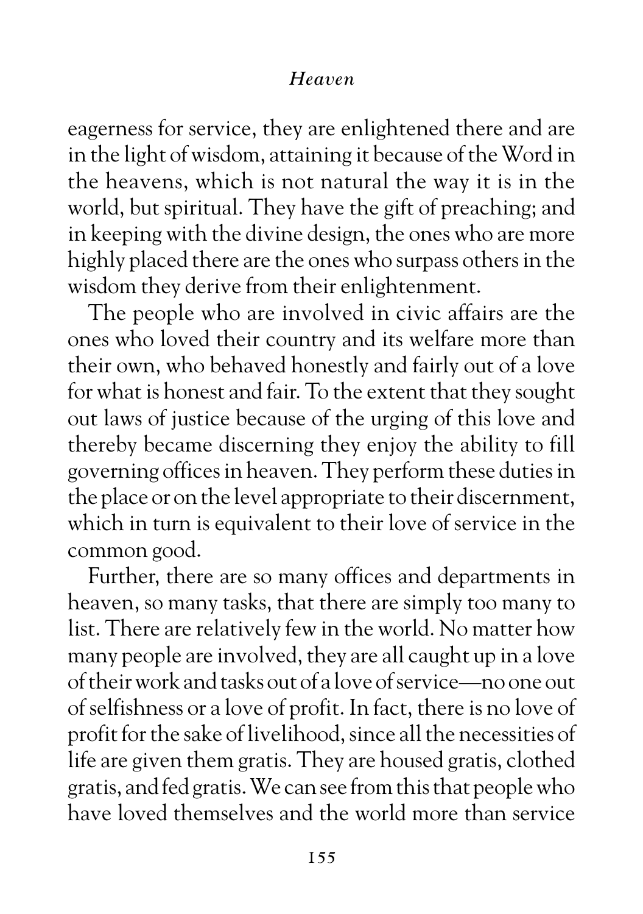eagerness for service, they are enlightened there and are in the light of wisdom, attaining it because of the Word in the heavens, which is not natural the way it is in the world, but spiritual. They have the gift of preaching; and in keeping with the divine design, the ones who are more highly placed there are the ones who surpass others in the wisdom they derive from their enlightenment.

The people who are involved in civic affairs are the ones who loved their country and its welfare more than their own, who behaved honestly and fairly out of a love for what is honest and fair. To the extent that they sought out laws of justice because of the urging of this love and thereby became discerning they enjoy the ability to fill governing offices in heaven. They perform these duties in the place or on the level appropriate to their discernment, which in turn is equivalent to their love of service in the common good.

Further, there are so many offices and departments in heaven, so many tasks, that there are simply too many to list. There are relatively few in the world. No matter how many people are involved, they are all caught up in a love of their work and tasks out of a love of service—no one out of selfishness or a love of profit. In fact, there is no love of profit for the sake of livelihood, since all the necessities of life are given them gratis. They are housed gratis, clothed gratis, and fed gratis. We can see from this that people who have loved themselves and the world more than service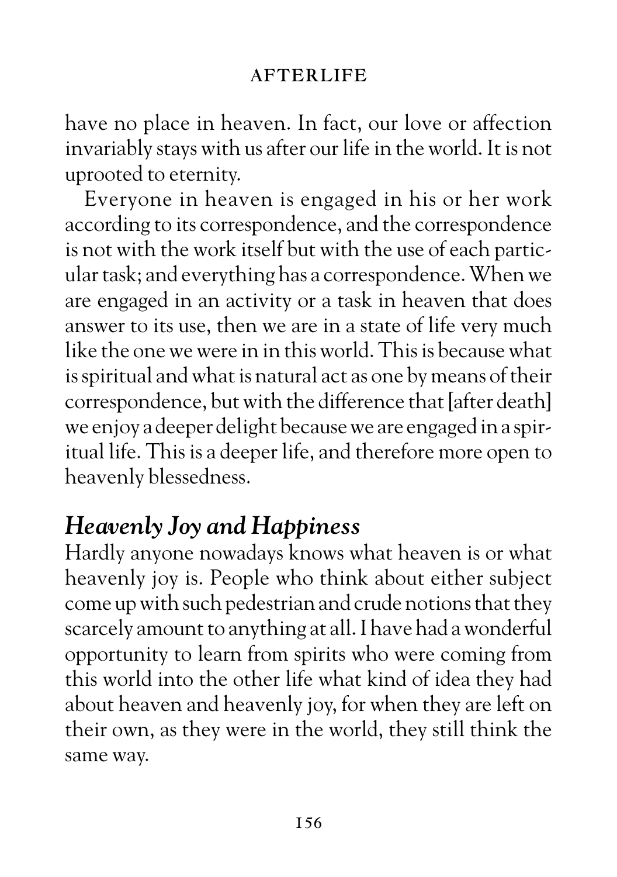have no place in heaven. In fact, our love or affection invariably stays with us after our life in the world. It is not uprooted to eternity.

Everyone in heaven is engaged in his or her work according to its correspondence, and the correspondence is not with the work itself but with the use of each particular task; and everything has a correspondence. When we are engaged in an activity or a task in heaven that does answer to its use, then we are in a state of life very much like the one we were in in this world. This is because what is spiritual and what is natural act as one by means of their correspondence, but with the difference that [after death] we enjoy a deeper delight because we are engaged in a spiritual life. This is a deeper life, and therefore more open to heavenly blessedness.

## *Heavenly Joy and Happiness*

Hardly anyone nowadays knows what heaven is or what heavenly joy is. People who think about either subject come up with such pedestrian and crude notions that they scarcely amount to anything at all. I have had a wonderful opportunity to learn from spirits who were coming from this world into the other life what kind of idea they had about heaven and heavenly joy, for when they are left on their own, as they were in the world, they still think the same way.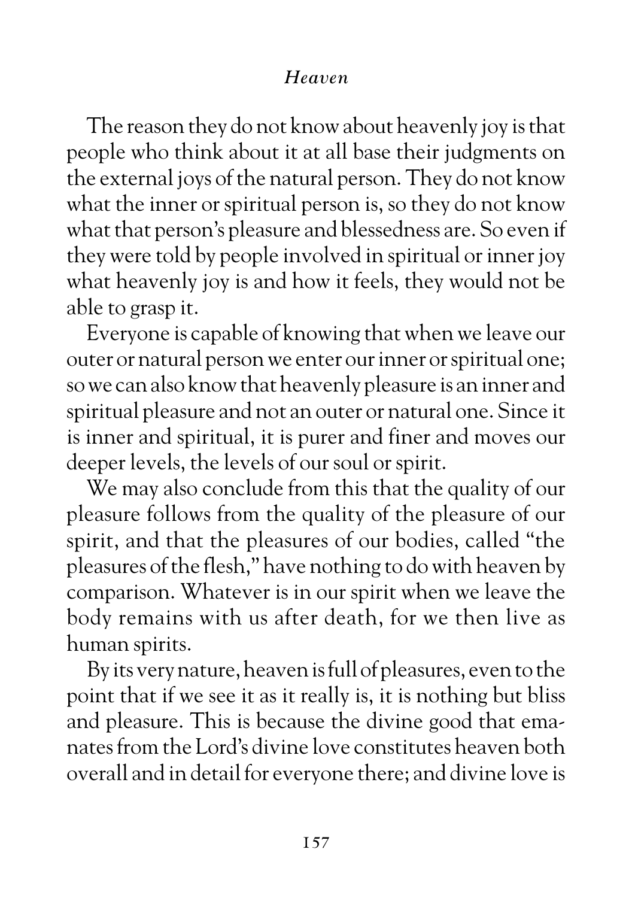The reason they do not know about heavenly joy is that people who think about it at all base their judgments on the external joys of the natural person. They do not know what the inner or spiritual person is, so they do not know what that person's pleasure and blessedness are. So even if they were told by people involved in spiritual or inner joy what heavenly joy is and how it feels, they would not be able to grasp it.

Everyone is capable of knowing that when we leave our outer or natural person we enter our inner or spiritual one; so we can also know that heavenly pleasure is an inner and spiritual pleasure and not an outer or natural one. Since it is inner and spiritual, it is purer and finer and moves our deeper levels, the levels of our soul or spirit.

We may also conclude from this that the quality of our pleasure follows from the quality of the pleasure of our spirit, and that the pleasures of our bodies, called "the pleasures of the flesh," have nothing to do with heaven by comparison. Whatever is in our spirit when we leave the body remains with us after death, for we then live as human spirits.

By its very nature, heaven is full of pleasures, even to the point that if we see it as it really is, it is nothing but bliss and pleasure. This is because the divine good that emanates from the Lord's divine love constitutes heaven both overall and in detail for everyone there; and divine love is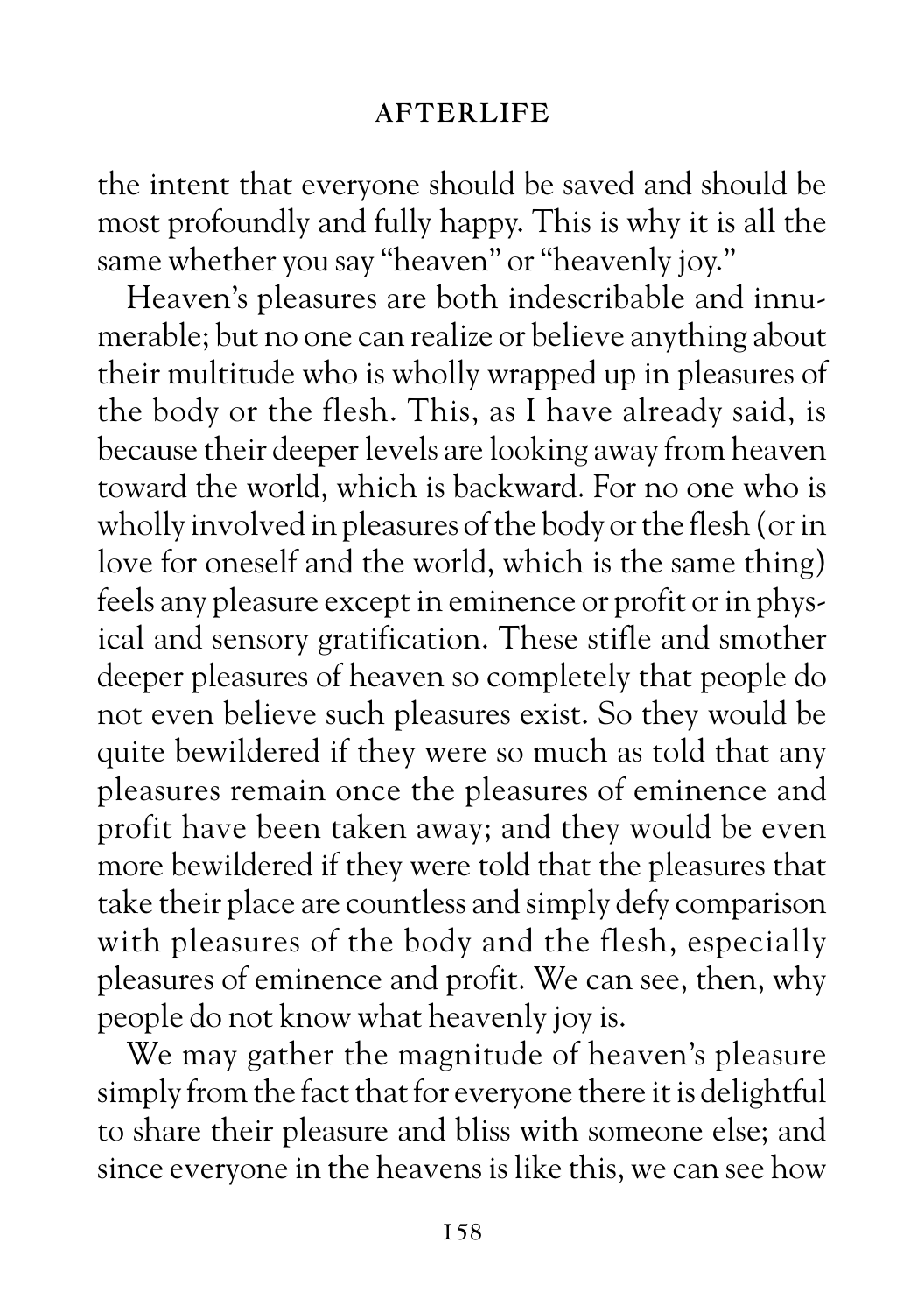the intent that everyone should be saved and should be most profoundly and fully happy. This is why it is all the same whether you say "heaven" or "heavenly joy."

Heaven's pleasures are both indescribable and innumerable; but no one can realize or believe anything about their multitude who is wholly wrapped up in pleasures of the body or the flesh. This, as I have already said, is because their deeper levels are looking away from heaven toward the world, which is backward. For no one who is wholly involved in pleasures of the body or the flesh (or in love for oneself and the world, which is the same thing) feels any pleasure except in eminence or profit or in physical and sensory gratification. These stifle and smother deeper pleasures of heaven so completely that people do not even believe such pleasures exist. So they would be quite bewildered if they were so much as told that any pleasures remain once the pleasures of eminence and profit have been taken away; and they would be even more bewildered if they were told that the pleasures that take their place are countless and simply defy comparison with pleasures of the body and the flesh, especially pleasures of eminence and profit. We can see, then, why people do not know what heavenly joy is.

We may gather the magnitude of heaven's pleasure simply from the fact that for everyone there it is delightful to share their pleasure and bliss with someone else; and since everyone in the heavens is like this, we can see how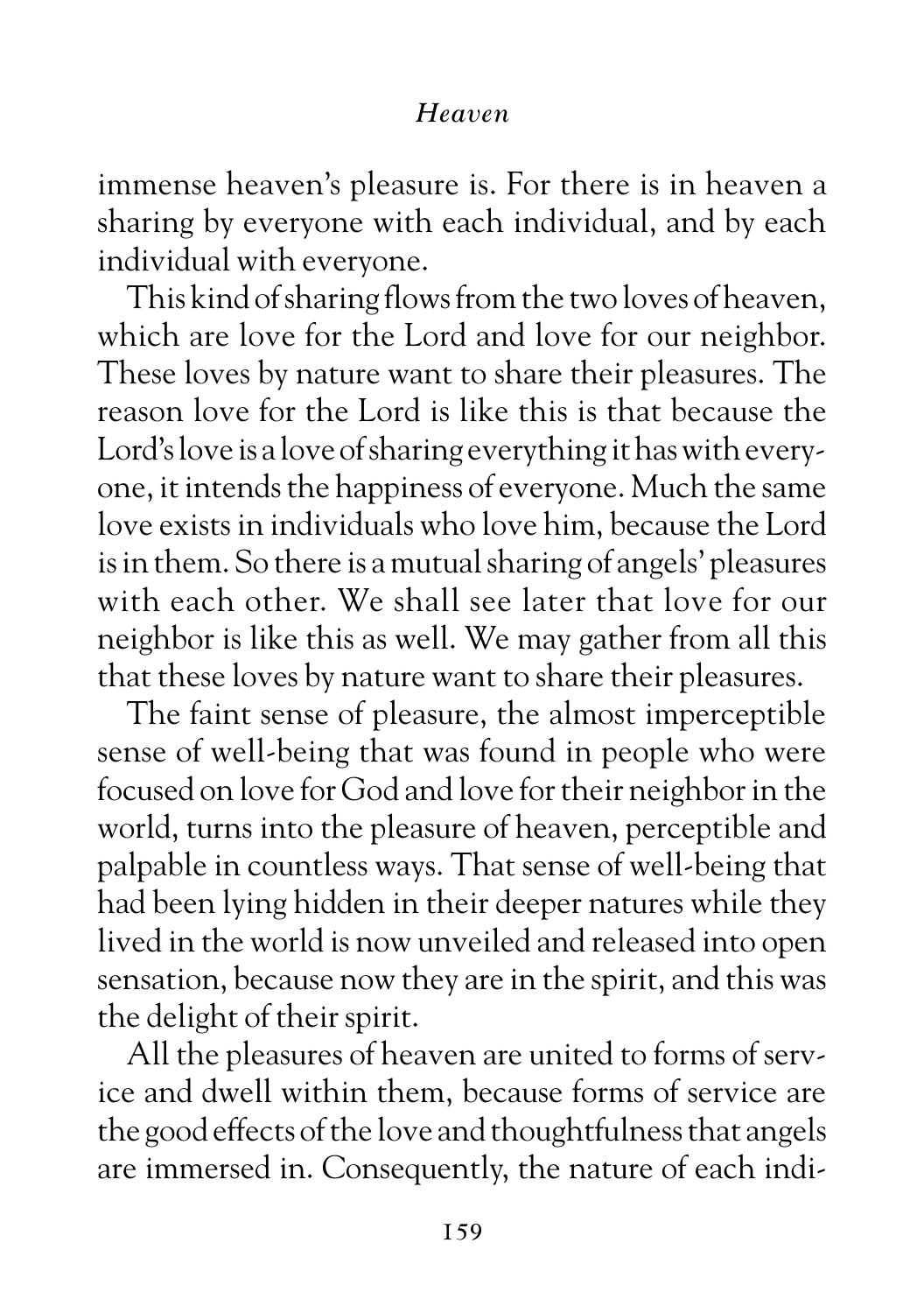immense heaven's pleasure is. For there is in heaven a sharing by everyone with each individual, and by each individual with everyone.

This kind of sharing flows from the two loves of heaven, which are love for the Lord and love for our neighbor. These loves by nature want to share their pleasures. The reason love for the Lord is like this is that because the Lord's love is a love of sharing everything it has with everyone, it intends the happiness of everyone. Much the same love exists in individuals who love him, because the Lord is in them. So there is a mutual sharing of angels' pleasures with each other. We shall see later that love for our neighbor is like this as well. We may gather from all this that these loves by nature want to share their pleasures.

The faint sense of pleasure, the almost imperceptible sense of well-being that was found in people who were focused on love for God and love for their neighbor in the world, turns into the pleasure of heaven, perceptible and palpable in countless ways. That sense of well-being that had been lying hidden in their deeper natures while they lived in the world is now unveiled and released into open sensation, because now they are in the spirit, and this was the delight of their spirit.

All the pleasures of heaven are united to forms of service and dwell within them, because forms of service are the good effects of the love and thoughtfulness that angels are immersed in. Consequently, the nature of each indi-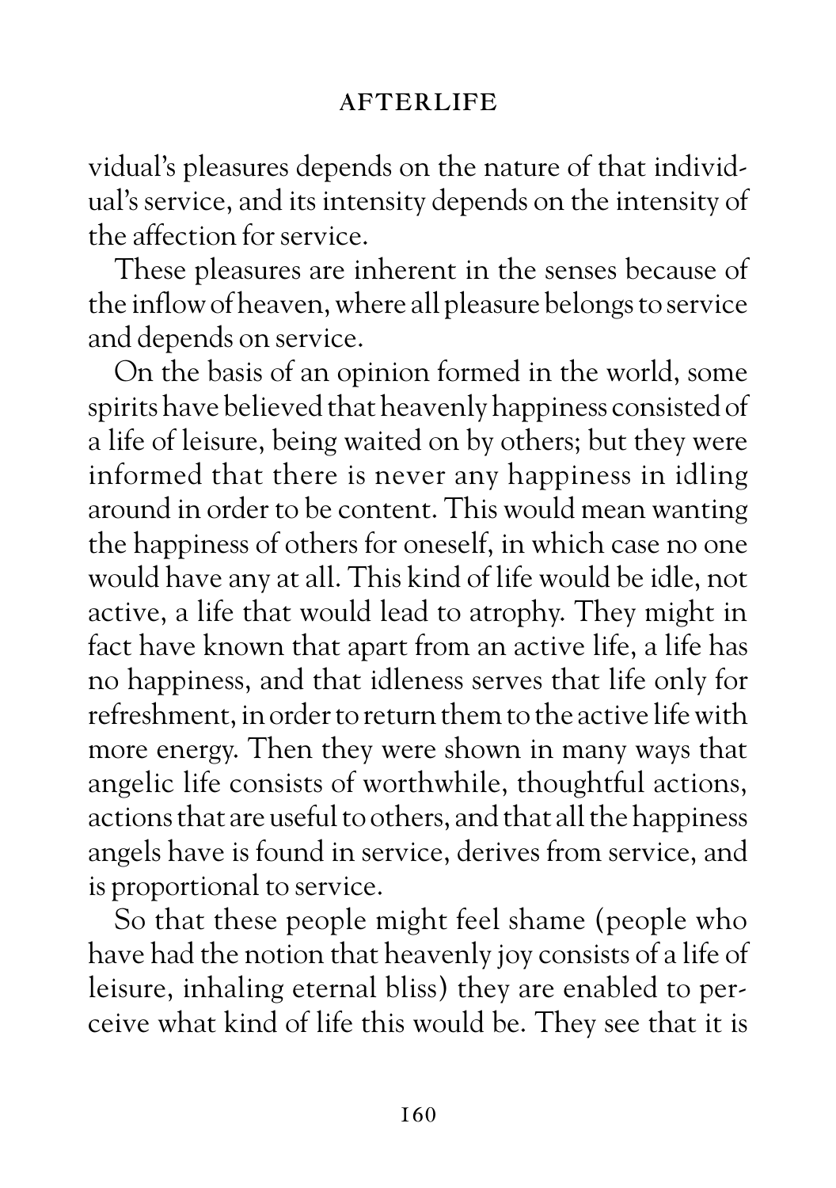vidual's pleasures depends on the nature of that individual's service, and its intensity depends on the intensity of the affection for service.

These pleasures are inherent in the senses because of the inflow of heaven, where all pleasure belongs to service and depends on service.

On the basis of an opinion formed in the world, some spirits have believed that heavenly happiness consisted of a life of leisure, being waited on by others; but they were informed that there is never any happiness in idling around in order to be content. This would mean wanting the happiness of others for oneself, in which case no one would have any at all. This kind of life would be idle, not active, a life that would lead to atrophy. They might in fact have known that apart from an active life, a life has no happiness, and that idleness serves that life only for refreshment, in order to return them to the active life with more energy. Then they were shown in many ways that angelic life consists of worthwhile, thoughtful actions, actions that are useful to others, and that all the happiness angels have is found in service, derives from service, and is proportional to service.

So that these people might feel shame (people who have had the notion that heavenly joy consists of a life of leisure, inhaling eternal bliss) they are enabled to perceive what kind of life this would be. They see that it is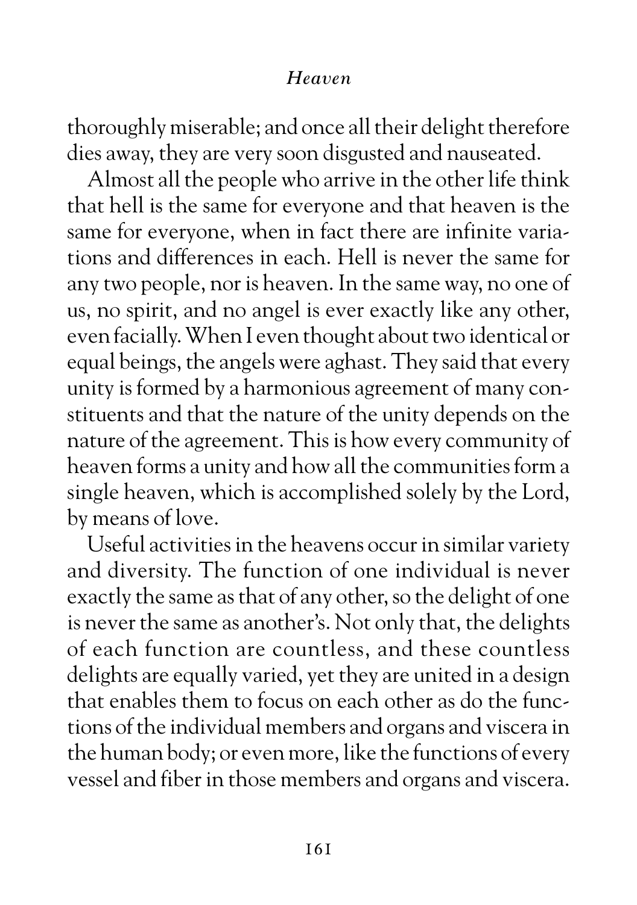thoroughly miserable; and once all their delight therefore dies away, they are very soon disgusted and nauseated.

Almost all the people who arrive in the other life think that hell is the same for everyone and that heaven is the same for everyone, when in fact there are infinite variations and differences in each. Hell is never the same for any two people, nor is heaven. In the same way, no one of us, no spirit, and no angel is ever exactly like any other, even facially. When I even thought about two identical or equal beings, the angels were aghast. They said that every unity is formed by a harmonious agreement of many constituents and that the nature of the unity depends on the nature of the agreement. This is how every community of heaven forms a unity and how all the communities form a single heaven, which is accomplished solely by the Lord, by means of love.

Useful activities in the heavens occur in similar variety and diversity. The function of one individual is never exactly the same as that of any other, so the delight of one is never the same as another's. Not only that, the delights of each function are countless, and these countless delights are equally varied, yet they are united in a design that enables them to focus on each other as do the functions of the individual members and organs and viscera in the human body; or even more, like the functions of every vessel and fiber in those members and organs and viscera.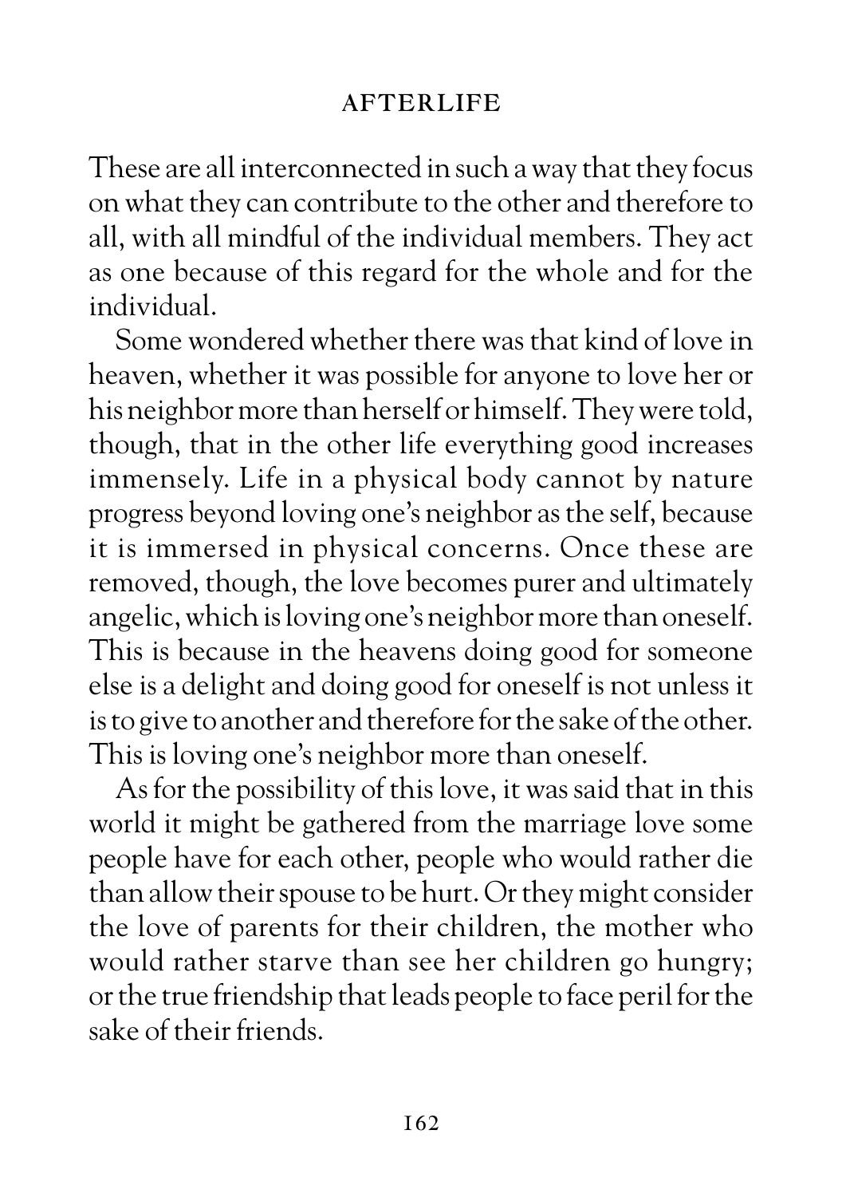These are all interconnected in such a way that they focus on what they can contribute to the other and therefore to all, with all mindful of the individual members. They act as one because of this regard for the whole and for the individual.

Some wondered whether there was that kind of love in heaven, whether it was possible for anyone to love her or his neighbor more than herself or himself. They were told, though, that in the other life everything good increases immensely. Life in a physical body cannot by nature progress beyond loving one's neighbor as the self, because it is immersed in physical concerns. Once these are removed, though, the love becomes purer and ultimately angelic, which is loving one's neighbor more than oneself. This is because in the heavens doing good for someone else is a delight and doing good for oneself is not unless it is to give to another and therefore for the sake of the other. This is loving one's neighbor more than oneself.

As for the possibility of this love, it was said that in this world it might be gathered from the marriage love some people have for each other, people who would rather die than allow their spouse to be hurt. Or they might consider the love of parents for their children, the mother who would rather starve than see her children go hungry; or the true friendship that leads people to face peril for the sake of their friends.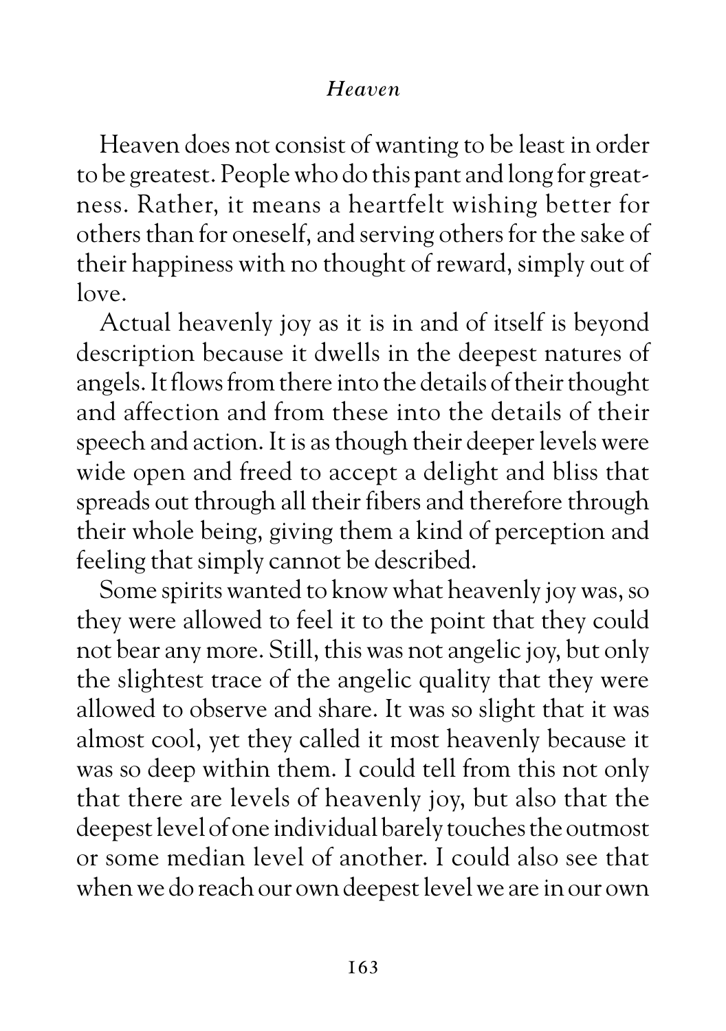Heaven does not consist of wanting to be least in order to be greatest. People who do this pant and long for greatness. Rather, it means a heartfelt wishing better for others than for oneself, and serving others for the sake of their happiness with no thought of reward, simply out of love.

Actual heavenly joy as it is in and of itself is beyond description because it dwells in the deepest natures of angels. It flows from there into the details of their thought and affection and from these into the details of their speech and action. It is as though their deeper levels were wide open and freed to accept a delight and bliss that spreads out through all their fibers and therefore through their whole being, giving them a kind of perception and feeling that simply cannot be described.

Some spirits wanted to know what heavenly joy was, so they were allowed to feel it to the point that they could not bear any more. Still, this was not angelic joy, but only the slightest trace of the angelic quality that they were allowed to observe and share. It was so slight that it was almost cool, yet they called it most heavenly because it was so deep within them. I could tell from this not only that there are levels of heavenly joy, but also that the deepest level of one individual barely touches the outmost or some median level of another. I could also see that when we do reach our own deepest level we are in our own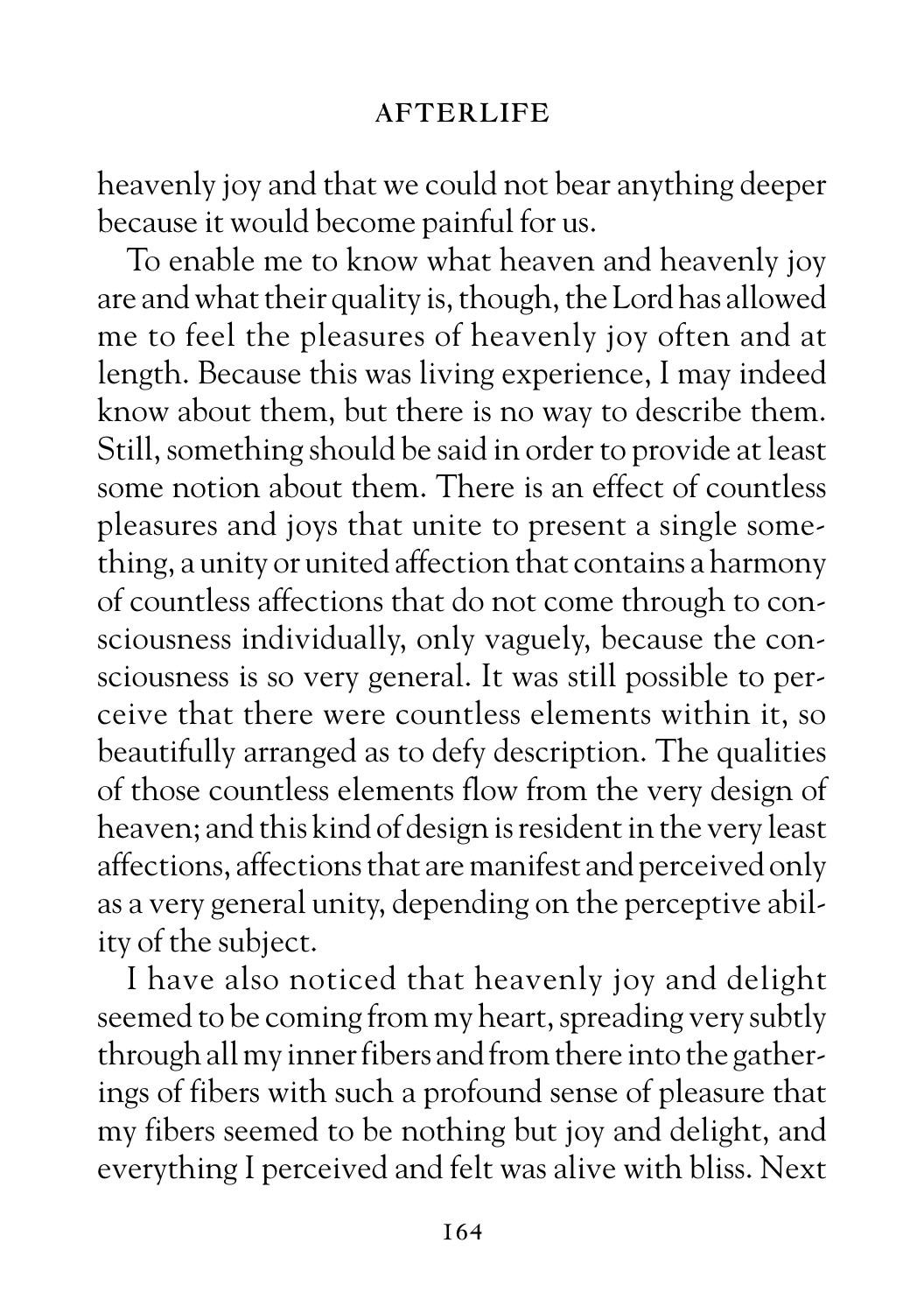heavenly joy and that we could not bear anything deeper because it would become painful for us.

To enable me to know what heaven and heavenly joy are and what their quality is, though, the Lord has allowed me to feel the pleasures of heavenly joy often and at length. Because this was living experience, I may indeed know about them, but there is no way to describe them. Still, something should be said in order to provide at least some notion about them. There is an effect of countless pleasures and joys that unite to present a single something, a unity or united affection that contains a harmony of countless affections that do not come through to consciousness individually, only vaguely, because the consciousness is so very general. It was still possible to perceive that there were countless elements within it, so beautifully arranged as to defy description. The qualities of those countless elements flow from the very design of heaven; and this kind of design is resident in the very least affections, affections that are manifest and perceived only as a very general unity, depending on the perceptive ability of the subject.

I have also noticed that heavenly joy and delight seemed to be coming from my heart, spreading very subtly through all my inner fibers and from there into the gatherings of fibers with such a profound sense of pleasure that my fibers seemed to be nothing but joy and delight, and everything I perceived and felt was alive with bliss. Next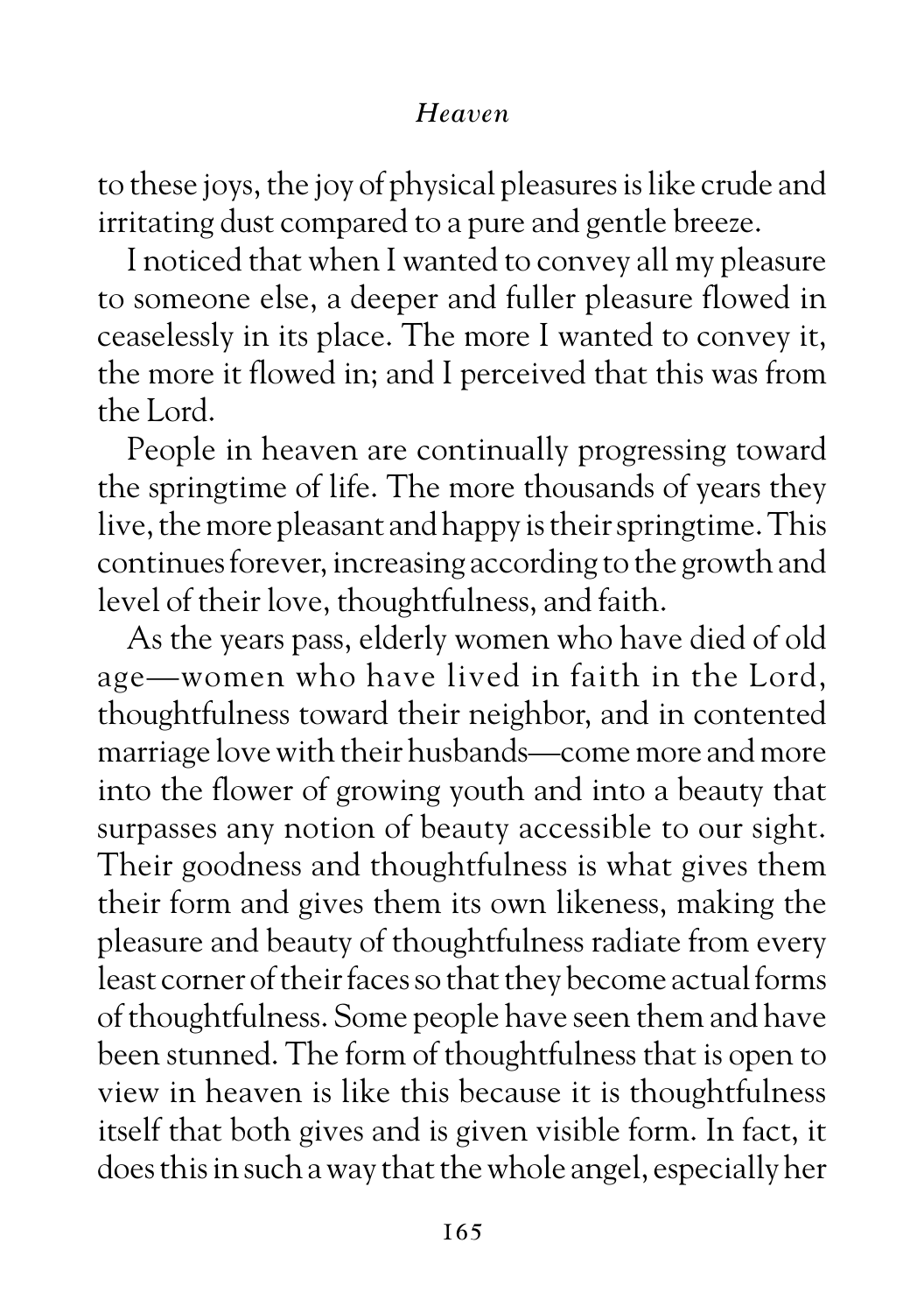to these joys, the joy of physical pleasures is like crude and irritating dust compared to a pure and gentle breeze.

I noticed that when I wanted to convey all my pleasure to someone else, a deeper and fuller pleasure flowed in ceaselessly in its place. The more I wanted to convey it, the more it flowed in; and I perceived that this was from the Lord.

People in heaven are continually progressing toward the springtime of life. The more thousands of years they live, the more pleasant and happy is their springtime. This continues forever, increasing according to the growth and level of their love, thoughtfulness, and faith.

As the years pass, elderly women who have died of old age—women who have lived in faith in the Lord, thoughtfulness toward their neighbor, and in contented marriage love with their husbands—come more and more into the flower of growing youth and into a beauty that surpasses any notion of beauty accessible to our sight. Their goodness and thoughtfulness is what gives them their form and gives them its own likeness, making the pleasure and beauty of thoughtfulness radiate from every least corner of their faces so that they become actual forms of thoughtfulness. Some people have seen them and have been stunned. The form of thoughtfulness that is open to view in heaven is like this because it is thoughtfulness itself that both gives and is given visible form. In fact, it does this in such a way that the whole angel, especially her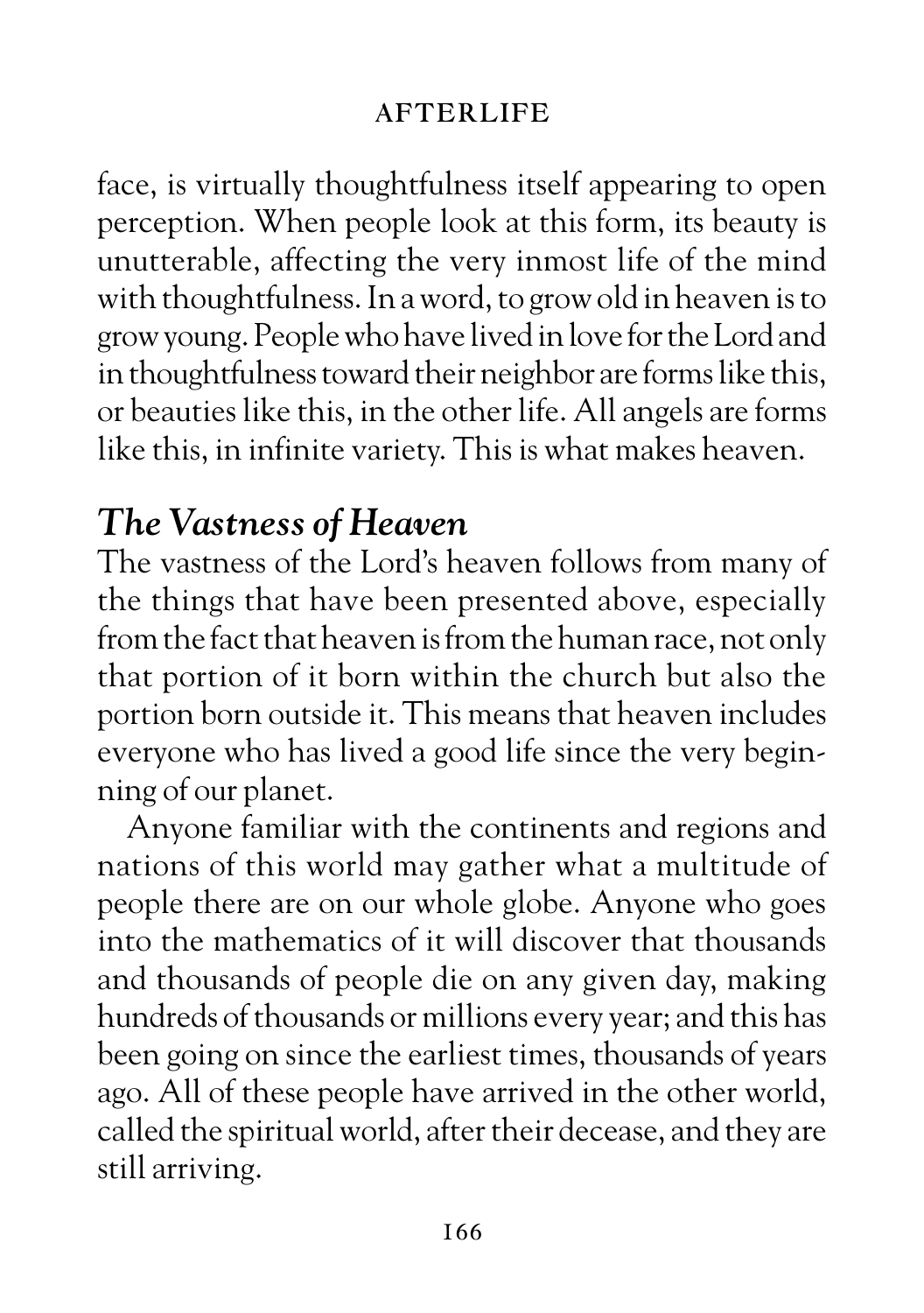face, is virtually thoughtfulness itself appearing to open perception. When people look at this form, its beauty is unutterable, affecting the very inmost life of the mind with thoughtfulness. In a word, to grow old in heaven is to grow young. People who have lived in love for the Lord and in thoughtfulness toward their neighbor are forms like this, or beauties like this, in the other life. All angels are forms like this, in infinite variety. This is what makes heaven.

## *The Vastness of Heaven*

The vastness of the Lord's heaven follows from many of the things that have been presented above, especially from the fact that heaven is from the human race, not only that portion of it born within the church but also the portion born outside it. This means that heaven includes everyone who has lived a good life since the very beginning of our planet.

Anyone familiar with the continents and regions and nations of this world may gather what a multitude of people there are on our whole globe. Anyone who goes into the mathematics of it will discover that thousands and thousands of people die on any given day, making hundreds of thousands or millions every year; and this has been going on since the earliest times, thousands of years ago. All of these people have arrived in the other world, called the spiritual world, after their decease, and they are still arriving.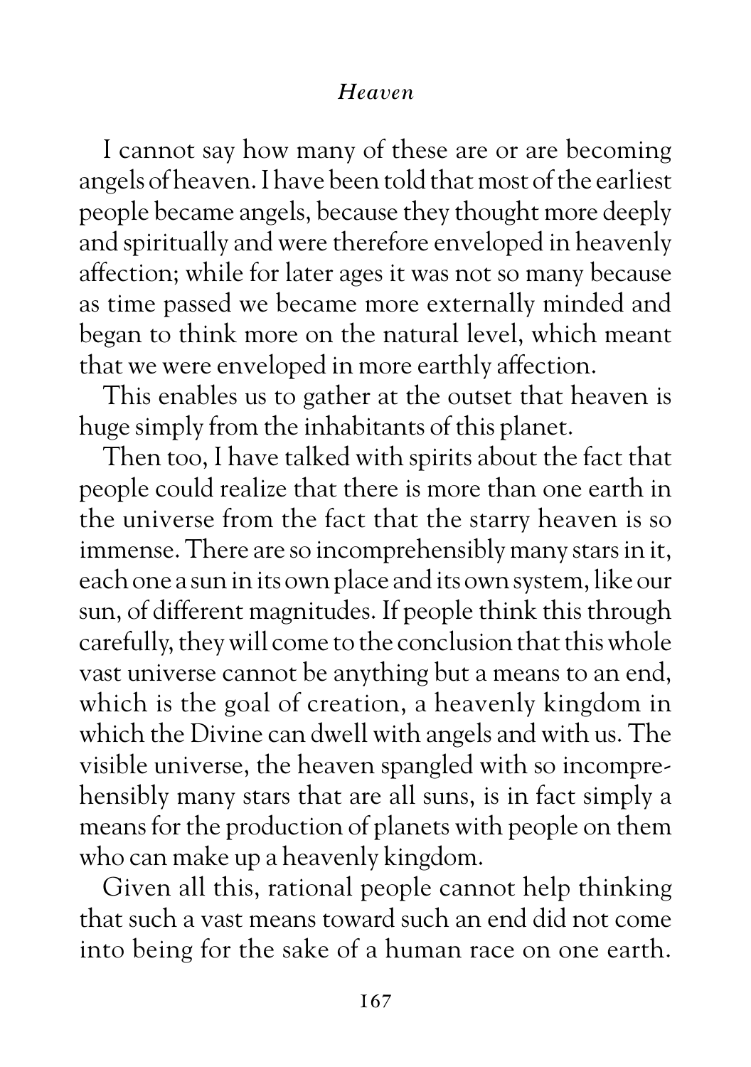I cannot say how many of these are or are becoming angels of heaven. I have been told that most of the earliest people became angels, because they thought more deeply and spiritually and were therefore enveloped in heavenly affection; while for later ages it was not so many because as time passed we became more externally minded and began to think more on the natural level, which meant that we were enveloped in more earthly affection.

This enables us to gather at the outset that heaven is huge simply from the inhabitants of this planet.

Then too, I have talked with spirits about the fact that people could realize that there is more than one earth in the universe from the fact that the starry heaven is so immense. There are so incomprehensibly many stars in it, each one a sun in its own place and its own system, like our sun, of different magnitudes. If people think this through carefully, they will come to the conclusion that this whole vast universe cannot be anything but a means to an end, which is the goal of creation, a heavenly kingdom in which the Divine can dwell with angels and with us. The visible universe, the heaven spangled with so incomprehensibly many stars that are all suns, is in fact simply a means for the production of planets with people on them who can make up a heavenly kingdom.

Given all this, rational people cannot help thinking that such a vast means toward such an end did not come into being for the sake of a human race on one earth.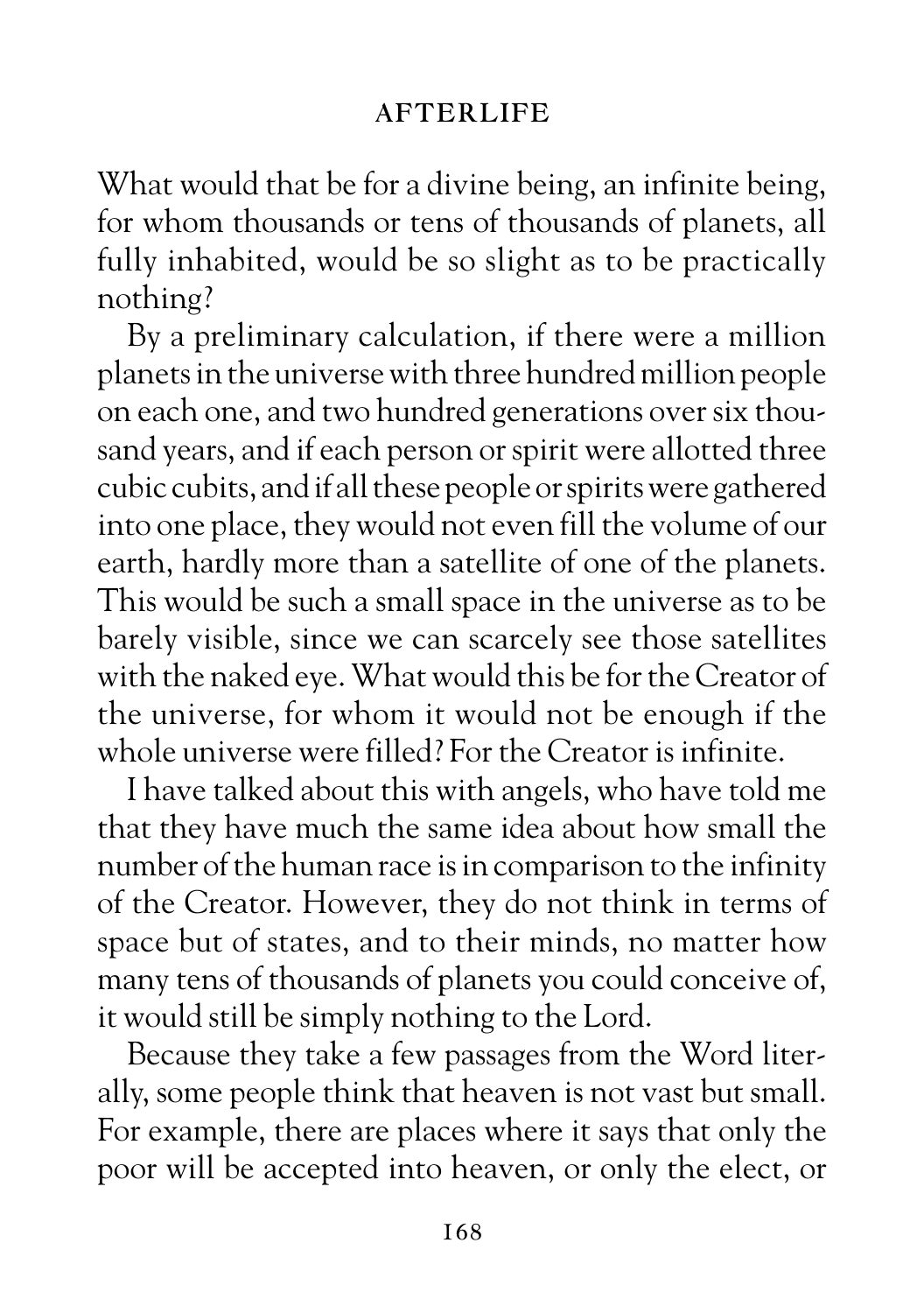What would that be for a divine being, an infinite being, for whom thousands or tens of thousands of planets, all fully inhabited, would be so slight as to be practically nothing?

By a preliminary calculation, if there were a million planets in the universe with three hundred million people on each one, and two hundred generations over six thousand years, and if each person or spirit were allotted three cubic cubits, and if all these people or spirits were gathered into one place, they would not even fill the volume of our earth, hardly more than a satellite of one of the planets. This would be such a small space in the universe as to be barely visible, since we can scarcely see those satellites with the naked eye. What would this be for the Creator of the universe, for whom it would not be enough if the whole universe were filled? For the Creator is infinite.

I have talked about this with angels, who have told me that they have much the same idea about how small the number of the human race is in comparison to the infinity of the Creator. However, they do not think in terms of space but of states, and to their minds, no matter how many tens of thousands of planets you could conceive of, it would still be simply nothing to the Lord.

Because they take a few passages from the Word literally, some people think that heaven is not vast but small. For example, there are places where it says that only the poor will be accepted into heaven, or only the elect, or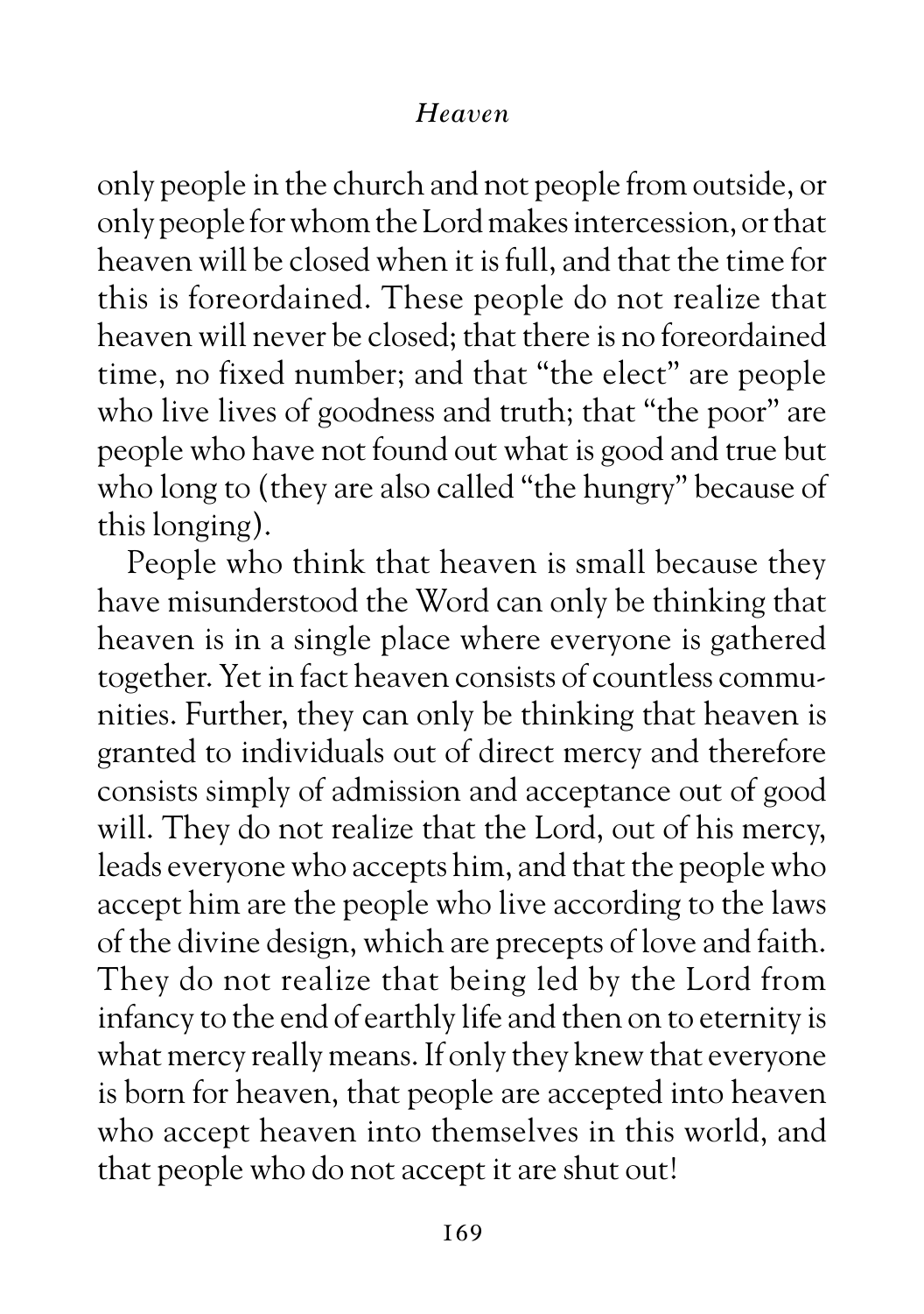only people in the church and not people from outside, or only people for whom the Lord makes intercession, or that heaven will be closed when it is full, and that the time for this is foreordained. These people do not realize that heaven will never be closed; that there is no foreordained time, no fixed number; and that "the elect" are people who live lives of goodness and truth; that "the poor" are people who have not found out what is good and true but who long to (they are also called "the hungry" because of this longing).

People who think that heaven is small because they have misunderstood the Word can only be thinking that heaven is in a single place where everyone is gathered together. Yet in fact heaven consists of countless communities. Further, they can only be thinking that heaven is granted to individuals out of direct mercy and therefore consists simply of admission and acceptance out of good will. They do not realize that the Lord, out of his mercy, leads everyone who accepts him, and that the people who accept him are the people who live according to the laws of the divine design, which are precepts of love and faith. They do not realize that being led by the Lord from infancy to the end of earthly life and then on to eternity is what mercy really means. If only they knew that everyone is born for heaven, that people are accepted into heaven who accept heaven into themselves in this world, and that people who do not accept it are shut out!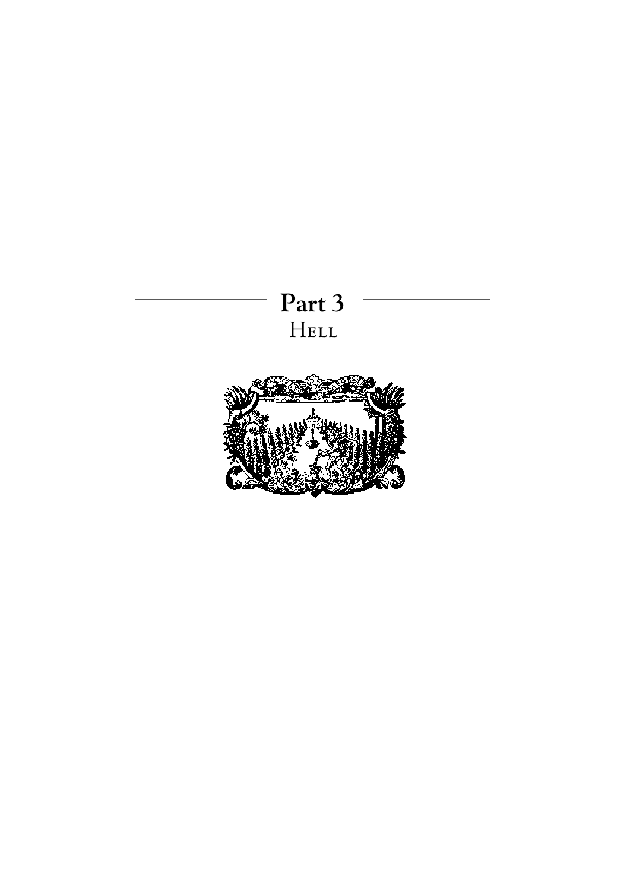# Part 3
## Hell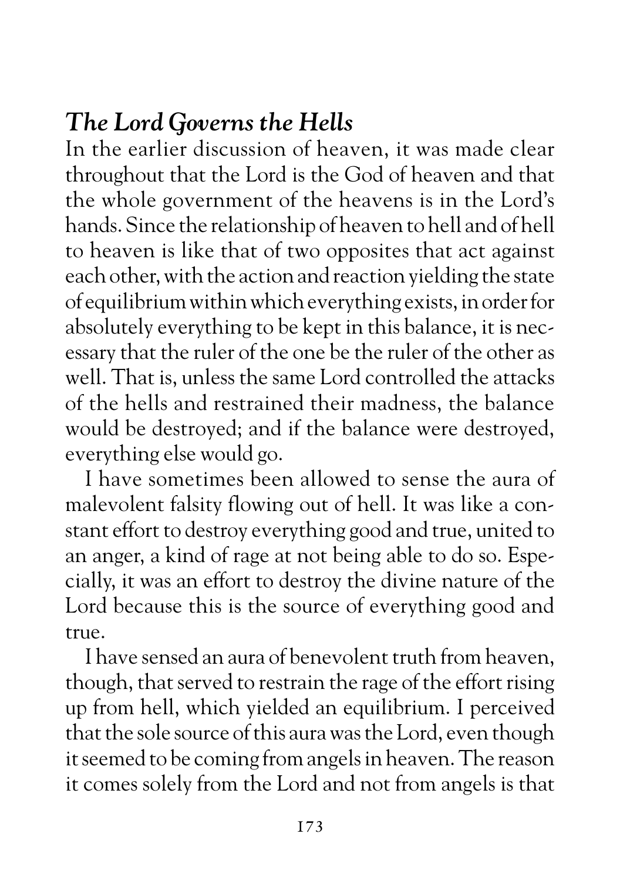## *The Lord Governs the Hells*

In the earlier discussion of heaven, it was made clear throughout that the Lord is the God of heaven and that the whole government of the heavens is in the Lord's hands. Since the relationship of heaven to hell and of hell to heaven is like that of two opposites that act against each other, with the action and reaction yielding the state of equilibrium within which everything exists, in order for absolutely everything to be kept in this balance, it is necessary that the ruler of the one be the ruler of the other as well. That is, unless the same Lord controlled the attacks of the hells and restrained their madness, the balance would be destroyed; and if the balance were destroyed, everything else would go.

I have sometimes been allowed to sense the aura of malevolent falsity flowing out of hell. It was like a constant effort to destroy everything good and true, united to an anger, a kind of rage at not being able to do so. Especially, it was an effort to destroy the divine nature of the Lord because this is the source of everything good and true.

I have sensed an aura of benevolent truth from heaven, though, that served to restrain the rage of the effort rising up from hell, which yielded an equilibrium. I perceived that the sole source of this aura was the Lord, even though it seemed to be coming from angels in heaven. The reason it comes solely from the Lord and not from angels is that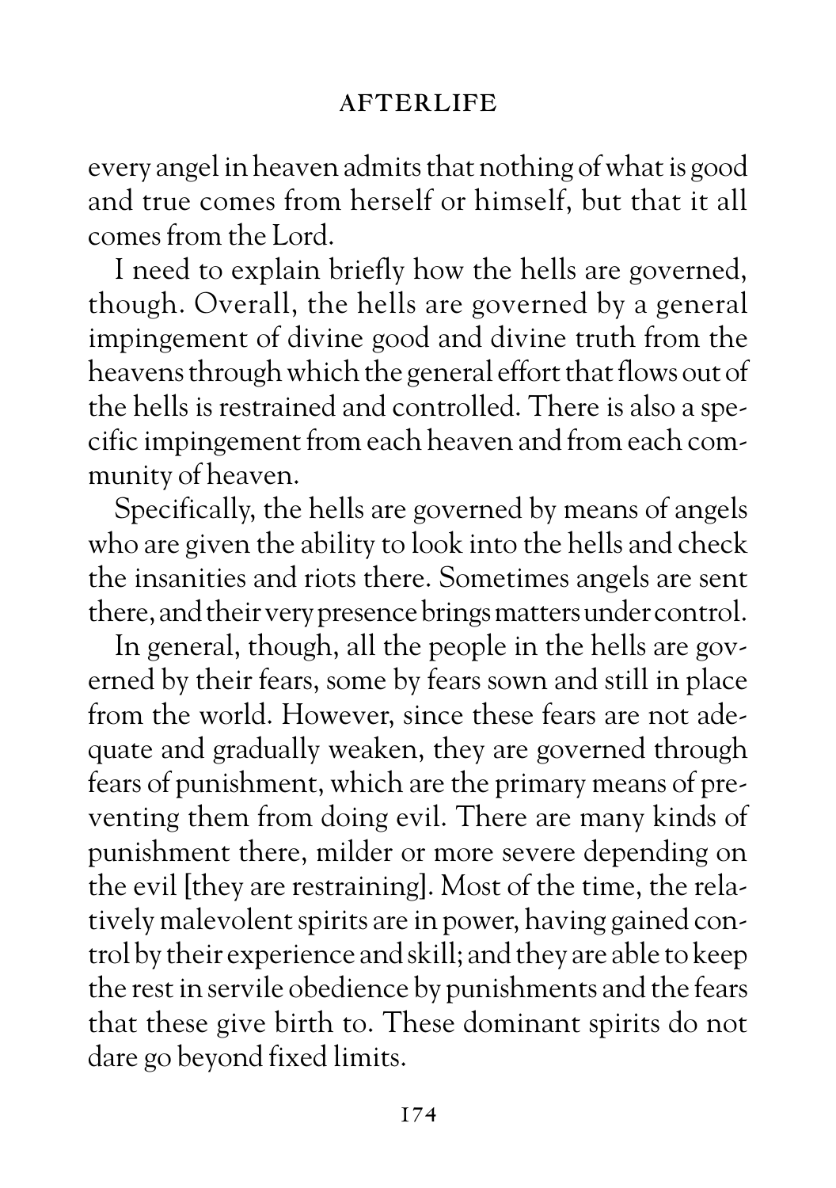every angel in heaven admits that nothing of what is good and true comes from herself or himself, but that it all comes from the Lord.

I need to explain briefly how the hells are governed, though. Overall, the hells are governed by a general impingement of divine good and divine truth from the heavens through which the general effort that flows out of the hells is restrained and controlled. There is also a specific impingement from each heaven and from each community of heaven.

Specifically, the hells are governed by means of angels who are given the ability to look into the hells and check the insanities and riots there. Sometimes angels are sent there, and their very presence brings matters under control.

In general, though, all the people in the hells are governed by their fears, some by fears sown and still in place from the world. However, since these fears are not adequate and gradually weaken, they are governed through fears of punishment, which are the primary means of preventing them from doing evil. There are many kinds of punishment there, milder or more severe depending on the evil [they are restraining]. Most of the time, the relatively malevolent spirits are in power, having gained control by their experience and skill; and they are able to keep the rest in servile obedience by punishments and the fears that these give birth to. These dominant spirits do not dare go beyond fixed limits.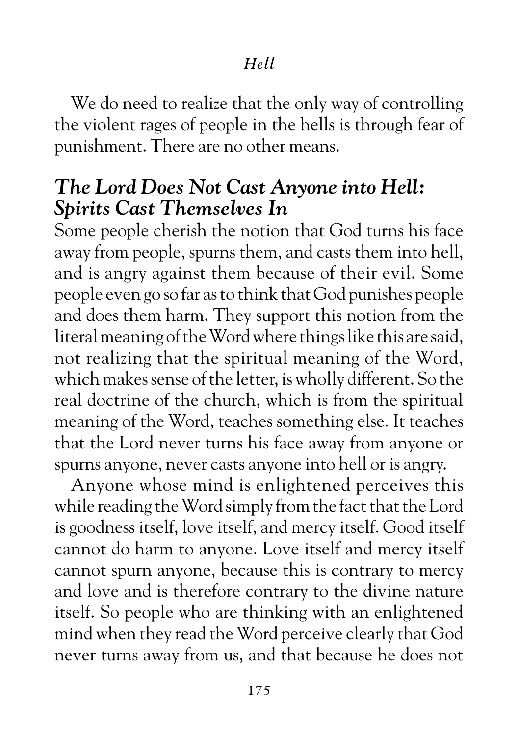We do need to realize that the only way of controlling the violent rages of people in the hells is through fear of punishment. There are no other means.

## *The Lord Does Not Cast Anyone into Hell: Spirits Cast Themselves In*

Some people cherish the notion that God turns his face away from people, spurns them, and casts them into hell, and is angry against them because of their evil. Some people even go so far as to think that God punishes people and does them harm. They support this notion from the literal meaning of the Word where things like this are said, not realizing that the spiritual meaning of the Word, which makes sense of the letter, is wholly different. So the real doctrine of the church, which is from the spiritual meaning of the Word, teaches something else. It teaches that the Lord never turns his face away from anyone or spurns anyone, never casts anyone into hell or is angry.

Anyone whose mind is enlightened perceives this while reading the Word simply from the fact that the Lord is goodness itself, love itself, and mercy itself. Good itself cannot do harm to anyone. Love itself and mercy itself cannot spurn anyone, because this is contrary to mercy and love and is therefore contrary to the divine nature itself. So people who are thinking with an enlightened mind when they read the Word perceive clearly that God never turns away from us, and that because he does not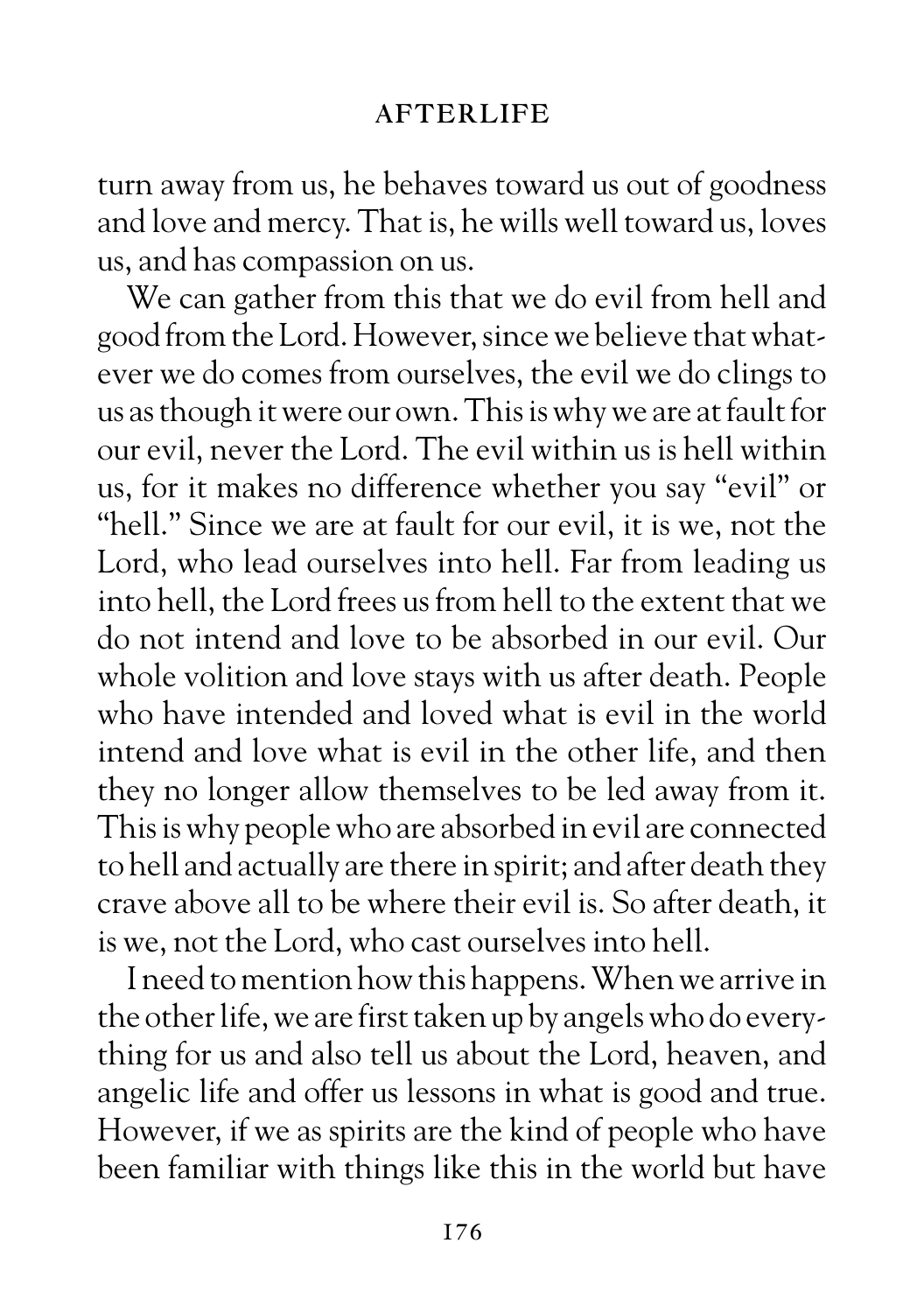turn away from us, he behaves toward us out of goodness and love and mercy. That is, he wills well toward us, loves us, and has compassion on us.

We can gather from this that we do evil from hell and good from the Lord. However, since we believe that whatever we do comes from ourselves, the evil we do clings to us as though it were our own. This is why we are at fault for our evil, never the Lord. The evil within us is hell within us, for it makes no difference whether you say "evil" or "hell." Since we are at fault for our evil, it is we, not the Lord, who lead ourselves into hell. Far from leading us into hell, the Lord frees us from hell to the extent that we do not intend and love to be absorbed in our evil. Our whole volition and love stays with us after death. People who have intended and loved what is evil in the world intend and love what is evil in the other life, and then they no longer allow themselves to be led away from it. This is why people who are absorbed in evil are connected to hell and actually are there in spirit; and after death they crave above all to be where their evil is. So after death, it is we, not the Lord, who cast ourselves into hell.

I need to mention how this happens. When we arrive in the other life, we are first taken up by angels who do everything for us and also tell us about the Lord, heaven, and angelic life and offer us lessons in what is good and true. However, if we as spirits are the kind of people who have been familiar with things like this in the world but have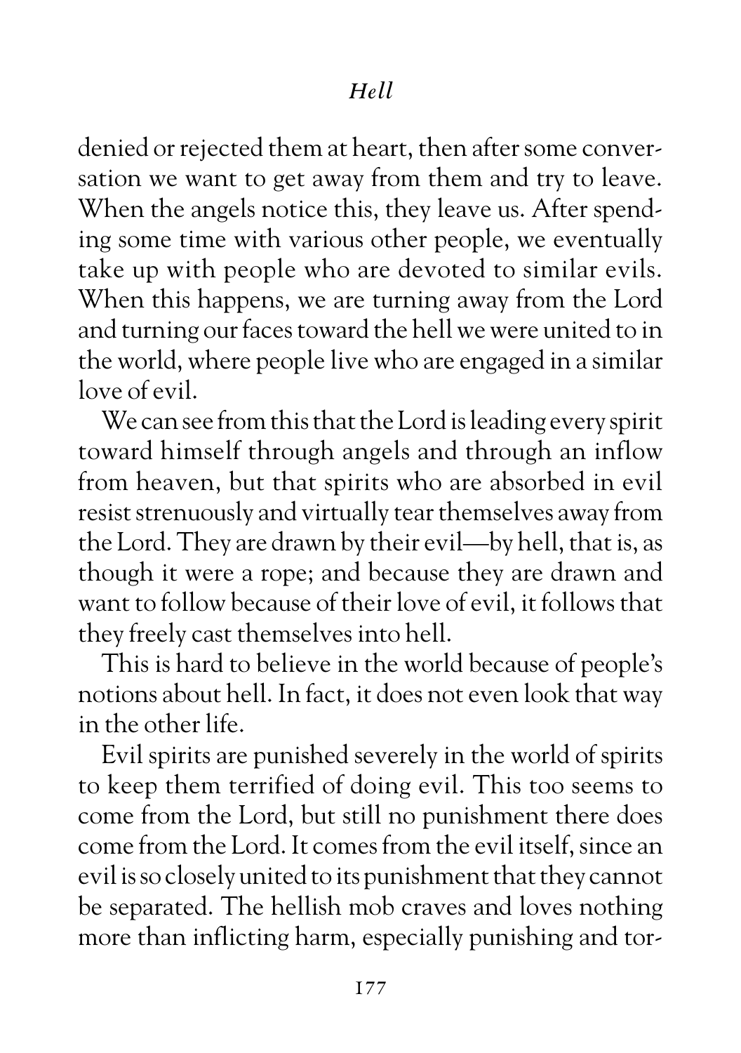denied or rejected them at heart, then after some conversation we want to get away from them and try to leave. When the angels notice this, they leave us. After spending some time with various other people, we eventually take up with people who are devoted to similar evils. When this happens, we are turning away from the Lord and turning our faces toward the hell we were united to in the world, where people live who are engaged in a similar love of evil.

We can see from this that the Lord is leading every spirit toward himself through angels and through an inflow from heaven, but that spirits who are absorbed in evil resist strenuously and virtually tear themselves away from the Lord. They are drawn by their evil—by hell, that is, as though it were a rope; and because they are drawn and want to follow because of their love of evil, it follows that they freely cast themselves into hell.

This is hard to believe in the world because of people's notions about hell. In fact, it does not even look that way in the other life.

Evil spirits are punished severely in the world of spirits to keep them terrified of doing evil. This too seems to come from the Lord, but still no punishment there does come from the Lord. It comes from the evil itself, since an evil is so closely united to its punishment that they cannot be separated. The hellish mob craves and loves nothing more than inflicting harm, especially punishing and tor-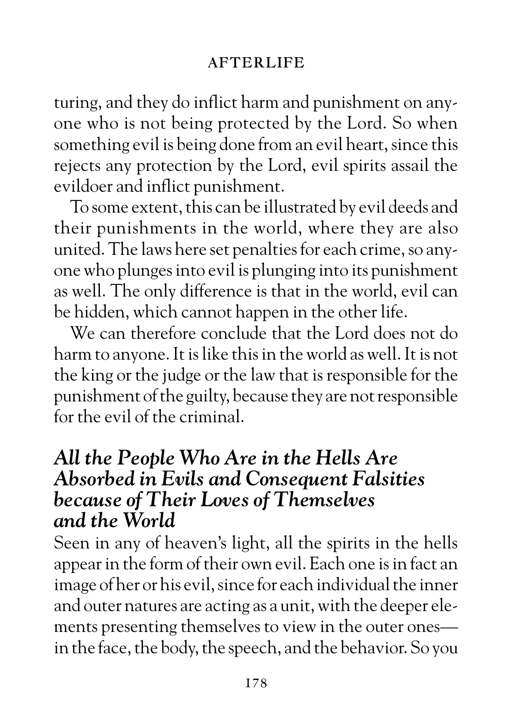turing, and they do inflict harm and punishment on anyone who is not being protected by the Lord. So when something evil is being done from an evil heart, since this rejects any protection by the Lord, evil spirits assail the evildoer and inflict punishment.

To some extent, this can be illustrated by evil deeds and their punishments in the world, where they are also united. The laws here set penalties for each crime, so anyone who plunges into evil is plunging into its punishment as well. The only difference is that in the world, evil can be hidden, which cannot happen in the other life.

We can therefore conclude that the Lord does not do harm to anyone. It is like this in the world as well. It is not the king or the judge or the law that is responsible for the punishment of the guilty, because they are not responsible for the evil of the criminal.

## *All the People Who Are in the Hells Are Absorbed in Evils and Consequent Falsities because of Their Loves of Themselves and the World*

Seen in any of heaven's light, all the spirits in the hells appear in the form of their own evil. Each one is in fact an image of her or his evil, since for each individual the inner and outer natures are acting as a unit, with the deeper elements presenting themselves to view in the outer ones—in the face, the body, the speech, and the behavior. So you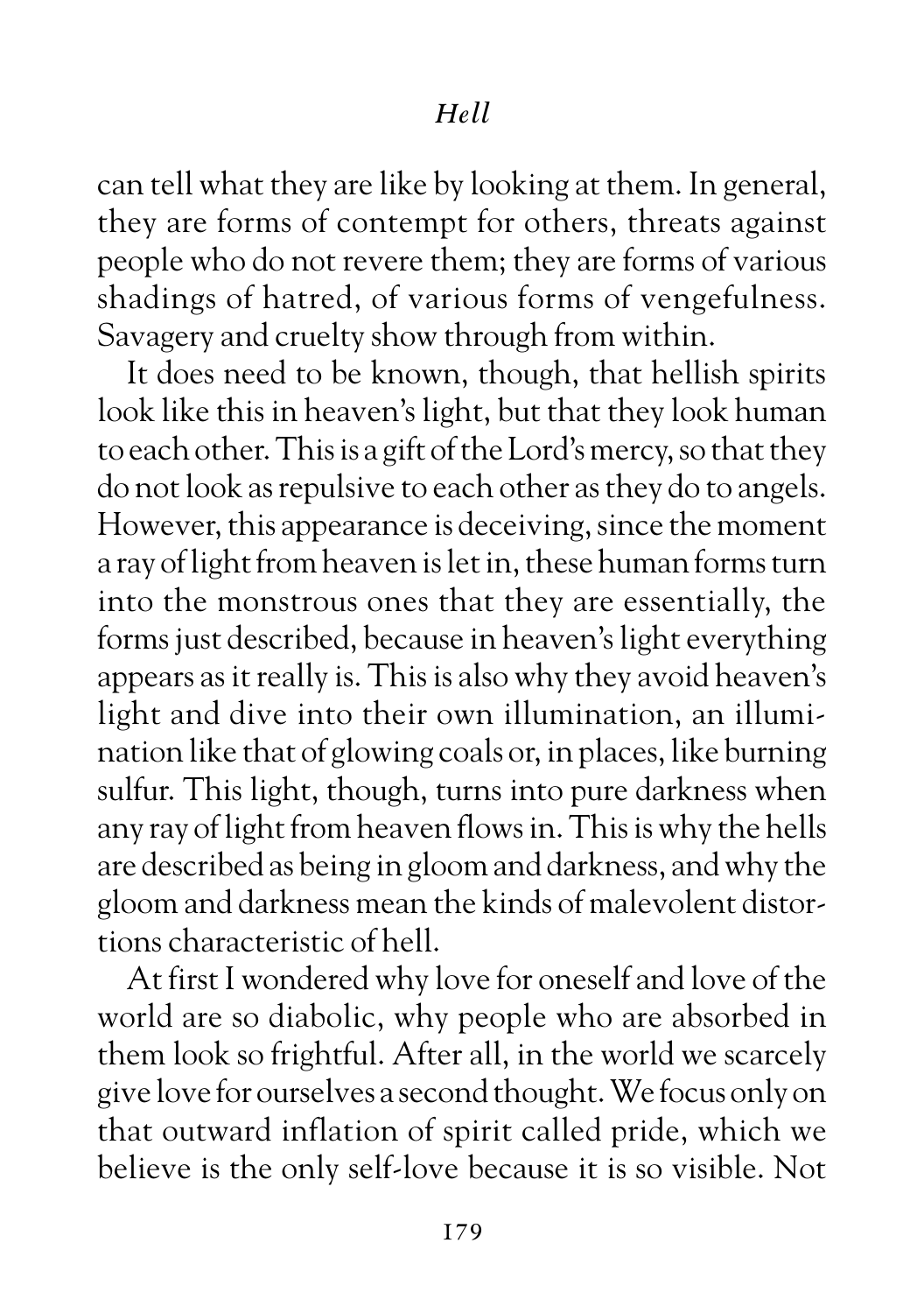can tell what they are like by looking at them. In general, they are forms of contempt for others, threats against people who do not revere them; they are forms of various shadings of hatred, of various forms of vengefulness. Savagery and cruelty show through from within.

It does need to be known, though, that hellish spirits look like this in heaven's light, but that they look human to each other. This is a gift of the Lord's mercy, so that they do not look as repulsive to each other as they do to angels. However, this appearance is deceiving, since the moment a ray of light from heaven is let in, these human forms turn into the monstrous ones that they are essentially, the forms just described, because in heaven's light everything appears as it really is. This is also why they avoid heaven's light and dive into their own illumination, an illumination like that of glowing coals or, in places, like burning sulfur. This light, though, turns into pure darkness when any ray of light from heaven flows in. This is why the hells are described as being in gloom and darkness, and why the gloom and darkness mean the kinds of malevolent distortions characteristic of hell.

At first I wondered why love for oneself and love of the world are so diabolic, why people who are absorbed in them look so frightful. After all, in the world we scarcely give love for ourselves a second thought. We focus only on that outward inflation of spirit called pride, which we believe is the only self-love because it is so visible. Not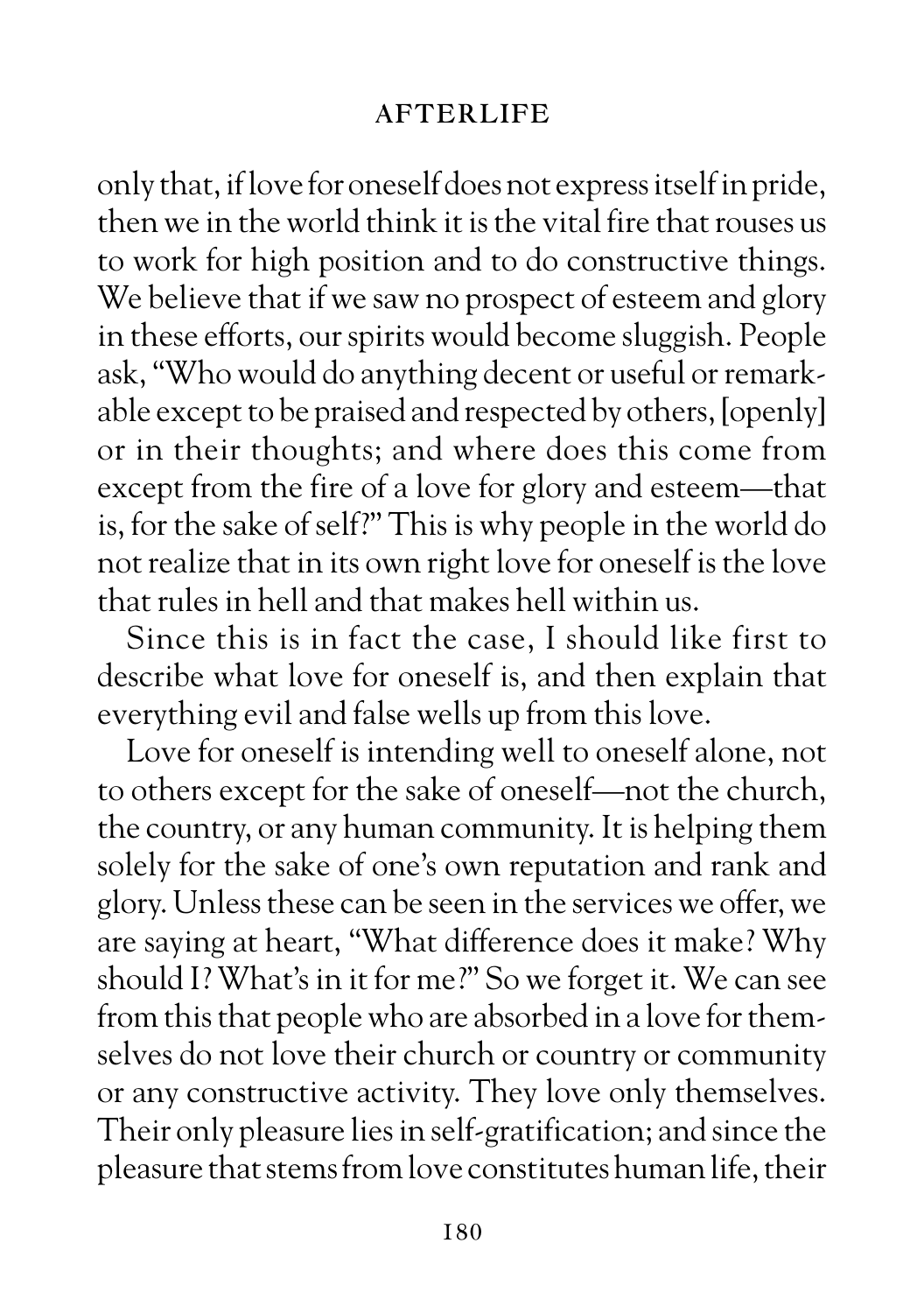only that, if love for oneself does not express itself in pride, then we in the world think it is the vital fire that rouses us to work for high position and to do constructive things. We believe that if we saw no prospect of esteem and glory in these efforts, our spirits would become sluggish. People ask, "Who would do anything decent or useful or remarkable except to be praised and respected by others, [openly] or in their thoughts; and where does this come from except from the fire of a love for glory and esteem—that is, for the sake of self?" This is why people in the world do not realize that in its own right love for oneself is the love that rules in hell and that makes hell within us.

Since this is in fact the case, I should like first to describe what love for oneself is, and then explain that everything evil and false wells up from this love.

Love for oneself is intending well to oneself alone, not to others except for the sake of oneself—not the church, the country, or any human community. It is helping them solely for the sake of one's own reputation and rank and glory. Unless these can be seen in the services we offer, we are saying at heart, "What difference does it make? Why should I? What's in it for me?" So we forget it. We can see from this that people who are absorbed in a love for themselves do not love their church or country or community or any constructive activity. They love only themselves. Their only pleasure lies in self-gratification; and since the pleasure that stems from love constitutes human life, their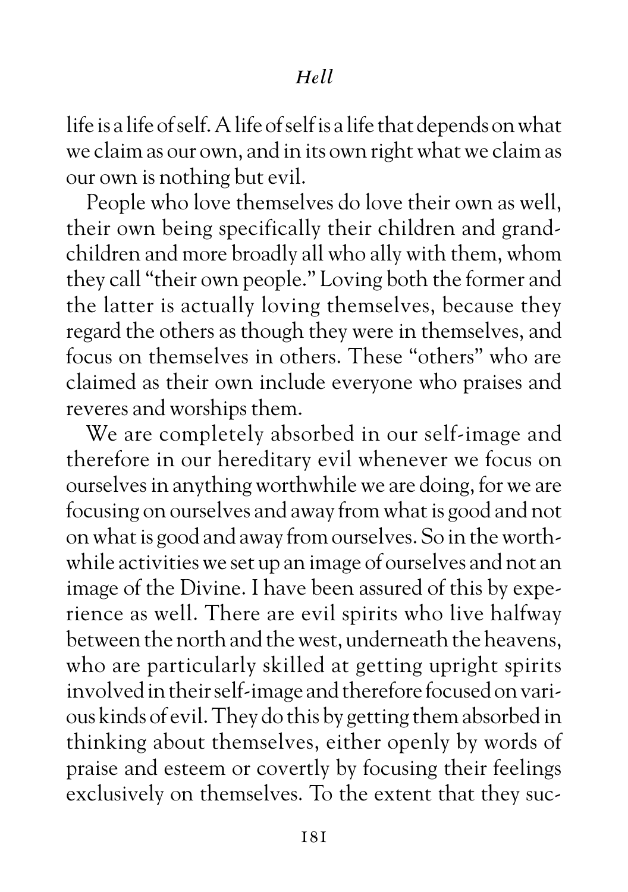life is a life of self. A life of self is a life that depends on what we claim as our own, and in its own right what we claim as our own is nothing but evil.

People who love themselves do love their own as well, their own being specifically their children and grandchildren and more broadly all who ally with them, whom they call "their own people." Loving both the former and the latter is actually loving themselves, because they regard the others as though they were in themselves, and focus on themselves in others. These "others" who are claimed as their own include everyone who praises and reveres and worships them.

We are completely absorbed in our self-image and therefore in our hereditary evil whenever we focus on ourselves in anything worthwhile we are doing, for we are focusing on ourselves and away from what is good and not on what is good and away from ourselves. So in the worthwhile activities we set up an image of ourselves and not an image of the Divine. I have been assured of this by experience as well. There are evil spirits who live halfway between the north and the west, underneath the heavens, who are particularly skilled at getting upright spirits involved in their self-image and therefore focused on various kinds of evil. They do this by getting them absorbed in thinking about themselves, either openly by words of praise and esteem or covertly by focusing their feelings exclusively on themselves. To the extent that they suc-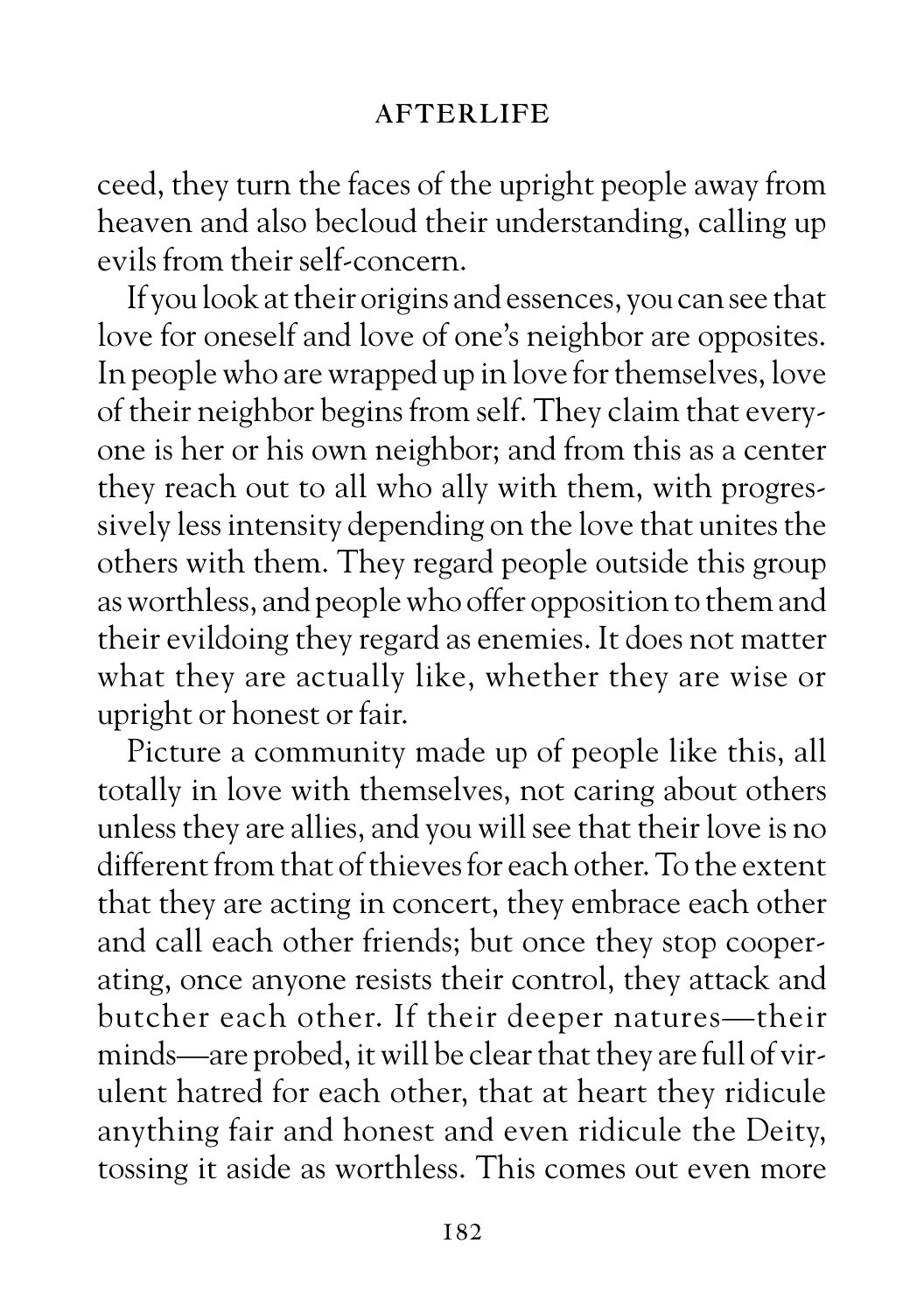ceed, they turn the faces of the upright people away from heaven and also becloud their understanding, calling up evils from their self-concern.

If you look at their origins and essences, you can see that love for oneself and love of one's neighbor are opposites. In people who are wrapped up in love for themselves, love of their neighbor begins from self. They claim that everyone is her or his own neighbor; and from this as a center they reach out to all who ally with them, with progressively less intensity depending on the love that unites the others with them. They regard people outside this group as worthless, and people who offer opposition to them and their evildoing they regard as enemies. It does not matter what they are actually like, whether they are wise or upright or honest or fair.

Picture a community made up of people like this, all totally in love with themselves, not caring about others unless they are allies, and you will see that their love is no different from that of thieves for each other. To the extent that they are acting in concert, they embrace each other and call each other friends; but once they stop cooperating, once anyone resists their control, they attack and butcher each other. If their deeper natures—their minds—are probed, it will be clear that they are full of virulent hatred for each other, that at heart they ridicule anything fair and honest and even ridicule the Deity, tossing it aside as worthless. This comes out even more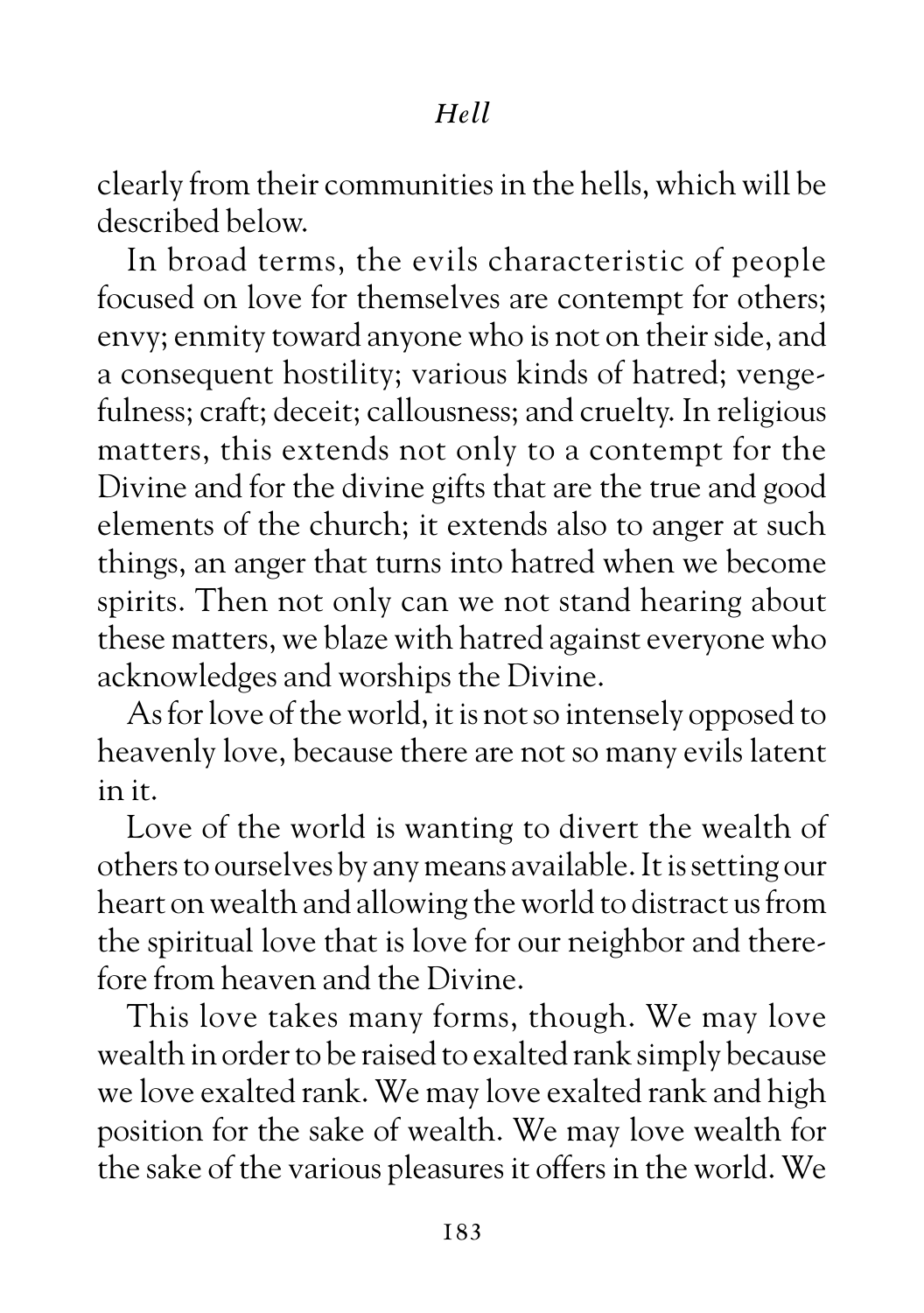clearly from their communities in the hells, which will be described below.

In broad terms, the evils characteristic of people focused on love for themselves are contempt for others; envy; enmity toward anyone who is not on their side, and a consequent hostility; various kinds of hatred; vengefulness; craft; deceit; callousness; and cruelty. In religious matters, this extends not only to a contempt for the Divine and for the divine gifts that are the true and good elements of the church; it extends also to anger at such things, an anger that turns into hatred when we become spirits. Then not only can we not stand hearing about these matters, we blaze with hatred against everyone who acknowledges and worships the Divine.

As for love of the world, it is not so intensely opposed to heavenly love, because there are not so many evils latent in it.

Love of the world is wanting to divert the wealth of others to ourselves by any means available. It is setting our heart on wealth and allowing the world to distract us from the spiritual love that is love for our neighbor and therefore from heaven and the Divine.

This love takes many forms, though. We may love wealth in order to be raised to exalted rank simply because we love exalted rank. We may love exalted rank and high position for the sake of wealth. We may love wealth for the sake of the various pleasures it offers in the world. We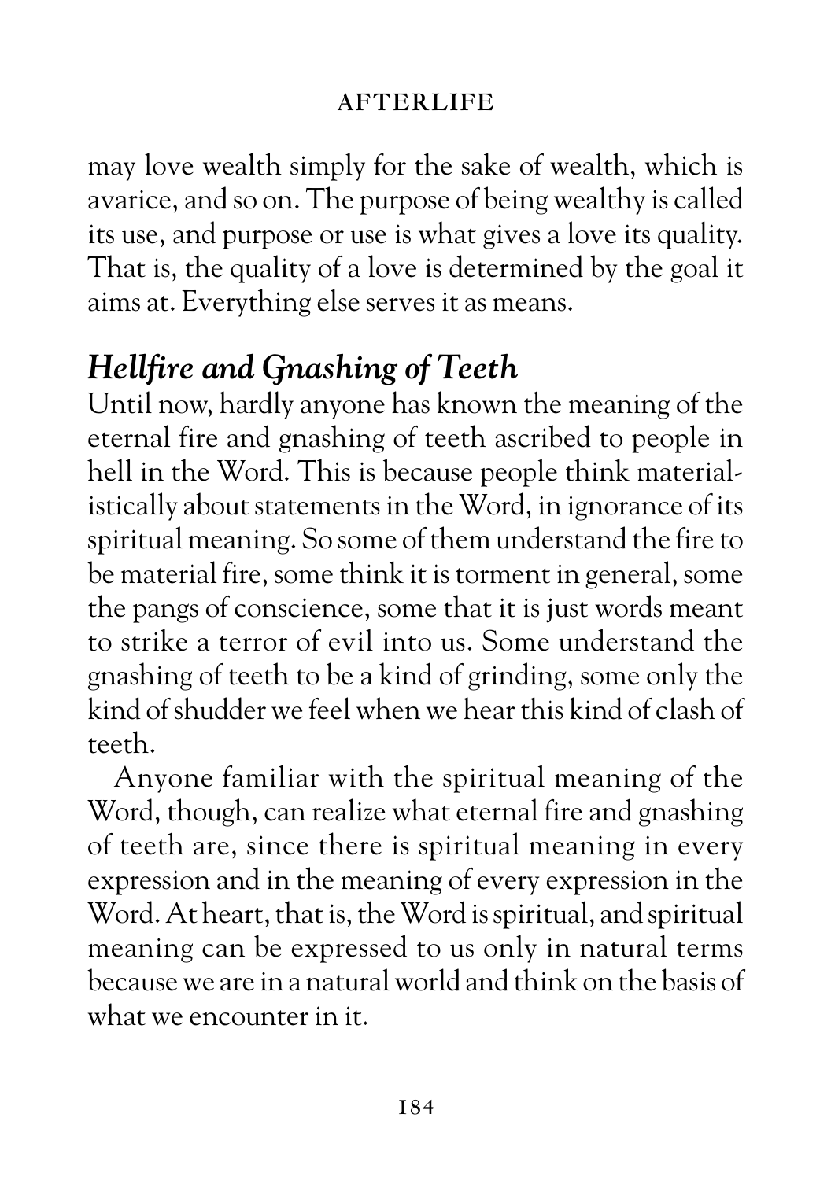may love wealth simply for the sake of wealth, which is avarice, and so on. The purpose of being wealthy is called its use, and purpose or use is what gives a love its quality. That is, the quality of a love is determined by the goal it aims at. Everything else serves it as means.

## *Hellfire and Gnashing of Teeth*

Until now, hardly anyone has known the meaning of the eternal fire and gnashing of teeth ascribed to people in hell in the Word. This is because people think materialistically about statements in the Word, in ignorance of its spiritual meaning. So some of them understand the fire to be material fire, some think it is torment in general, some the pangs of conscience, some that it is just words meant to strike a terror of evil into us. Some understand the gnashing of teeth to be a kind of grinding, some only the kind of shudder we feel when we hear this kind of clash of teeth.

Anyone familiar with the spiritual meaning of the Word, though, can realize what eternal fire and gnashing of teeth are, since there is spiritual meaning in every expression and in the meaning of every expression in the Word. At heart, that is, the Word is spiritual, and spiritual meaning can be expressed to us only in natural terms because we are in a natural world and think on the basis of what we encounter in it.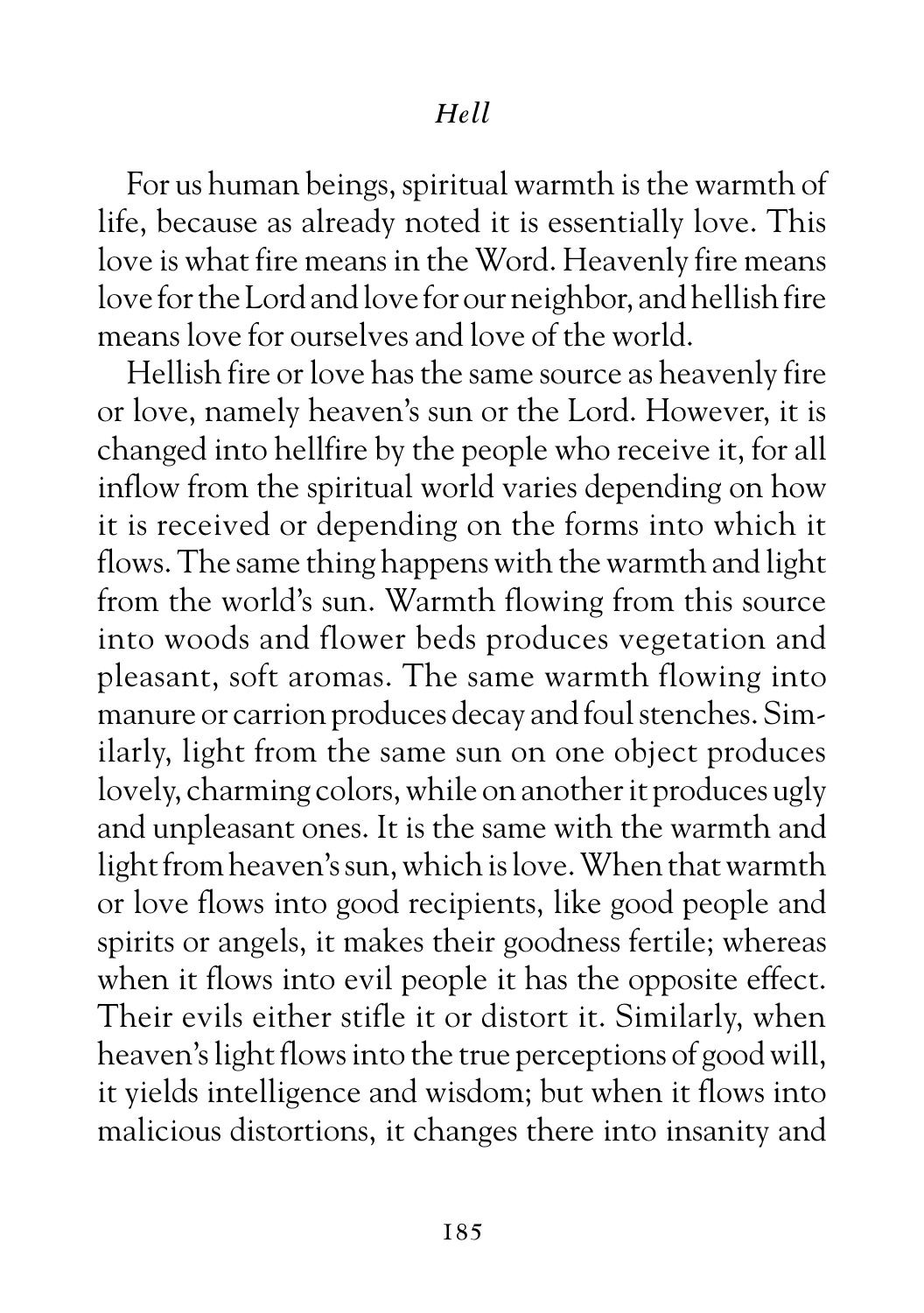For us human beings, spiritual warmth is the warmth of life, because as already noted it is essentially love. This love is what fire means in the Word. Heavenly fire means love for the Lord and love for our neighbor, and hellish fire means love for ourselves and love of the world.

Hellish fire or love has the same source as heavenly fire or love, namely heaven's sun or the Lord. However, it is changed into hellfire by the people who receive it, for all inflow from the spiritual world varies depending on how it is received or depending on the forms into which it flows. The same thing happens with the warmth and light from the world's sun. Warmth flowing from this source into woods and flower beds produces vegetation and pleasant, soft aromas. The same warmth flowing into manure or carrion produces decay and foul stenches. Similarly, light from the same sun on one object produces lovely, charming colors, while on another it produces ugly and unpleasant ones. It is the same with the warmth and light from heaven's sun, which is love. When that warmth or love flows into good recipients, like good people and spirits or angels, it makes their goodness fertile; whereas when it flows into evil people it has the opposite effect. Their evils either stifle it or distort it. Similarly, when heaven's light flows into the true perceptions of good will, it yields intelligence and wisdom; but when it flows into malicious distortions, it changes there into insanity and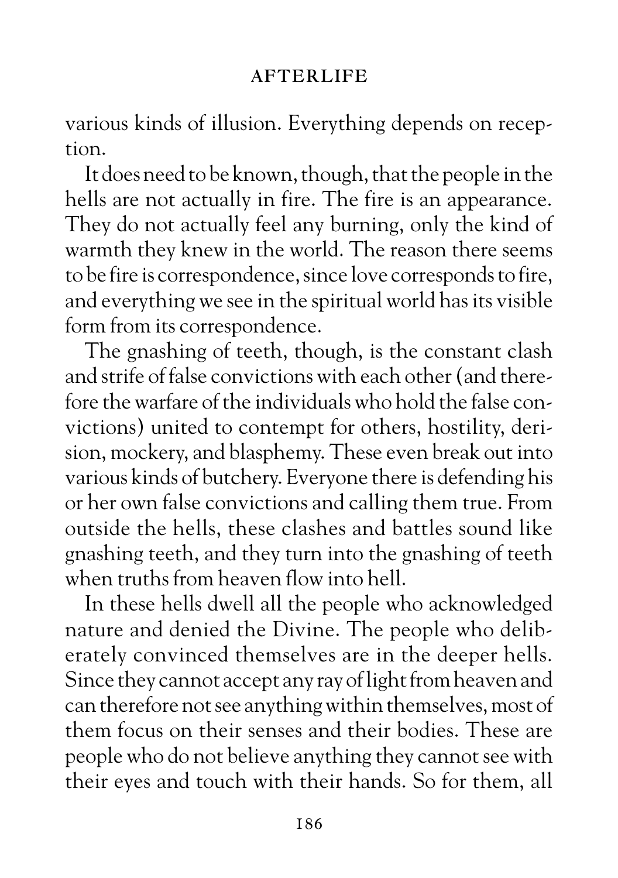various kinds of illusion. Everything depends on reception.

It does need to be known, though, that the people in the hells are not actually in fire. The fire is an appearance. They do not actually feel any burning, only the kind of warmth they knew in the world. The reason there seems to be fire is correspondence, since love corresponds to fire, and everything we see in the spiritual world has its visible form from its correspondence.

The gnashing of teeth, though, is the constant clash and strife of false convictions with each other (and therefore the warfare of the individuals who hold the false convictions) united to contempt for others, hostility, derision, mockery, and blasphemy. These even break out into various kinds of butchery. Everyone there is defending his or her own false convictions and calling them true. From outside the hells, these clashes and battles sound like gnashing teeth, and they turn into the gnashing of teeth when truths from heaven flow into hell.

In these hells dwell all the people who acknowledged nature and denied the Divine. The people who deliberately convinced themselves are in the deeper hells. Since they cannot accept any ray of light from heaven and can therefore not see anything within themselves, most of them focus on their senses and their bodies. These are people who do not believe anything they cannot see with their eyes and touch with their hands. So for them, all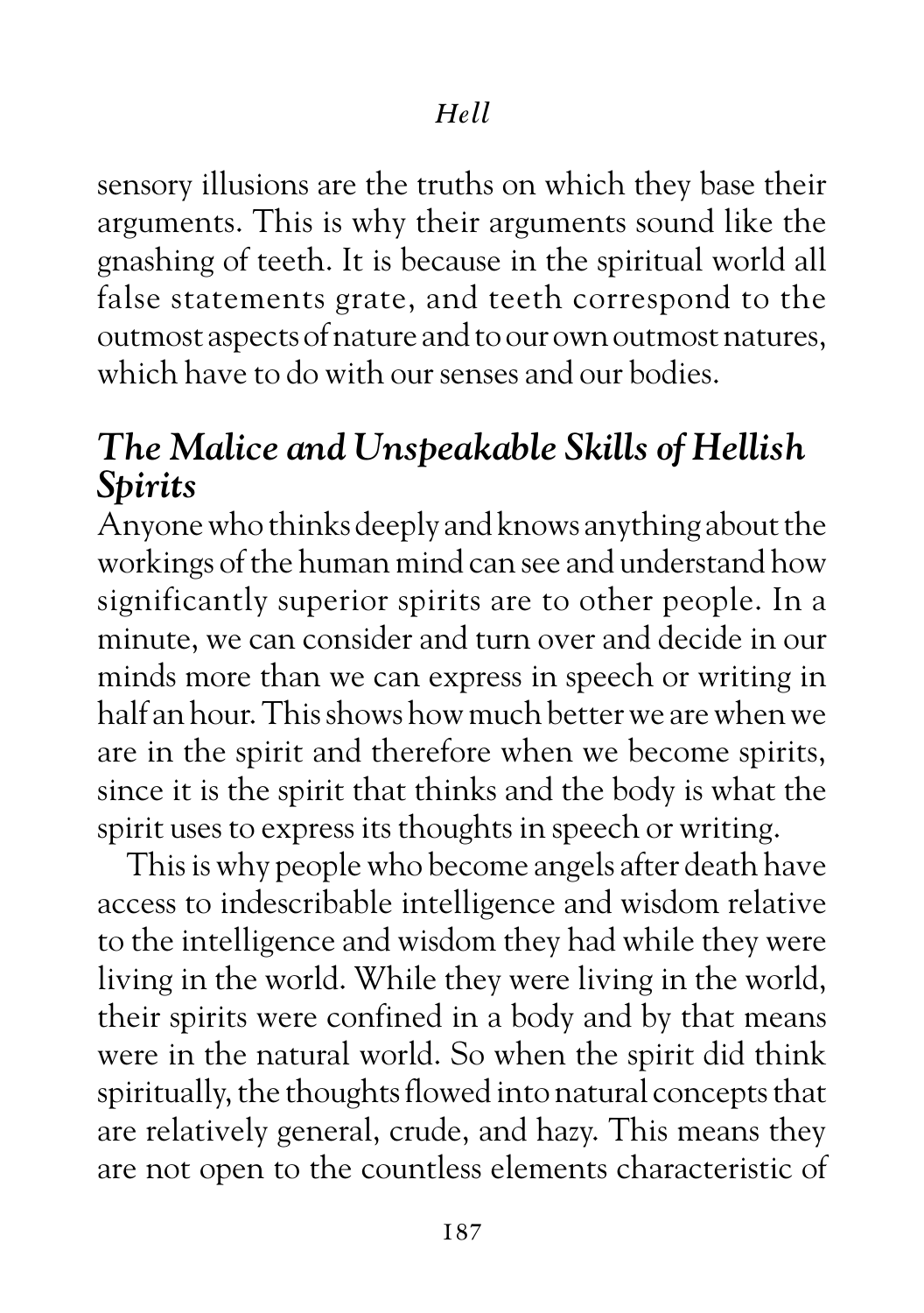sensory illusions are the truths on which they base their arguments. This is why their arguments sound like the gnashing of teeth. It is because in the spiritual world all false statements grate, and teeth correspond to the outmost aspects of nature and to our own outmost natures, which have to do with our senses and our bodies.

## *The Malice and Unspeakable Skills of Hellish Spirits*

Anyone who thinks deeply and knows anything about the workings of the human mind can see and understand how significantly superior spirits are to other people. In a minute, we can consider and turn over and decide in our minds more than we can express in speech or writing in half an hour. This shows how much better we are when we are in the spirit and therefore when we become spirits, since it is the spirit that thinks and the body is what the spirit uses to express its thoughts in speech or writing.

This is why people who become angels after death have access to indescribable intelligence and wisdom relative to the intelligence and wisdom they had while they were living in the world. While they were living in the world, their spirits were confined in a body and by that means were in the natural world. So when the spirit did think spiritually, the thoughts flowed into natural concepts that are relatively general, crude, and hazy. This means they are not open to the countless elements characteristic of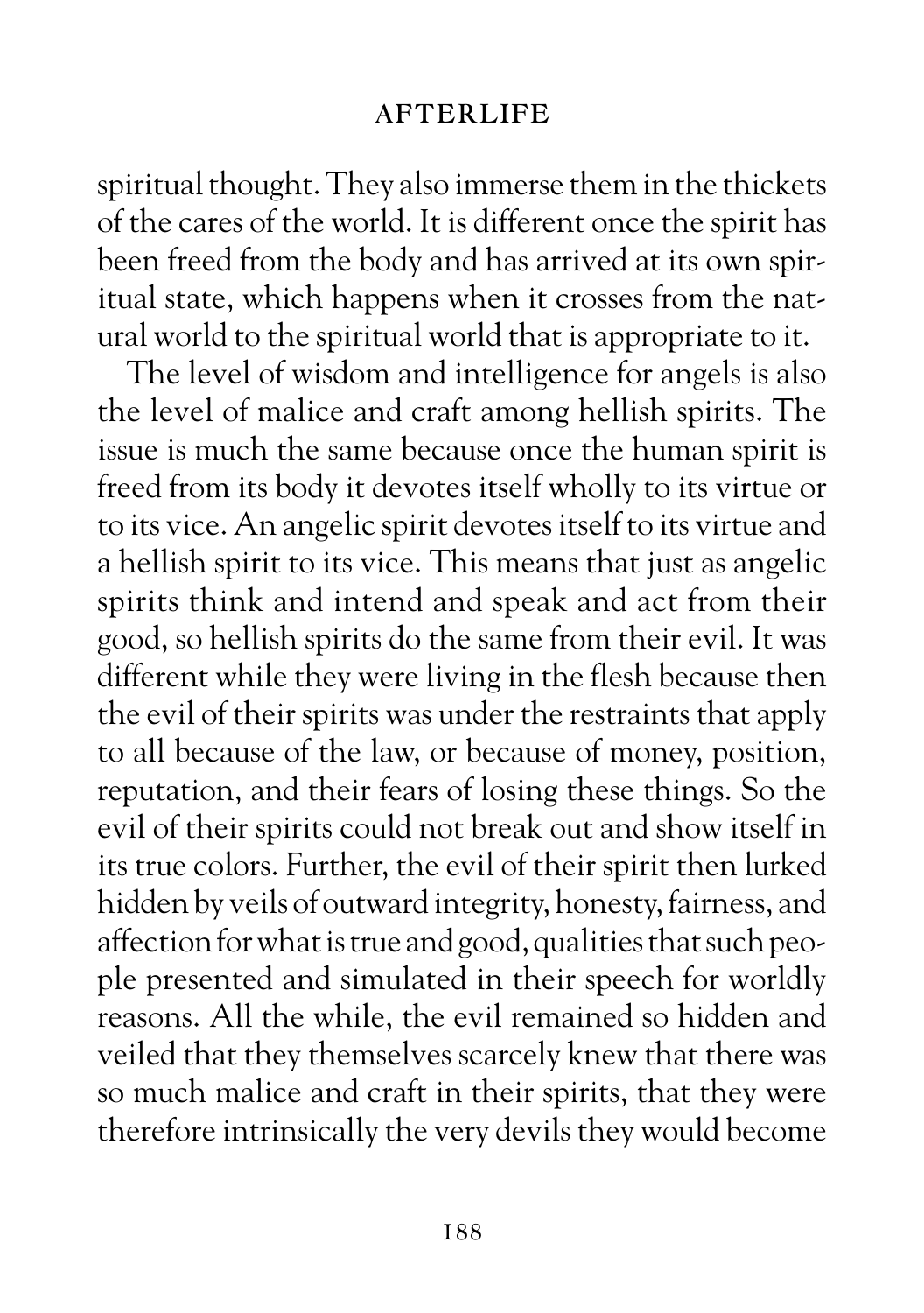spiritual thought. They also immerse them in the thickets of the cares of the world. It is different once the spirit has been freed from the body and has arrived at its own spiritual state, which happens when it crosses from the natural world to the spiritual world that is appropriate to it.

The level of wisdom and intelligence for angels is also the level of malice and craft among hellish spirits. The issue is much the same because once the human spirit is freed from its body it devotes itself wholly to its virtue or to its vice. An angelic spirit devotes itself to its virtue and a hellish spirit to its vice. This means that just as angelic spirits think and intend and speak and act from their good, so hellish spirits do the same from their evil. It was different while they were living in the flesh because then the evil of their spirits was under the restraints that apply to all because of the law, or because of money, position, reputation, and their fears of losing these things. So the evil of their spirits could not break out and show itself in its true colors. Further, the evil of their spirit then lurked hidden by veils of outward integrity, honesty, fairness, and affection for what is true and good, qualities that such people presented and simulated in their speech for worldly reasons. All the while, the evil remained so hidden and veiled that they themselves scarcely knew that there was so much malice and craft in their spirits, that they were therefore intrinsically the very devils they would become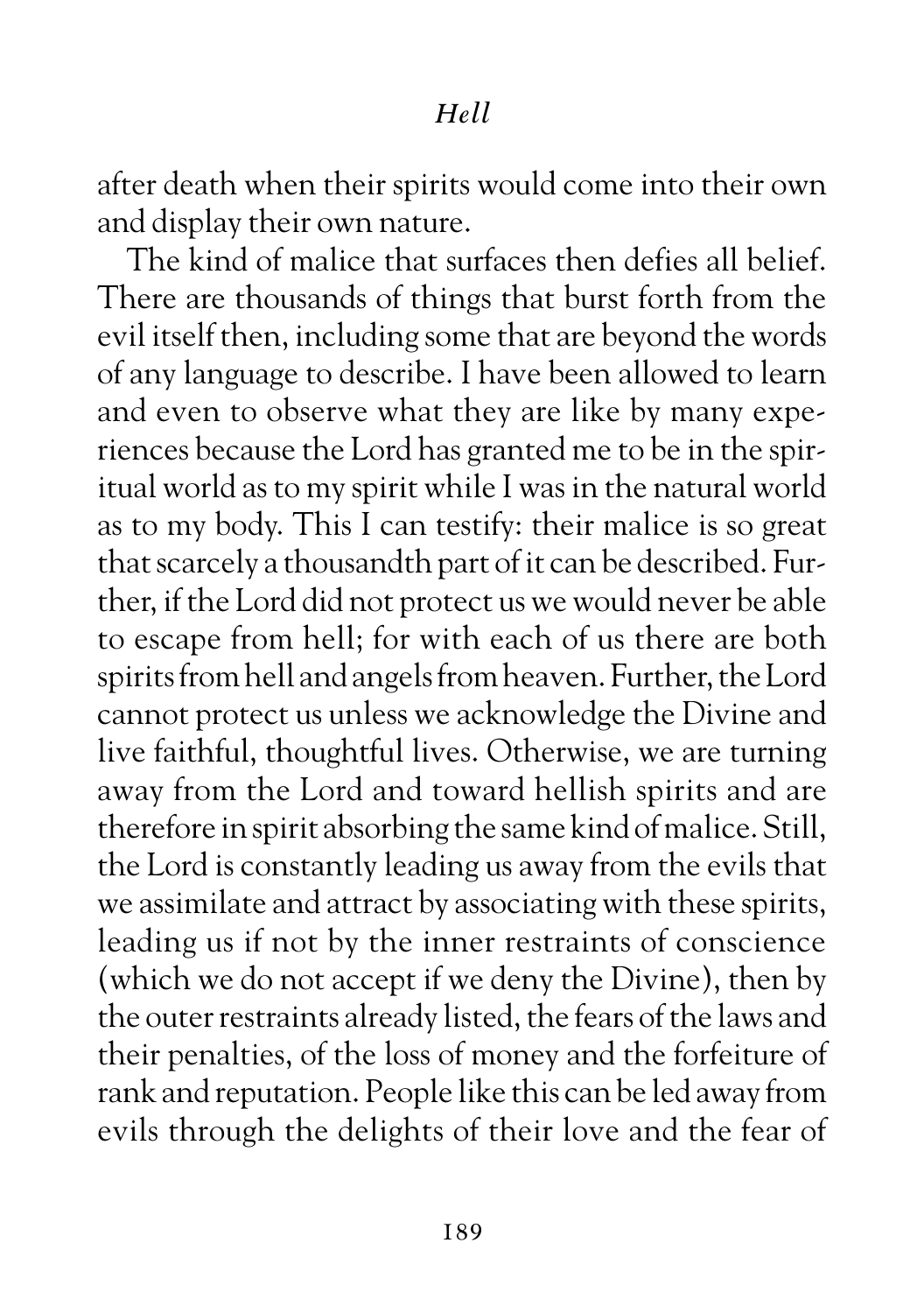after death when their spirits would come into their own and display their own nature.

The kind of malice that surfaces then defies all belief. There are thousands of things that burst forth from the evil itself then, including some that are beyond the words of any language to describe. I have been allowed to learn and even to observe what they are like by many experiences because the Lord has granted me to be in the spiritual world as to my spirit while I was in the natural world as to my body. This I can testify: their malice is so great that scarcely a thousandth part of it can be described. Further, if the Lord did not protect us we would never be able to escape from hell; for with each of us there are both spirits from hell and angels from heaven. Further, the Lord cannot protect us unless we acknowledge the Divine and live faithful, thoughtful lives. Otherwise, we are turning away from the Lord and toward hellish spirits and are therefore in spirit absorbing the same kind of malice. Still, the Lord is constantly leading us away from the evils that we assimilate and attract by associating with these spirits, leading us if not by the inner restraints of conscience (which we do not accept if we deny the Divine), then by the outer restraints already listed, the fears of the laws and their penalties, of the loss of money and the forfeiture of rank and reputation. People like this can be led away from evils through the delights of their love and the fear of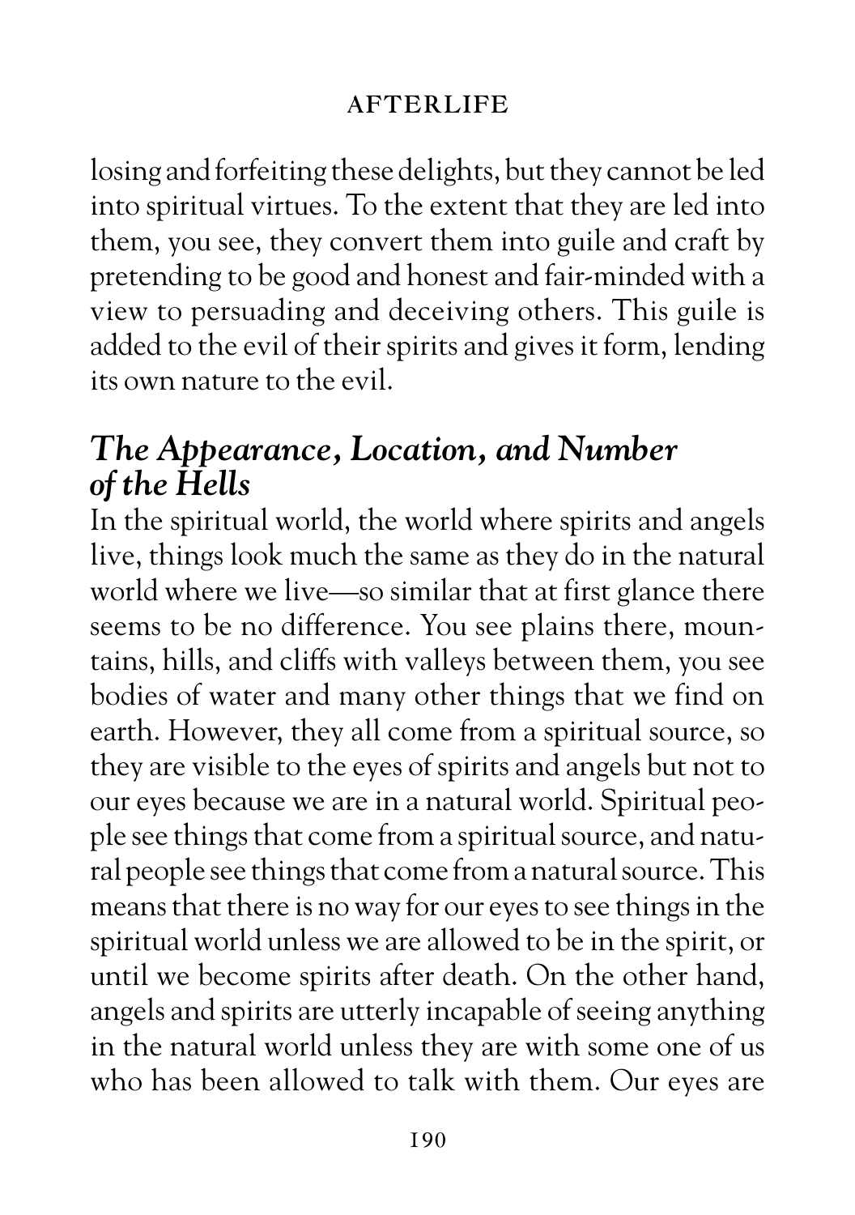losing and forfeiting these delights, but they cannot be led into spiritual virtues. To the extent that they are led into them, you see, they convert them into guile and craft by pretending to be good and honest and fair-minded with a view to persuading and deceiving others. This guile is added to the evil of their spirits and gives it form, lending its own nature to the evil.

## *The Appearance, Location, and Number of the Hells*

In the spiritual world, the world where spirits and angels live, things look much the same as they do in the natural world where we live—so similar that at first glance there seems to be no difference. You see plains there, mountains, hills, and cliffs with valleys between them, you see bodies of water and many other things that we find on earth. However, they all come from a spiritual source, so they are visible to the eyes of spirits and angels but not to our eyes because we are in a natural world. Spiritual people see things that come from a spiritual source, and natural people see things that come from a natural source. This means that there is no way for our eyes to see things in the spiritual world unless we are allowed to be in the spirit, or until we become spirits after death. On the other hand, angels and spirits are utterly incapable of seeing anything in the natural world unless they are with some one of us who has been allowed to talk with them. Our eyes are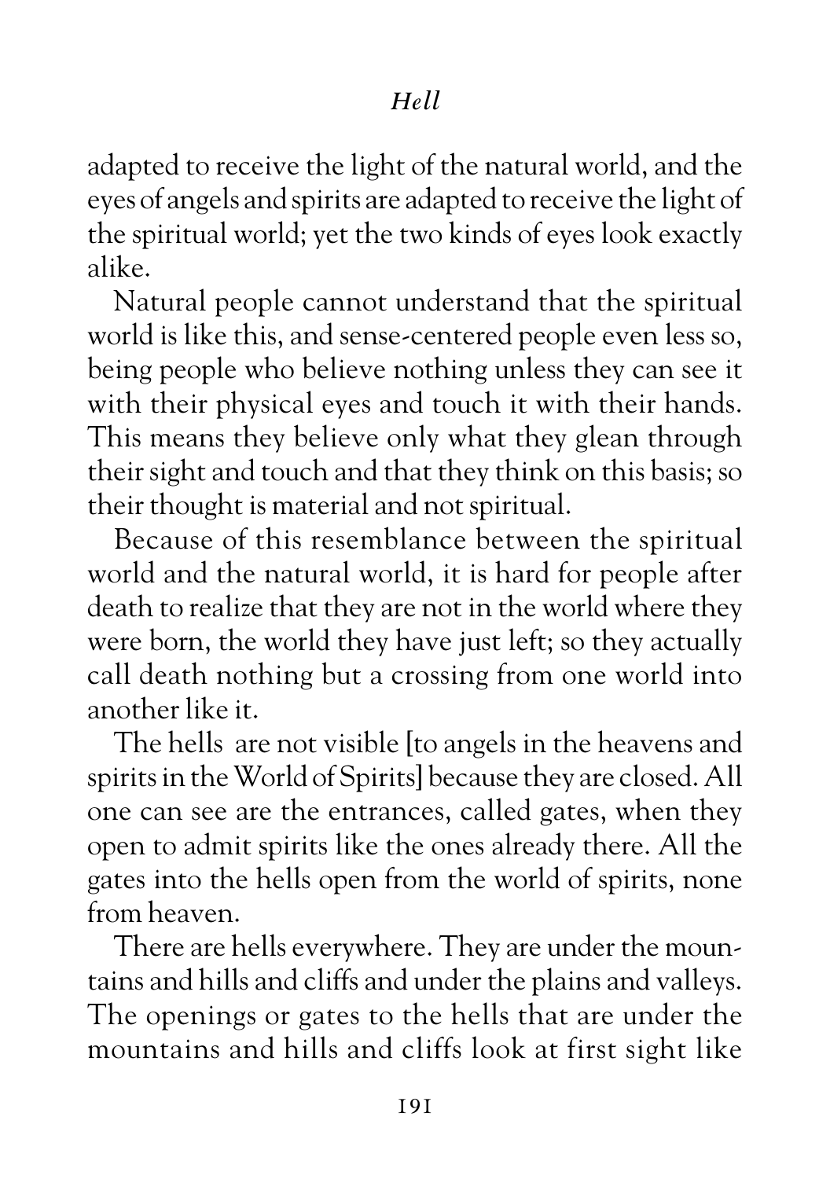adapted to receive the light of the natural world, and the eyes of angels and spirits are adapted to receive the light of the spiritual world; yet the two kinds of eyes look exactly alike.

Natural people cannot understand that the spiritual world is like this, and sense-centered people even less so, being people who believe nothing unless they can see it with their physical eyes and touch it with their hands. This means they believe only what they glean through their sight and touch and that they think on this basis; so their thought is material and not spiritual.

Because of this resemblance between the spiritual world and the natural world, it is hard for people after death to realize that they are not in the world where they were born, the world they have just left; so they actually call death nothing but a crossing from one world into another like it.

The hells are not visible [to angels in the heavens and spirits in the World of Spirits] because they are closed. All one can see are the entrances, called gates, when they open to admit spirits like the ones already there. All the gates into the hells open from the world of spirits, none from heaven.

There are hells everywhere. They are under the mountains and hills and cliffs and under the plains and valleys. The openings or gates to the hells that are under the mountains and hills and cliffs look at first sight like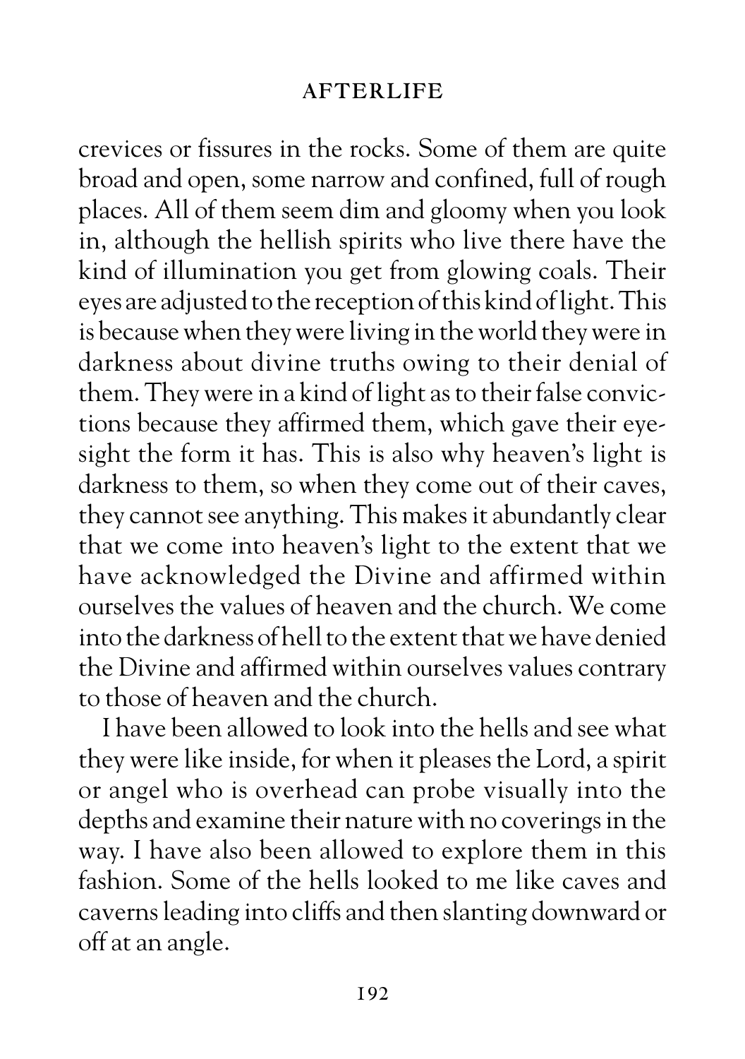crevices or fissures in the rocks. Some of them are quite broad and open, some narrow and confined, full of rough places. All of them seem dim and gloomy when you look in, although the hellish spirits who live there have the kind of illumination you get from glowing coals. Their eyes are adjusted to the reception of this kind of light. This is because when they were living in the world they were in darkness about divine truths owing to their denial of them. They were in a kind of light as to their false convictions because they affirmed them, which gave their eyesight the form it has. This is also why heaven's light is darkness to them, so when they come out of their caves, they cannot see anything. This makes it abundantly clear that we come into heaven's light to the extent that we have acknowledged the Divine and affirmed within ourselves the values of heaven and the church. We come into the darkness of hell to the extent that we have denied the Divine and affirmed within ourselves values contrary to those of heaven and the church.

I have been allowed to look into the hells and see what they were like inside, for when it pleases the Lord, a spirit or angel who is overhead can probe visually into the depths and examine their nature with no coverings in the way. I have also been allowed to explore them in this fashion. Some of the hells looked to me like caves and caverns leading into cliffs and then slanting downward or off at an angle.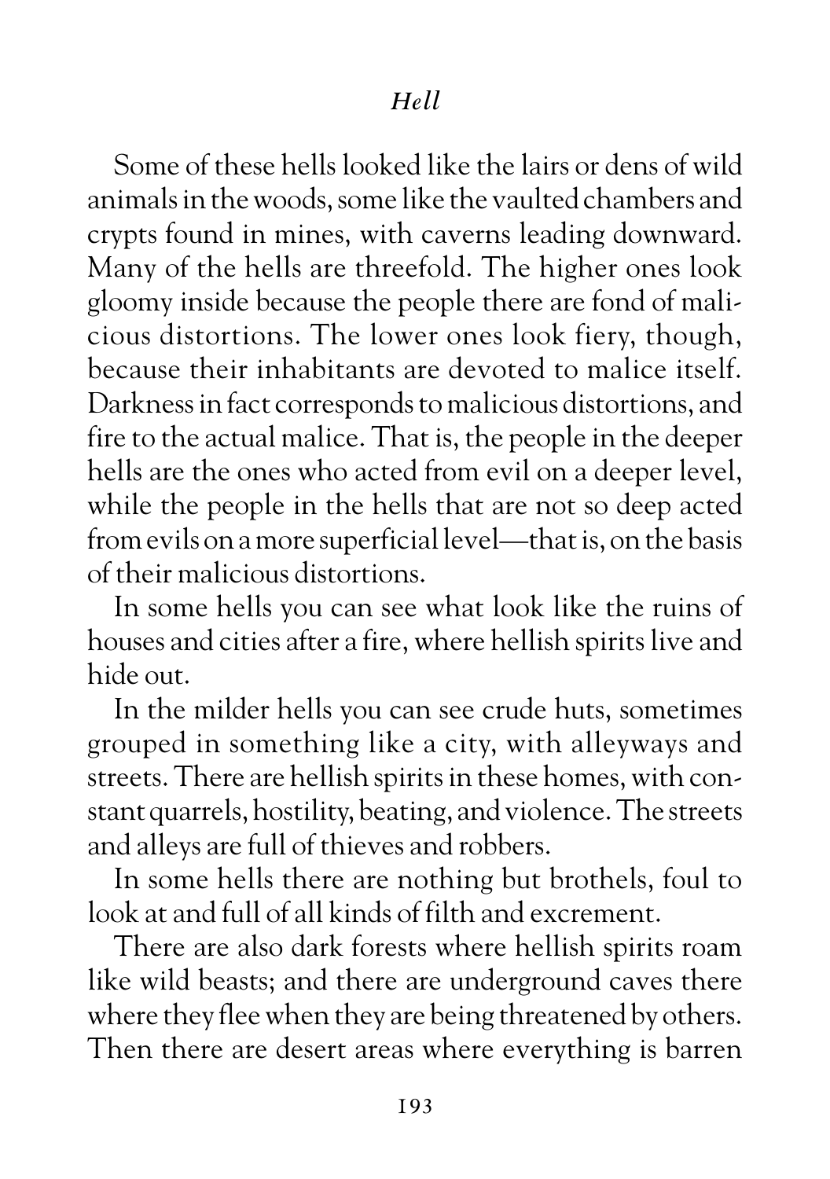Some of these hells looked like the lairs or dens of wild animals in the woods, some like the vaulted chambers and crypts found in mines, with caverns leading downward. Many of the hells are threefold. The higher ones look gloomy inside because the people there are fond of malicious distortions. The lower ones look fiery, though, because their inhabitants are devoted to malice itself. Darkness in fact corresponds to malicious distortions, and fire to the actual malice. That is, the people in the deeper hells are the ones who acted from evil on a deeper level, while the people in the hells that are not so deep acted from evils on a more superficial level—that is, on the basis of their malicious distortions.

In some hells you can see what look like the ruins of houses and cities after a fire, where hellish spirits live and hide out.

In the milder hells you can see crude huts, sometimes grouped in something like a city, with alleyways and streets. There are hellish spirits in these homes, with constant quarrels, hostility, beating, and violence. The streets and alleys are full of thieves and robbers.

In some hells there are nothing but brothels, foul to look at and full of all kinds of filth and excrement.

There are also dark forests where hellish spirits roam like wild beasts; and there are underground caves there where they flee when they are being threatened by others. Then there are desert areas where everything is barren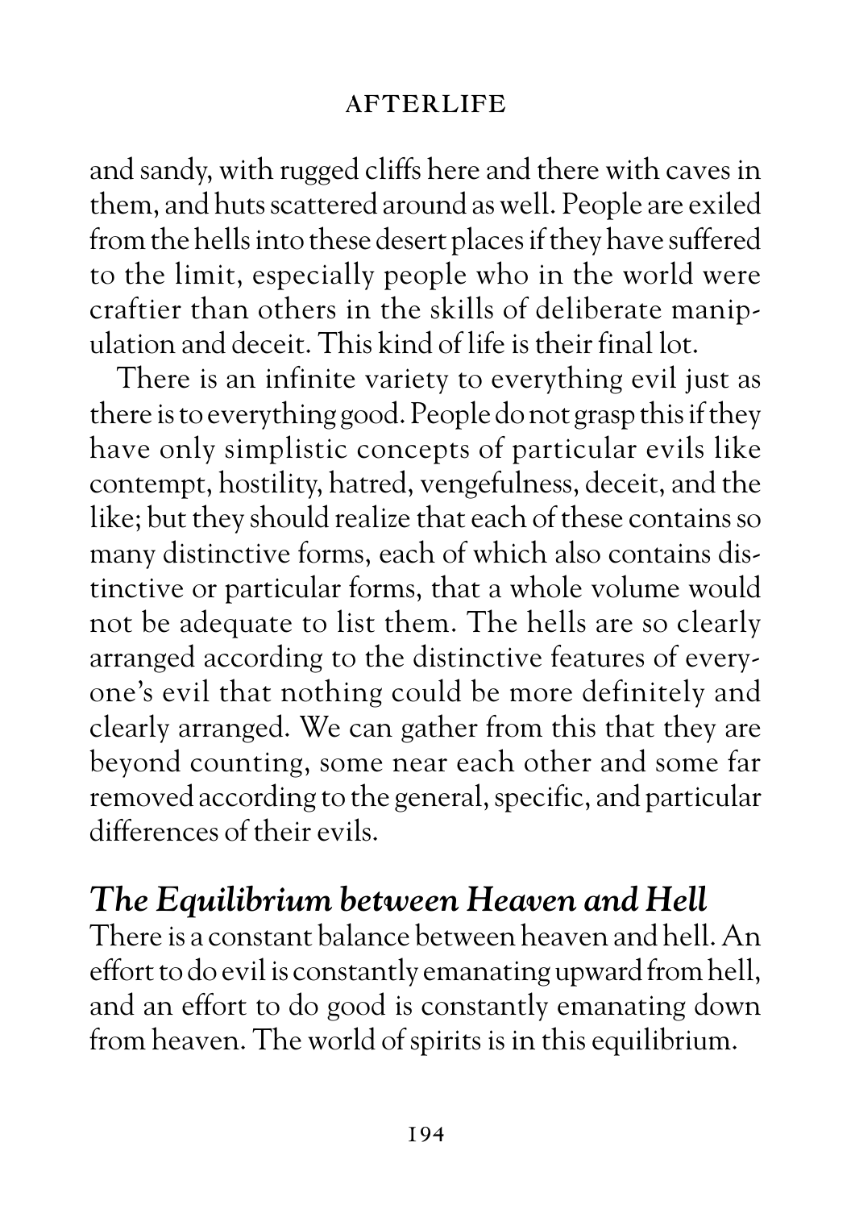and sandy, with rugged cliffs here and there with caves in them, and huts scattered around as well. People are exiled from the hells into these desert places if they have suffered to the limit, especially people who in the world were craftier than others in the skills of deliberate manipulation and deceit. This kind of life is their final lot.

There is an infinite variety to everything evil just as there is to everything good. People do not grasp this if they have only simplistic concepts of particular evils like contempt, hostility, hatred, vengefulness, deceit, and the like; but they should realize that each of these contains so many distinctive forms, each of which also contains distinctive or particular forms, that a whole volume would not be adequate to list them. The hells are so clearly arranged according to the distinctive features of everyone's evil that nothing could be more definitely and clearly arranged. We can gather from this that they are beyond counting, some near each other and some far removed according to the general, specific, and particular differences of their evils.

## *The Equilibrium between Heaven and Hell*

There is a constant balance between heaven and hell. An effort to do evil is constantly emanating upward from hell, and an effort to do good is constantly emanating down from heaven. The world of spirits is in this equilibrium.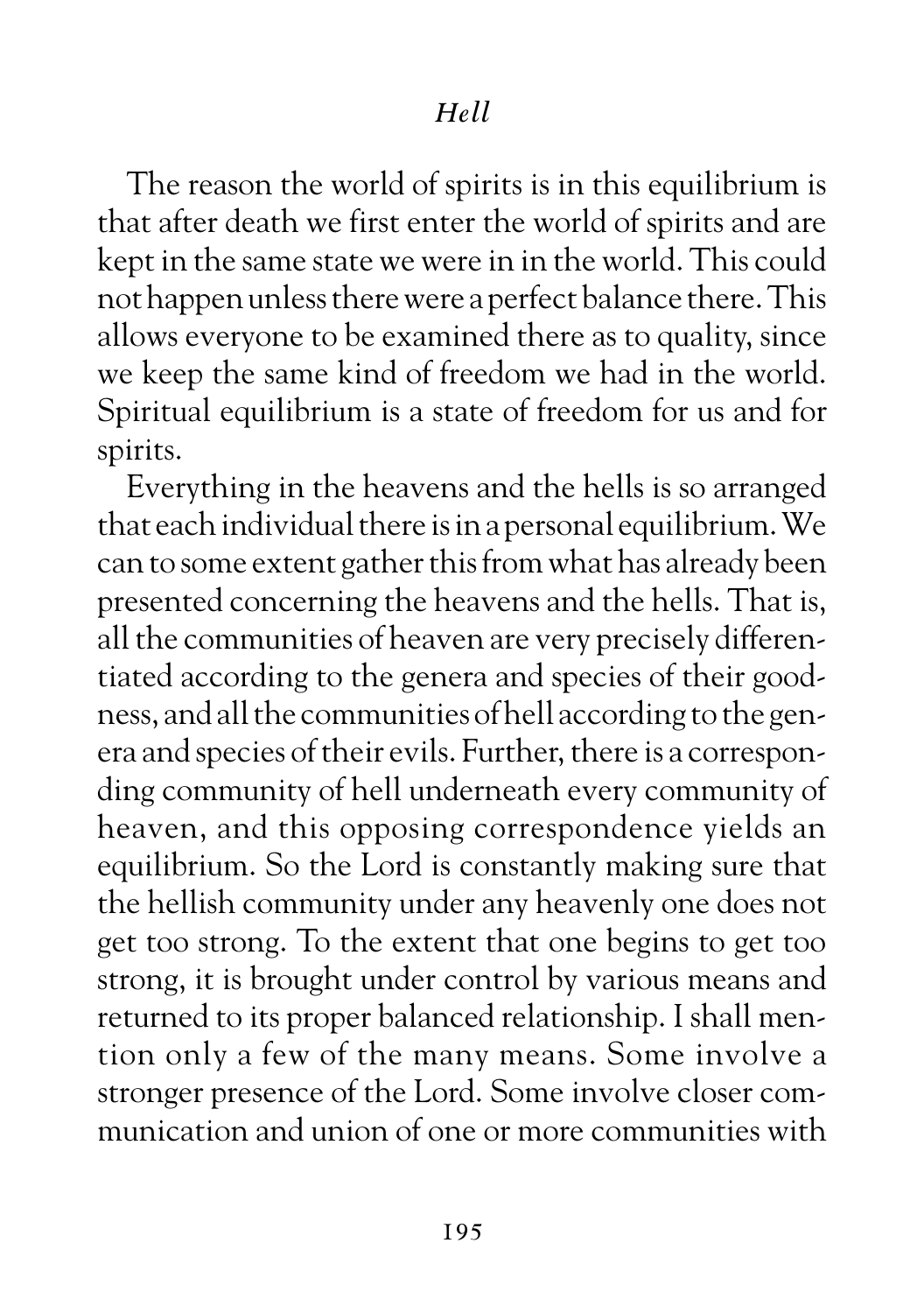The reason the world of spirits is in this equilibrium is that after death we first enter the world of spirits and are kept in the same state we were in in the world. This could not happen unless there were a perfect balance there. This allows everyone to be examined there as to quality, since we keep the same kind of freedom we had in the world. Spiritual equilibrium is a state of freedom for us and for spirits.

Everything in the heavens and the hells is so arranged that each individual there is in a personal equilibrium. We can to some extent gather this from what has already been presented concerning the heavens and the hells. That is, all the communities of heaven are very precisely differentiated according to the genera and species of their goodness, and all the communities of hell according to the genera and species of their evils. Further, there is a corresponding community of hell underneath every community of heaven, and this opposing correspondence yields an equilibrium. So the Lord is constantly making sure that the hellish community under any heavenly one does not get too strong. To the extent that one begins to get too strong, it is brought under control by various means and returned to its proper balanced relationship. I shall mention only a few of the many means. Some involve a stronger presence of the Lord. Some involve closer communication and union of one or more communities with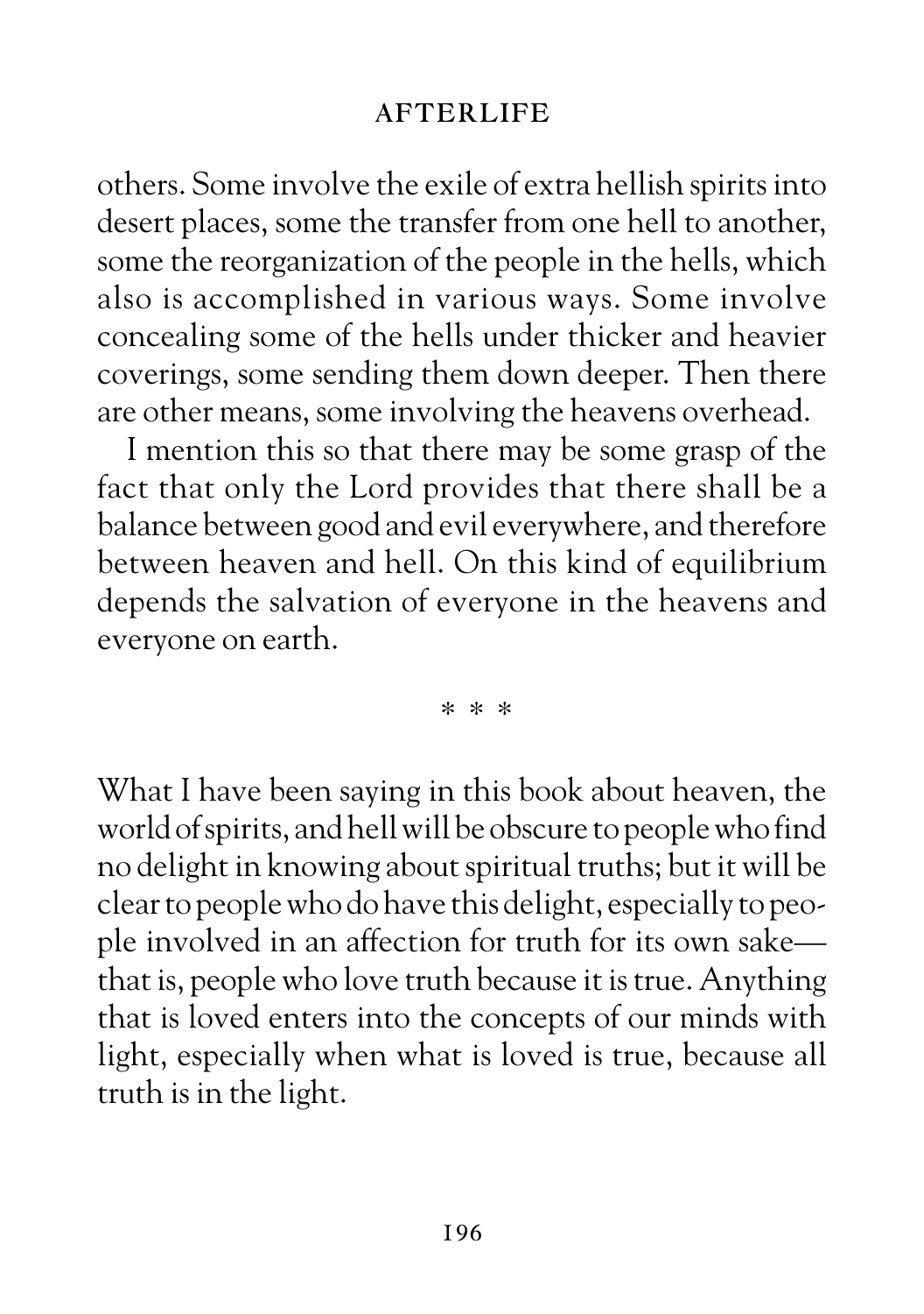others. Some involve the exile of extra hellish spirits into desert places, some the transfer from one hell to another, some the reorganization of the people in the hells, which also is accomplished in various ways. Some involve concealing some of the hells under thicker and heavier coverings, some sending them down deeper. Then there are other means, some involving the heavens overhead.

I mention this so that there may be some grasp of the fact that only the Lord provides that there shall be a balance between good and evil everywhere, and therefore between heaven and hell. On this kind of equilibrium depends the salvation of everyone in the heavens and everyone on earth.

\* \* \*

What I have been saying in this book about heaven, the world of spirits, and hell will be obscure to people who find no delight in knowing about spiritual truths; but it will be clear to people who do have this delight, especially to people involved in an affection for truth for its own sake—that is, people who love truth because it is true. Anything that is loved enters into the concepts of our minds with light, especially when what is loved is true, because all truth is in the light.